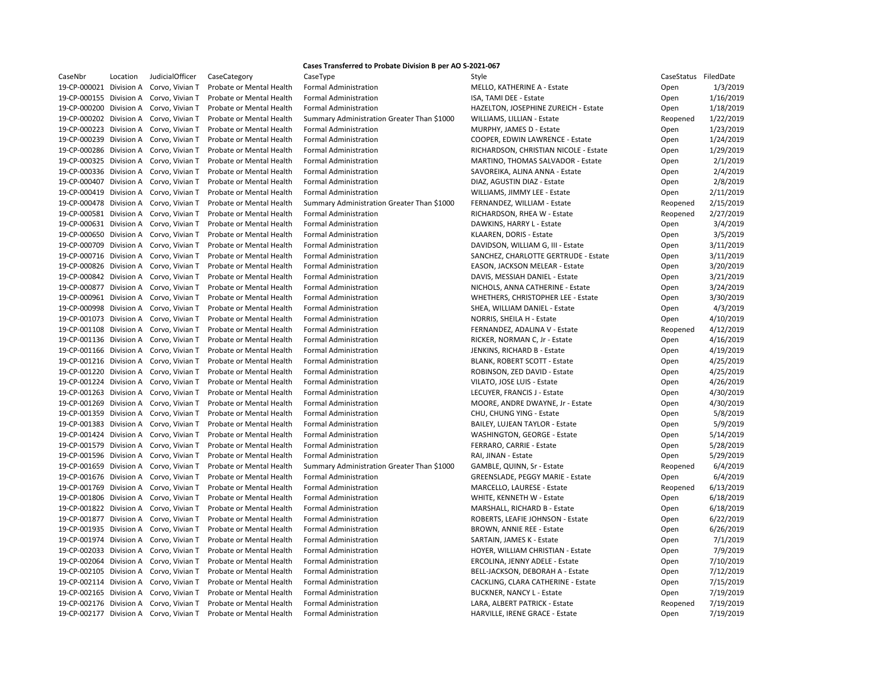**Cases Transferred to Probate Division B per AO S-2021-067**

| CaseNbr | Location | JudicialOfficer | CaseCategory | CaseType | Style | CaseStatus | FiledDate |
|---|---|---|---|---|---|---|---|
| 19-CP-000021 | Division A | Corvo, Vivian T | Probate or Mental Health | Formal Administration | MELLO, KATHERINE A - Estate | Open | 1/3/2019 |
| 19-CP-000155 | Division A | Corvo, Vivian T | Probate or Mental Health | Formal Administration | ISA, TAMI DEE - Estate | Open | 1/16/2019 |
| 19-CP-000200 | Division A | Corvo, Vivian T | Probate or Mental Health | Formal Administration | HAZELTON, JOSEPHINE ZUREICH - Estate | Open | 1/18/2019 |
| 19-CP-000202 | Division A | Corvo, Vivian T | Probate or Mental Health | Summary Administration Greater Than $1000 | WILLIAMS, LILLIAN - Estate | Reopened | 1/22/2019 |
| 19-CP-000223 | Division A | Corvo, Vivian T | Probate or Mental Health | Formal Administration | MURPHY, JAMES D - Estate | Open | 1/23/2019 |
| 19-CP-000239 | Division A | Corvo, Vivian T | Probate or Mental Health | Formal Administration | COOPER, EDWIN LAWRENCE - Estate | Open | 1/24/2019 |
| 19-CP-000286 | Division A | Corvo, Vivian T | Probate or Mental Health | Formal Administration | RICHARDSON, CHRISTIAN NICOLE - Estate | Open | 1/29/2019 |
| 19-CP-000325 | Division A | Corvo, Vivian T | Probate or Mental Health | Formal Administration | MARTINO, THOMAS SALVADOR - Estate | Open | 2/1/2019 |
| 19-CP-000336 | Division A | Corvo, Vivian T | Probate or Mental Health | Formal Administration | SAVOREIKA, ALINA ANNA - Estate | Open | 2/4/2019 |
| 19-CP-000407 | Division A | Corvo, Vivian T | Probate or Mental Health | Formal Administration | DIAZ, AGUSTIN DIAZ - Estate | Open | 2/8/2019 |
| 19-CP-000419 | Division A | Corvo, Vivian T | Probate or Mental Health | Formal Administration | WILLIAMS, JIMMY LEE - Estate | Open | 2/11/2019 |
| 19-CP-000478 | Division A | Corvo, Vivian T | Probate or Mental Health | Summary Administration Greater Than $1000 | FERNANDEZ, WILLIAM - Estate | Reopened | 2/15/2019 |
| 19-CP-000581 | Division A | Corvo, Vivian T | Probate or Mental Health | Formal Administration | RICHARDSON, RHEA W - Estate | Reopened | 2/27/2019 |
| 19-CP-000631 | Division A | Corvo, Vivian T | Probate or Mental Health | Formal Administration | DAWKINS, HARRY L - Estate | Open | 3/4/2019 |
| 19-CP-000650 | Division A | Corvo, Vivian T | Probate or Mental Health | Formal Administration | KLAAREN, DORIS - Estate | Open | 3/5/2019 |
| 19-CP-000709 | Division A | Corvo, Vivian T | Probate or Mental Health | Formal Administration | DAVIDSON, WILLIAM G, III - Estate | Open | 3/11/2019 |
| 19-CP-000716 | Division A | Corvo, Vivian T | Probate or Mental Health | Formal Administration | SANCHEZ, CHARLOTTE GERTRUDE - Estate | Open | 3/11/2019 |
| 19-CP-000826 | Division A | Corvo, Vivian T | Probate or Mental Health | Formal Administration | EASON, JACKSON MELEAR - Estate | Open | 3/20/2019 |
| 19-CP-000842 | Division A | Corvo, Vivian T | Probate or Mental Health | Formal Administration | DAVIS, MESSIAH DANIEL - Estate | Open | 3/21/2019 |
| 19-CP-000877 | Division A | Corvo, Vivian T | Probate or Mental Health | Formal Administration | NICHOLS, ANNA CATHERINE - Estate | Open | 3/24/2019 |
| 19-CP-000961 | Division A | Corvo, Vivian T | Probate or Mental Health | Formal Administration | WHETHERS, CHRISTOPHER LEE - Estate | Open | 3/30/2019 |
| 19-CP-000998 | Division A | Corvo, Vivian T | Probate or Mental Health | Formal Administration | SHEA, WILLIAM DANIEL - Estate | Open | 4/3/2019 |
| 19-CP-001073 | Division A | Corvo, Vivian T | Probate or Mental Health | Formal Administration | NORRIS, SHEILA H - Estate | Open | 4/10/2019 |
| 19-CP-001108 | Division A | Corvo, Vivian T | Probate or Mental Health | Formal Administration | FERNANDEZ, ADALINA V - Estate | Reopened | 4/12/2019 |
| 19-CP-001136 | Division A | Corvo, Vivian T | Probate or Mental Health | Formal Administration | RICKER, NORMAN C, Jr - Estate | Open | 4/16/2019 |
| 19-CP-001166 | Division A | Corvo, Vivian T | Probate or Mental Health | Formal Administration | JENKINS, RICHARD B - Estate | Open | 4/19/2019 |
| 19-CP-001216 | Division A | Corvo, Vivian T | Probate or Mental Health | Formal Administration | BLANK, ROBERT SCOTT - Estate | Open | 4/25/2019 |
| 19-CP-001220 | Division A | Corvo, Vivian T | Probate or Mental Health | Formal Administration | ROBINSON, ZED DAVID - Estate | Open | 4/25/2019 |
| 19-CP-001224 | Division A | Corvo, Vivian T | Probate or Mental Health | Formal Administration | VILATO, JOSE LUIS - Estate | Open | 4/26/2019 |
| 19-CP-001263 | Division A | Corvo, Vivian T | Probate or Mental Health | Formal Administration | LECUYER, FRANCIS J - Estate | Open | 4/30/2019 |
| 19-CP-001269 | Division A | Corvo, Vivian T | Probate or Mental Health | Formal Administration | MOORE, ANDRE DWAYNE, Jr - Estate | Open | 4/30/2019 |
| 19-CP-001359 | Division A | Corvo, Vivian T | Probate or Mental Health | Formal Administration | CHU, CHUNG YING - Estate | Open | 5/8/2019 |
| 19-CP-001383 | Division A | Corvo, Vivian T | Probate or Mental Health | Formal Administration | BAILEY, LUJEAN TAYLOR - Estate | Open | 5/9/2019 |
| 19-CP-001424 | Division A | Corvo, Vivian T | Probate or Mental Health | Formal Administration | WASHINGTON, GEORGE - Estate | Open | 5/14/2019 |
| 19-CP-001579 | Division A | Corvo, Vivian T | Probate or Mental Health | Formal Administration | FERRARO, CARRIE - Estate | Open | 5/28/2019 |
| 19-CP-001596 | Division A | Corvo, Vivian T | Probate or Mental Health | Formal Administration | RAI, JINAN - Estate | Open | 5/29/2019 |
| 19-CP-001659 | Division A | Corvo, Vivian T | Probate or Mental Health | Summary Administration Greater Than $1000 | GAMBLE, QUINN, Sr - Estate | Reopened | 6/4/2019 |
| 19-CP-001676 | Division A | Corvo, Vivian T | Probate or Mental Health | Formal Administration | GREENSLADE, PEGGY MARIE - Estate | Open | 6/4/2019 |
| 19-CP-001769 | Division A | Corvo, Vivian T | Probate or Mental Health | Formal Administration | MARCELLO, LAURESE - Estate | Reopened | 6/13/2019 |
| 19-CP-001806 | Division A | Corvo, Vivian T | Probate or Mental Health | Formal Administration | WHITE, KENNETH W - Estate | Open | 6/18/2019 |
| 19-CP-001822 | Division A | Corvo, Vivian T | Probate or Mental Health | Formal Administration | MARSHALL, RICHARD B - Estate | Open | 6/18/2019 |
| 19-CP-001877 | Division A | Corvo, Vivian T | Probate or Mental Health | Formal Administration | ROBERTS, LEAFIE JOHNSON - Estate | Open | 6/22/2019 |
| 19-CP-001935 | Division A | Corvo, Vivian T | Probate or Mental Health | Formal Administration | BROWN, ANNIE REE - Estate | Open | 6/26/2019 |
| 19-CP-001974 | Division A | Corvo, Vivian T | Probate or Mental Health | Formal Administration | SARTAIN, JAMES K - Estate | Open | 7/1/2019 |
| 19-CP-002033 | Division A | Corvo, Vivian T | Probate or Mental Health | Formal Administration | HOYER, WILLIAM CHRISTIAN - Estate | Open | 7/9/2019 |
| 19-CP-002064 | Division A | Corvo, Vivian T | Probate or Mental Health | Formal Administration | ERCOLINA, JENNY ADELE - Estate | Open | 7/10/2019 |
| 19-CP-002105 | Division A | Corvo, Vivian T | Probate or Mental Health | Formal Administration | BELL-JACKSON, DEBORAH A - Estate | Open | 7/12/2019 |
| 19-CP-002114 | Division A | Corvo, Vivian T | Probate or Mental Health | Formal Administration | CACKLING, CLARA CATHERINE - Estate | Open | 7/15/2019 |
| 19-CP-002165 | Division A | Corvo, Vivian T | Probate or Mental Health | Formal Administration | BUCKNER, NANCY L - Estate | Open | 7/19/2019 |
| 19-CP-002176 | Division A | Corvo, Vivian T | Probate or Mental Health | Formal Administration | LARA, ALBERT PATRICK - Estate | Reopened | 7/19/2019 |
| 19-CP-002177 | Division A | Corvo, Vivian T | Probate or Mental Health | Formal Administration | HARVILLE, IRENE GRACE - Estate | Open | 7/19/2019 |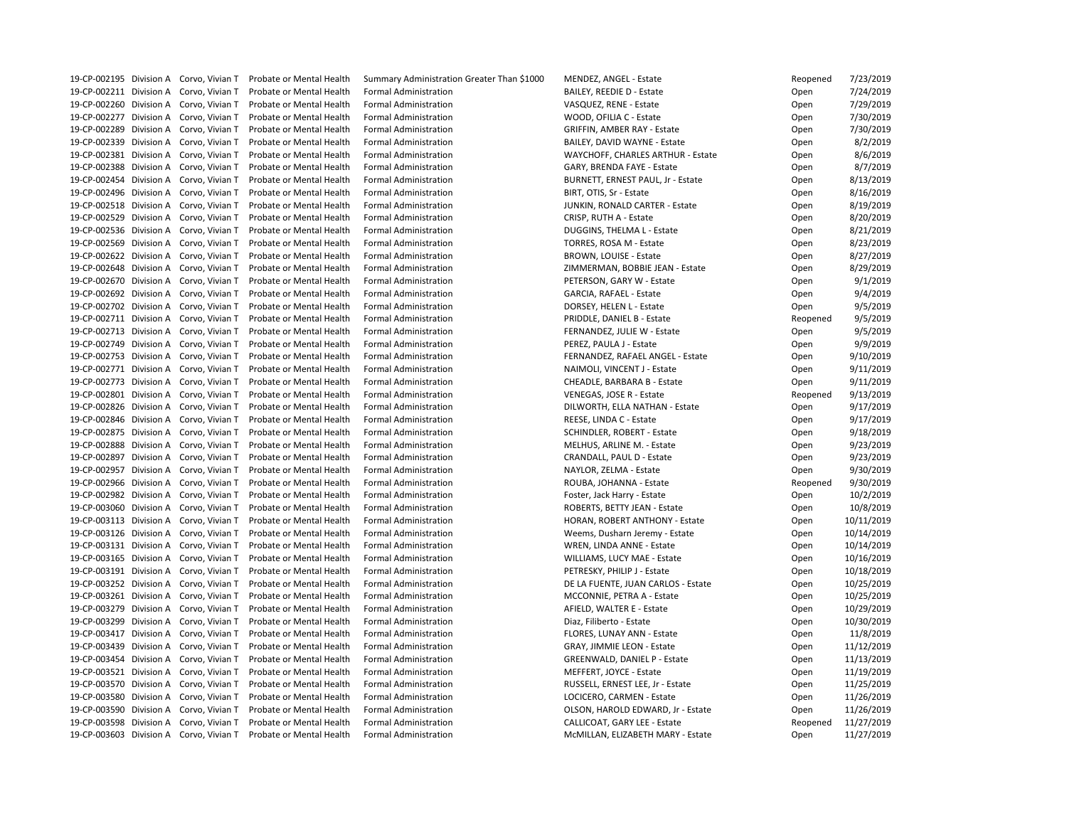| | | | | | | | |
|---|---|---|---|---|---|---|---|
| 19-CP-002195 | Division A | Corvo, Vivian T | Probate or Mental Health | Summary Administration Greater Than $1000 | MENDEZ, ANGEL - Estate | Reopened | 7/23/2019 |
| 19-CP-002211 | Division A | Corvo, Vivian T | Probate or Mental Health | Formal Administration | BAILEY, REEDIE D - Estate | Open | 7/24/2019 |
| 19-CP-002260 | Division A | Corvo, Vivian T | Probate or Mental Health | Formal Administration | VASQUEZ, RENE - Estate | Open | 7/29/2019 |
| 19-CP-002277 | Division A | Corvo, Vivian T | Probate or Mental Health | Formal Administration | WOOD, OFILIA C - Estate | Open | 7/30/2019 |
| 19-CP-002289 | Division A | Corvo, Vivian T | Probate or Mental Health | Formal Administration | GRIFFIN, AMBER RAY - Estate | Open | 7/30/2019 |
| 19-CP-002339 | Division A | Corvo, Vivian T | Probate or Mental Health | Formal Administration | BAILEY, DAVID WAYNE - Estate | Open | 8/2/2019 |
| 19-CP-002381 | Division A | Corvo, Vivian T | Probate or Mental Health | Formal Administration | WAYCHOFF, CHARLES ARTHUR - Estate | Open | 8/6/2019 |
| 19-CP-002388 | Division A | Corvo, Vivian T | Probate or Mental Health | Formal Administration | GARY, BRENDA FAYE - Estate | Open | 8/7/2019 |
| 19-CP-002454 | Division A | Corvo, Vivian T | Probate or Mental Health | Formal Administration | BURNETT, ERNEST PAUL, Jr - Estate | Open | 8/13/2019 |
| 19-CP-002496 | Division A | Corvo, Vivian T | Probate or Mental Health | Formal Administration | BIRT, OTIS, Sr - Estate | Open | 8/16/2019 |
| 19-CP-002518 | Division A | Corvo, Vivian T | Probate or Mental Health | Formal Administration | JUNKIN, RONALD CARTER - Estate | Open | 8/19/2019 |
| 19-CP-002529 | Division A | Corvo, Vivian T | Probate or Mental Health | Formal Administration | CRISP, RUTH A - Estate | Open | 8/20/2019 |
| 19-CP-002536 | Division A | Corvo, Vivian T | Probate or Mental Health | Formal Administration | DUGGINS, THELMA L - Estate | Open | 8/21/2019 |
| 19-CP-002569 | Division A | Corvo, Vivian T | Probate or Mental Health | Formal Administration | TORRES, ROSA M - Estate | Open | 8/23/2019 |
| 19-CP-002622 | Division A | Corvo, Vivian T | Probate or Mental Health | Formal Administration | BROWN, LOUISE - Estate | Open | 8/27/2019 |
| 19-CP-002648 | Division A | Corvo, Vivian T | Probate or Mental Health | Formal Administration | ZIMMERMAN, BOBBIE JEAN - Estate | Open | 8/29/2019 |
| 19-CP-002670 | Division A | Corvo, Vivian T | Probate or Mental Health | Formal Administration | PETERSON, GARY W - Estate | Open | 9/1/2019 |
| 19-CP-002692 | Division A | Corvo, Vivian T | Probate or Mental Health | Formal Administration | GARCIA, RAFAEL - Estate | Open | 9/4/2019 |
| 19-CP-002702 | Division A | Corvo, Vivian T | Probate or Mental Health | Formal Administration | DORSEY, HELEN L - Estate | Open | 9/5/2019 |
| 19-CP-002711 | Division A | Corvo, Vivian T | Probate or Mental Health | Formal Administration | PRIDDLE, DANIEL B - Estate | Reopened | 9/5/2019 |
| 19-CP-002713 | Division A | Corvo, Vivian T | Probate or Mental Health | Formal Administration | FERNANDEZ, JULIE W - Estate | Open | 9/5/2019 |
| 19-CP-002749 | Division A | Corvo, Vivian T | Probate or Mental Health | Formal Administration | PEREZ, PAULA J - Estate | Open | 9/9/2019 |
| 19-CP-002753 | Division A | Corvo, Vivian T | Probate or Mental Health | Formal Administration | FERNANDEZ, RAFAEL ANGEL - Estate | Open | 9/10/2019 |
| 19-CP-002771 | Division A | Corvo, Vivian T | Probate or Mental Health | Formal Administration | NAIMOLI, VINCENT J - Estate | Open | 9/11/2019 |
| 19-CP-002773 | Division A | Corvo, Vivian T | Probate or Mental Health | Formal Administration | CHEADLE, BARBARA B - Estate | Open | 9/11/2019 |
| 19-CP-002801 | Division A | Corvo, Vivian T | Probate or Mental Health | Formal Administration | VENEGAS, JOSE R - Estate | Reopened | 9/13/2019 |
| 19-CP-002826 | Division A | Corvo, Vivian T | Probate or Mental Health | Formal Administration | DILWORTH, ELLA NATHAN - Estate | Open | 9/17/2019 |
| 19-CP-002846 | Division A | Corvo, Vivian T | Probate or Mental Health | Formal Administration | REESE, LINDA C - Estate | Open | 9/17/2019 |
| 19-CP-002875 | Division A | Corvo, Vivian T | Probate or Mental Health | Formal Administration | SCHINDLER, ROBERT - Estate | Open | 9/18/2019 |
| 19-CP-002888 | Division A | Corvo, Vivian T | Probate or Mental Health | Formal Administration | MELHUS, ARLINE M. - Estate | Open | 9/23/2019 |
| 19-CP-002897 | Division A | Corvo, Vivian T | Probate or Mental Health | Formal Administration | CRANDALL, PAUL D - Estate | Open | 9/23/2019 |
| 19-CP-002957 | Division A | Corvo, Vivian T | Probate or Mental Health | Formal Administration | NAYLOR, ZELMA - Estate | Open | 9/30/2019 |
| 19-CP-002966 | Division A | Corvo, Vivian T | Probate or Mental Health | Formal Administration | ROUBA, JOHANNA - Estate | Reopened | 9/30/2019 |
| 19-CP-002982 | Division A | Corvo, Vivian T | Probate or Mental Health | Formal Administration | Foster, Jack Harry - Estate | Open | 10/2/2019 |
| 19-CP-003060 | Division A | Corvo, Vivian T | Probate or Mental Health | Formal Administration | ROBERTS, BETTY JEAN - Estate | Open | 10/8/2019 |
| 19-CP-003113 | Division A | Corvo, Vivian T | Probate or Mental Health | Formal Administration | HORAN, ROBERT ANTHONY - Estate | Open | 10/11/2019 |
| 19-CP-003126 | Division A | Corvo, Vivian T | Probate or Mental Health | Formal Administration | Weems, Dusharn Jeremy - Estate | Open | 10/14/2019 |
| 19-CP-003131 | Division A | Corvo, Vivian T | Probate or Mental Health | Formal Administration | WREN, LINDA ANNE - Estate | Open | 10/14/2019 |
| 19-CP-003165 | Division A | Corvo, Vivian T | Probate or Mental Health | Formal Administration | WILLIAMS, LUCY MAE - Estate | Open | 10/16/2019 |
| 19-CP-003191 | Division A | Corvo, Vivian T | Probate or Mental Health | Formal Administration | PETRESKY, PHILIP J - Estate | Open | 10/18/2019 |
| 19-CP-003252 | Division A | Corvo, Vivian T | Probate or Mental Health | Formal Administration | DE LA FUENTE, JUAN CARLOS - Estate | Open | 10/25/2019 |
| 19-CP-003261 | Division A | Corvo, Vivian T | Probate or Mental Health | Formal Administration | MCCONNIE, PETRA A - Estate | Open | 10/25/2019 |
| 19-CP-003279 | Division A | Corvo, Vivian T | Probate or Mental Health | Formal Administration | AFIELD, WALTER E - Estate | Open | 10/29/2019 |
| 19-CP-003299 | Division A | Corvo, Vivian T | Probate or Mental Health | Formal Administration | Diaz, Filiberto - Estate | Open | 10/30/2019 |
| 19-CP-003417 | Division A | Corvo, Vivian T | Probate or Mental Health | Formal Administration | FLORES, LUNAY ANN - Estate | Open | 11/8/2019 |
| 19-CP-003439 | Division A | Corvo, Vivian T | Probate or Mental Health | Formal Administration | GRAY, JIMMIE LEON - Estate | Open | 11/12/2019 |
| 19-CP-003454 | Division A | Corvo, Vivian T | Probate or Mental Health | Formal Administration | GREENWALD, DANIEL P - Estate | Open | 11/13/2019 |
| 19-CP-003521 | Division A | Corvo, Vivian T | Probate or Mental Health | Formal Administration | MEFFERT, JOYCE - Estate | Open | 11/19/2019 |
| 19-CP-003570 | Division A | Corvo, Vivian T | Probate or Mental Health | Formal Administration | RUSSELL, ERNEST LEE, Jr - Estate | Open | 11/25/2019 |
| 19-CP-003580 | Division A | Corvo, Vivian T | Probate or Mental Health | Formal Administration | LOCICERO, CARMEN - Estate | Open | 11/26/2019 |
| 19-CP-003590 | Division A | Corvo, Vivian T | Probate or Mental Health | Formal Administration | OLSON, HAROLD EDWARD, Jr - Estate | Open | 11/26/2019 |
| 19-CP-003598 | Division A | Corvo, Vivian T | Probate or Mental Health | Formal Administration | CALLICOAT, GARY LEE - Estate | Reopened | 11/27/2019 |
| 19-CP-003603 | Division A | Corvo, Vivian T | Probate or Mental Health | Formal Administration | McMILLAN, ELIZABETH MARY - Estate | Open | 11/27/2019 |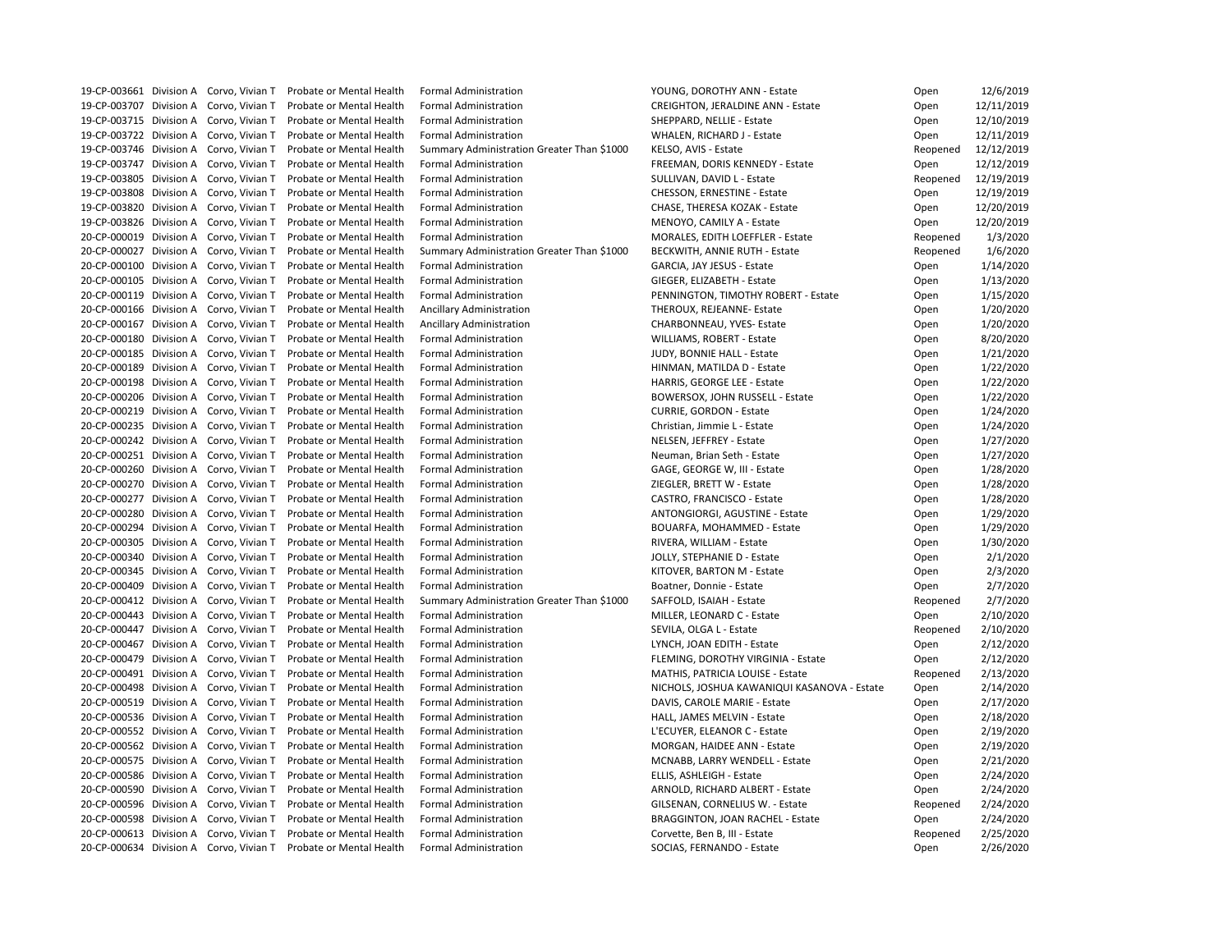| | | | | | | | |
|---|---|---|---|---|---|---|---|
| 19-CP-003661 | Division A | Corvo, Vivian T | Probate or Mental Health | Formal Administration | YOUNG, DOROTHY ANN - Estate | Open | 12/6/2019 |
| 19-CP-003707 | Division A | Corvo, Vivian T | Probate or Mental Health | Formal Administration | CREIGHTON, JERALDINE ANN - Estate | Open | 12/11/2019 |
| 19-CP-003715 | Division A | Corvo, Vivian T | Probate or Mental Health | Formal Administration | SHEPPARD, NELLIE - Estate | Open | 12/10/2019 |
| 19-CP-003722 | Division A | Corvo, Vivian T | Probate or Mental Health | Formal Administration | WHALEN, RICHARD J - Estate | Open | 12/11/2019 |
| 19-CP-003746 | Division A | Corvo, Vivian T | Probate or Mental Health | Summary Administration Greater Than $1000 | KELSO, AVIS - Estate | Reopened | 12/12/2019 |
| 19-CP-003747 | Division A | Corvo, Vivian T | Probate or Mental Health | Formal Administration | FREEMAN, DORIS KENNEDY - Estate | Open | 12/12/2019 |
| 19-CP-003805 | Division A | Corvo, Vivian T | Probate or Mental Health | Formal Administration | SULLIVAN, DAVID L - Estate | Reopened | 12/19/2019 |
| 19-CP-003808 | Division A | Corvo, Vivian T | Probate or Mental Health | Formal Administration | CHESSON, ERNESTINE - Estate | Open | 12/19/2019 |
| 19-CP-003820 | Division A | Corvo, Vivian T | Probate or Mental Health | Formal Administration | CHASE, THERESA KOZAK - Estate | Open | 12/20/2019 |
| 19-CP-003826 | Division A | Corvo, Vivian T | Probate or Mental Health | Formal Administration | MENOYO, CAMILY A - Estate | Open | 12/20/2019 |
| 20-CP-000019 | Division A | Corvo, Vivian T | Probate or Mental Health | Formal Administration | MORALES, EDITH LOEFFLER - Estate | Reopened | 1/3/2020 |
| 20-CP-000027 | Division A | Corvo, Vivian T | Probate or Mental Health | Summary Administration Greater Than $1000 | BECKWITH, ANNIE RUTH - Estate | Reopened | 1/6/2020 |
| 20-CP-000100 | Division A | Corvo, Vivian T | Probate or Mental Health | Formal Administration | GARCIA, JAY JESUS - Estate | Open | 1/14/2020 |
| 20-CP-000105 | Division A | Corvo, Vivian T | Probate or Mental Health | Formal Administration | GIEGER, ELIZABETH - Estate | Open | 1/13/2020 |
| 20-CP-000119 | Division A | Corvo, Vivian T | Probate or Mental Health | Formal Administration | PENNINGTON, TIMOTHY ROBERT - Estate | Open | 1/15/2020 |
| 20-CP-000166 | Division A | Corvo, Vivian T | Probate or Mental Health | Ancillary Administration | THEROUX, REJEANNE- Estate | Open | 1/20/2020 |
| 20-CP-000167 | Division A | Corvo, Vivian T | Probate or Mental Health | Ancillary Administration | CHARBONNEAU, YVES- Estate | Open | 1/20/2020 |
| 20-CP-000180 | Division A | Corvo, Vivian T | Probate or Mental Health | Formal Administration | WILLIAMS, ROBERT - Estate | Open | 8/20/2020 |
| 20-CP-000185 | Division A | Corvo, Vivian T | Probate or Mental Health | Formal Administration | JUDY, BONNIE HALL - Estate | Open | 1/21/2020 |
| 20-CP-000189 | Division A | Corvo, Vivian T | Probate or Mental Health | Formal Administration | HINMAN, MATILDA D - Estate | Open | 1/22/2020 |
| 20-CP-000198 | Division A | Corvo, Vivian T | Probate or Mental Health | Formal Administration | HARRIS, GEORGE LEE - Estate | Open | 1/22/2020 |
| 20-CP-000206 | Division A | Corvo, Vivian T | Probate or Mental Health | Formal Administration | BOWERSOX, JOHN RUSSELL - Estate | Open | 1/22/2020 |
| 20-CP-000219 | Division A | Corvo, Vivian T | Probate or Mental Health | Formal Administration | CURRIE, GORDON - Estate | Open | 1/24/2020 |
| 20-CP-000235 | Division A | Corvo, Vivian T | Probate or Mental Health | Formal Administration | Christian, Jimmie L - Estate | Open | 1/24/2020 |
| 20-CP-000242 | Division A | Corvo, Vivian T | Probate or Mental Health | Formal Administration | NELSEN, JEFFREY - Estate | Open | 1/27/2020 |
| 20-CP-000251 | Division A | Corvo, Vivian T | Probate or Mental Health | Formal Administration | Neuman, Brian Seth - Estate | Open | 1/27/2020 |
| 20-CP-000260 | Division A | Corvo, Vivian T | Probate or Mental Health | Formal Administration | GAGE, GEORGE W, III - Estate | Open | 1/28/2020 |
| 20-CP-000270 | Division A | Corvo, Vivian T | Probate or Mental Health | Formal Administration | ZIEGLER, BRETT W - Estate | Open | 1/28/2020 |
| 20-CP-000277 | Division A | Corvo, Vivian T | Probate or Mental Health | Formal Administration | CASTRO, FRANCISCO - Estate | Open | 1/28/2020 |
| 20-CP-000280 | Division A | Corvo, Vivian T | Probate or Mental Health | Formal Administration | ANTONGIORGI, AGUSTINE - Estate | Open | 1/29/2020 |
| 20-CP-000294 | Division A | Corvo, Vivian T | Probate or Mental Health | Formal Administration | BOUARFA, MOHAMMED - Estate | Open | 1/29/2020 |
| 20-CP-000305 | Division A | Corvo, Vivian T | Probate or Mental Health | Formal Administration | RIVERA, WILLIAM - Estate | Open | 1/30/2020 |
| 20-CP-000340 | Division A | Corvo, Vivian T | Probate or Mental Health | Formal Administration | JOLLY, STEPHANIE D - Estate | Open | 2/1/2020 |
| 20-CP-000345 | Division A | Corvo, Vivian T | Probate or Mental Health | Formal Administration | KITOVER, BARTON M - Estate | Open | 2/3/2020 |
| 20-CP-000409 | Division A | Corvo, Vivian T | Probate or Mental Health | Formal Administration | Boatner, Donnie - Estate | Open | 2/7/2020 |
| 20-CP-000412 | Division A | Corvo, Vivian T | Probate or Mental Health | Summary Administration Greater Than $1000 | SAFFOLD, ISAIAH - Estate | Reopened | 2/7/2020 |
| 20-CP-000443 | Division A | Corvo, Vivian T | Probate or Mental Health | Formal Administration | MILLER, LEONARD C - Estate | Open | 2/10/2020 |
| 20-CP-000447 | Division A | Corvo, Vivian T | Probate or Mental Health | Formal Administration | SEVILA, OLGA L - Estate | Reopened | 2/10/2020 |
| 20-CP-000467 | Division A | Corvo, Vivian T | Probate or Mental Health | Formal Administration | LYNCH, JOAN EDITH - Estate | Open | 2/12/2020 |
| 20-CP-000479 | Division A | Corvo, Vivian T | Probate or Mental Health | Formal Administration | FLEMING, DOROTHY VIRGINIA - Estate | Open | 2/12/2020 |
| 20-CP-000491 | Division A | Corvo, Vivian T | Probate or Mental Health | Formal Administration | MATHIS, PATRICIA LOUISE - Estate | Reopened | 2/13/2020 |
| 20-CP-000498 | Division A | Corvo, Vivian T | Probate or Mental Health | Formal Administration | NICHOLS, JOSHUA KAWANIQUI KASANOVA - Estate | Open | 2/14/2020 |
| 20-CP-000519 | Division A | Corvo, Vivian T | Probate or Mental Health | Formal Administration | DAVIS, CAROLE MARIE - Estate | Open | 2/17/2020 |
| 20-CP-000536 | Division A | Corvo, Vivian T | Probate or Mental Health | Formal Administration | HALL, JAMES MELVIN - Estate | Open | 2/18/2020 |
| 20-CP-000552 | Division A | Corvo, Vivian T | Probate or Mental Health | Formal Administration | L'ECUYER, ELEANOR C - Estate | Open | 2/19/2020 |
| 20-CP-000562 | Division A | Corvo, Vivian T | Probate or Mental Health | Formal Administration | MORGAN, HAIDEE ANN - Estate | Open | 2/19/2020 |
| 20-CP-000575 | Division A | Corvo, Vivian T | Probate or Mental Health | Formal Administration | MCNABB, LARRY WENDELL - Estate | Open | 2/21/2020 |
| 20-CP-000586 | Division A | Corvo, Vivian T | Probate or Mental Health | Formal Administration | ELLIS, ASHLEIGH - Estate | Open | 2/24/2020 |
| 20-CP-000590 | Division A | Corvo, Vivian T | Probate or Mental Health | Formal Administration | ARNOLD, RICHARD ALBERT - Estate | Open | 2/24/2020 |
| 20-CP-000596 | Division A | Corvo, Vivian T | Probate or Mental Health | Formal Administration | GILSENAN, CORNELIUS W. - Estate | Reopened | 2/24/2020 |
| 20-CP-000598 | Division A | Corvo, Vivian T | Probate or Mental Health | Formal Administration | BRAGGINTON, JOAN RACHEL - Estate | Open | 2/24/2020 |
| 20-CP-000613 | Division A | Corvo, Vivian T | Probate or Mental Health | Formal Administration | Corvette, Ben B, III - Estate | Reopened | 2/25/2020 |
| 20-CP-000634 | Division A | Corvo, Vivian T | Probate or Mental Health | Formal Administration | SOCIAS, FERNANDO - Estate | Open | 2/26/2020 |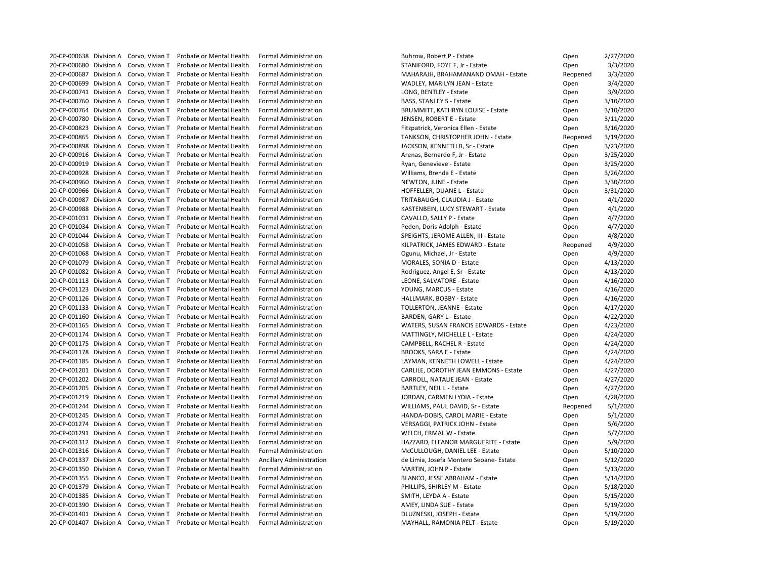| | | | | | | | |
|---|---|---|---|---|---|---|---|
| 20-CP-000638 | Division A | Corvo, Vivian T | Probate or Mental Health | Formal Administration | Buhrow, Robert P - Estate | Open | 2/27/2020 |
| 20-CP-000680 | Division A | Corvo, Vivian T | Probate or Mental Health | Formal Administration | STANIFORD, FOYE F, Jr - Estate | Open | 3/3/2020 |
| 20-CP-000687 | Division A | Corvo, Vivian T | Probate or Mental Health | Formal Administration | MAHARAJH, BRAHAMANAND OMAH - Estate | Reopened | 3/3/2020 |
| 20-CP-000699 | Division A | Corvo, Vivian T | Probate or Mental Health | Formal Administration | WADLEY, MARILYN JEAN - Estate | Open | 3/4/2020 |
| 20-CP-000741 | Division A | Corvo, Vivian T | Probate or Mental Health | Formal Administration | LONG, BENTLEY - Estate | Open | 3/9/2020 |
| 20-CP-000760 | Division A | Corvo, Vivian T | Probate or Mental Health | Formal Administration | BASS, STANLEY S - Estate | Open | 3/10/2020 |
| 20-CP-000764 | Division A | Corvo, Vivian T | Probate or Mental Health | Formal Administration | BRUMMITT, KATHRYN LOUISE - Estate | Open | 3/10/2020 |
| 20-CP-000780 | Division A | Corvo, Vivian T | Probate or Mental Health | Formal Administration | JENSEN, ROBERT E - Estate | Open | 3/11/2020 |
| 20-CP-000823 | Division A | Corvo, Vivian T | Probate or Mental Health | Formal Administration | Fitzpatrick, Veronica Ellen - Estate | Open | 3/16/2020 |
| 20-CP-000865 | Division A | Corvo, Vivian T | Probate or Mental Health | Formal Administration | TANKSON, CHRISTOPHER JOHN - Estate | Reopened | 3/19/2020 |
| 20-CP-000898 | Division A | Corvo, Vivian T | Probate or Mental Health | Formal Administration | JACKSON, KENNETH B, Sr - Estate | Open | 3/23/2020 |
| 20-CP-000916 | Division A | Corvo, Vivian T | Probate or Mental Health | Formal Administration | Arenas, Bernardo F, Jr - Estate | Open | 3/25/2020 |
| 20-CP-000919 | Division A | Corvo, Vivian T | Probate or Mental Health | Formal Administration | Ryan, Genevieve - Estate | Open | 3/25/2020 |
| 20-CP-000928 | Division A | Corvo, Vivian T | Probate or Mental Health | Formal Administration | Williams, Brenda E - Estate | Open | 3/26/2020 |
| 20-CP-000960 | Division A | Corvo, Vivian T | Probate or Mental Health | Formal Administration | NEWTON, JUNE - Estate | Open | 3/30/2020 |
| 20-CP-000966 | Division A | Corvo, Vivian T | Probate or Mental Health | Formal Administration | HOFFELLER, DUANE L - Estate | Open | 3/31/2020 |
| 20-CP-000987 | Division A | Corvo, Vivian T | Probate or Mental Health | Formal Administration | TRITABAUGH, CLAUDIA J - Estate | Open | 4/1/2020 |
| 20-CP-000988 | Division A | Corvo, Vivian T | Probate or Mental Health | Formal Administration | KASTENBEIN, LUCY STEWART - Estate | Open | 4/1/2020 |
| 20-CP-001031 | Division A | Corvo, Vivian T | Probate or Mental Health | Formal Administration | CAVALLO, SALLY P - Estate | Open | 4/7/2020 |
| 20-CP-001034 | Division A | Corvo, Vivian T | Probate or Mental Health | Formal Administration | Peden, Doris Adolph - Estate | Open | 4/7/2020 |
| 20-CP-001044 | Division A | Corvo, Vivian T | Probate or Mental Health | Formal Administration | SPEIGHTS, JEROME ALLEN, III - Estate | Open | 4/8/2020 |
| 20-CP-001058 | Division A | Corvo, Vivian T | Probate or Mental Health | Formal Administration | KILPATRICK, JAMES EDWARD - Estate | Reopened | 4/9/2020 |
| 20-CP-001068 | Division A | Corvo, Vivian T | Probate or Mental Health | Formal Administration | Ogunu, Michael, Jr - Estate | Open | 4/9/2020 |
| 20-CP-001079 | Division A | Corvo, Vivian T | Probate or Mental Health | Formal Administration | MORALES, SONIA D - Estate | Open | 4/13/2020 |
| 20-CP-001082 | Division A | Corvo, Vivian T | Probate or Mental Health | Formal Administration | Rodriguez, Angel E, Sr - Estate | Open | 4/13/2020 |
| 20-CP-001113 | Division A | Corvo, Vivian T | Probate or Mental Health | Formal Administration | LEONE, SALVATORE - Estate | Open | 4/16/2020 |
| 20-CP-001123 | Division A | Corvo, Vivian T | Probate or Mental Health | Formal Administration | YOUNG, MARCUS - Estate | Open | 4/16/2020 |
| 20-CP-001126 | Division A | Corvo, Vivian T | Probate or Mental Health | Formal Administration | HALLMARK, BOBBY - Estate | Open | 4/16/2020 |
| 20-CP-001133 | Division A | Corvo, Vivian T | Probate or Mental Health | Formal Administration | TOLLERTON, JEANNE - Estate | Open | 4/17/2020 |
| 20-CP-001160 | Division A | Corvo, Vivian T | Probate or Mental Health | Formal Administration | BARDEN, GARY L - Estate | Open | 4/22/2020 |
| 20-CP-001165 | Division A | Corvo, Vivian T | Probate or Mental Health | Formal Administration | WATERS, SUSAN FRANCIS EDWARDS - Estate | Open | 4/23/2020 |
| 20-CP-001174 | Division A | Corvo, Vivian T | Probate or Mental Health | Formal Administration | MATTINGLY, MICHELLE L - Estate | Open | 4/24/2020 |
| 20-CP-001175 | Division A | Corvo, Vivian T | Probate or Mental Health | Formal Administration | CAMPBELL, RACHEL R - Estate | Open | 4/24/2020 |
| 20-CP-001178 | Division A | Corvo, Vivian T | Probate or Mental Health | Formal Administration | BROOKS, SARA E - Estate | Open | 4/24/2020 |
| 20-CP-001185 | Division A | Corvo, Vivian T | Probate or Mental Health | Formal Administration | LAYMAN, KENNETH LOWELL - Estate | Open | 4/24/2020 |
| 20-CP-001201 | Division A | Corvo, Vivian T | Probate or Mental Health | Formal Administration | CARLILE, DOROTHY JEAN EMMONS - Estate | Open | 4/27/2020 |
| 20-CP-001202 | Division A | Corvo, Vivian T | Probate or Mental Health | Formal Administration | CARROLL, NATALIE JEAN - Estate | Open | 4/27/2020 |
| 20-CP-001205 | Division A | Corvo, Vivian T | Probate or Mental Health | Formal Administration | BARTLEY, NEIL L - Estate | Open | 4/27/2020 |
| 20-CP-001219 | Division A | Corvo, Vivian T | Probate or Mental Health | Formal Administration | JORDAN, CARMEN LYDIA - Estate | Open | 4/28/2020 |
| 20-CP-001244 | Division A | Corvo, Vivian T | Probate or Mental Health | Formal Administration | WILLIAMS, PAUL DAVID, Sr - Estate | Reopened | 5/1/2020 |
| 20-CP-001245 | Division A | Corvo, Vivian T | Probate or Mental Health | Formal Administration | HANDA-DOBIS, CAROL MARIE - Estate | Open | 5/1/2020 |
| 20-CP-001274 | Division A | Corvo, Vivian T | Probate or Mental Health | Formal Administration | VERSAGGI, PATRICK JOHN - Estate | Open | 5/6/2020 |
| 20-CP-001291 | Division A | Corvo, Vivian T | Probate or Mental Health | Formal Administration | WELCH, ERMAL W - Estate | Open | 5/7/2020 |
| 20-CP-001312 | Division A | Corvo, Vivian T | Probate or Mental Health | Formal Administration | HAZZARD, ELEANOR MARGUERITE - Estate | Open | 5/9/2020 |
| 20-CP-001316 | Division A | Corvo, Vivian T | Probate or Mental Health | Formal Administration | McCULLOUGH, DANIEL LEE - Estate | Open | 5/10/2020 |
| 20-CP-001337 | Division A | Corvo, Vivian T | Probate or Mental Health | Ancillary Administration | de Limia, Josefa Montero Seoane- Estate | Open | 5/12/2020 |
| 20-CP-001350 | Division A | Corvo, Vivian T | Probate or Mental Health | Formal Administration | MARTIN, JOHN P - Estate | Open | 5/13/2020 |
| 20-CP-001355 | Division A | Corvo, Vivian T | Probate or Mental Health | Formal Administration | BLANCO, JESSE ABRAHAM - Estate | Open | 5/14/2020 |
| 20-CP-001379 | Division A | Corvo, Vivian T | Probate or Mental Health | Formal Administration | PHILLIPS, SHIRLEY M - Estate | Open | 5/18/2020 |
| 20-CP-001385 | Division A | Corvo, Vivian T | Probate or Mental Health | Formal Administration | SMITH, LEYDA A - Estate | Open | 5/15/2020 |
| 20-CP-001390 | Division A | Corvo, Vivian T | Probate or Mental Health | Formal Administration | AMEY, LINDA SUE - Estate | Open | 5/19/2020 |
| 20-CP-001401 | Division A | Corvo, Vivian T | Probate or Mental Health | Formal Administration | DLUZNESKI, JOSEPH - Estate | Open | 5/19/2020 |
| 20-CP-001407 | Division A | Corvo, Vivian T | Probate or Mental Health | Formal Administration | MAYHALL, RAMONIA PELT - Estate | Open | 5/19/2020 |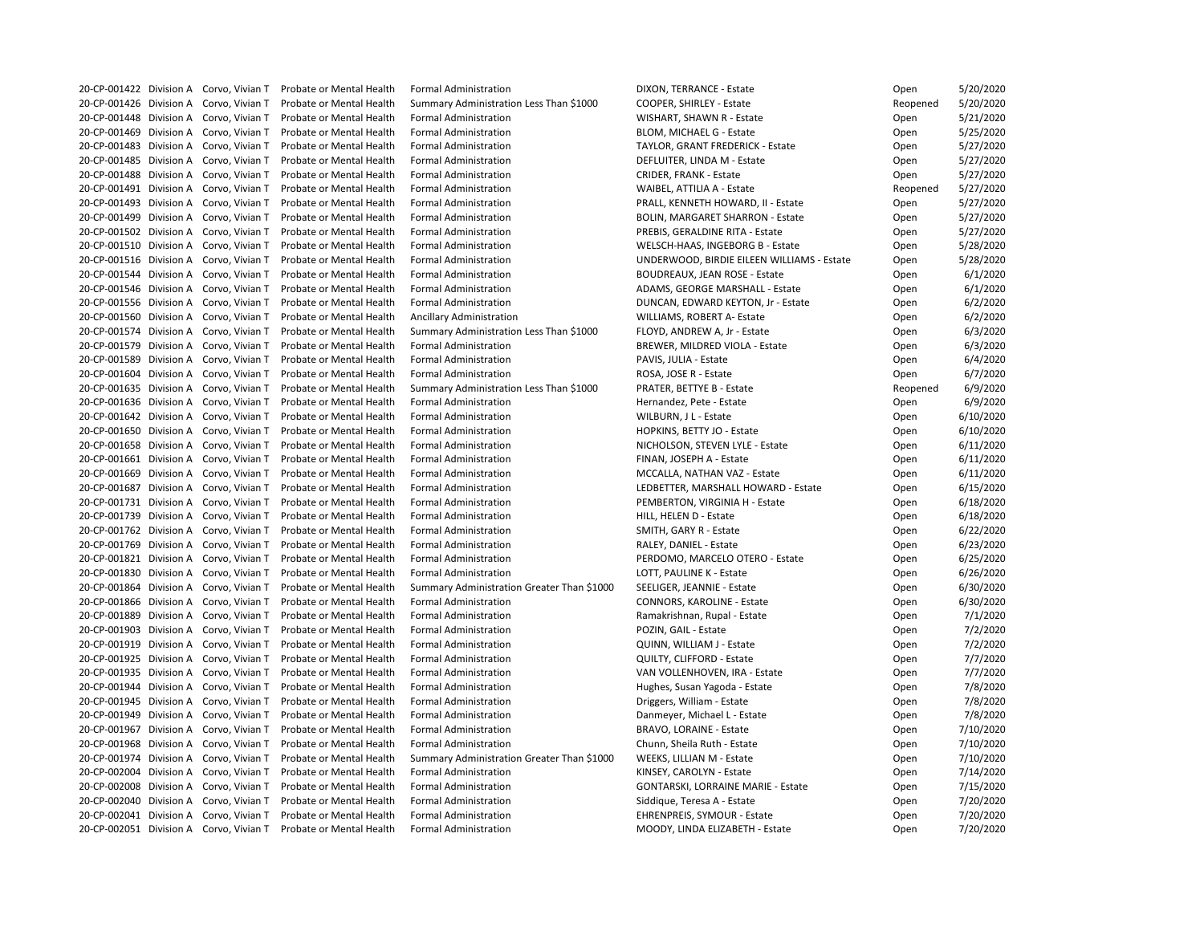| | | | | | | | |
|---|---|---|---|---|---|---|---|
| 20-CP-001422 | Division A | Corvo, Vivian T | Probate or Mental Health | Formal Administration | DIXON, TERRANCE - Estate | Open | 5/20/2020 |
| 20-CP-001426 | Division A | Corvo, Vivian T | Probate or Mental Health | Summary Administration Less Than $1000 | COOPER, SHIRLEY - Estate | Reopened | 5/20/2020 |
| 20-CP-001448 | Division A | Corvo, Vivian T | Probate or Mental Health | Formal Administration | WISHART, SHAWN R - Estate | Open | 5/21/2020 |
| 20-CP-001469 | Division A | Corvo, Vivian T | Probate or Mental Health | Formal Administration | BLOM, MICHAEL G - Estate | Open | 5/25/2020 |
| 20-CP-001483 | Division A | Corvo, Vivian T | Probate or Mental Health | Formal Administration | TAYLOR, GRANT FREDERICK - Estate | Open | 5/27/2020 |
| 20-CP-001485 | Division A | Corvo, Vivian T | Probate or Mental Health | Formal Administration | DEFLUITER, LINDA M - Estate | Open | 5/27/2020 |
| 20-CP-001488 | Division A | Corvo, Vivian T | Probate or Mental Health | Formal Administration | CRIDER, FRANK - Estate | Open | 5/27/2020 |
| 20-CP-001491 | Division A | Corvo, Vivian T | Probate or Mental Health | Formal Administration | WAIBEL, ATTILIA A - Estate | Reopened | 5/27/2020 |
| 20-CP-001493 | Division A | Corvo, Vivian T | Probate or Mental Health | Formal Administration | PRALL, KENNETH HOWARD, II - Estate | Open | 5/27/2020 |
| 20-CP-001499 | Division A | Corvo, Vivian T | Probate or Mental Health | Formal Administration | BOLIN, MARGARET SHARRON - Estate | Open | 5/27/2020 |
| 20-CP-001502 | Division A | Corvo, Vivian T | Probate or Mental Health | Formal Administration | PREBIS, GERALDINE RITA - Estate | Open | 5/27/2020 |
| 20-CP-001510 | Division A | Corvo, Vivian T | Probate or Mental Health | Formal Administration | WELSCH-HAAS, INGEBORG B - Estate | Open | 5/28/2020 |
| 20-CP-001516 | Division A | Corvo, Vivian T | Probate or Mental Health | Formal Administration | UNDERWOOD, BIRDIE EILEEN WILLIAMS - Estate | Open | 5/28/2020 |
| 20-CP-001544 | Division A | Corvo, Vivian T | Probate or Mental Health | Formal Administration | BOUDREAUX, JEAN ROSE - Estate | Open | 6/1/2020 |
| 20-CP-001546 | Division A | Corvo, Vivian T | Probate or Mental Health | Formal Administration | ADAMS, GEORGE MARSHALL - Estate | Open | 6/1/2020 |
| 20-CP-001556 | Division A | Corvo, Vivian T | Probate or Mental Health | Formal Administration | DUNCAN, EDWARD KEYTON, Jr - Estate | Open | 6/2/2020 |
| 20-CP-001560 | Division A | Corvo, Vivian T | Probate or Mental Health | Ancillary Administration | WILLIAMS, ROBERT A- Estate | Open | 6/2/2020 |
| 20-CP-001574 | Division A | Corvo, Vivian T | Probate or Mental Health | Summary Administration Less Than $1000 | FLOYD, ANDREW A, Jr - Estate | Open | 6/3/2020 |
| 20-CP-001579 | Division A | Corvo, Vivian T | Probate or Mental Health | Formal Administration | BREWER, MILDRED VIOLA - Estate | Open | 6/3/2020 |
| 20-CP-001589 | Division A | Corvo, Vivian T | Probate or Mental Health | Formal Administration | PAVIS, JULIA - Estate | Open | 6/4/2020 |
| 20-CP-001604 | Division A | Corvo, Vivian T | Probate or Mental Health | Formal Administration | ROSA, JOSE R - Estate | Open | 6/7/2020 |
| 20-CP-001635 | Division A | Corvo, Vivian T | Probate or Mental Health | Summary Administration Less Than $1000 | PRATER, BETTYE B - Estate | Reopened | 6/9/2020 |
| 20-CP-001636 | Division A | Corvo, Vivian T | Probate or Mental Health | Formal Administration | Hernandez, Pete - Estate | Open | 6/9/2020 |
| 20-CP-001642 | Division A | Corvo, Vivian T | Probate or Mental Health | Formal Administration | WILBURN, J L - Estate | Open | 6/10/2020 |
| 20-CP-001650 | Division A | Corvo, Vivian T | Probate or Mental Health | Formal Administration | HOPKINS, BETTY JO - Estate | Open | 6/10/2020 |
| 20-CP-001658 | Division A | Corvo, Vivian T | Probate or Mental Health | Formal Administration | NICHOLSON, STEVEN LYLE - Estate | Open | 6/11/2020 |
| 20-CP-001661 | Division A | Corvo, Vivian T | Probate or Mental Health | Formal Administration | FINAN, JOSEPH A - Estate | Open | 6/11/2020 |
| 20-CP-001669 | Division A | Corvo, Vivian T | Probate or Mental Health | Formal Administration | MCCALLA, NATHAN VAZ - Estate | Open | 6/11/2020 |
| 20-CP-001687 | Division A | Corvo, Vivian T | Probate or Mental Health | Formal Administration | LEDBETTER, MARSHALL HOWARD - Estate | Open | 6/15/2020 |
| 20-CP-001731 | Division A | Corvo, Vivian T | Probate or Mental Health | Formal Administration | PEMBERTON, VIRGINIA H - Estate | Open | 6/18/2020 |
| 20-CP-001739 | Division A | Corvo, Vivian T | Probate or Mental Health | Formal Administration | HILL, HELEN D - Estate | Open | 6/18/2020 |
| 20-CP-001762 | Division A | Corvo, Vivian T | Probate or Mental Health | Formal Administration | SMITH, GARY R - Estate | Open | 6/22/2020 |
| 20-CP-001769 | Division A | Corvo, Vivian T | Probate or Mental Health | Formal Administration | RALEY, DANIEL - Estate | Open | 6/23/2020 |
| 20-CP-001821 | Division A | Corvo, Vivian T | Probate or Mental Health | Formal Administration | PERDOMO, MARCELO OTERO - Estate | Open | 6/25/2020 |
| 20-CP-001830 | Division A | Corvo, Vivian T | Probate or Mental Health | Formal Administration | LOTT, PAULINE K - Estate | Open | 6/26/2020 |
| 20-CP-001864 | Division A | Corvo, Vivian T | Probate or Mental Health | Summary Administration Greater Than $1000 | SEELIGER, JEANNIE - Estate | Open | 6/30/2020 |
| 20-CP-001866 | Division A | Corvo, Vivian T | Probate or Mental Health | Formal Administration | CONNORS, KAROLINE - Estate | Open | 6/30/2020 |
| 20-CP-001889 | Division A | Corvo, Vivian T | Probate or Mental Health | Formal Administration | Ramakrishnan, Rupal - Estate | Open | 7/1/2020 |
| 20-CP-001903 | Division A | Corvo, Vivian T | Probate or Mental Health | Formal Administration | POZIN, GAIL - Estate | Open | 7/2/2020 |
| 20-CP-001919 | Division A | Corvo, Vivian T | Probate or Mental Health | Formal Administration | QUINN, WILLIAM J - Estate | Open | 7/2/2020 |
| 20-CP-001925 | Division A | Corvo, Vivian T | Probate or Mental Health | Formal Administration | QUILTY, CLIFFORD - Estate | Open | 7/7/2020 |
| 20-CP-001935 | Division A | Corvo, Vivian T | Probate or Mental Health | Formal Administration | VAN VOLLENHOVEN, IRA - Estate | Open | 7/7/2020 |
| 20-CP-001944 | Division A | Corvo, Vivian T | Probate or Mental Health | Formal Administration | Hughes, Susan Yagoda - Estate | Open | 7/8/2020 |
| 20-CP-001945 | Division A | Corvo, Vivian T | Probate or Mental Health | Formal Administration | Driggers, William - Estate | Open | 7/8/2020 |
| 20-CP-001949 | Division A | Corvo, Vivian T | Probate or Mental Health | Formal Administration | Danmeyer, Michael L - Estate | Open | 7/8/2020 |
| 20-CP-001967 | Division A | Corvo, Vivian T | Probate or Mental Health | Formal Administration | BRAVO, LORAINE - Estate | Open | 7/10/2020 |
| 20-CP-001968 | Division A | Corvo, Vivian T | Probate or Mental Health | Formal Administration | Chunn, Sheila Ruth - Estate | Open | 7/10/2020 |
| 20-CP-001974 | Division A | Corvo, Vivian T | Probate or Mental Health | Summary Administration Greater Than $1000 | WEEKS, LILLIAN M - Estate | Open | 7/10/2020 |
| 20-CP-002004 | Division A | Corvo, Vivian T | Probate or Mental Health | Formal Administration | KINSEY, CAROLYN - Estate | Open | 7/14/2020 |
| 20-CP-002008 | Division A | Corvo, Vivian T | Probate or Mental Health | Formal Administration | GONTARSKI, LORRAINE MARIE - Estate | Open | 7/15/2020 |
| 20-CP-002040 | Division A | Corvo, Vivian T | Probate or Mental Health | Formal Administration | Siddique, Teresa A - Estate | Open | 7/20/2020 |
| 20-CP-002041 | Division A | Corvo, Vivian T | Probate or Mental Health | Formal Administration | EHRENPREIS, SYMOUR - Estate | Open | 7/20/2020 |
| 20-CP-002051 | Division A | Corvo, Vivian T | Probate or Mental Health | Formal Administration | MOODY, LINDA ELIZABETH - Estate | Open | 7/20/2020 |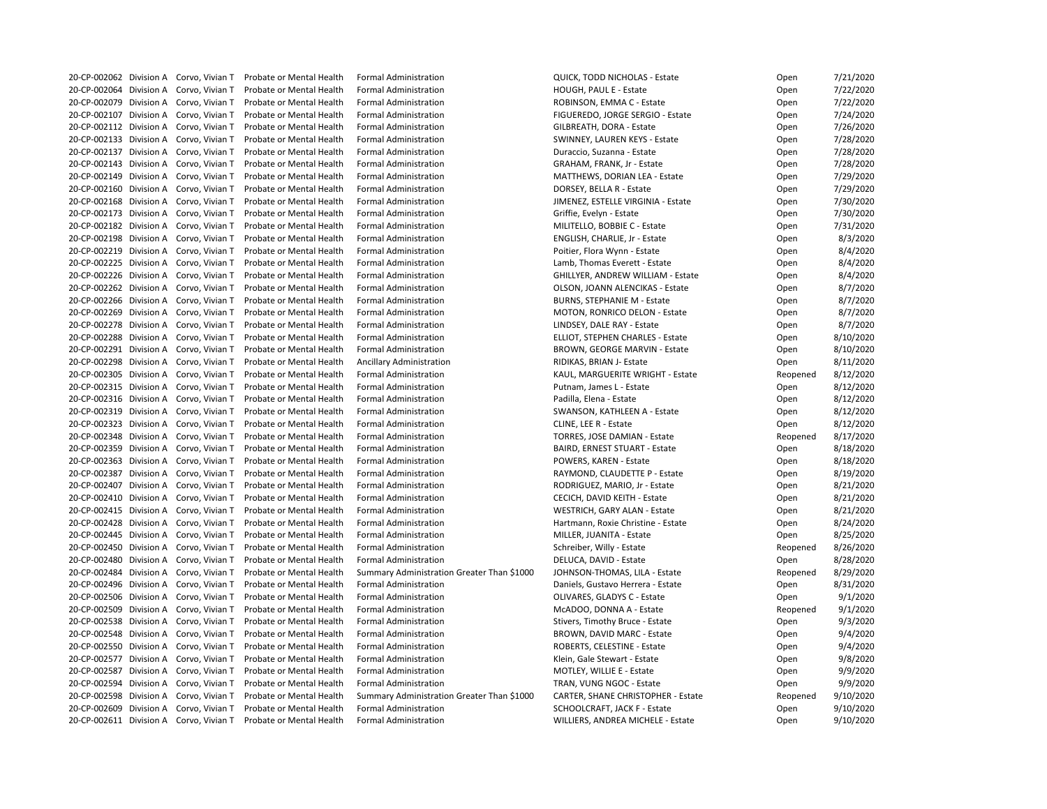| | | | | | | | |
|---|---|---|---|---|---|---|---|
| 20-CP-002062 | Division A | Corvo, Vivian T | Probate or Mental Health | Formal Administration | QUICK, TODD NICHOLAS - Estate | Open | 7/21/2020 |
| 20-CP-002064 | Division A | Corvo, Vivian T | Probate or Mental Health | Formal Administration | HOUGH, PAUL E - Estate | Open | 7/22/2020 |
| 20-CP-002079 | Division A | Corvo, Vivian T | Probate or Mental Health | Formal Administration | ROBINSON, EMMA C - Estate | Open | 7/22/2020 |
| 20-CP-002107 | Division A | Corvo, Vivian T | Probate or Mental Health | Formal Administration | FIGUEREDO, JORGE SERGIO - Estate | Open | 7/24/2020 |
| 20-CP-002112 | Division A | Corvo, Vivian T | Probate or Mental Health | Formal Administration | GILBREATH, DORA - Estate | Open | 7/26/2020 |
| 20-CP-002133 | Division A | Corvo, Vivian T | Probate or Mental Health | Formal Administration | SWINNEY, LAUREN KEYS - Estate | Open | 7/28/2020 |
| 20-CP-002137 | Division A | Corvo, Vivian T | Probate or Mental Health | Formal Administration | Duraccio, Suzanna - Estate | Open | 7/28/2020 |
| 20-CP-002143 | Division A | Corvo, Vivian T | Probate or Mental Health | Formal Administration | GRAHAM, FRANK, Jr - Estate | Open | 7/28/2020 |
| 20-CP-002149 | Division A | Corvo, Vivian T | Probate or Mental Health | Formal Administration | MATTHEWS, DORIAN LEA - Estate | Open | 7/29/2020 |
| 20-CP-002160 | Division A | Corvo, Vivian T | Probate or Mental Health | Formal Administration | DORSEY, BELLA R - Estate | Open | 7/29/2020 |
| 20-CP-002168 | Division A | Corvo, Vivian T | Probate or Mental Health | Formal Administration | JIMENEZ, ESTELLE VIRGINIA - Estate | Open | 7/30/2020 |
| 20-CP-002173 | Division A | Corvo, Vivian T | Probate or Mental Health | Formal Administration | Griffie, Evelyn - Estate | Open | 7/30/2020 |
| 20-CP-002182 | Division A | Corvo, Vivian T | Probate or Mental Health | Formal Administration | MILITELLO, BOBBIE C - Estate | Open | 7/31/2020 |
| 20-CP-002198 | Division A | Corvo, Vivian T | Probate or Mental Health | Formal Administration | ENGLISH, CHARLIE, Jr - Estate | Open | 8/3/2020 |
| 20-CP-002219 | Division A | Corvo, Vivian T | Probate or Mental Health | Formal Administration | Poitier, Flora Wynn - Estate | Open | 8/4/2020 |
| 20-CP-002225 | Division A | Corvo, Vivian T | Probate or Mental Health | Formal Administration | Lamb, Thomas Everett - Estate | Open | 8/4/2020 |
| 20-CP-002226 | Division A | Corvo, Vivian T | Probate or Mental Health | Formal Administration | GHILLYER, ANDREW WILLIAM - Estate | Open | 8/4/2020 |
| 20-CP-002262 | Division A | Corvo, Vivian T | Probate or Mental Health | Formal Administration | OLSON, JOANN ALENCIKAS - Estate | Open | 8/7/2020 |
| 20-CP-002266 | Division A | Corvo, Vivian T | Probate or Mental Health | Formal Administration | BURNS, STEPHANIE M - Estate | Open | 8/7/2020 |
| 20-CP-002269 | Division A | Corvo, Vivian T | Probate or Mental Health | Formal Administration | MOTON, RONRICO DELON - Estate | Open | 8/7/2020 |
| 20-CP-002278 | Division A | Corvo, Vivian T | Probate or Mental Health | Formal Administration | LINDSEY, DALE RAY - Estate | Open | 8/7/2020 |
| 20-CP-002288 | Division A | Corvo, Vivian T | Probate or Mental Health | Formal Administration | ELLIOT, STEPHEN CHARLES - Estate | Open | 8/10/2020 |
| 20-CP-002291 | Division A | Corvo, Vivian T | Probate or Mental Health | Formal Administration | BROWN, GEORGE MARVIN - Estate | Open | 8/10/2020 |
| 20-CP-002298 | Division A | Corvo, Vivian T | Probate or Mental Health | Ancillary Administration | RIDIKAS, BRIAN J- Estate | Open | 8/11/2020 |
| 20-CP-002305 | Division A | Corvo, Vivian T | Probate or Mental Health | Formal Administration | KAUL, MARGUERITE WRIGHT - Estate | Reopened | 8/12/2020 |
| 20-CP-002315 | Division A | Corvo, Vivian T | Probate or Mental Health | Formal Administration | Putnam, James L - Estate | Open | 8/12/2020 |
| 20-CP-002316 | Division A | Corvo, Vivian T | Probate or Mental Health | Formal Administration | Padilla, Elena - Estate | Open | 8/12/2020 |
| 20-CP-002319 | Division A | Corvo, Vivian T | Probate or Mental Health | Formal Administration | SWANSON, KATHLEEN A - Estate | Open | 8/12/2020 |
| 20-CP-002323 | Division A | Corvo, Vivian T | Probate or Mental Health | Formal Administration | CLINE, LEE R - Estate | Open | 8/12/2020 |
| 20-CP-002348 | Division A | Corvo, Vivian T | Probate or Mental Health | Formal Administration | TORRES, JOSE DAMIAN - Estate | Reopened | 8/17/2020 |
| 20-CP-002359 | Division A | Corvo, Vivian T | Probate or Mental Health | Formal Administration | BAIRD, ERNEST STUART - Estate | Open | 8/18/2020 |
| 20-CP-002363 | Division A | Corvo, Vivian T | Probate or Mental Health | Formal Administration | POWERS, KAREN - Estate | Open | 8/18/2020 |
| 20-CP-002387 | Division A | Corvo, Vivian T | Probate or Mental Health | Formal Administration | RAYMOND, CLAUDETTE P - Estate | Open | 8/19/2020 |
| 20-CP-002407 | Division A | Corvo, Vivian T | Probate or Mental Health | Formal Administration | RODRIGUEZ, MARIO, Jr - Estate | Open | 8/21/2020 |
| 20-CP-002410 | Division A | Corvo, Vivian T | Probate or Mental Health | Formal Administration | CECICH, DAVID KEITH - Estate | Open | 8/21/2020 |
| 20-CP-002415 | Division A | Corvo, Vivian T | Probate or Mental Health | Formal Administration | WESTRICH, GARY ALAN - Estate | Open | 8/21/2020 |
| 20-CP-002428 | Division A | Corvo, Vivian T | Probate or Mental Health | Formal Administration | Hartmann, Roxie Christine - Estate | Open | 8/24/2020 |
| 20-CP-002445 | Division A | Corvo, Vivian T | Probate or Mental Health | Formal Administration | MILLER, JUANITA - Estate | Open | 8/25/2020 |
| 20-CP-002450 | Division A | Corvo, Vivian T | Probate or Mental Health | Formal Administration | Schreiber, Willy - Estate | Reopened | 8/26/2020 |
| 20-CP-002480 | Division A | Corvo, Vivian T | Probate or Mental Health | Formal Administration | DELUCA, DAVID - Estate | Open | 8/28/2020 |
| 20-CP-002484 | Division A | Corvo, Vivian T | Probate or Mental Health | Summary Administration Greater Than $1000 | JOHNSON-THOMAS, LILA - Estate | Reopened | 8/29/2020 |
| 20-CP-002496 | Division A | Corvo, Vivian T | Probate or Mental Health | Formal Administration | Daniels, Gustavo Herrera - Estate | Open | 8/31/2020 |
| 20-CP-002506 | Division A | Corvo, Vivian T | Probate or Mental Health | Formal Administration | OLIVARES, GLADYS C - Estate | Open | 9/1/2020 |
| 20-CP-002509 | Division A | Corvo, Vivian T | Probate or Mental Health | Formal Administration | McADOO, DONNA A - Estate | Reopened | 9/1/2020 |
| 20-CP-002538 | Division A | Corvo, Vivian T | Probate or Mental Health | Formal Administration | Stivers, Timothy Bruce - Estate | Open | 9/3/2020 |
| 20-CP-002548 | Division A | Corvo, Vivian T | Probate or Mental Health | Formal Administration | BROWN, DAVID MARC - Estate | Open | 9/4/2020 |
| 20-CP-002550 | Division A | Corvo, Vivian T | Probate or Mental Health | Formal Administration | ROBERTS, CELESTINE - Estate | Open | 9/4/2020 |
| 20-CP-002577 | Division A | Corvo, Vivian T | Probate or Mental Health | Formal Administration | Klein, Gale Stewart - Estate | Open | 9/8/2020 |
| 20-CP-002587 | Division A | Corvo, Vivian T | Probate or Mental Health | Formal Administration | MOTLEY, WILLIE E - Estate | Open | 9/9/2020 |
| 20-CP-002594 | Division A | Corvo, Vivian T | Probate or Mental Health | Formal Administration | TRAN, VUNG NGOC - Estate | Open | 9/9/2020 |
| 20-CP-002598 | Division A | Corvo, Vivian T | Probate or Mental Health | Summary Administration Greater Than $1000 | CARTER, SHANE CHRISTOPHER - Estate | Reopened | 9/10/2020 |
| 20-CP-002609 | Division A | Corvo, Vivian T | Probate or Mental Health | Formal Administration | SCHOOLCRAFT, JACK F - Estate | Open | 9/10/2020 |
| 20-CP-002611 | Division A | Corvo, Vivian T | Probate or Mental Health | Formal Administration | WILLIERS, ANDREA MICHELE - Estate | Open | 9/10/2020 |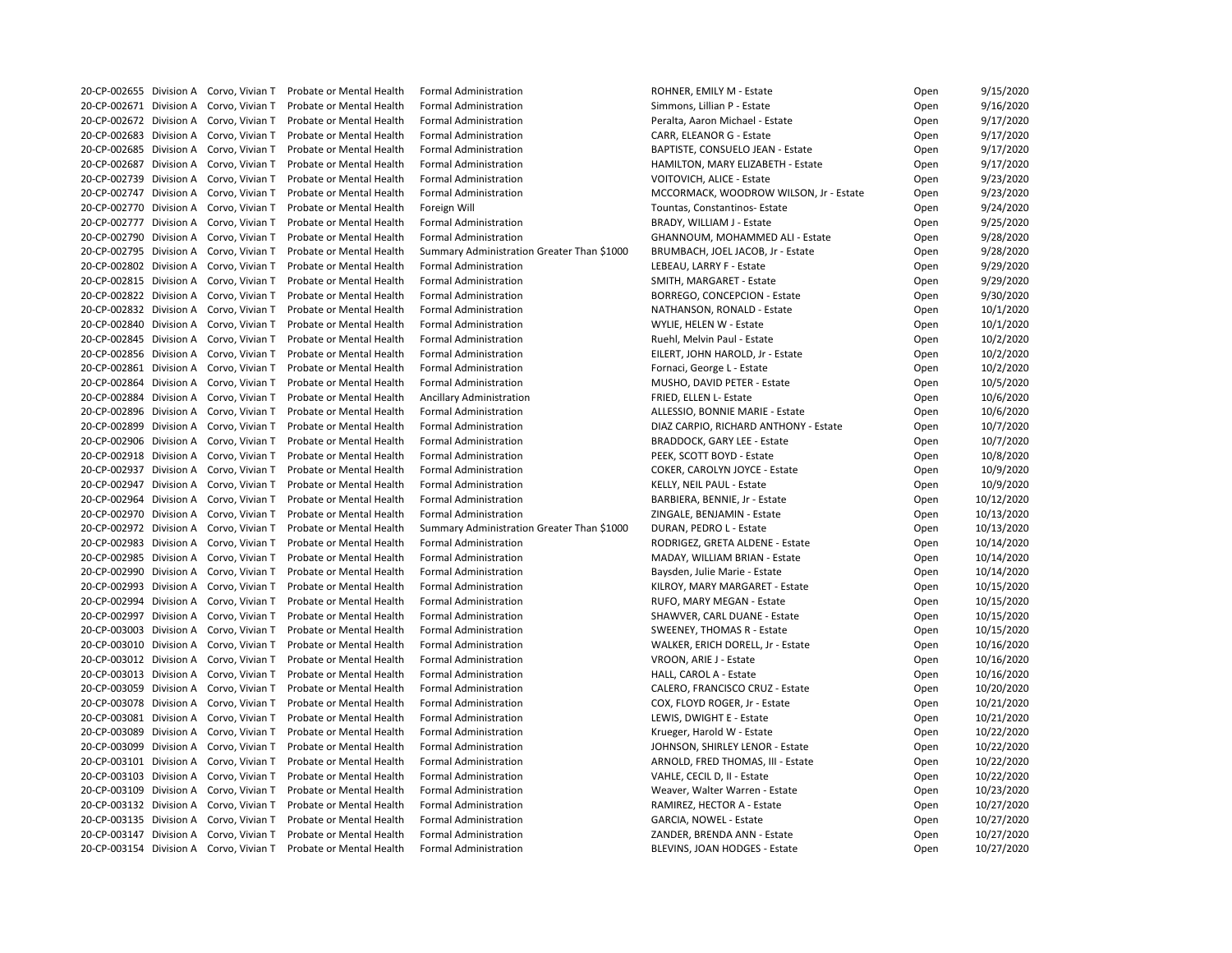| | | | | | | | |
|---|---|---|---|---|---|---|---|
| 20-CP-002655 | Division A | Corvo, Vivian T | Probate or Mental Health | Formal Administration | ROHNER, EMILY M - Estate | Open | 9/15/2020 |
| 20-CP-002671 | Division A | Corvo, Vivian T | Probate or Mental Health | Formal Administration | Simmons, Lillian P - Estate | Open | 9/16/2020 |
| 20-CP-002672 | Division A | Corvo, Vivian T | Probate or Mental Health | Formal Administration | Peralta, Aaron Michael - Estate | Open | 9/17/2020 |
| 20-CP-002683 | Division A | Corvo, Vivian T | Probate or Mental Health | Formal Administration | CARR, ELEANOR G - Estate | Open | 9/17/2020 |
| 20-CP-002685 | Division A | Corvo, Vivian T | Probate or Mental Health | Formal Administration | BAPTISTE, CONSUELO JEAN - Estate | Open | 9/17/2020 |
| 20-CP-002687 | Division A | Corvo, Vivian T | Probate or Mental Health | Formal Administration | HAMILTON, MARY ELIZABETH - Estate | Open | 9/17/2020 |
| 20-CP-002739 | Division A | Corvo, Vivian T | Probate or Mental Health | Formal Administration | VOITOVICH, ALICE - Estate | Open | 9/23/2020 |
| 20-CP-002747 | Division A | Corvo, Vivian T | Probate or Mental Health | Formal Administration | MCCORMACK, WOODROW WILSON, Jr - Estate | Open | 9/23/2020 |
| 20-CP-002770 | Division A | Corvo, Vivian T | Probate or Mental Health | Foreign Will | Tountas, Constantinos- Estate | Open | 9/24/2020 |
| 20-CP-002777 | Division A | Corvo, Vivian T | Probate or Mental Health | Formal Administration | BRADY, WILLIAM J - Estate | Open | 9/25/2020 |
| 20-CP-002790 | Division A | Corvo, Vivian T | Probate or Mental Health | Formal Administration | GHANNOUM, MOHAMMED ALI - Estate | Open | 9/28/2020 |
| 20-CP-002795 | Division A | Corvo, Vivian T | Probate or Mental Health | Summary Administration Greater Than $1000 | BRUMBACH, JOEL JACOB, Jr - Estate | Open | 9/28/2020 |
| 20-CP-002802 | Division A | Corvo, Vivian T | Probate or Mental Health | Formal Administration | LEBEAU, LARRY F - Estate | Open | 9/29/2020 |
| 20-CP-002815 | Division A | Corvo, Vivian T | Probate or Mental Health | Formal Administration | SMITH, MARGARET - Estate | Open | 9/29/2020 |
| 20-CP-002822 | Division A | Corvo, Vivian T | Probate or Mental Health | Formal Administration | BORREGO, CONCEPCION - Estate | Open | 9/30/2020 |
| 20-CP-002832 | Division A | Corvo, Vivian T | Probate or Mental Health | Formal Administration | NATHANSON, RONALD - Estate | Open | 10/1/2020 |
| 20-CP-002840 | Division A | Corvo, Vivian T | Probate or Mental Health | Formal Administration | WYLIE, HELEN W - Estate | Open | 10/1/2020 |
| 20-CP-002845 | Division A | Corvo, Vivian T | Probate or Mental Health | Formal Administration | Ruehl, Melvin Paul - Estate | Open | 10/2/2020 |
| 20-CP-002856 | Division A | Corvo, Vivian T | Probate or Mental Health | Formal Administration | EILERT, JOHN HAROLD, Jr - Estate | Open | 10/2/2020 |
| 20-CP-002861 | Division A | Corvo, Vivian T | Probate or Mental Health | Formal Administration | Fornaci, George L - Estate | Open | 10/2/2020 |
| 20-CP-002864 | Division A | Corvo, Vivian T | Probate or Mental Health | Formal Administration | MUSHO, DAVID PETER - Estate | Open | 10/5/2020 |
| 20-CP-002884 | Division A | Corvo, Vivian T | Probate or Mental Health | Ancillary Administration | FRIED, ELLEN L- Estate | Open | 10/6/2020 |
| 20-CP-002896 | Division A | Corvo, Vivian T | Probate or Mental Health | Formal Administration | ALLESSIO, BONNIE MARIE - Estate | Open | 10/6/2020 |
| 20-CP-002899 | Division A | Corvo, Vivian T | Probate or Mental Health | Formal Administration | DIAZ CARPIO, RICHARD ANTHONY - Estate | Open | 10/7/2020 |
| 20-CP-002906 | Division A | Corvo, Vivian T | Probate or Mental Health | Formal Administration | BRADDOCK, GARY LEE - Estate | Open | 10/7/2020 |
| 20-CP-002918 | Division A | Corvo, Vivian T | Probate or Mental Health | Formal Administration | PEEK, SCOTT BOYD - Estate | Open | 10/8/2020 |
| 20-CP-002937 | Division A | Corvo, Vivian T | Probate or Mental Health | Formal Administration | COKER, CAROLYN JOYCE - Estate | Open | 10/9/2020 |
| 20-CP-002947 | Division A | Corvo, Vivian T | Probate or Mental Health | Formal Administration | KELLY, NEIL PAUL - Estate | Open | 10/9/2020 |
| 20-CP-002964 | Division A | Corvo, Vivian T | Probate or Mental Health | Formal Administration | BARBIERA, BENNIE, Jr - Estate | Open | 10/12/2020 |
| 20-CP-002970 | Division A | Corvo, Vivian T | Probate or Mental Health | Formal Administration | ZINGALE, BENJAMIN - Estate | Open | 10/13/2020 |
| 20-CP-002972 | Division A | Corvo, Vivian T | Probate or Mental Health | Summary Administration Greater Than $1000 | DURAN, PEDRO L - Estate | Open | 10/13/2020 |
| 20-CP-002983 | Division A | Corvo, Vivian T | Probate or Mental Health | Formal Administration | RODRIGEZ, GRETA ALDENE - Estate | Open | 10/14/2020 |
| 20-CP-002985 | Division A | Corvo, Vivian T | Probate or Mental Health | Formal Administration | MADAY, WILLIAM BRIAN - Estate | Open | 10/14/2020 |
| 20-CP-002990 | Division A | Corvo, Vivian T | Probate or Mental Health | Formal Administration | Baysden, Julie Marie - Estate | Open | 10/14/2020 |
| 20-CP-002993 | Division A | Corvo, Vivian T | Probate or Mental Health | Formal Administration | KILROY, MARY MARGARET - Estate | Open | 10/15/2020 |
| 20-CP-002994 | Division A | Corvo, Vivian T | Probate or Mental Health | Formal Administration | RUFO, MARY MEGAN - Estate | Open | 10/15/2020 |
| 20-CP-002997 | Division A | Corvo, Vivian T | Probate or Mental Health | Formal Administration | SHAWVER, CARL DUANE - Estate | Open | 10/15/2020 |
| 20-CP-003003 | Division A | Corvo, Vivian T | Probate or Mental Health | Formal Administration | SWEENEY, THOMAS R - Estate | Open | 10/15/2020 |
| 20-CP-003010 | Division A | Corvo, Vivian T | Probate or Mental Health | Formal Administration | WALKER, ERICH DORELL, Jr - Estate | Open | 10/16/2020 |
| 20-CP-003012 | Division A | Corvo, Vivian T | Probate or Mental Health | Formal Administration | VROON, ARIE J - Estate | Open | 10/16/2020 |
| 20-CP-003013 | Division A | Corvo, Vivian T | Probate or Mental Health | Formal Administration | HALL, CAROL A - Estate | Open | 10/16/2020 |
| 20-CP-003059 | Division A | Corvo, Vivian T | Probate or Mental Health | Formal Administration | CALERO, FRANCISCO CRUZ - Estate | Open | 10/20/2020 |
| 20-CP-003078 | Division A | Corvo, Vivian T | Probate or Mental Health | Formal Administration | COX, FLOYD ROGER, Jr - Estate | Open | 10/21/2020 |
| 20-CP-003081 | Division A | Corvo, Vivian T | Probate or Mental Health | Formal Administration | LEWIS, DWIGHT E - Estate | Open | 10/21/2020 |
| 20-CP-003089 | Division A | Corvo, Vivian T | Probate or Mental Health | Formal Administration | Krueger, Harold W - Estate | Open | 10/22/2020 |
| 20-CP-003099 | Division A | Corvo, Vivian T | Probate or Mental Health | Formal Administration | JOHNSON, SHIRLEY LENOR - Estate | Open | 10/22/2020 |
| 20-CP-003101 | Division A | Corvo, Vivian T | Probate or Mental Health | Formal Administration | ARNOLD, FRED THOMAS, III - Estate | Open | 10/22/2020 |
| 20-CP-003103 | Division A | Corvo, Vivian T | Probate or Mental Health | Formal Administration | VAHLE, CECIL D, II - Estate | Open | 10/22/2020 |
| 20-CP-003109 | Division A | Corvo, Vivian T | Probate or Mental Health | Formal Administration | Weaver, Walter Warren - Estate | Open | 10/23/2020 |
| 20-CP-003132 | Division A | Corvo, Vivian T | Probate or Mental Health | Formal Administration | RAMIREZ, HECTOR A - Estate | Open | 10/27/2020 |
| 20-CP-003135 | Division A | Corvo, Vivian T | Probate or Mental Health | Formal Administration | GARCIA, NOWEL - Estate | Open | 10/27/2020 |
| 20-CP-003147 | Division A | Corvo, Vivian T | Probate or Mental Health | Formal Administration | ZANDER, BRENDA ANN - Estate | Open | 10/27/2020 |
| 20-CP-003154 | Division A | Corvo, Vivian T | Probate or Mental Health | Formal Administration | BLEVINS, JOAN HODGES - Estate | Open | 10/27/2020 |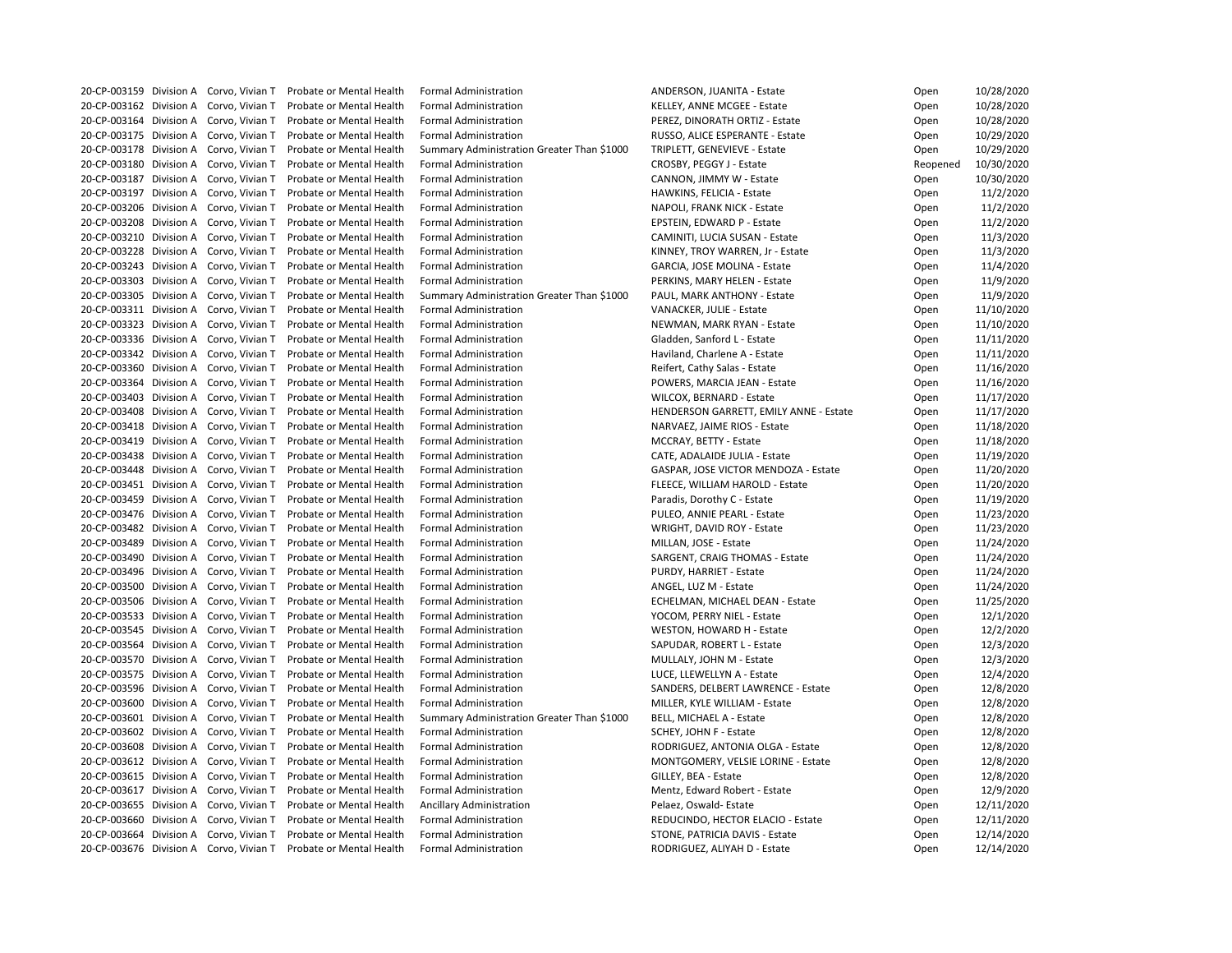| | | | | | | | |
|---|---|---|---|---|---|---|---|
| 20-CP-003159 | Division A | Corvo, Vivian T | Probate or Mental Health | Formal Administration | ANDERSON, JUANITA - Estate | Open | 10/28/2020 |
| 20-CP-003162 | Division A | Corvo, Vivian T | Probate or Mental Health | Formal Administration | KELLEY, ANNE MCGEE - Estate | Open | 10/28/2020 |
| 20-CP-003164 | Division A | Corvo, Vivian T | Probate or Mental Health | Formal Administration | PEREZ, DINORATH ORTIZ - Estate | Open | 10/28/2020 |
| 20-CP-003175 | Division A | Corvo, Vivian T | Probate or Mental Health | Formal Administration | RUSSO, ALICE ESPERANTE - Estate | Open | 10/29/2020 |
| 20-CP-003178 | Division A | Corvo, Vivian T | Probate or Mental Health | Summary Administration Greater Than $1000 | TRIPLETT, GENEVIEVE - Estate | Open | 10/29/2020 |
| 20-CP-003180 | Division A | Corvo, Vivian T | Probate or Mental Health | Formal Administration | CROSBY, PEGGY J - Estate | Reopened | 10/30/2020 |
| 20-CP-003187 | Division A | Corvo, Vivian T | Probate or Mental Health | Formal Administration | CANNON, JIMMY W - Estate | Open | 10/30/2020 |
| 20-CP-003197 | Division A | Corvo, Vivian T | Probate or Mental Health | Formal Administration | HAWKINS, FELICIA - Estate | Open | 11/2/2020 |
| 20-CP-003206 | Division A | Corvo, Vivian T | Probate or Mental Health | Formal Administration | NAPOLI, FRANK NICK - Estate | Open | 11/2/2020 |
| 20-CP-003208 | Division A | Corvo, Vivian T | Probate or Mental Health | Formal Administration | EPSTEIN, EDWARD P - Estate | Open | 11/2/2020 |
| 20-CP-003210 | Division A | Corvo, Vivian T | Probate or Mental Health | Formal Administration | CAMINITI, LUCIA SUSAN - Estate | Open | 11/3/2020 |
| 20-CP-003228 | Division A | Corvo, Vivian T | Probate or Mental Health | Formal Administration | KINNEY, TROY WARREN, Jr - Estate | Open | 11/3/2020 |
| 20-CP-003243 | Division A | Corvo, Vivian T | Probate or Mental Health | Formal Administration | GARCIA, JOSE MOLINA - Estate | Open | 11/4/2020 |
| 20-CP-003303 | Division A | Corvo, Vivian T | Probate or Mental Health | Formal Administration | PERKINS, MARY HELEN - Estate | Open | 11/9/2020 |
| 20-CP-003305 | Division A | Corvo, Vivian T | Probate or Mental Health | Summary Administration Greater Than $1000 | PAUL, MARK ANTHONY - Estate | Open | 11/9/2020 |
| 20-CP-003311 | Division A | Corvo, Vivian T | Probate or Mental Health | Formal Administration | VANACKER, JULIE - Estate | Open | 11/10/2020 |
| 20-CP-003323 | Division A | Corvo, Vivian T | Probate or Mental Health | Formal Administration | NEWMAN, MARK RYAN - Estate | Open | 11/10/2020 |
| 20-CP-003336 | Division A | Corvo, Vivian T | Probate or Mental Health | Formal Administration | Gladden, Sanford L - Estate | Open | 11/11/2020 |
| 20-CP-003342 | Division A | Corvo, Vivian T | Probate or Mental Health | Formal Administration | Haviland, Charlene A - Estate | Open | 11/11/2020 |
| 20-CP-003360 | Division A | Corvo, Vivian T | Probate or Mental Health | Formal Administration | Reifert, Cathy Salas - Estate | Open | 11/16/2020 |
| 20-CP-003364 | Division A | Corvo, Vivian T | Probate or Mental Health | Formal Administration | POWERS, MARCIA JEAN - Estate | Open | 11/16/2020 |
| 20-CP-003403 | Division A | Corvo, Vivian T | Probate or Mental Health | Formal Administration | WILCOX, BERNARD - Estate | Open | 11/17/2020 |
| 20-CP-003408 | Division A | Corvo, Vivian T | Probate or Mental Health | Formal Administration | HENDERSON GARRETT, EMILY ANNE - Estate | Open | 11/17/2020 |
| 20-CP-003418 | Division A | Corvo, Vivian T | Probate or Mental Health | Formal Administration | NARVAEZ, JAIME RIOS - Estate | Open | 11/18/2020 |
| 20-CP-003419 | Division A | Corvo, Vivian T | Probate or Mental Health | Formal Administration | MCCRAY, BETTY - Estate | Open | 11/18/2020 |
| 20-CP-003438 | Division A | Corvo, Vivian T | Probate or Mental Health | Formal Administration | CATE, ADALAIDE JULIA - Estate | Open | 11/19/2020 |
| 20-CP-003448 | Division A | Corvo, Vivian T | Probate or Mental Health | Formal Administration | GASPAR, JOSE VICTOR MENDOZA - Estate | Open | 11/20/2020 |
| 20-CP-003451 | Division A | Corvo, Vivian T | Probate or Mental Health | Formal Administration | FLEECE, WILLIAM HAROLD - Estate | Open | 11/20/2020 |
| 20-CP-003459 | Division A | Corvo, Vivian T | Probate or Mental Health | Formal Administration | Paradis, Dorothy C - Estate | Open | 11/19/2020 |
| 20-CP-003476 | Division A | Corvo, Vivian T | Probate or Mental Health | Formal Administration | PULEO, ANNIE PEARL - Estate | Open | 11/23/2020 |
| 20-CP-003482 | Division A | Corvo, Vivian T | Probate or Mental Health | Formal Administration | WRIGHT, DAVID ROY - Estate | Open | 11/23/2020 |
| 20-CP-003489 | Division A | Corvo, Vivian T | Probate or Mental Health | Formal Administration | MILLAN, JOSE - Estate | Open | 11/24/2020 |
| 20-CP-003490 | Division A | Corvo, Vivian T | Probate or Mental Health | Formal Administration | SARGENT, CRAIG THOMAS - Estate | Open | 11/24/2020 |
| 20-CP-003496 | Division A | Corvo, Vivian T | Probate or Mental Health | Formal Administration | PURDY, HARRIET - Estate | Open | 11/24/2020 |
| 20-CP-003500 | Division A | Corvo, Vivian T | Probate or Mental Health | Formal Administration | ANGEL, LUZ M - Estate | Open | 11/24/2020 |
| 20-CP-003506 | Division A | Corvo, Vivian T | Probate or Mental Health | Formal Administration | ECHELMAN, MICHAEL DEAN - Estate | Open | 11/25/2020 |
| 20-CP-003533 | Division A | Corvo, Vivian T | Probate or Mental Health | Formal Administration | YOCOM, PERRY NIEL - Estate | Open | 12/1/2020 |
| 20-CP-003545 | Division A | Corvo, Vivian T | Probate or Mental Health | Formal Administration | WESTON, HOWARD H - Estate | Open | 12/2/2020 |
| 20-CP-003564 | Division A | Corvo, Vivian T | Probate or Mental Health | Formal Administration | SAPUDAR, ROBERT L - Estate | Open | 12/3/2020 |
| 20-CP-003570 | Division A | Corvo, Vivian T | Probate or Mental Health | Formal Administration | MULLALY, JOHN M - Estate | Open | 12/3/2020 |
| 20-CP-003575 | Division A | Corvo, Vivian T | Probate or Mental Health | Formal Administration | LUCE, LLEWELLYN A - Estate | Open | 12/4/2020 |
| 20-CP-003596 | Division A | Corvo, Vivian T | Probate or Mental Health | Formal Administration | SANDERS, DELBERT LAWRENCE - Estate | Open | 12/8/2020 |
| 20-CP-003600 | Division A | Corvo, Vivian T | Probate or Mental Health | Formal Administration | MILLER, KYLE WILLIAM - Estate | Open | 12/8/2020 |
| 20-CP-003601 | Division A | Corvo, Vivian T | Probate or Mental Health | Summary Administration Greater Than $1000 | BELL, MICHAEL A - Estate | Open | 12/8/2020 |
| 20-CP-003602 | Division A | Corvo, Vivian T | Probate or Mental Health | Formal Administration | SCHEY, JOHN F - Estate | Open | 12/8/2020 |
| 20-CP-003608 | Division A | Corvo, Vivian T | Probate or Mental Health | Formal Administration | RODRIGUEZ, ANTONIA OLGA - Estate | Open | 12/8/2020 |
| 20-CP-003612 | Division A | Corvo, Vivian T | Probate or Mental Health | Formal Administration | MONTGOMERY, VELSIE LORINE - Estate | Open | 12/8/2020 |
| 20-CP-003615 | Division A | Corvo, Vivian T | Probate or Mental Health | Formal Administration | GILLEY, BEA - Estate | Open | 12/8/2020 |
| 20-CP-003617 | Division A | Corvo, Vivian T | Probate or Mental Health | Formal Administration | Mentz, Edward Robert - Estate | Open | 12/9/2020 |
| 20-CP-003655 | Division A | Corvo, Vivian T | Probate or Mental Health | Ancillary Administration | Pelaez, Oswald- Estate | Open | 12/11/2020 |
| 20-CP-003660 | Division A | Corvo, Vivian T | Probate or Mental Health | Formal Administration | REDUCINDO, HECTOR ELACIO - Estate | Open | 12/11/2020 |
| 20-CP-003664 | Division A | Corvo, Vivian T | Probate or Mental Health | Formal Administration | STONE, PATRICIA DAVIS - Estate | Open | 12/14/2020 |
| 20-CP-003676 | Division A | Corvo, Vivian T | Probate or Mental Health | Formal Administration | RODRIGUEZ, ALIYAH D - Estate | Open | 12/14/2020 |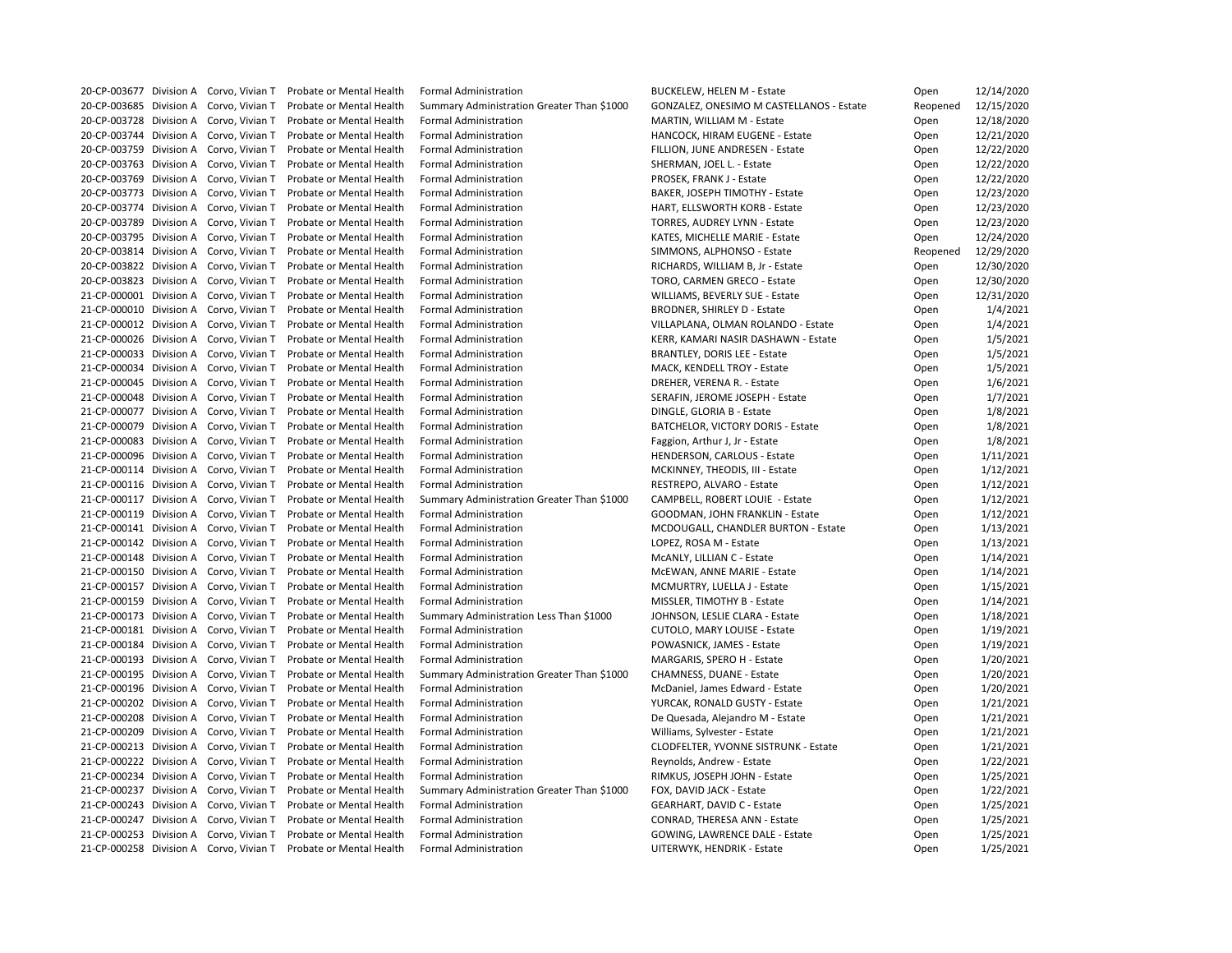| | | | | | | | |
|---|---|---|---|---|---|---|---|
| 20-CP-003677 | Division A | Corvo, Vivian T | Probate or Mental Health | Formal Administration | BUCKELEW, HELEN M - Estate | Open | 12/14/2020 |
| 20-CP-003685 | Division A | Corvo, Vivian T | Probate or Mental Health | Summary Administration Greater Than $1000 | GONZALEZ, ONESIMO M CASTELLANOS - Estate | Reopened | 12/15/2020 |
| 20-CP-003728 | Division A | Corvo, Vivian T | Probate or Mental Health | Formal Administration | MARTIN, WILLIAM M - Estate | Open | 12/18/2020 |
| 20-CP-003744 | Division A | Corvo, Vivian T | Probate or Mental Health | Formal Administration | HANCOCK, HIRAM EUGENE - Estate | Open | 12/21/2020 |
| 20-CP-003759 | Division A | Corvo, Vivian T | Probate or Mental Health | Formal Administration | FILLION, JUNE ANDRESEN - Estate | Open | 12/22/2020 |
| 20-CP-003763 | Division A | Corvo, Vivian T | Probate or Mental Health | Formal Administration | SHERMAN, JOEL L. - Estate | Open | 12/22/2020 |
| 20-CP-003769 | Division A | Corvo, Vivian T | Probate or Mental Health | Formal Administration | PROSEK, FRANK J - Estate | Open | 12/22/2020 |
| 20-CP-003773 | Division A | Corvo, Vivian T | Probate or Mental Health | Formal Administration | BAKER, JOSEPH TIMOTHY - Estate | Open | 12/23/2020 |
| 20-CP-003774 | Division A | Corvo, Vivian T | Probate or Mental Health | Formal Administration | HART, ELLSWORTH KORB - Estate | Open | 12/23/2020 |
| 20-CP-003789 | Division A | Corvo, Vivian T | Probate or Mental Health | Formal Administration | TORRES, AUDREY LYNN - Estate | Open | 12/23/2020 |
| 20-CP-003795 | Division A | Corvo, Vivian T | Probate or Mental Health | Formal Administration | KATES, MICHELLE MARIE - Estate | Open | 12/24/2020 |
| 20-CP-003814 | Division A | Corvo, Vivian T | Probate or Mental Health | Formal Administration | SIMMONS, ALPHONSO - Estate | Reopened | 12/29/2020 |
| 20-CP-003822 | Division A | Corvo, Vivian T | Probate or Mental Health | Formal Administration | RICHARDS, WILLIAM B, Jr - Estate | Open | 12/30/2020 |
| 20-CP-003823 | Division A | Corvo, Vivian T | Probate or Mental Health | Formal Administration | TORO, CARMEN GRECO - Estate | Open | 12/30/2020 |
| 21-CP-000001 | Division A | Corvo, Vivian T | Probate or Mental Health | Formal Administration | WILLIAMS, BEVERLY SUE - Estate | Open | 12/31/2020 |
| 21-CP-000010 | Division A | Corvo, Vivian T | Probate or Mental Health | Formal Administration | BRODNER, SHIRLEY D - Estate | Open | 1/4/2021 |
| 21-CP-000012 | Division A | Corvo, Vivian T | Probate or Mental Health | Formal Administration | VILLAPLANA, OLMAN ROLANDO - Estate | Open | 1/4/2021 |
| 21-CP-000026 | Division A | Corvo, Vivian T | Probate or Mental Health | Formal Administration | KERR, KAMARI NASIR DASHAWN - Estate | Open | 1/5/2021 |
| 21-CP-000033 | Division A | Corvo, Vivian T | Probate or Mental Health | Formal Administration | BRANTLEY, DORIS LEE - Estate | Open | 1/5/2021 |
| 21-CP-000034 | Division A | Corvo, Vivian T | Probate or Mental Health | Formal Administration | MACK, KENDELL TROY - Estate | Open | 1/5/2021 |
| 21-CP-000045 | Division A | Corvo, Vivian T | Probate or Mental Health | Formal Administration | DREHER, VERENA R. - Estate | Open | 1/6/2021 |
| 21-CP-000048 | Division A | Corvo, Vivian T | Probate or Mental Health | Formal Administration | SERAFIN, JEROME JOSEPH - Estate | Open | 1/7/2021 |
| 21-CP-000077 | Division A | Corvo, Vivian T | Probate or Mental Health | Formal Administration | DINGLE, GLORIA B - Estate | Open | 1/8/2021 |
| 21-CP-000079 | Division A | Corvo, Vivian T | Probate or Mental Health | Formal Administration | BATCHELOR, VICTORY DORIS - Estate | Open | 1/8/2021 |
| 21-CP-000083 | Division A | Corvo, Vivian T | Probate or Mental Health | Formal Administration | Faggion, Arthur J, Jr - Estate | Open | 1/8/2021 |
| 21-CP-000096 | Division A | Corvo, Vivian T | Probate or Mental Health | Formal Administration | HENDERSON, CARLOUS - Estate | Open | 1/11/2021 |
| 21-CP-000114 | Division A | Corvo, Vivian T | Probate or Mental Health | Formal Administration | MCKINNEY, THEODIS, III - Estate | Open | 1/12/2021 |
| 21-CP-000116 | Division A | Corvo, Vivian T | Probate or Mental Health | Formal Administration | RESTREPO, ALVARO - Estate | Open | 1/12/2021 |
| 21-CP-000117 | Division A | Corvo, Vivian T | Probate or Mental Health | Summary Administration Greater Than $1000 | CAMPBELL, ROBERT LOUIE - Estate | Open | 1/12/2021 |
| 21-CP-000119 | Division A | Corvo, Vivian T | Probate or Mental Health | Formal Administration | GOODMAN, JOHN FRANKLIN - Estate | Open | 1/12/2021 |
| 21-CP-000141 | Division A | Corvo, Vivian T | Probate or Mental Health | Formal Administration | MCDOUGALL, CHANDLER BURTON - Estate | Open | 1/13/2021 |
| 21-CP-000142 | Division A | Corvo, Vivian T | Probate or Mental Health | Formal Administration | LOPEZ, ROSA M - Estate | Open | 1/13/2021 |
| 21-CP-000148 | Division A | Corvo, Vivian T | Probate or Mental Health | Formal Administration | McANLY, LILLIAN C - Estate | Open | 1/14/2021 |
| 21-CP-000150 | Division A | Corvo, Vivian T | Probate or Mental Health | Formal Administration | McEWAN, ANNE MARIE - Estate | Open | 1/14/2021 |
| 21-CP-000157 | Division A | Corvo, Vivian T | Probate or Mental Health | Formal Administration | MCMURTRY, LUELLA J - Estate | Open | 1/15/2021 |
| 21-CP-000159 | Division A | Corvo, Vivian T | Probate or Mental Health | Formal Administration | MISSLER, TIMOTHY B - Estate | Open | 1/14/2021 |
| 21-CP-000173 | Division A | Corvo, Vivian T | Probate or Mental Health | Summary Administration Less Than $1000 | JOHNSON, LESLIE CLARA - Estate | Open | 1/18/2021 |
| 21-CP-000181 | Division A | Corvo, Vivian T | Probate or Mental Health | Formal Administration | CUTOLO, MARY LOUISE - Estate | Open | 1/19/2021 |
| 21-CP-000184 | Division A | Corvo, Vivian T | Probate or Mental Health | Formal Administration | POWASNICK, JAMES - Estate | Open | 1/19/2021 |
| 21-CP-000193 | Division A | Corvo, Vivian T | Probate or Mental Health | Formal Administration | MARGARIS, SPERO H - Estate | Open | 1/20/2021 |
| 21-CP-000195 | Division A | Corvo, Vivian T | Probate or Mental Health | Summary Administration Greater Than $1000 | CHAMNESS, DUANE - Estate | Open | 1/20/2021 |
| 21-CP-000196 | Division A | Corvo, Vivian T | Probate or Mental Health | Formal Administration | McDaniel, James Edward - Estate | Open | 1/20/2021 |
| 21-CP-000202 | Division A | Corvo, Vivian T | Probate or Mental Health | Formal Administration | YURCAK, RONALD GUSTY - Estate | Open | 1/21/2021 |
| 21-CP-000208 | Division A | Corvo, Vivian T | Probate or Mental Health | Formal Administration | De Quesada, Alejandro M - Estate | Open | 1/21/2021 |
| 21-CP-000209 | Division A | Corvo, Vivian T | Probate or Mental Health | Formal Administration | Williams, Sylvester - Estate | Open | 1/21/2021 |
| 21-CP-000213 | Division A | Corvo, Vivian T | Probate or Mental Health | Formal Administration | CLODFELTER, YVONNE SISTRUNK - Estate | Open | 1/21/2021 |
| 21-CP-000222 | Division A | Corvo, Vivian T | Probate or Mental Health | Formal Administration | Reynolds, Andrew - Estate | Open | 1/22/2021 |
| 21-CP-000234 | Division A | Corvo, Vivian T | Probate or Mental Health | Formal Administration | RIMKUS, JOSEPH JOHN - Estate | Open | 1/25/2021 |
| 21-CP-000237 | Division A | Corvo, Vivian T | Probate or Mental Health | Summary Administration Greater Than $1000 | FOX, DAVID JACK - Estate | Open | 1/22/2021 |
| 21-CP-000243 | Division A | Corvo, Vivian T | Probate or Mental Health | Formal Administration | GEARHART, DAVID C - Estate | Open | 1/25/2021 |
| 21-CP-000247 | Division A | Corvo, Vivian T | Probate or Mental Health | Formal Administration | CONRAD, THERESA ANN - Estate | Open | 1/25/2021 |
| 21-CP-000253 | Division A | Corvo, Vivian T | Probate or Mental Health | Formal Administration | GOWING, LAWRENCE DALE - Estate | Open | 1/25/2021 |
| 21-CP-000258 | Division A | Corvo, Vivian T | Probate or Mental Health | Formal Administration | UITERWYK, HENDRIK - Estate | Open | 1/25/2021 |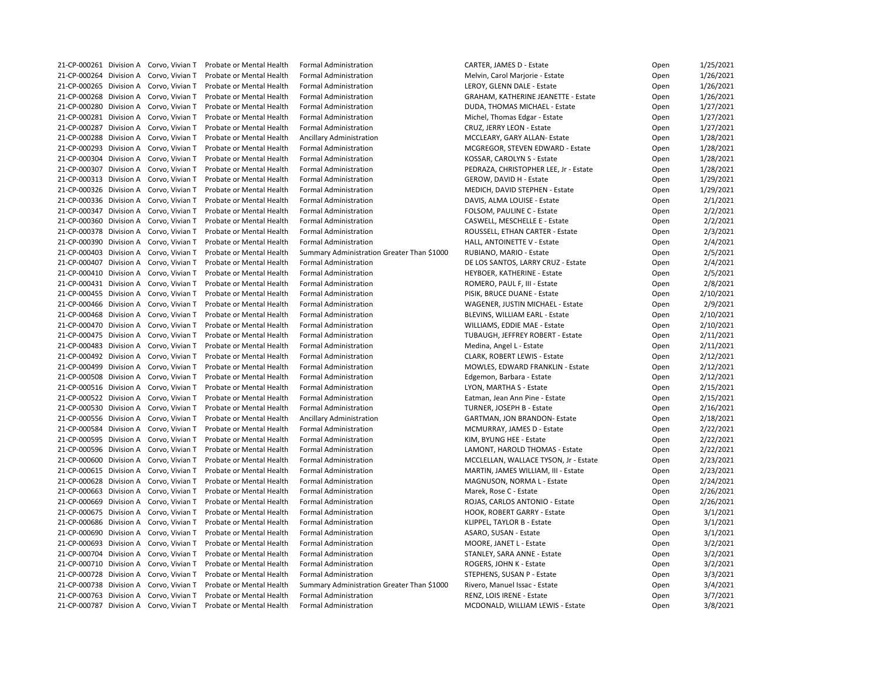| | | | | | | | |
|---|---|---|---|---|---|---|---|
| 21-CP-000261 | Division A | Corvo, Vivian T | Probate or Mental Health | Formal Administration | CARTER, JAMES D - Estate | Open | 1/25/2021 |
| 21-CP-000264 | Division A | Corvo, Vivian T | Probate or Mental Health | Formal Administration | Melvin, Carol Marjorie - Estate | Open | 1/26/2021 |
| 21-CP-000265 | Division A | Corvo, Vivian T | Probate or Mental Health | Formal Administration | LEROY, GLENN DALE - Estate | Open | 1/26/2021 |
| 21-CP-000268 | Division A | Corvo, Vivian T | Probate or Mental Health | Formal Administration | GRAHAM, KATHERINE JEANETTE - Estate | Open | 1/26/2021 |
| 21-CP-000280 | Division A | Corvo, Vivian T | Probate or Mental Health | Formal Administration | DUDA, THOMAS MICHAEL - Estate | Open | 1/27/2021 |
| 21-CP-000281 | Division A | Corvo, Vivian T | Probate or Mental Health | Formal Administration | Michel, Thomas Edgar - Estate | Open | 1/27/2021 |
| 21-CP-000287 | Division A | Corvo, Vivian T | Probate or Mental Health | Formal Administration | CRUZ, JERRY LEON - Estate | Open | 1/27/2021 |
| 21-CP-000288 | Division A | Corvo, Vivian T | Probate or Mental Health | Ancillary Administration | MCCLEARY, GARY ALLAN- Estate | Open | 1/28/2021 |
| 21-CP-000293 | Division A | Corvo, Vivian T | Probate or Mental Health | Formal Administration | MCGREGOR, STEVEN EDWARD - Estate | Open | 1/28/2021 |
| 21-CP-000304 | Division A | Corvo, Vivian T | Probate or Mental Health | Formal Administration | KOSSAR, CAROLYN S - Estate | Open | 1/28/2021 |
| 21-CP-000307 | Division A | Corvo, Vivian T | Probate or Mental Health | Formal Administration | PEDRAZA, CHRISTOPHER LEE, Jr - Estate | Open | 1/28/2021 |
| 21-CP-000313 | Division A | Corvo, Vivian T | Probate or Mental Health | Formal Administration | GEROW, DAVID H - Estate | Open | 1/29/2021 |
| 21-CP-000326 | Division A | Corvo, Vivian T | Probate or Mental Health | Formal Administration | MEDICH, DAVID STEPHEN - Estate | Open | 1/29/2021 |
| 21-CP-000336 | Division A | Corvo, Vivian T | Probate or Mental Health | Formal Administration | DAVIS, ALMA LOUISE - Estate | Open | 2/1/2021 |
| 21-CP-000347 | Division A | Corvo, Vivian T | Probate or Mental Health | Formal Administration | FOLSOM, PAULINE C - Estate | Open | 2/2/2021 |
| 21-CP-000360 | Division A | Corvo, Vivian T | Probate or Mental Health | Formal Administration | CASWELL, MESCHELLE E - Estate | Open | 2/2/2021 |
| 21-CP-000378 | Division A | Corvo, Vivian T | Probate or Mental Health | Formal Administration | ROUSSELL, ETHAN CARTER - Estate | Open | 2/3/2021 |
| 21-CP-000390 | Division A | Corvo, Vivian T | Probate or Mental Health | Formal Administration | HALL, ANTOINETTE V - Estate | Open | 2/4/2021 |
| 21-CP-000403 | Division A | Corvo, Vivian T | Probate or Mental Health | Summary Administration Greater Than $1000 | RUBIANO, MARIO - Estate | Open | 2/5/2021 |
| 21-CP-000407 | Division A | Corvo, Vivian T | Probate or Mental Health | Formal Administration | DE LOS SANTOS, LARRY CRUZ - Estate | Open | 2/4/2021 |
| 21-CP-000410 | Division A | Corvo, Vivian T | Probate or Mental Health | Formal Administration | HEYBOER, KATHERINE - Estate | Open | 2/5/2021 |
| 21-CP-000431 | Division A | Corvo, Vivian T | Probate or Mental Health | Formal Administration | ROMERO, PAUL F, III - Estate | Open | 2/8/2021 |
| 21-CP-000455 | Division A | Corvo, Vivian T | Probate or Mental Health | Formal Administration | PISIK, BRUCE DUANE - Estate | Open | 2/10/2021 |
| 21-CP-000466 | Division A | Corvo, Vivian T | Probate or Mental Health | Formal Administration | WAGENER, JUSTIN MICHAEL - Estate | Open | 2/9/2021 |
| 21-CP-000468 | Division A | Corvo, Vivian T | Probate or Mental Health | Formal Administration | BLEVINS, WILLIAM EARL - Estate | Open | 2/10/2021 |
| 21-CP-000470 | Division A | Corvo, Vivian T | Probate or Mental Health | Formal Administration | WILLIAMS, EDDIE MAE - Estate | Open | 2/10/2021 |
| 21-CP-000475 | Division A | Corvo, Vivian T | Probate or Mental Health | Formal Administration | TUBAUGH, JEFFREY ROBERT - Estate | Open | 2/11/2021 |
| 21-CP-000483 | Division A | Corvo, Vivian T | Probate or Mental Health | Formal Administration | Medina, Angel L - Estate | Open | 2/11/2021 |
| 21-CP-000492 | Division A | Corvo, Vivian T | Probate or Mental Health | Formal Administration | CLARK, ROBERT LEWIS - Estate | Open | 2/12/2021 |
| 21-CP-000499 | Division A | Corvo, Vivian T | Probate or Mental Health | Formal Administration | MOWLES, EDWARD FRANKLIN - Estate | Open | 2/12/2021 |
| 21-CP-000508 | Division A | Corvo, Vivian T | Probate or Mental Health | Formal Administration | Edgemon, Barbara - Estate | Open | 2/12/2021 |
| 21-CP-000516 | Division A | Corvo, Vivian T | Probate or Mental Health | Formal Administration | LYON, MARTHA S - Estate | Open | 2/15/2021 |
| 21-CP-000522 | Division A | Corvo, Vivian T | Probate or Mental Health | Formal Administration | Eatman, Jean Ann Pine - Estate | Open | 2/15/2021 |
| 21-CP-000530 | Division A | Corvo, Vivian T | Probate or Mental Health | Formal Administration | TURNER, JOSEPH B - Estate | Open | 2/16/2021 |
| 21-CP-000556 | Division A | Corvo, Vivian T | Probate or Mental Health | Ancillary Administration | GARTMAN, JON BRANDON- Estate | Open | 2/18/2021 |
| 21-CP-000584 | Division A | Corvo, Vivian T | Probate or Mental Health | Formal Administration | MCMURRAY, JAMES D - Estate | Open | 2/22/2021 |
| 21-CP-000595 | Division A | Corvo, Vivian T | Probate or Mental Health | Formal Administration | KIM, BYUNG HEE - Estate | Open | 2/22/2021 |
| 21-CP-000596 | Division A | Corvo, Vivian T | Probate or Mental Health | Formal Administration | LAMONT, HAROLD THOMAS - Estate | Open | 2/22/2021 |
| 21-CP-000600 | Division A | Corvo, Vivian T | Probate or Mental Health | Formal Administration | MCCLELLAN, WALLACE TYSON, Jr - Estate | Open | 2/23/2021 |
| 21-CP-000615 | Division A | Corvo, Vivian T | Probate or Mental Health | Formal Administration | MARTIN, JAMES WILLIAM, III - Estate | Open | 2/23/2021 |
| 21-CP-000628 | Division A | Corvo, Vivian T | Probate or Mental Health | Formal Administration | MAGNUSON, NORMA L - Estate | Open | 2/24/2021 |
| 21-CP-000663 | Division A | Corvo, Vivian T | Probate or Mental Health | Formal Administration | Marek, Rose C - Estate | Open | 2/26/2021 |
| 21-CP-000669 | Division A | Corvo, Vivian T | Probate or Mental Health | Formal Administration | ROJAS, CARLOS ANTONIO - Estate | Open | 2/26/2021 |
| 21-CP-000675 | Division A | Corvo, Vivian T | Probate or Mental Health | Formal Administration | HOOK, ROBERT GARRY - Estate | Open | 3/1/2021 |
| 21-CP-000686 | Division A | Corvo, Vivian T | Probate or Mental Health | Formal Administration | KLIPPEL, TAYLOR B - Estate | Open | 3/1/2021 |
| 21-CP-000690 | Division A | Corvo, Vivian T | Probate or Mental Health | Formal Administration | ASARO, SUSAN - Estate | Open | 3/1/2021 |
| 21-CP-000693 | Division A | Corvo, Vivian T | Probate or Mental Health | Formal Administration | MOORE, JANET L - Estate | Open | 3/2/2021 |
| 21-CP-000704 | Division A | Corvo, Vivian T | Probate or Mental Health | Formal Administration | STANLEY, SARA ANNE - Estate | Open | 3/2/2021 |
| 21-CP-000710 | Division A | Corvo, Vivian T | Probate or Mental Health | Formal Administration | ROGERS, JOHN K - Estate | Open | 3/2/2021 |
| 21-CP-000728 | Division A | Corvo, Vivian T | Probate or Mental Health | Formal Administration | STEPHENS, SUSAN P - Estate | Open | 3/3/2021 |
| 21-CP-000738 | Division A | Corvo, Vivian T | Probate or Mental Health | Summary Administration Greater Than $1000 | Rivero, Manuel Issac - Estate | Open | 3/4/2021 |
| 21-CP-000763 | Division A | Corvo, Vivian T | Probate or Mental Health | Formal Administration | RENZ, LOIS IRENE - Estate | Open | 3/7/2021 |
| 21-CP-000787 | Division A | Corvo, Vivian T | Probate or Mental Health | Formal Administration | MCDONALD, WILLIAM LEWIS - Estate | Open | 3/8/2021 |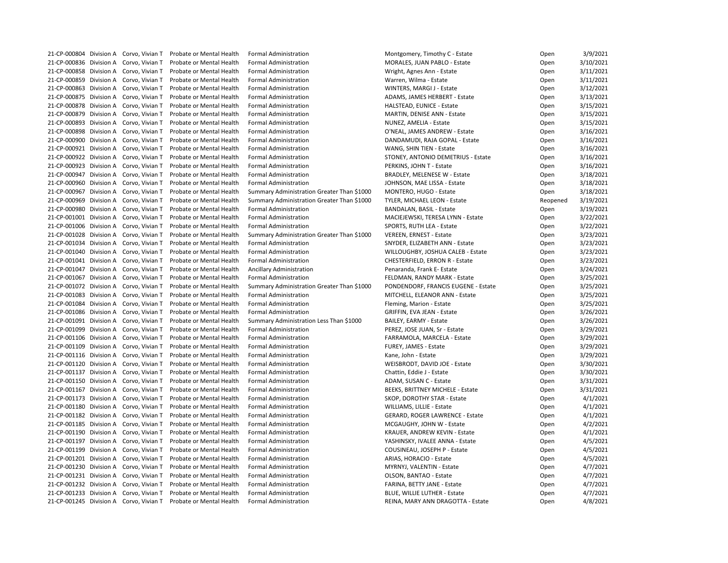| | | | | | | | |
|---|---|---|---|---|---|---|---|
| 21-CP-000804 | Division A | Corvo, Vivian T | Probate or Mental Health | Formal Administration | Montgomery, Timothy C - Estate | Open | 3/9/2021 |
| 21-CP-000836 | Division A | Corvo, Vivian T | Probate or Mental Health | Formal Administration | MORALES, JUAN PABLO - Estate | Open | 3/10/2021 |
| 21-CP-000858 | Division A | Corvo, Vivian T | Probate or Mental Health | Formal Administration | Wright, Agnes Ann - Estate | Open | 3/11/2021 |
| 21-CP-000859 | Division A | Corvo, Vivian T | Probate or Mental Health | Formal Administration | Warren, Wilma - Estate | Open | 3/11/2021 |
| 21-CP-000863 | Division A | Corvo, Vivian T | Probate or Mental Health | Formal Administration | WINTERS, MARGI J - Estate | Open | 3/12/2021 |
| 21-CP-000875 | Division A | Corvo, Vivian T | Probate or Mental Health | Formal Administration | ADAMS, JAMES HERBERT - Estate | Open | 3/13/2021 |
| 21-CP-000878 | Division A | Corvo, Vivian T | Probate or Mental Health | Formal Administration | HALSTEAD, EUNICE - Estate | Open | 3/15/2021 |
| 21-CP-000879 | Division A | Corvo, Vivian T | Probate or Mental Health | Formal Administration | MARTIN, DENISE ANN - Estate | Open | 3/15/2021 |
| 21-CP-000893 | Division A | Corvo, Vivian T | Probate or Mental Health | Formal Administration | NUNEZ, AMELIA - Estate | Open | 3/15/2021 |
| 21-CP-000898 | Division A | Corvo, Vivian T | Probate or Mental Health | Formal Administration | O'NEAL, JAMES ANDREW - Estate | Open | 3/16/2021 |
| 21-CP-000900 | Division A | Corvo, Vivian T | Probate or Mental Health | Formal Administration | DANDAMUDI, RAJA GOPAL - Estate | Open | 3/16/2021 |
| 21-CP-000921 | Division A | Corvo, Vivian T | Probate or Mental Health | Formal Administration | WANG, SHIN TIEN - Estate | Open | 3/16/2021 |
| 21-CP-000922 | Division A | Corvo, Vivian T | Probate or Mental Health | Formal Administration | STONEY, ANTONIO DEMETRIUS - Estate | Open | 3/16/2021 |
| 21-CP-000923 | Division A | Corvo, Vivian T | Probate or Mental Health | Formal Administration | PERKINS, JOHN T - Estate | Open | 3/16/2021 |
| 21-CP-000947 | Division A | Corvo, Vivian T | Probate or Mental Health | Formal Administration | BRADLEY, MELENESE W - Estate | Open | 3/18/2021 |
| 21-CP-000960 | Division A | Corvo, Vivian T | Probate or Mental Health | Formal Administration | JOHNSON, MAE LISSA - Estate | Open | 3/18/2021 |
| 21-CP-000967 | Division A | Corvo, Vivian T | Probate or Mental Health | Summary Administration Greater Than $1000 | MONTERO, HUGO - Estate | Open | 3/18/2021 |
| 21-CP-000969 | Division A | Corvo, Vivian T | Probate or Mental Health | Summary Administration Greater Than $1000 | TYLER, MICHAEL LEON - Estate | Reopened | 3/19/2021 |
| 21-CP-000980 | Division A | Corvo, Vivian T | Probate or Mental Health | Formal Administration | BANDALAN, BASIL - Estate | Open | 3/19/2021 |
| 21-CP-001001 | Division A | Corvo, Vivian T | Probate or Mental Health | Formal Administration | MACIEJEWSKI, TERESA LYNN - Estate | Open | 3/22/2021 |
| 21-CP-001006 | Division A | Corvo, Vivian T | Probate or Mental Health | Formal Administration | SPORTS, RUTH LEA - Estate | Open | 3/22/2021 |
| 21-CP-001028 | Division A | Corvo, Vivian T | Probate or Mental Health | Summary Administration Greater Than $1000 | VEREEN, ERNEST - Estate | Open | 3/23/2021 |
| 21-CP-001034 | Division A | Corvo, Vivian T | Probate or Mental Health | Formal Administration | SNYDER, ELIZABETH ANN - Estate | Open | 3/23/2021 |
| 21-CP-001040 | Division A | Corvo, Vivian T | Probate or Mental Health | Formal Administration | WILLOUGHBY, JOSHUA CALEB - Estate | Open | 3/23/2021 |
| 21-CP-001041 | Division A | Corvo, Vivian T | Probate or Mental Health | Formal Administration | CHESTERFIELD, ERRON R - Estate | Open | 3/23/2021 |
| 21-CP-001047 | Division A | Corvo, Vivian T | Probate or Mental Health | Ancillary Administration | Penaranda, Frank E- Estate | Open | 3/24/2021 |
| 21-CP-001067 | Division A | Corvo, Vivian T | Probate or Mental Health | Formal Administration | FELDMAN, RANDY MARK - Estate | Open | 3/25/2021 |
| 21-CP-001072 | Division A | Corvo, Vivian T | Probate or Mental Health | Summary Administration Greater Than $1000 | PONDENDORF, FRANCIS EUGENE - Estate | Open | 3/25/2021 |
| 21-CP-001083 | Division A | Corvo, Vivian T | Probate or Mental Health | Formal Administration | MITCHELL, ELEANOR ANN - Estate | Open | 3/25/2021 |
| 21-CP-001084 | Division A | Corvo, Vivian T | Probate or Mental Health | Formal Administration | Fleming, Marion - Estate | Open | 3/25/2021 |
| 21-CP-001086 | Division A | Corvo, Vivian T | Probate or Mental Health | Formal Administration | GRIFFIN, EVA JEAN - Estate | Open | 3/26/2021 |
| 21-CP-001091 | Division A | Corvo, Vivian T | Probate or Mental Health | Summary Administration Less Than $1000 | BAILEY, EARMY - Estate | Open | 3/26/2021 |
| 21-CP-001099 | Division A | Corvo, Vivian T | Probate or Mental Health | Formal Administration | PEREZ, JOSE JUAN, Sr - Estate | Open | 3/29/2021 |
| 21-CP-001106 | Division A | Corvo, Vivian T | Probate or Mental Health | Formal Administration | FARRAMOLA, MARCELA - Estate | Open | 3/29/2021 |
| 21-CP-001109 | Division A | Corvo, Vivian T | Probate or Mental Health | Formal Administration | FUREY, JAMES - Estate | Open | 3/29/2021 |
| 21-CP-001116 | Division A | Corvo, Vivian T | Probate or Mental Health | Formal Administration | Kane, John - Estate | Open | 3/29/2021 |
| 21-CP-001120 | Division A | Corvo, Vivian T | Probate or Mental Health | Formal Administration | WEISBRODT, DAVID JOE - Estate | Open | 3/30/2021 |
| 21-CP-001137 | Division A | Corvo, Vivian T | Probate or Mental Health | Formal Administration | Chattin, Eddie J - Estate | Open | 3/30/2021 |
| 21-CP-001150 | Division A | Corvo, Vivian T | Probate or Mental Health | Formal Administration | ADAM, SUSAN C - Estate | Open | 3/31/2021 |
| 21-CP-001167 | Division A | Corvo, Vivian T | Probate or Mental Health | Formal Administration | BEEKS, BRITTNEY MICHELE - Estate | Open | 3/31/2021 |
| 21-CP-001173 | Division A | Corvo, Vivian T | Probate or Mental Health | Formal Administration | SKOP, DOROTHY STAR - Estate | Open | 4/1/2021 |
| 21-CP-001180 | Division A | Corvo, Vivian T | Probate or Mental Health | Formal Administration | WILLIAMS, LILLIE - Estate | Open | 4/1/2021 |
| 21-CP-001182 | Division A | Corvo, Vivian T | Probate or Mental Health | Formal Administration | GERARD, ROGER LAWRENCE - Estate | Open | 4/1/2021 |
| 21-CP-001185 | Division A | Corvo, Vivian T | Probate or Mental Health | Formal Administration | MCGAUGHY, JOHN W - Estate | Open | 4/2/2021 |
| 21-CP-001190 | Division A | Corvo, Vivian T | Probate or Mental Health | Formal Administration | KRAUER, ANDREW KEVIN - Estate | Open | 4/1/2021 |
| 21-CP-001197 | Division A | Corvo, Vivian T | Probate or Mental Health | Formal Administration | YASHINSKY, IVALEE ANNA - Estate | Open | 4/5/2021 |
| 21-CP-001199 | Division A | Corvo, Vivian T | Probate or Mental Health | Formal Administration | COUSINEAU, JOSEPH P - Estate | Open | 4/5/2021 |
| 21-CP-001201 | Division A | Corvo, Vivian T | Probate or Mental Health | Formal Administration | ARIAS, HORACIO - Estate | Open | 4/5/2021 |
| 21-CP-001230 | Division A | Corvo, Vivian T | Probate or Mental Health | Formal Administration | MYRNYJ, VALENTIN - Estate | Open | 4/7/2021 |
| 21-CP-001231 | Division A | Corvo, Vivian T | Probate or Mental Health | Formal Administration | OLSON, BANTAO - Estate | Open | 4/7/2021 |
| 21-CP-001232 | Division A | Corvo, Vivian T | Probate or Mental Health | Formal Administration | FARINA, BETTY JANE - Estate | Open | 4/7/2021 |
| 21-CP-001233 | Division A | Corvo, Vivian T | Probate or Mental Health | Formal Administration | BLUE, WILLIE LUTHER - Estate | Open | 4/7/2021 |
| 21-CP-001245 | Division A | Corvo, Vivian T | Probate or Mental Health | Formal Administration | REINA, MARY ANN DRAGOTTA - Estate | Open | 4/8/2021 |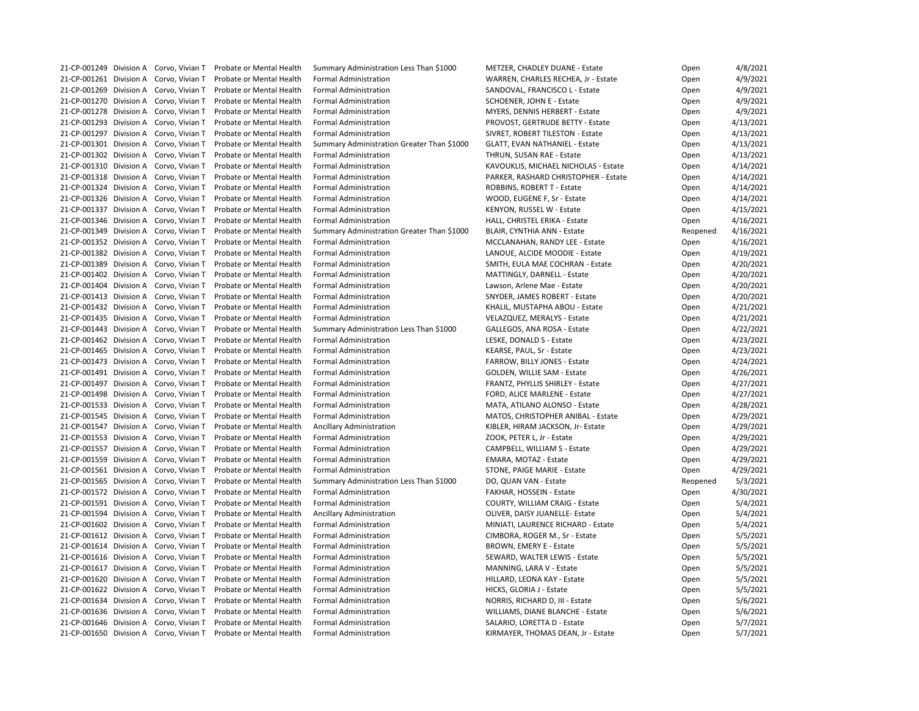| | | | | | | | |
|---|---|---|---|---|---|---|---|
| 21-CP-001249 | Division A | Corvo, Vivian T | Probate or Mental Health | Summary Administration Less Than $1000 | METZER, CHADLEY DUANE - Estate | Open | 4/8/2021 |
| 21-CP-001261 | Division A | Corvo, Vivian T | Probate or Mental Health | Formal Administration | WARREN, CHARLES RECHEA, Jr - Estate | Open | 4/9/2021 |
| 21-CP-001269 | Division A | Corvo, Vivian T | Probate or Mental Health | Formal Administration | SANDOVAL, FRANCISCO L - Estate | Open | 4/9/2021 |
| 21-CP-001270 | Division A | Corvo, Vivian T | Probate or Mental Health | Formal Administration | SCHOENER, JOHN E - Estate | Open | 4/9/2021 |
| 21-CP-001278 | Division A | Corvo, Vivian T | Probate or Mental Health | Formal Administration | MYERS, DENNIS HERBERT - Estate | Open | 4/9/2021 |
| 21-CP-001293 | Division A | Corvo, Vivian T | Probate or Mental Health | Formal Administration | PROVOST, GERTRUDE BETTY - Estate | Open | 4/13/2021 |
| 21-CP-001297 | Division A | Corvo, Vivian T | Probate or Mental Health | Formal Administration | SIVRET, ROBERT TILESTON - Estate | Open | 4/13/2021 |
| 21-CP-001301 | Division A | Corvo, Vivian T | Probate or Mental Health | Summary Administration Greater Than $1000 | GLATT, EVAN NATHANIEL - Estate | Open | 4/13/2021 |
| 21-CP-001302 | Division A | Corvo, Vivian T | Probate or Mental Health | Formal Administration | THRUN, SUSAN RAE - Estate | Open | 4/13/2021 |
| 21-CP-001310 | Division A | Corvo, Vivian T | Probate or Mental Health | Formal Administration | KAVOUKLIS, MICHAEL NICHOLAS - Estate | Open | 4/14/2021 |
| 21-CP-001318 | Division A | Corvo, Vivian T | Probate or Mental Health | Formal Administration | PARKER, RASHARD CHRISTOPHER - Estate | Open | 4/14/2021 |
| 21-CP-001324 | Division A | Corvo, Vivian T | Probate or Mental Health | Formal Administration | ROBBINS, ROBERT T - Estate | Open | 4/14/2021 |
| 21-CP-001326 | Division A | Corvo, Vivian T | Probate or Mental Health | Formal Administration | WOOD, EUGENE F, Sr - Estate | Open | 4/14/2021 |
| 21-CP-001337 | Division A | Corvo, Vivian T | Probate or Mental Health | Formal Administration | KENYON, RUSSEL W - Estate | Open | 4/15/2021 |
| 21-CP-001346 | Division A | Corvo, Vivian T | Probate or Mental Health | Formal Administration | HALL, CHRISTEL ERIKA - Estate | Open | 4/16/2021 |
| 21-CP-001349 | Division A | Corvo, Vivian T | Probate or Mental Health | Summary Administration Greater Than $1000 | BLAIR, CYNTHIA ANN - Estate | Reopened | 4/16/2021 |
| 21-CP-001352 | Division A | Corvo, Vivian T | Probate or Mental Health | Formal Administration | MCCLANAHAN, RANDY LEE - Estate | Open | 4/16/2021 |
| 21-CP-001382 | Division A | Corvo, Vivian T | Probate or Mental Health | Formal Administration | LANOUE, ALCIDE MOODIE - Estate | Open | 4/19/2021 |
| 21-CP-001389 | Division A | Corvo, Vivian T | Probate or Mental Health | Formal Administration | SMITH, EULA MAE COCHRAN - Estate | Open | 4/20/2021 |
| 21-CP-001402 | Division A | Corvo, Vivian T | Probate or Mental Health | Formal Administration | MATTINGLY, DARNELL - Estate | Open | 4/20/2021 |
| 21-CP-001404 | Division A | Corvo, Vivian T | Probate or Mental Health | Formal Administration | Lawson, Arlene Mae - Estate | Open | 4/20/2021 |
| 21-CP-001413 | Division A | Corvo, Vivian T | Probate or Mental Health | Formal Administration | SNYDER, JAMES ROBERT - Estate | Open | 4/20/2021 |
| 21-CP-001432 | Division A | Corvo, Vivian T | Probate or Mental Health | Formal Administration | KHALIL, MUSTAPHA ABOU - Estate | Open | 4/21/2021 |
| 21-CP-001435 | Division A | Corvo, Vivian T | Probate or Mental Health | Formal Administration | VELAZQUEZ, MERALYS - Estate | Open | 4/21/2021 |
| 21-CP-001443 | Division A | Corvo, Vivian T | Probate or Mental Health | Summary Administration Less Than $1000 | GALLEGOS, ANA ROSA - Estate | Open | 4/22/2021 |
| 21-CP-001462 | Division A | Corvo, Vivian T | Probate or Mental Health | Formal Administration | LESKE, DONALD S - Estate | Open | 4/23/2021 |
| 21-CP-001465 | Division A | Corvo, Vivian T | Probate or Mental Health | Formal Administration | KEARSE, PAUL, Sr - Estate | Open | 4/23/2021 |
| 21-CP-001473 | Division A | Corvo, Vivian T | Probate or Mental Health | Formal Administration | FARROW, BILLY JONES - Estate | Open | 4/24/2021 |
| 21-CP-001491 | Division A | Corvo, Vivian T | Probate or Mental Health | Formal Administration | GOLDEN, WILLIE SAM - Estate | Open | 4/26/2021 |
| 21-CP-001497 | Division A | Corvo, Vivian T | Probate or Mental Health | Formal Administration | FRANTZ, PHYLLIS SHIRLEY - Estate | Open | 4/27/2021 |
| 21-CP-001498 | Division A | Corvo, Vivian T | Probate or Mental Health | Formal Administration | FORD, ALICE MARLENE - Estate | Open | 4/27/2021 |
| 21-CP-001533 | Division A | Corvo, Vivian T | Probate or Mental Health | Formal Administration | MATA, ATILANO ALONSO - Estate | Open | 4/28/2021 |
| 21-CP-001545 | Division A | Corvo, Vivian T | Probate or Mental Health | Formal Administration | MATOS, CHRISTOPHER ANIBAL - Estate | Open | 4/29/2021 |
| 21-CP-001547 | Division A | Corvo, Vivian T | Probate or Mental Health | Ancillary Administration | KIBLER, HIRAM JACKSON, Jr- Estate | Open | 4/29/2021 |
| 21-CP-001553 | Division A | Corvo, Vivian T | Probate or Mental Health | Formal Administration | ZOOK, PETER L, Jr - Estate | Open | 4/29/2021 |
| 21-CP-001557 | Division A | Corvo, Vivian T | Probate or Mental Health | Formal Administration | CAMPBELL, WILLIAM S - Estate | Open | 4/29/2021 |
| 21-CP-001559 | Division A | Corvo, Vivian T | Probate or Mental Health | Formal Administration | EMARA, MOTAZ - Estate | Open | 4/29/2021 |
| 21-CP-001561 | Division A | Corvo, Vivian T | Probate or Mental Health | Formal Administration | STONE, PAIGE MARIE - Estate | Open | 4/29/2021 |
| 21-CP-001565 | Division A | Corvo, Vivian T | Probate or Mental Health | Summary Administration Less Than $1000 | DO, QUAN VAN - Estate | Reopened | 5/3/2021 |
| 21-CP-001572 | Division A | Corvo, Vivian T | Probate or Mental Health | Formal Administration | FAKHAR, HOSSEIN - Estate | Open | 4/30/2021 |
| 21-CP-001591 | Division A | Corvo, Vivian T | Probate or Mental Health | Formal Administration | COURTY, WILLIAM CRAIG - Estate | Open | 5/4/2021 |
| 21-CP-001594 | Division A | Corvo, Vivian T | Probate or Mental Health | Ancillary Administration | OLIVER, DAISY JUANELLE- Estate | Open | 5/4/2021 |
| 21-CP-001602 | Division A | Corvo, Vivian T | Probate or Mental Health | Formal Administration | MINIATI, LAURENCE RICHARD - Estate | Open | 5/4/2021 |
| 21-CP-001612 | Division A | Corvo, Vivian T | Probate or Mental Health | Formal Administration | CIMBORA, ROGER M., Sr - Estate | Open | 5/5/2021 |
| 21-CP-001614 | Division A | Corvo, Vivian T | Probate or Mental Health | Formal Administration | BROWN, EMERY E - Estate | Open | 5/5/2021 |
| 21-CP-001616 | Division A | Corvo, Vivian T | Probate or Mental Health | Formal Administration | SEWARD, WALTER LEWIS - Estate | Open | 5/5/2021 |
| 21-CP-001617 | Division A | Corvo, Vivian T | Probate or Mental Health | Formal Administration | MANNING, LARA V - Estate | Open | 5/5/2021 |
| 21-CP-001620 | Division A | Corvo, Vivian T | Probate or Mental Health | Formal Administration | HILLARD, LEONA KAY - Estate | Open | 5/5/2021 |
| 21-CP-001622 | Division A | Corvo, Vivian T | Probate or Mental Health | Formal Administration | HICKS, GLORIA J - Estate | Open | 5/5/2021 |
| 21-CP-001634 | Division A | Corvo, Vivian T | Probate or Mental Health | Formal Administration | NORRIS, RICHARD D, III - Estate | Open | 5/6/2021 |
| 21-CP-001636 | Division A | Corvo, Vivian T | Probate or Mental Health | Formal Administration | WILLIAMS, DIANE BLANCHE - Estate | Open | 5/6/2021 |
| 21-CP-001646 | Division A | Corvo, Vivian T | Probate or Mental Health | Formal Administration | SALARIO, LORETTA D - Estate | Open | 5/7/2021 |
| 21-CP-001650 | Division A | Corvo, Vivian T | Probate or Mental Health | Formal Administration | KIRMAYER, THOMAS DEAN, Jr - Estate | Open | 5/7/2021 |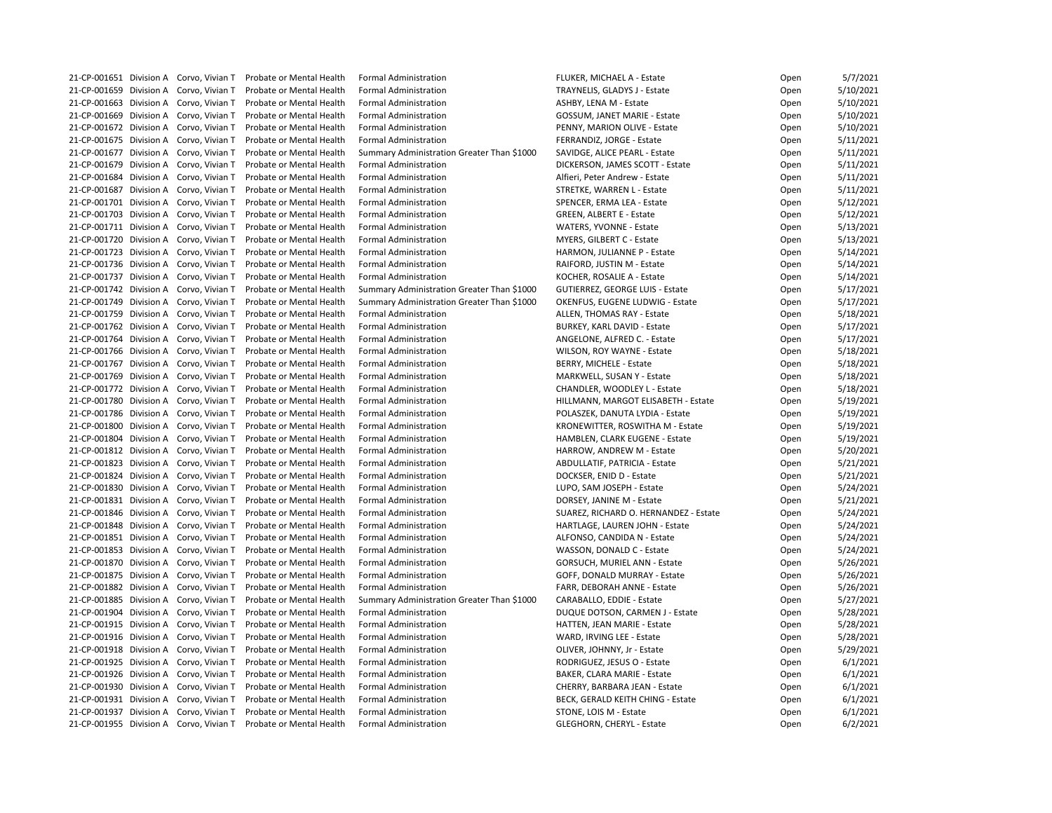| | | | | | | | |
|---|---|---|---|---|---|---|---|
| 21-CP-001651 | Division A | Corvo, Vivian T | Probate or Mental Health | Formal Administration | FLUKER, MICHAEL A - Estate | Open | 5/7/2021 |
| 21-CP-001659 | Division A | Corvo, Vivian T | Probate or Mental Health | Formal Administration | TRAYNELIS, GLADYS J - Estate | Open | 5/10/2021 |
| 21-CP-001663 | Division A | Corvo, Vivian T | Probate or Mental Health | Formal Administration | ASHBY, LENA M - Estate | Open | 5/10/2021 |
| 21-CP-001669 | Division A | Corvo, Vivian T | Probate or Mental Health | Formal Administration | GOSSUM, JANET MARIE - Estate | Open | 5/10/2021 |
| 21-CP-001672 | Division A | Corvo, Vivian T | Probate or Mental Health | Formal Administration | PENNY, MARION OLIVE - Estate | Open | 5/10/2021 |
| 21-CP-001675 | Division A | Corvo, Vivian T | Probate or Mental Health | Formal Administration | FERRANDIZ, JORGE - Estate | Open | 5/11/2021 |
| 21-CP-001677 | Division A | Corvo, Vivian T | Probate or Mental Health | Summary Administration Greater Than $1000 | SAVIDGE, ALICE PEARL - Estate | Open | 5/11/2021 |
| 21-CP-001679 | Division A | Corvo, Vivian T | Probate or Mental Health | Formal Administration | DICKERSON, JAMES SCOTT - Estate | Open | 5/11/2021 |
| 21-CP-001684 | Division A | Corvo, Vivian T | Probate or Mental Health | Formal Administration | Alfieri, Peter Andrew - Estate | Open | 5/11/2021 |
| 21-CP-001687 | Division A | Corvo, Vivian T | Probate or Mental Health | Formal Administration | STRETKE, WARREN L - Estate | Open | 5/11/2021 |
| 21-CP-001701 | Division A | Corvo, Vivian T | Probate or Mental Health | Formal Administration | SPENCER, ERMA LEA - Estate | Open | 5/12/2021 |
| 21-CP-001703 | Division A | Corvo, Vivian T | Probate or Mental Health | Formal Administration | GREEN, ALBERT E - Estate | Open | 5/12/2021 |
| 21-CP-001711 | Division A | Corvo, Vivian T | Probate or Mental Health | Formal Administration | WATERS, YVONNE - Estate | Open | 5/13/2021 |
| 21-CP-001720 | Division A | Corvo, Vivian T | Probate or Mental Health | Formal Administration | MYERS, GILBERT C - Estate | Open | 5/13/2021 |
| 21-CP-001723 | Division A | Corvo, Vivian T | Probate or Mental Health | Formal Administration | HARMON, JULIANNE P - Estate | Open | 5/14/2021 |
| 21-CP-001736 | Division A | Corvo, Vivian T | Probate or Mental Health | Formal Administration | RAIFORD, JUSTIN M - Estate | Open | 5/14/2021 |
| 21-CP-001737 | Division A | Corvo, Vivian T | Probate or Mental Health | Formal Administration | KOCHER, ROSALIE A - Estate | Open | 5/14/2021 |
| 21-CP-001742 | Division A | Corvo, Vivian T | Probate or Mental Health | Summary Administration Greater Than $1000 | GUTIERREZ, GEORGE LUIS - Estate | Open | 5/17/2021 |
| 21-CP-001749 | Division A | Corvo, Vivian T | Probate or Mental Health | Summary Administration Greater Than $1000 | OKENFUS, EUGENE LUDWIG - Estate | Open | 5/17/2021 |
| 21-CP-001759 | Division A | Corvo, Vivian T | Probate or Mental Health | Formal Administration | ALLEN, THOMAS RAY - Estate | Open | 5/18/2021 |
| 21-CP-001762 | Division A | Corvo, Vivian T | Probate or Mental Health | Formal Administration | BURKEY, KARL DAVID - Estate | Open | 5/17/2021 |
| 21-CP-001764 | Division A | Corvo, Vivian T | Probate or Mental Health | Formal Administration | ANGELONE, ALFRED C. - Estate | Open | 5/17/2021 |
| 21-CP-001766 | Division A | Corvo, Vivian T | Probate or Mental Health | Formal Administration | WILSON, ROY WAYNE - Estate | Open | 5/18/2021 |
| 21-CP-001767 | Division A | Corvo, Vivian T | Probate or Mental Health | Formal Administration | BERRY, MICHELE - Estate | Open | 5/18/2021 |
| 21-CP-001769 | Division A | Corvo, Vivian T | Probate or Mental Health | Formal Administration | MARKWELL, SUSAN Y - Estate | Open | 5/18/2021 |
| 21-CP-001772 | Division A | Corvo, Vivian T | Probate or Mental Health | Formal Administration | CHANDLER, WOODLEY L - Estate | Open | 5/18/2021 |
| 21-CP-001780 | Division A | Corvo, Vivian T | Probate or Mental Health | Formal Administration | HILLMANN, MARGOT ELISABETH - Estate | Open | 5/19/2021 |
| 21-CP-001786 | Division A | Corvo, Vivian T | Probate or Mental Health | Formal Administration | POLASZEK, DANUTA LYDIA - Estate | Open | 5/19/2021 |
| 21-CP-001800 | Division A | Corvo, Vivian T | Probate or Mental Health | Formal Administration | KRONEWITTER, ROSWITHA M - Estate | Open | 5/19/2021 |
| 21-CP-001804 | Division A | Corvo, Vivian T | Probate or Mental Health | Formal Administration | HAMBLEN, CLARK EUGENE - Estate | Open | 5/19/2021 |
| 21-CP-001812 | Division A | Corvo, Vivian T | Probate or Mental Health | Formal Administration | HARROW, ANDREW M - Estate | Open | 5/20/2021 |
| 21-CP-001823 | Division A | Corvo, Vivian T | Probate or Mental Health | Formal Administration | ABDULLATIF, PATRICIA - Estate | Open | 5/21/2021 |
| 21-CP-001824 | Division A | Corvo, Vivian T | Probate or Mental Health | Formal Administration | DOCKSER, ENID D - Estate | Open | 5/21/2021 |
| 21-CP-001830 | Division A | Corvo, Vivian T | Probate or Mental Health | Formal Administration | LUPO, SAM JOSEPH - Estate | Open | 5/24/2021 |
| 21-CP-001831 | Division A | Corvo, Vivian T | Probate or Mental Health | Formal Administration | DORSEY, JANINE M - Estate | Open | 5/21/2021 |
| 21-CP-001846 | Division A | Corvo, Vivian T | Probate or Mental Health | Formal Administration | SUAREZ, RICHARD O. HERNANDEZ - Estate | Open | 5/24/2021 |
| 21-CP-001848 | Division A | Corvo, Vivian T | Probate or Mental Health | Formal Administration | HARTLAGE, LAUREN JOHN - Estate | Open | 5/24/2021 |
| 21-CP-001851 | Division A | Corvo, Vivian T | Probate or Mental Health | Formal Administration | ALFONSO, CANDIDA N - Estate | Open | 5/24/2021 |
| 21-CP-001853 | Division A | Corvo, Vivian T | Probate or Mental Health | Formal Administration | WASSON, DONALD C - Estate | Open | 5/24/2021 |
| 21-CP-001870 | Division A | Corvo, Vivian T | Probate or Mental Health | Formal Administration | GORSUCH, MURIEL ANN - Estate | Open | 5/26/2021 |
| 21-CP-001875 | Division A | Corvo, Vivian T | Probate or Mental Health | Formal Administration | GOFF, DONALD MURRAY - Estate | Open | 5/26/2021 |
| 21-CP-001882 | Division A | Corvo, Vivian T | Probate or Mental Health | Formal Administration | FARR, DEBORAH ANNE - Estate | Open | 5/26/2021 |
| 21-CP-001885 | Division A | Corvo, Vivian T | Probate or Mental Health | Summary Administration Greater Than $1000 | CARABALLO, EDDIE - Estate | Open | 5/27/2021 |
| 21-CP-001904 | Division A | Corvo, Vivian T | Probate or Mental Health | Formal Administration | DUQUE DOTSON, CARMEN J - Estate | Open | 5/28/2021 |
| 21-CP-001915 | Division A | Corvo, Vivian T | Probate or Mental Health | Formal Administration | HATTEN, JEAN MARIE - Estate | Open | 5/28/2021 |
| 21-CP-001916 | Division A | Corvo, Vivian T | Probate or Mental Health | Formal Administration | WARD, IRVING LEE - Estate | Open | 5/28/2021 |
| 21-CP-001918 | Division A | Corvo, Vivian T | Probate or Mental Health | Formal Administration | OLIVER, JOHNNY, Jr - Estate | Open | 5/29/2021 |
| 21-CP-001925 | Division A | Corvo, Vivian T | Probate or Mental Health | Formal Administration | RODRIGUEZ, JESUS O - Estate | Open | 6/1/2021 |
| 21-CP-001926 | Division A | Corvo, Vivian T | Probate or Mental Health | Formal Administration | BAKER, CLARA MARIE - Estate | Open | 6/1/2021 |
| 21-CP-001930 | Division A | Corvo, Vivian T | Probate or Mental Health | Formal Administration | CHERRY, BARBARA JEAN - Estate | Open | 6/1/2021 |
| 21-CP-001931 | Division A | Corvo, Vivian T | Probate or Mental Health | Formal Administration | BECK, GERALD KEITH CHING - Estate | Open | 6/1/2021 |
| 21-CP-001937 | Division A | Corvo, Vivian T | Probate or Mental Health | Formal Administration | STONE, LOIS M - Estate | Open | 6/1/2021 |
| 21-CP-001955 | Division A | Corvo, Vivian T | Probate or Mental Health | Formal Administration | GLEGHORN, CHERYL - Estate | Open | 6/2/2021 |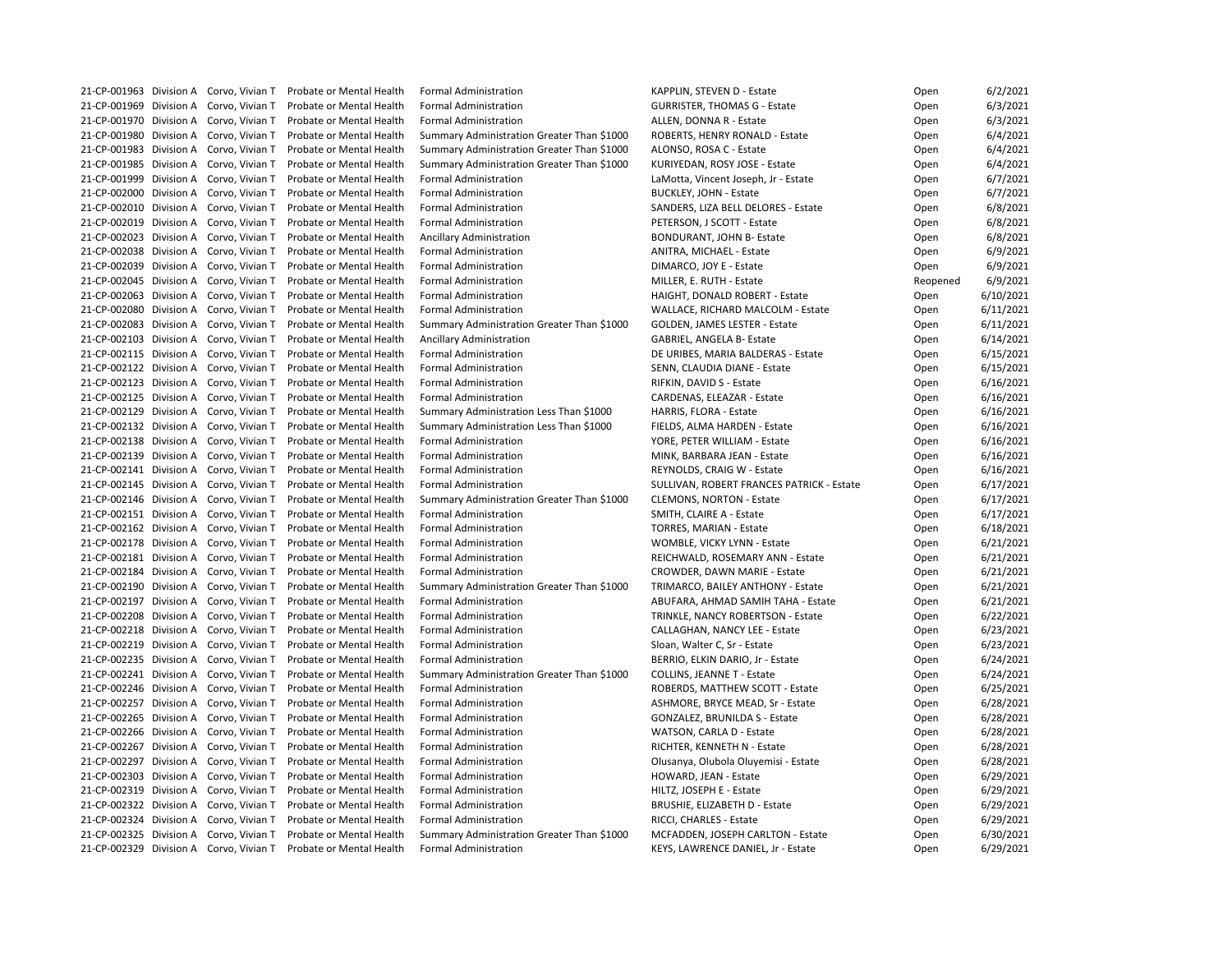| | | | | | | | |
|---|---|---|---|---|---|---|---|
| 21-CP-001963 | Division A | Corvo, Vivian T | Probate or Mental Health | Formal Administration | KAPPLIN, STEVEN D - Estate | Open | 6/2/2021 |
| 21-CP-001969 | Division A | Corvo, Vivian T | Probate or Mental Health | Formal Administration | GURRISTER, THOMAS G - Estate | Open | 6/3/2021 |
| 21-CP-001970 | Division A | Corvo, Vivian T | Probate or Mental Health | Formal Administration | ALLEN, DONNA R - Estate | Open | 6/3/2021 |
| 21-CP-001980 | Division A | Corvo, Vivian T | Probate or Mental Health | Summary Administration Greater Than $1000 | ROBERTS, HENRY RONALD - Estate | Open | 6/4/2021 |
| 21-CP-001983 | Division A | Corvo, Vivian T | Probate or Mental Health | Summary Administration Greater Than $1000 | ALONSO, ROSA C - Estate | Open | 6/4/2021 |
| 21-CP-001985 | Division A | Corvo, Vivian T | Probate or Mental Health | Summary Administration Greater Than $1000 | KURIYEDAN, ROSY JOSE - Estate | Open | 6/4/2021 |
| 21-CP-001999 | Division A | Corvo, Vivian T | Probate or Mental Health | Formal Administration | LaMotta, Vincent Joseph, Jr - Estate | Open | 6/7/2021 |
| 21-CP-002000 | Division A | Corvo, Vivian T | Probate or Mental Health | Formal Administration | BUCKLEY, JOHN - Estate | Open | 6/7/2021 |
| 21-CP-002010 | Division A | Corvo, Vivian T | Probate or Mental Health | Formal Administration | SANDERS, LIZA BELL DELORES - Estate | Open | 6/8/2021 |
| 21-CP-002019 | Division A | Corvo, Vivian T | Probate or Mental Health | Formal Administration | PETERSON, J SCOTT - Estate | Open | 6/8/2021 |
| 21-CP-002023 | Division A | Corvo, Vivian T | Probate or Mental Health | Ancillary Administration | BONDURANT, JOHN B- Estate | Open | 6/8/2021 |
| 21-CP-002038 | Division A | Corvo, Vivian T | Probate or Mental Health | Formal Administration | ANITRA, MICHAEL - Estate | Open | 6/9/2021 |
| 21-CP-002039 | Division A | Corvo, Vivian T | Probate or Mental Health | Formal Administration | DIMARCO, JOY E - Estate | Open | 6/9/2021 |
| 21-CP-002045 | Division A | Corvo, Vivian T | Probate or Mental Health | Formal Administration | MILLER, E. RUTH - Estate | Reopened | 6/9/2021 |
| 21-CP-002063 | Division A | Corvo, Vivian T | Probate or Mental Health | Formal Administration | HAIGHT, DONALD ROBERT - Estate | Open | 6/10/2021 |
| 21-CP-002080 | Division A | Corvo, Vivian T | Probate or Mental Health | Formal Administration | WALLACE, RICHARD MALCOLM - Estate | Open | 6/11/2021 |
| 21-CP-002083 | Division A | Corvo, Vivian T | Probate or Mental Health | Summary Administration Greater Than $1000 | GOLDEN, JAMES LESTER - Estate | Open | 6/11/2021 |
| 21-CP-002103 | Division A | Corvo, Vivian T | Probate or Mental Health | Ancillary Administration | GABRIEL, ANGELA B- Estate | Open | 6/14/2021 |
| 21-CP-002115 | Division A | Corvo, Vivian T | Probate or Mental Health | Formal Administration | DE URIBES, MARIA BALDERAS - Estate | Open | 6/15/2021 |
| 21-CP-002122 | Division A | Corvo, Vivian T | Probate or Mental Health | Formal Administration | SENN, CLAUDIA DIANE - Estate | Open | 6/15/2021 |
| 21-CP-002123 | Division A | Corvo, Vivian T | Probate or Mental Health | Formal Administration | RIFKIN, DAVID S - Estate | Open | 6/16/2021 |
| 21-CP-002125 | Division A | Corvo, Vivian T | Probate or Mental Health | Formal Administration | CARDENAS, ELEAZAR - Estate | Open | 6/16/2021 |
| 21-CP-002129 | Division A | Corvo, Vivian T | Probate or Mental Health | Summary Administration Less Than $1000 | HARRIS, FLORA - Estate | Open | 6/16/2021 |
| 21-CP-002132 | Division A | Corvo, Vivian T | Probate or Mental Health | Summary Administration Less Than $1000 | FIELDS, ALMA HARDEN - Estate | Open | 6/16/2021 |
| 21-CP-002138 | Division A | Corvo, Vivian T | Probate or Mental Health | Formal Administration | YORE, PETER WILLIAM - Estate | Open | 6/16/2021 |
| 21-CP-002139 | Division A | Corvo, Vivian T | Probate or Mental Health | Formal Administration | MINK, BARBARA JEAN - Estate | Open | 6/16/2021 |
| 21-CP-002141 | Division A | Corvo, Vivian T | Probate or Mental Health | Formal Administration | REYNOLDS, CRAIG W - Estate | Open | 6/16/2021 |
| 21-CP-002145 | Division A | Corvo, Vivian T | Probate or Mental Health | Formal Administration | SULLIVAN, ROBERT FRANCES PATRICK - Estate | Open | 6/17/2021 |
| 21-CP-002146 | Division A | Corvo, Vivian T | Probate or Mental Health | Summary Administration Greater Than $1000 | CLEMONS, NORTON - Estate | Open | 6/17/2021 |
| 21-CP-002151 | Division A | Corvo, Vivian T | Probate or Mental Health | Formal Administration | SMITH, CLAIRE A - Estate | Open | 6/17/2021 |
| 21-CP-002162 | Division A | Corvo, Vivian T | Probate or Mental Health | Formal Administration | TORRES, MARIAN - Estate | Open | 6/18/2021 |
| 21-CP-002178 | Division A | Corvo, Vivian T | Probate or Mental Health | Formal Administration | WOMBLE, VICKY LYNN - Estate | Open | 6/21/2021 |
| 21-CP-002181 | Division A | Corvo, Vivian T | Probate or Mental Health | Formal Administration | REICHWALD, ROSEMARY ANN - Estate | Open | 6/21/2021 |
| 21-CP-002184 | Division A | Corvo, Vivian T | Probate or Mental Health | Formal Administration | CROWDER, DAWN MARIE - Estate | Open | 6/21/2021 |
| 21-CP-002190 | Division A | Corvo, Vivian T | Probate or Mental Health | Summary Administration Greater Than $1000 | TRIMARCO, BAILEY ANTHONY - Estate | Open | 6/21/2021 |
| 21-CP-002197 | Division A | Corvo, Vivian T | Probate or Mental Health | Formal Administration | ABUFARA, AHMAD SAMIH TAHA - Estate | Open | 6/21/2021 |
| 21-CP-002208 | Division A | Corvo, Vivian T | Probate or Mental Health | Formal Administration | TRINKLE, NANCY ROBERTSON - Estate | Open | 6/22/2021 |
| 21-CP-002218 | Division A | Corvo, Vivian T | Probate or Mental Health | Formal Administration | CALLAGHAN, NANCY LEE - Estate | Open | 6/23/2021 |
| 21-CP-002219 | Division A | Corvo, Vivian T | Probate or Mental Health | Formal Administration | Sloan, Walter C, Sr - Estate | Open | 6/23/2021 |
| 21-CP-002235 | Division A | Corvo, Vivian T | Probate or Mental Health | Formal Administration | BERRIO, ELKIN DARIO, Jr - Estate | Open | 6/24/2021 |
| 21-CP-002241 | Division A | Corvo, Vivian T | Probate or Mental Health | Summary Administration Greater Than $1000 | COLLINS, JEANNE T - Estate | Open | 6/24/2021 |
| 21-CP-002246 | Division A | Corvo, Vivian T | Probate or Mental Health | Formal Administration | ROBERDS, MATTHEW SCOTT - Estate | Open | 6/25/2021 |
| 21-CP-002257 | Division A | Corvo, Vivian T | Probate or Mental Health | Formal Administration | ASHMORE, BRYCE MEAD, Sr - Estate | Open | 6/28/2021 |
| 21-CP-002265 | Division A | Corvo, Vivian T | Probate or Mental Health | Formal Administration | GONZALEZ, BRUNILDA S - Estate | Open | 6/28/2021 |
| 21-CP-002266 | Division A | Corvo, Vivian T | Probate or Mental Health | Formal Administration | WATSON, CARLA D - Estate | Open | 6/28/2021 |
| 21-CP-002267 | Division A | Corvo, Vivian T | Probate or Mental Health | Formal Administration | RICHTER, KENNETH N - Estate | Open | 6/28/2021 |
| 21-CP-002297 | Division A | Corvo, Vivian T | Probate or Mental Health | Formal Administration | Olusanya, Olubola Oluyemisi - Estate | Open | 6/28/2021 |
| 21-CP-002303 | Division A | Corvo, Vivian T | Probate or Mental Health | Formal Administration | HOWARD, JEAN - Estate | Open | 6/29/2021 |
| 21-CP-002319 | Division A | Corvo, Vivian T | Probate or Mental Health | Formal Administration | HILTZ, JOSEPH E - Estate | Open | 6/29/2021 |
| 21-CP-002322 | Division A | Corvo, Vivian T | Probate or Mental Health | Formal Administration | BRUSHIE, ELIZABETH D - Estate | Open | 6/29/2021 |
| 21-CP-002324 | Division A | Corvo, Vivian T | Probate or Mental Health | Formal Administration | RICCI, CHARLES - Estate | Open | 6/29/2021 |
| 21-CP-002325 | Division A | Corvo, Vivian T | Probate or Mental Health | Summary Administration Greater Than $1000 | MCFADDEN, JOSEPH CARLTON - Estate | Open | 6/30/2021 |
| 21-CP-002329 | Division A | Corvo, Vivian T | Probate or Mental Health | Formal Administration | KEYS, LAWRENCE DANIEL, Jr - Estate | Open | 6/29/2021 |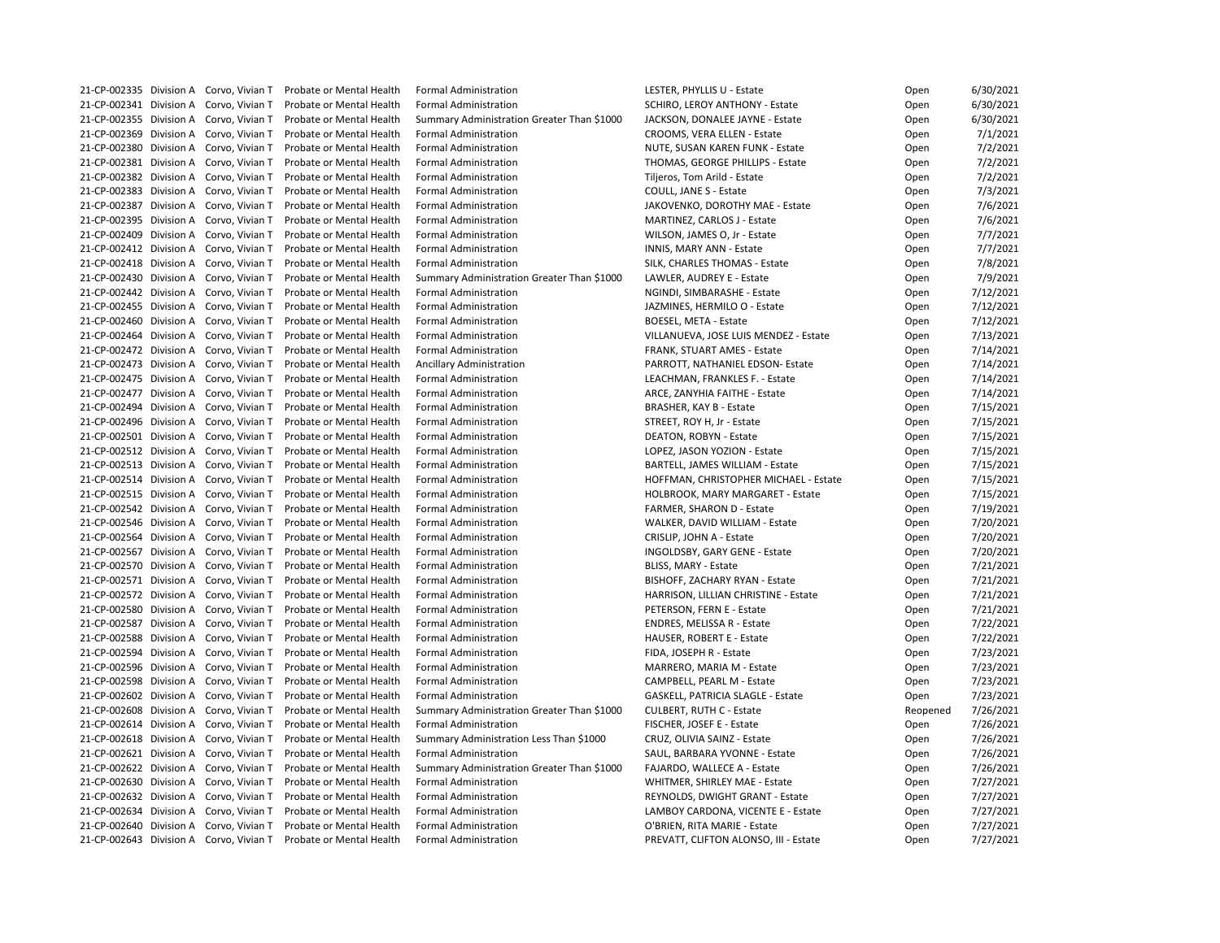| | | | | | | | |
|---|---|---|---|---|---|---|---|
| 21-CP-002335 | Division A | Corvo, Vivian T | Probate or Mental Health | Formal Administration | LESTER, PHYLLIS U - Estate | Open | 6/30/2021 |
| 21-CP-002341 | Division A | Corvo, Vivian T | Probate or Mental Health | Formal Administration | SCHIRO, LEROY ANTHONY - Estate | Open | 6/30/2021 |
| 21-CP-002355 | Division A | Corvo, Vivian T | Probate or Mental Health | Summary Administration Greater Than $1000 | JACKSON, DONALEE JAYNE - Estate | Open | 6/30/2021 |
| 21-CP-002369 | Division A | Corvo, Vivian T | Probate or Mental Health | Formal Administration | CROOMS, VERA ELLEN - Estate | Open | 7/1/2021 |
| 21-CP-002380 | Division A | Corvo, Vivian T | Probate or Mental Health | Formal Administration | NUTE, SUSAN KAREN FUNK - Estate | Open | 7/2/2021 |
| 21-CP-002381 | Division A | Corvo, Vivian T | Probate or Mental Health | Formal Administration | THOMAS, GEORGE PHILLIPS - Estate | Open | 7/2/2021 |
| 21-CP-002382 | Division A | Corvo, Vivian T | Probate or Mental Health | Formal Administration | Tiljeros, Tom Arild - Estate | Open | 7/2/2021 |
| 21-CP-002383 | Division A | Corvo, Vivian T | Probate or Mental Health | Formal Administration | COULL, JANE S - Estate | Open | 7/3/2021 |
| 21-CP-002387 | Division A | Corvo, Vivian T | Probate or Mental Health | Formal Administration | JAKOVENKO, DOROTHY MAE - Estate | Open | 7/6/2021 |
| 21-CP-002395 | Division A | Corvo, Vivian T | Probate or Mental Health | Formal Administration | MARTINEZ, CARLOS J - Estate | Open | 7/6/2021 |
| 21-CP-002409 | Division A | Corvo, Vivian T | Probate or Mental Health | Formal Administration | WILSON, JAMES O, Jr - Estate | Open | 7/7/2021 |
| 21-CP-002412 | Division A | Corvo, Vivian T | Probate or Mental Health | Formal Administration | INNIS, MARY ANN - Estate | Open | 7/7/2021 |
| 21-CP-002418 | Division A | Corvo, Vivian T | Probate or Mental Health | Formal Administration | SILK, CHARLES THOMAS - Estate | Open | 7/8/2021 |
| 21-CP-002430 | Division A | Corvo, Vivian T | Probate or Mental Health | Summary Administration Greater Than $1000 | LAWLER, AUDREY E - Estate | Open | 7/9/2021 |
| 21-CP-002442 | Division A | Corvo, Vivian T | Probate or Mental Health | Formal Administration | NGINDI, SIMBARASHE - Estate | Open | 7/12/2021 |
| 21-CP-002455 | Division A | Corvo, Vivian T | Probate or Mental Health | Formal Administration | JAZMINES, HERMILO O - Estate | Open | 7/12/2021 |
| 21-CP-002460 | Division A | Corvo, Vivian T | Probate or Mental Health | Formal Administration | BOESEL, META - Estate | Open | 7/12/2021 |
| 21-CP-002464 | Division A | Corvo, Vivian T | Probate or Mental Health | Formal Administration | VILLANUEVA, JOSE LUIS MENDEZ - Estate | Open | 7/13/2021 |
| 21-CP-002472 | Division A | Corvo, Vivian T | Probate or Mental Health | Formal Administration | FRANK, STUART AMES - Estate | Open | 7/14/2021 |
| 21-CP-002473 | Division A | Corvo, Vivian T | Probate or Mental Health | Ancillary Administration | PARROTT, NATHANIEL EDSON- Estate | Open | 7/14/2021 |
| 21-CP-002475 | Division A | Corvo, Vivian T | Probate or Mental Health | Formal Administration | LEACHMAN, FRANKLES F. - Estate | Open | 7/14/2021 |
| 21-CP-002477 | Division A | Corvo, Vivian T | Probate or Mental Health | Formal Administration | ARCE, ZANYHIA FAITHE - Estate | Open | 7/14/2021 |
| 21-CP-002494 | Division A | Corvo, Vivian T | Probate or Mental Health | Formal Administration | BRASHER, KAY B - Estate | Open | 7/15/2021 |
| 21-CP-002496 | Division A | Corvo, Vivian T | Probate or Mental Health | Formal Administration | STREET, ROY H, Jr - Estate | Open | 7/15/2021 |
| 21-CP-002501 | Division A | Corvo, Vivian T | Probate or Mental Health | Formal Administration | DEATON, ROBYN - Estate | Open | 7/15/2021 |
| 21-CP-002512 | Division A | Corvo, Vivian T | Probate or Mental Health | Formal Administration | LOPEZ, JASON YOZION - Estate | Open | 7/15/2021 |
| 21-CP-002513 | Division A | Corvo, Vivian T | Probate or Mental Health | Formal Administration | BARTELL, JAMES WILLIAM - Estate | Open | 7/15/2021 |
| 21-CP-002514 | Division A | Corvo, Vivian T | Probate or Mental Health | Formal Administration | HOFFMAN, CHRISTOPHER MICHAEL - Estate | Open | 7/15/2021 |
| 21-CP-002515 | Division A | Corvo, Vivian T | Probate or Mental Health | Formal Administration | HOLBROOK, MARY MARGARET - Estate | Open | 7/15/2021 |
| 21-CP-002542 | Division A | Corvo, Vivian T | Probate or Mental Health | Formal Administration | FARMER, SHARON D - Estate | Open | 7/19/2021 |
| 21-CP-002546 | Division A | Corvo, Vivian T | Probate or Mental Health | Formal Administration | WALKER, DAVID WILLIAM - Estate | Open | 7/20/2021 |
| 21-CP-002564 | Division A | Corvo, Vivian T | Probate or Mental Health | Formal Administration | CRISLIP, JOHN A - Estate | Open | 7/20/2021 |
| 21-CP-002567 | Division A | Corvo, Vivian T | Probate or Mental Health | Formal Administration | INGOLDSBY, GARY GENE - Estate | Open | 7/20/2021 |
| 21-CP-002570 | Division A | Corvo, Vivian T | Probate or Mental Health | Formal Administration | BLISS, MARY - Estate | Open | 7/21/2021 |
| 21-CP-002571 | Division A | Corvo, Vivian T | Probate or Mental Health | Formal Administration | BISHOFF, ZACHARY RYAN - Estate | Open | 7/21/2021 |
| 21-CP-002572 | Division A | Corvo, Vivian T | Probate or Mental Health | Formal Administration | HARRISON, LILLIAN CHRISTINE - Estate | Open | 7/21/2021 |
| 21-CP-002580 | Division A | Corvo, Vivian T | Probate or Mental Health | Formal Administration | PETERSON, FERN E - Estate | Open | 7/21/2021 |
| 21-CP-002587 | Division A | Corvo, Vivian T | Probate or Mental Health | Formal Administration | ENDRES, MELISSA R - Estate | Open | 7/22/2021 |
| 21-CP-002588 | Division A | Corvo, Vivian T | Probate or Mental Health | Formal Administration | HAUSER, ROBERT E - Estate | Open | 7/22/2021 |
| 21-CP-002594 | Division A | Corvo, Vivian T | Probate or Mental Health | Formal Administration | FIDA, JOSEPH R - Estate | Open | 7/23/2021 |
| 21-CP-002596 | Division A | Corvo, Vivian T | Probate or Mental Health | Formal Administration | MARRERO, MARIA M - Estate | Open | 7/23/2021 |
| 21-CP-002598 | Division A | Corvo, Vivian T | Probate or Mental Health | Formal Administration | CAMPBELL, PEARL M - Estate | Open | 7/23/2021 |
| 21-CP-002602 | Division A | Corvo, Vivian T | Probate or Mental Health | Formal Administration | GASKELL, PATRICIA SLAGLE - Estate | Open | 7/23/2021 |
| 21-CP-002608 | Division A | Corvo, Vivian T | Probate or Mental Health | Summary Administration Greater Than $1000 | CULBERT, RUTH C - Estate | Reopened | 7/26/2021 |
| 21-CP-002614 | Division A | Corvo, Vivian T | Probate or Mental Health | Formal Administration | FISCHER, JOSEF E - Estate | Open | 7/26/2021 |
| 21-CP-002618 | Division A | Corvo, Vivian T | Probate or Mental Health | Summary Administration Less Than $1000 | CRUZ, OLIVIA SAINZ - Estate | Open | 7/26/2021 |
| 21-CP-002621 | Division A | Corvo, Vivian T | Probate or Mental Health | Formal Administration | SAUL, BARBARA YVONNE - Estate | Open | 7/26/2021 |
| 21-CP-002622 | Division A | Corvo, Vivian T | Probate or Mental Health | Summary Administration Greater Than $1000 | FAJARDO, WALLECE A - Estate | Open | 7/26/2021 |
| 21-CP-002630 | Division A | Corvo, Vivian T | Probate or Mental Health | Formal Administration | WHITMER, SHIRLEY MAE - Estate | Open | 7/27/2021 |
| 21-CP-002632 | Division A | Corvo, Vivian T | Probate or Mental Health | Formal Administration | REYNOLDS, DWIGHT GRANT - Estate | Open | 7/27/2021 |
| 21-CP-002634 | Division A | Corvo, Vivian T | Probate or Mental Health | Formal Administration | LAMBOY CARDONA, VICENTE E - Estate | Open | 7/27/2021 |
| 21-CP-002640 | Division A | Corvo, Vivian T | Probate or Mental Health | Formal Administration | O'BRIEN, RITA MARIE - Estate | Open | 7/27/2021 |
| 21-CP-002643 | Division A | Corvo, Vivian T | Probate or Mental Health | Formal Administration | PREVATT, CLIFTON ALONSO, III - Estate | Open | 7/27/2021 |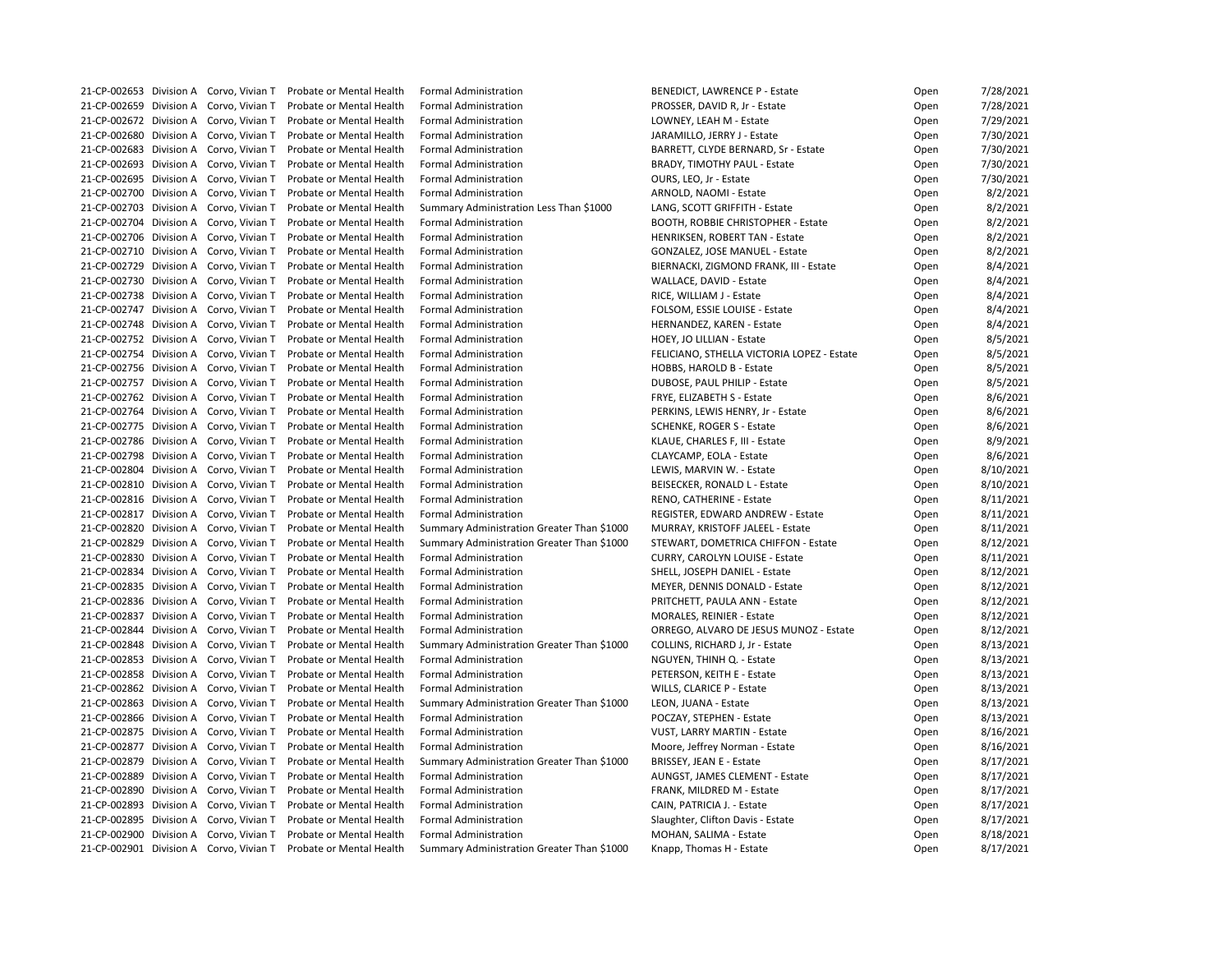| | | | | | | | |
|---|---|---|---|---|---|---|---|
| 21-CP-002653 | Division A | Corvo, Vivian T | Probate or Mental Health | Formal Administration | BENEDICT, LAWRENCE P - Estate | Open | 7/28/2021 |
| 21-CP-002659 | Division A | Corvo, Vivian T | Probate or Mental Health | Formal Administration | PROSSER, DAVID R, Jr - Estate | Open | 7/28/2021 |
| 21-CP-002672 | Division A | Corvo, Vivian T | Probate or Mental Health | Formal Administration | LOWNEY, LEAH M - Estate | Open | 7/29/2021 |
| 21-CP-002680 | Division A | Corvo, Vivian T | Probate or Mental Health | Formal Administration | JARAMILLO, JERRY J - Estate | Open | 7/30/2021 |
| 21-CP-002683 | Division A | Corvo, Vivian T | Probate or Mental Health | Formal Administration | BARRETT, CLYDE BERNARD, Sr - Estate | Open | 7/30/2021 |
| 21-CP-002693 | Division A | Corvo, Vivian T | Probate or Mental Health | Formal Administration | BRADY, TIMOTHY PAUL - Estate | Open | 7/30/2021 |
| 21-CP-002695 | Division A | Corvo, Vivian T | Probate or Mental Health | Formal Administration | OURS, LEO, Jr - Estate | Open | 7/30/2021 |
| 21-CP-002700 | Division A | Corvo, Vivian T | Probate or Mental Health | Formal Administration | ARNOLD, NAOMI - Estate | Open | 8/2/2021 |
| 21-CP-002703 | Division A | Corvo, Vivian T | Probate or Mental Health | Summary Administration Less Than $1000 | LANG, SCOTT GRIFFITH - Estate | Open | 8/2/2021 |
| 21-CP-002704 | Division A | Corvo, Vivian T | Probate or Mental Health | Formal Administration | BOOTH, ROBBIE CHRISTOPHER - Estate | Open | 8/2/2021 |
| 21-CP-002706 | Division A | Corvo, Vivian T | Probate or Mental Health | Formal Administration | HENRIKSEN, ROBERT TAN - Estate | Open | 8/2/2021 |
| 21-CP-002710 | Division A | Corvo, Vivian T | Probate or Mental Health | Formal Administration | GONZALEZ, JOSE MANUEL - Estate | Open | 8/2/2021 |
| 21-CP-002729 | Division A | Corvo, Vivian T | Probate or Mental Health | Formal Administration | BIERNACKI, ZIGMOND FRANK, III - Estate | Open | 8/4/2021 |
| 21-CP-002730 | Division A | Corvo, Vivian T | Probate or Mental Health | Formal Administration | WALLACE, DAVID - Estate | Open | 8/4/2021 |
| 21-CP-002738 | Division A | Corvo, Vivian T | Probate or Mental Health | Formal Administration | RICE, WILLIAM J - Estate | Open | 8/4/2021 |
| 21-CP-002747 | Division A | Corvo, Vivian T | Probate or Mental Health | Formal Administration | FOLSOM, ESSIE LOUISE - Estate | Open | 8/4/2021 |
| 21-CP-002748 | Division A | Corvo, Vivian T | Probate or Mental Health | Formal Administration | HERNANDEZ, KAREN - Estate | Open | 8/4/2021 |
| 21-CP-002752 | Division A | Corvo, Vivian T | Probate or Mental Health | Formal Administration | HOEY, JO LILLIAN - Estate | Open | 8/5/2021 |
| 21-CP-002754 | Division A | Corvo, Vivian T | Probate or Mental Health | Formal Administration | FELICIANO, STHELLA VICTORIA LOPEZ - Estate | Open | 8/5/2021 |
| 21-CP-002756 | Division A | Corvo, Vivian T | Probate or Mental Health | Formal Administration | HOBBS, HAROLD B - Estate | Open | 8/5/2021 |
| 21-CP-002757 | Division A | Corvo, Vivian T | Probate or Mental Health | Formal Administration | DUBOSE, PAUL PHILIP - Estate | Open | 8/5/2021 |
| 21-CP-002762 | Division A | Corvo, Vivian T | Probate or Mental Health | Formal Administration | FRYE, ELIZABETH S - Estate | Open | 8/6/2021 |
| 21-CP-002764 | Division A | Corvo, Vivian T | Probate or Mental Health | Formal Administration | PERKINS, LEWIS HENRY, Jr - Estate | Open | 8/6/2021 |
| 21-CP-002775 | Division A | Corvo, Vivian T | Probate or Mental Health | Formal Administration | SCHENKE, ROGER S - Estate | Open | 8/6/2021 |
| 21-CP-002786 | Division A | Corvo, Vivian T | Probate or Mental Health | Formal Administration | KLAUE, CHARLES F, III - Estate | Open | 8/9/2021 |
| 21-CP-002798 | Division A | Corvo, Vivian T | Probate or Mental Health | Formal Administration | CLAYCAMP, EOLA - Estate | Open | 8/6/2021 |
| 21-CP-002804 | Division A | Corvo, Vivian T | Probate or Mental Health | Formal Administration | LEWIS, MARVIN W. - Estate | Open | 8/10/2021 |
| 21-CP-002810 | Division A | Corvo, Vivian T | Probate or Mental Health | Formal Administration | BEISECKER, RONALD L - Estate | Open | 8/10/2021 |
| 21-CP-002816 | Division A | Corvo, Vivian T | Probate or Mental Health | Formal Administration | RENO, CATHERINE - Estate | Open | 8/11/2021 |
| 21-CP-002817 | Division A | Corvo, Vivian T | Probate or Mental Health | Formal Administration | REGISTER, EDWARD ANDREW - Estate | Open | 8/11/2021 |
| 21-CP-002820 | Division A | Corvo, Vivian T | Probate or Mental Health | Summary Administration Greater Than $1000 | MURRAY, KRISTOFF JALEEL - Estate | Open | 8/11/2021 |
| 21-CP-002829 | Division A | Corvo, Vivian T | Probate or Mental Health | Summary Administration Greater Than $1000 | STEWART, DOMETRICA CHIFFON - Estate | Open | 8/12/2021 |
| 21-CP-002830 | Division A | Corvo, Vivian T | Probate or Mental Health | Formal Administration | CURRY, CAROLYN LOUISE - Estate | Open | 8/11/2021 |
| 21-CP-002834 | Division A | Corvo, Vivian T | Probate or Mental Health | Formal Administration | SHELL, JOSEPH DANIEL - Estate | Open | 8/12/2021 |
| 21-CP-002835 | Division A | Corvo, Vivian T | Probate or Mental Health | Formal Administration | MEYER, DENNIS DONALD - Estate | Open | 8/12/2021 |
| 21-CP-002836 | Division A | Corvo, Vivian T | Probate or Mental Health | Formal Administration | PRITCHETT, PAULA ANN - Estate | Open | 8/12/2021 |
| 21-CP-002837 | Division A | Corvo, Vivian T | Probate or Mental Health | Formal Administration | MORALES, REINIER - Estate | Open | 8/12/2021 |
| 21-CP-002844 | Division A | Corvo, Vivian T | Probate or Mental Health | Formal Administration | ORREGO, ALVARO DE JESUS MUNOZ - Estate | Open | 8/12/2021 |
| 21-CP-002848 | Division A | Corvo, Vivian T | Probate or Mental Health | Summary Administration Greater Than $1000 | COLLINS, RICHARD J, Jr - Estate | Open | 8/13/2021 |
| 21-CP-002853 | Division A | Corvo, Vivian T | Probate or Mental Health | Formal Administration | NGUYEN, THINH Q. - Estate | Open | 8/13/2021 |
| 21-CP-002858 | Division A | Corvo, Vivian T | Probate or Mental Health | Formal Administration | PETERSON, KEITH E - Estate | Open | 8/13/2021 |
| 21-CP-002862 | Division A | Corvo, Vivian T | Probate or Mental Health | Formal Administration | WILLS, CLARICE P - Estate | Open | 8/13/2021 |
| 21-CP-002863 | Division A | Corvo, Vivian T | Probate or Mental Health | Summary Administration Greater Than $1000 | LEON, JUANA - Estate | Open | 8/13/2021 |
| 21-CP-002866 | Division A | Corvo, Vivian T | Probate or Mental Health | Formal Administration | POCZAY, STEPHEN - Estate | Open | 8/13/2021 |
| 21-CP-002875 | Division A | Corvo, Vivian T | Probate or Mental Health | Formal Administration | VUST, LARRY MARTIN - Estate | Open | 8/16/2021 |
| 21-CP-002877 | Division A | Corvo, Vivian T | Probate or Mental Health | Formal Administration | Moore, Jeffrey Norman - Estate | Open | 8/16/2021 |
| 21-CP-002879 | Division A | Corvo, Vivian T | Probate or Mental Health | Summary Administration Greater Than $1000 | BRISSEY, JEAN E - Estate | Open | 8/17/2021 |
| 21-CP-002889 | Division A | Corvo, Vivian T | Probate or Mental Health | Formal Administration | AUNGST, JAMES CLEMENT - Estate | Open | 8/17/2021 |
| 21-CP-002890 | Division A | Corvo, Vivian T | Probate or Mental Health | Formal Administration | FRANK, MILDRED M - Estate | Open | 8/17/2021 |
| 21-CP-002893 | Division A | Corvo, Vivian T | Probate or Mental Health | Formal Administration | CAIN, PATRICIA J. - Estate | Open | 8/17/2021 |
| 21-CP-002895 | Division A | Corvo, Vivian T | Probate or Mental Health | Formal Administration | Slaughter, Clifton Davis - Estate | Open | 8/17/2021 |
| 21-CP-002900 | Division A | Corvo, Vivian T | Probate or Mental Health | Formal Administration | MOHAN, SALIMA - Estate | Open | 8/18/2021 |
| 21-CP-002901 | Division A | Corvo, Vivian T | Probate or Mental Health | Summary Administration Greater Than $1000 | Knapp, Thomas H - Estate | Open | 8/17/2021 |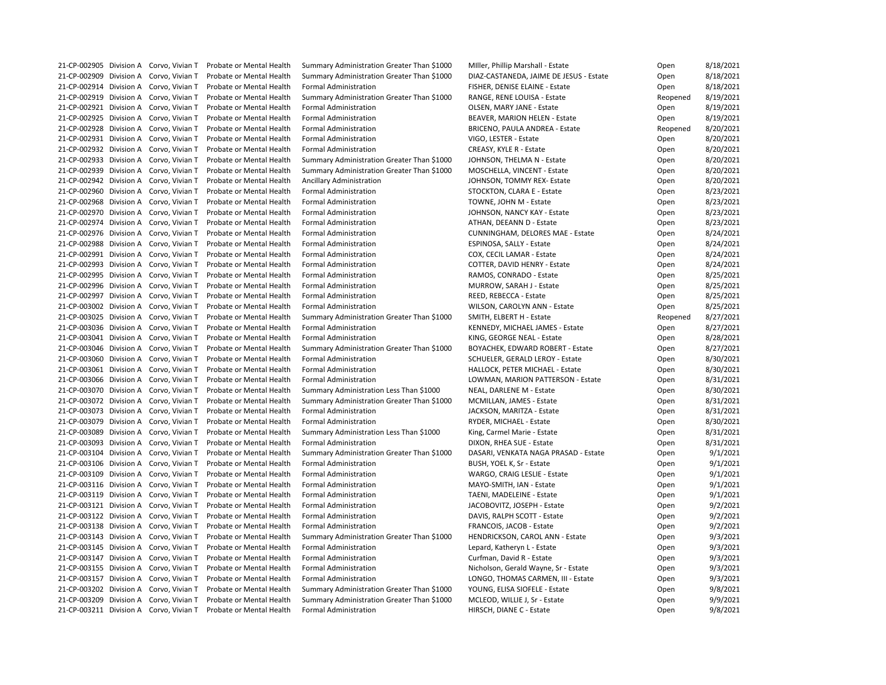| | | | | | | | |
|---|---|---|---|---|---|---|---|
| 21-CP-002905 | Division A | Corvo, Vivian T | Probate or Mental Health | Summary Administration Greater Than $1000 | MIller, Phillip Marshall - Estate | Open | 8/18/2021 |
| 21-CP-002909 | Division A | Corvo, Vivian T | Probate or Mental Health | Summary Administration Greater Than $1000 | DIAZ-CASTANEDA, JAIME DE JESUS - Estate | Open | 8/18/2021 |
| 21-CP-002914 | Division A | Corvo, Vivian T | Probate or Mental Health | Formal Administration | FISHER, DENISE ELAINE - Estate | Open | 8/18/2021 |
| 21-CP-002919 | Division A | Corvo, Vivian T | Probate or Mental Health | Summary Administration Greater Than $1000 | RANGE, RENE LOUISA - Estate | Reopened | 8/19/2021 |
| 21-CP-002921 | Division A | Corvo, Vivian T | Probate or Mental Health | Formal Administration | OLSEN, MARY JANE - Estate | Open | 8/19/2021 |
| 21-CP-002925 | Division A | Corvo, Vivian T | Probate or Mental Health | Formal Administration | BEAVER, MARION HELEN - Estate | Open | 8/19/2021 |
| 21-CP-002928 | Division A | Corvo, Vivian T | Probate or Mental Health | Formal Administration | BRICENO, PAULA ANDREA - Estate | Reopened | 8/20/2021 |
| 21-CP-002931 | Division A | Corvo, Vivian T | Probate or Mental Health | Formal Administration | VIGO, LESTER - Estate | Open | 8/20/2021 |
| 21-CP-002932 | Division A | Corvo, Vivian T | Probate or Mental Health | Formal Administration | CREASY, KYLE R - Estate | Open | 8/20/2021 |
| 21-CP-002933 | Division A | Corvo, Vivian T | Probate or Mental Health | Summary Administration Greater Than $1000 | JOHNSON, THELMA N - Estate | Open | 8/20/2021 |
| 21-CP-002939 | Division A | Corvo, Vivian T | Probate or Mental Health | Summary Administration Greater Than $1000 | MOSCHELLA, VINCENT - Estate | Open | 8/20/2021 |
| 21-CP-002942 | Division A | Corvo, Vivian T | Probate or Mental Health | Ancillary Administration | JOHNSON, TOMMY REX- Estate | Open | 8/20/2021 |
| 21-CP-002960 | Division A | Corvo, Vivian T | Probate or Mental Health | Formal Administration | STOCKTON, CLARA E - Estate | Open | 8/23/2021 |
| 21-CP-002968 | Division A | Corvo, Vivian T | Probate or Mental Health | Formal Administration | TOWNE, JOHN M - Estate | Open | 8/23/2021 |
| 21-CP-002970 | Division A | Corvo, Vivian T | Probate or Mental Health | Formal Administration | JOHNSON, NANCY KAY - Estate | Open | 8/23/2021 |
| 21-CP-002974 | Division A | Corvo, Vivian T | Probate or Mental Health | Formal Administration | ATHAN, DEEANN D - Estate | Open | 8/23/2021 |
| 21-CP-002976 | Division A | Corvo, Vivian T | Probate or Mental Health | Formal Administration | CUNNINGHAM, DELORES MAE - Estate | Open | 8/24/2021 |
| 21-CP-002988 | Division A | Corvo, Vivian T | Probate or Mental Health | Formal Administration | ESPINOSA, SALLY - Estate | Open | 8/24/2021 |
| 21-CP-002991 | Division A | Corvo, Vivian T | Probate or Mental Health | Formal Administration | COX, CECIL LAMAR - Estate | Open | 8/24/2021 |
| 21-CP-002993 | Division A | Corvo, Vivian T | Probate or Mental Health | Formal Administration | COTTER, DAVID HENRY - Estate | Open | 8/24/2021 |
| 21-CP-002995 | Division A | Corvo, Vivian T | Probate or Mental Health | Formal Administration | RAMOS, CONRADO - Estate | Open | 8/25/2021 |
| 21-CP-002996 | Division A | Corvo, Vivian T | Probate or Mental Health | Formal Administration | MURROW, SARAH J - Estate | Open | 8/25/2021 |
| 21-CP-002997 | Division A | Corvo, Vivian T | Probate or Mental Health | Formal Administration | REED, REBECCA - Estate | Open | 8/25/2021 |
| 21-CP-003002 | Division A | Corvo, Vivian T | Probate or Mental Health | Formal Administration | WILSON, CAROLYN ANN - Estate | Open | 8/25/2021 |
| 21-CP-003025 | Division A | Corvo, Vivian T | Probate or Mental Health | Summary Administration Greater Than $1000 | SMITH, ELBERT H - Estate | Reopened | 8/27/2021 |
| 21-CP-003036 | Division A | Corvo, Vivian T | Probate or Mental Health | Formal Administration | KENNEDY, MICHAEL JAMES - Estate | Open | 8/27/2021 |
| 21-CP-003041 | Division A | Corvo, Vivian T | Probate or Mental Health | Formal Administration | KING, GEORGE NEAL - Estate | Open | 8/28/2021 |
| 21-CP-003046 | Division A | Corvo, Vivian T | Probate or Mental Health | Summary Administration Greater Than $1000 | BOYACHEK, EDWARD ROBERT - Estate | Open | 8/27/2021 |
| 21-CP-003060 | Division A | Corvo, Vivian T | Probate or Mental Health | Formal Administration | SCHUELER, GERALD LEROY - Estate | Open | 8/30/2021 |
| 21-CP-003061 | Division A | Corvo, Vivian T | Probate or Mental Health | Formal Administration | HALLOCK, PETER MICHAEL - Estate | Open | 8/30/2021 |
| 21-CP-003066 | Division A | Corvo, Vivian T | Probate or Mental Health | Formal Administration | LOWMAN, MARION PATTERSON - Estate | Open | 8/31/2021 |
| 21-CP-003070 | Division A | Corvo, Vivian T | Probate or Mental Health | Summary Administration Less Than $1000 | NEAL, DARLENE M - Estate | Open | 8/30/2021 |
| 21-CP-003072 | Division A | Corvo, Vivian T | Probate or Mental Health | Summary Administration Greater Than $1000 | MCMILLAN, JAMES - Estate | Open | 8/31/2021 |
| 21-CP-003073 | Division A | Corvo, Vivian T | Probate or Mental Health | Formal Administration | JACKSON, MARITZA - Estate | Open | 8/31/2021 |
| 21-CP-003079 | Division A | Corvo, Vivian T | Probate or Mental Health | Formal Administration | RYDER, MICHAEL - Estate | Open | 8/30/2021 |
| 21-CP-003089 | Division A | Corvo, Vivian T | Probate or Mental Health | Summary Administration Less Than $1000 | King, Carmel Marie - Estate | Open | 8/31/2021 |
| 21-CP-003093 | Division A | Corvo, Vivian T | Probate or Mental Health | Formal Administration | DIXON, RHEA SUE - Estate | Open | 8/31/2021 |
| 21-CP-003104 | Division A | Corvo, Vivian T | Probate or Mental Health | Summary Administration Greater Than $1000 | DASARI, VENKATA NAGA PRASAD - Estate | Open | 9/1/2021 |
| 21-CP-003106 | Division A | Corvo, Vivian T | Probate or Mental Health | Formal Administration | BUSH, YOEL K, Sr - Estate | Open | 9/1/2021 |
| 21-CP-003109 | Division A | Corvo, Vivian T | Probate or Mental Health | Formal Administration | WARGO, CRAIG LESLIE - Estate | Open | 9/1/2021 |
| 21-CP-003116 | Division A | Corvo, Vivian T | Probate or Mental Health | Formal Administration | MAYO-SMITH, IAN - Estate | Open | 9/1/2021 |
| 21-CP-003119 | Division A | Corvo, Vivian T | Probate or Mental Health | Formal Administration | TAENI, MADELEINE - Estate | Open | 9/1/2021 |
| 21-CP-003121 | Division A | Corvo, Vivian T | Probate or Mental Health | Formal Administration | JACOBOVITZ, JOSEPH - Estate | Open | 9/2/2021 |
| 21-CP-003122 | Division A | Corvo, Vivian T | Probate or Mental Health | Formal Administration | DAVIS, RALPH SCOTT - Estate | Open | 9/2/2021 |
| 21-CP-003138 | Division A | Corvo, Vivian T | Probate or Mental Health | Formal Administration | FRANCOIS, JACOB - Estate | Open | 9/2/2021 |
| 21-CP-003143 | Division A | Corvo, Vivian T | Probate or Mental Health | Summary Administration Greater Than $1000 | HENDRICKSON, CAROL ANN - Estate | Open | 9/3/2021 |
| 21-CP-003145 | Division A | Corvo, Vivian T | Probate or Mental Health | Formal Administration | Lepard, Katheryn L - Estate | Open | 9/3/2021 |
| 21-CP-003147 | Division A | Corvo, Vivian T | Probate or Mental Health | Formal Administration | Curfman, David R - Estate | Open | 9/3/2021 |
| 21-CP-003155 | Division A | Corvo, Vivian T | Probate or Mental Health | Formal Administration | Nicholson, Gerald Wayne, Sr - Estate | Open | 9/3/2021 |
| 21-CP-003157 | Division A | Corvo, Vivian T | Probate or Mental Health | Formal Administration | LONGO, THOMAS CARMEN, III - Estate | Open | 9/3/2021 |
| 21-CP-003202 | Division A | Corvo, Vivian T | Probate or Mental Health | Summary Administration Greater Than $1000 | YOUNG, ELISA SIOFELE - Estate | Open | 9/8/2021 |
| 21-CP-003209 | Division A | Corvo, Vivian T | Probate or Mental Health | Summary Administration Greater Than $1000 | MCLEOD, WILLIE J, Sr - Estate | Open | 9/9/2021 |
| 21-CP-003211 | Division A | Corvo, Vivian T | Probate or Mental Health | Formal Administration | HIRSCH, DIANE C - Estate | Open | 9/8/2021 |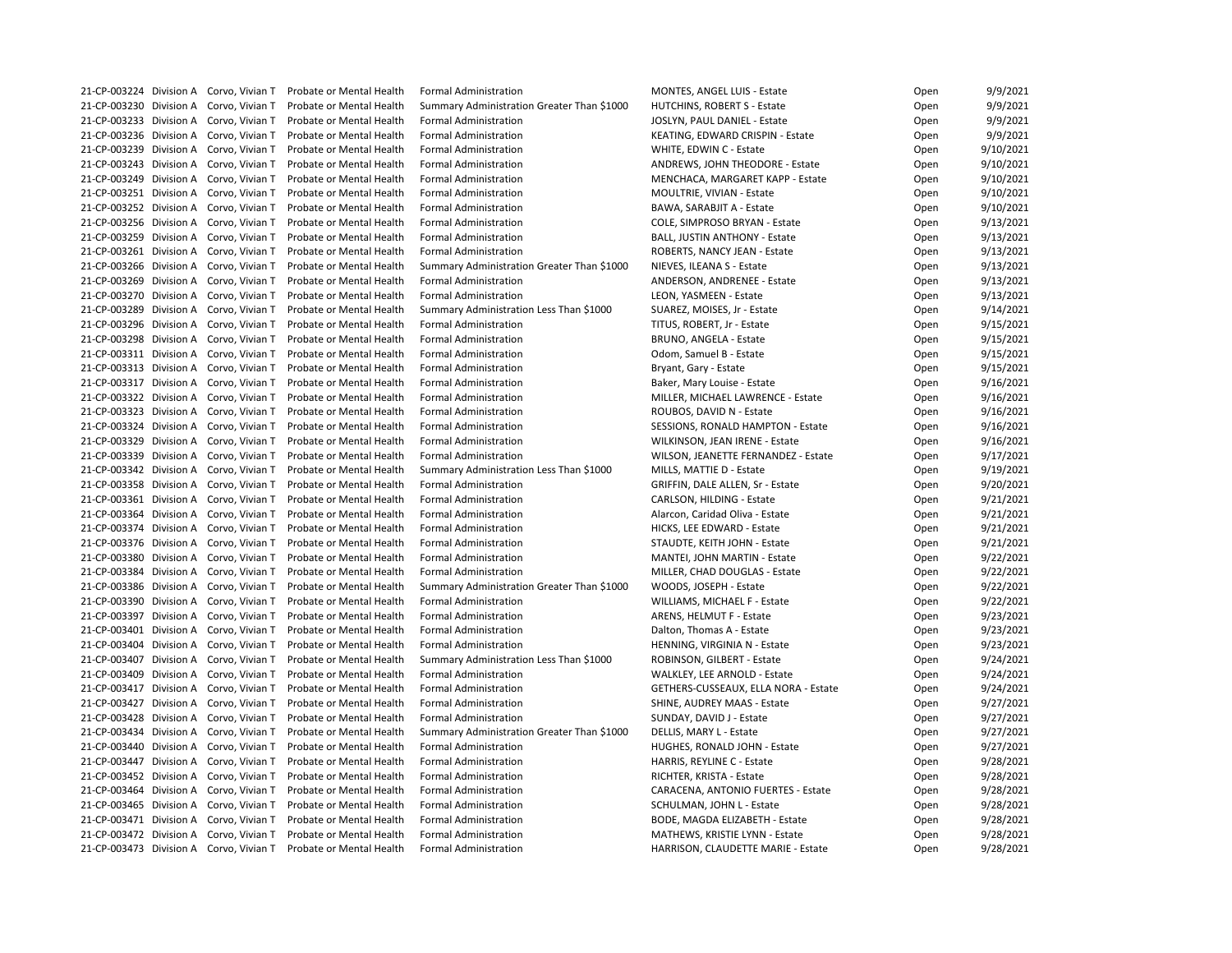| | | | | | | | |
|---|---|---|---|---|---|---|---|
| 21-CP-003224 | Division A | Corvo, Vivian T | Probate or Mental Health | Formal Administration | MONTES, ANGEL LUIS - Estate | Open | 9/9/2021 |
| 21-CP-003230 | Division A | Corvo, Vivian T | Probate or Mental Health | Summary Administration Greater Than $1000 | HUTCHINS, ROBERT S - Estate | Open | 9/9/2021 |
| 21-CP-003233 | Division A | Corvo, Vivian T | Probate or Mental Health | Formal Administration | JOSLYN, PAUL DANIEL - Estate | Open | 9/9/2021 |
| 21-CP-003236 | Division A | Corvo, Vivian T | Probate or Mental Health | Formal Administration | KEATING, EDWARD CRISPIN - Estate | Open | 9/9/2021 |
| 21-CP-003239 | Division A | Corvo, Vivian T | Probate or Mental Health | Formal Administration | WHITE, EDWIN C - Estate | Open | 9/10/2021 |
| 21-CP-003243 | Division A | Corvo, Vivian T | Probate or Mental Health | Formal Administration | ANDREWS, JOHN THEODORE - Estate | Open | 9/10/2021 |
| 21-CP-003249 | Division A | Corvo, Vivian T | Probate or Mental Health | Formal Administration | MENCHACA, MARGARET KAPP - Estate | Open | 9/10/2021 |
| 21-CP-003251 | Division A | Corvo, Vivian T | Probate or Mental Health | Formal Administration | MOULTRIE, VIVIAN - Estate | Open | 9/10/2021 |
| 21-CP-003252 | Division A | Corvo, Vivian T | Probate or Mental Health | Formal Administration | BAWA, SARABJIT A - Estate | Open | 9/10/2021 |
| 21-CP-003256 | Division A | Corvo, Vivian T | Probate or Mental Health | Formal Administration | COLE, SIMPROSO BRYAN - Estate | Open | 9/13/2021 |
| 21-CP-003259 | Division A | Corvo, Vivian T | Probate or Mental Health | Formal Administration | BALL, JUSTIN ANTHONY - Estate | Open | 9/13/2021 |
| 21-CP-003261 | Division A | Corvo, Vivian T | Probate or Mental Health | Formal Administration | ROBERTS, NANCY JEAN - Estate | Open | 9/13/2021 |
| 21-CP-003266 | Division A | Corvo, Vivian T | Probate or Mental Health | Summary Administration Greater Than $1000 | NIEVES, ILEANA S - Estate | Open | 9/13/2021 |
| 21-CP-003269 | Division A | Corvo, Vivian T | Probate or Mental Health | Formal Administration | ANDERSON, ANDRENEE - Estate | Open | 9/13/2021 |
| 21-CP-003270 | Division A | Corvo, Vivian T | Probate or Mental Health | Formal Administration | LEON, YASMEEN - Estate | Open | 9/13/2021 |
| 21-CP-003289 | Division A | Corvo, Vivian T | Probate or Mental Health | Summary Administration Less Than $1000 | SUAREZ, MOISES, Jr - Estate | Open | 9/14/2021 |
| 21-CP-003296 | Division A | Corvo, Vivian T | Probate or Mental Health | Formal Administration | TITUS, ROBERT, Jr - Estate | Open | 9/15/2021 |
| 21-CP-003298 | Division A | Corvo, Vivian T | Probate or Mental Health | Formal Administration | BRUNO, ANGELA - Estate | Open | 9/15/2021 |
| 21-CP-003311 | Division A | Corvo, Vivian T | Probate or Mental Health | Formal Administration | Odom, Samuel B - Estate | Open | 9/15/2021 |
| 21-CP-003313 | Division A | Corvo, Vivian T | Probate or Mental Health | Formal Administration | Bryant, Gary - Estate | Open | 9/15/2021 |
| 21-CP-003317 | Division A | Corvo, Vivian T | Probate or Mental Health | Formal Administration | Baker, Mary Louise - Estate | Open | 9/16/2021 |
| 21-CP-003322 | Division A | Corvo, Vivian T | Probate or Mental Health | Formal Administration | MILLER, MICHAEL LAWRENCE - Estate | Open | 9/16/2021 |
| 21-CP-003323 | Division A | Corvo, Vivian T | Probate or Mental Health | Formal Administration | ROUBOS, DAVID N - Estate | Open | 9/16/2021 |
| 21-CP-003324 | Division A | Corvo, Vivian T | Probate or Mental Health | Formal Administration | SESSIONS, RONALD HAMPTON - Estate | Open | 9/16/2021 |
| 21-CP-003329 | Division A | Corvo, Vivian T | Probate or Mental Health | Formal Administration | WILKINSON, JEAN IRENE - Estate | Open | 9/16/2021 |
| 21-CP-003339 | Division A | Corvo, Vivian T | Probate or Mental Health | Formal Administration | WILSON, JEANETTE FERNANDEZ - Estate | Open | 9/17/2021 |
| 21-CP-003342 | Division A | Corvo, Vivian T | Probate or Mental Health | Summary Administration Less Than $1000 | MILLS, MATTIE D - Estate | Open | 9/19/2021 |
| 21-CP-003358 | Division A | Corvo, Vivian T | Probate or Mental Health | Formal Administration | GRIFFIN, DALE ALLEN, Sr - Estate | Open | 9/20/2021 |
| 21-CP-003361 | Division A | Corvo, Vivian T | Probate or Mental Health | Formal Administration | CARLSON, HILDING - Estate | Open | 9/21/2021 |
| 21-CP-003364 | Division A | Corvo, Vivian T | Probate or Mental Health | Formal Administration | Alarcon, Caridad Oliva - Estate | Open | 9/21/2021 |
| 21-CP-003374 | Division A | Corvo, Vivian T | Probate or Mental Health | Formal Administration | HICKS, LEE EDWARD - Estate | Open | 9/21/2021 |
| 21-CP-003376 | Division A | Corvo, Vivian T | Probate or Mental Health | Formal Administration | STAUDTE, KEITH JOHN - Estate | Open | 9/21/2021 |
| 21-CP-003380 | Division A | Corvo, Vivian T | Probate or Mental Health | Formal Administration | MANTEI, JOHN MARTIN - Estate | Open | 9/22/2021 |
| 21-CP-003384 | Division A | Corvo, Vivian T | Probate or Mental Health | Formal Administration | MILLER, CHAD DOUGLAS - Estate | Open | 9/22/2021 |
| 21-CP-003386 | Division A | Corvo, Vivian T | Probate or Mental Health | Summary Administration Greater Than $1000 | WOODS, JOSEPH - Estate | Open | 9/22/2021 |
| 21-CP-003390 | Division A | Corvo, Vivian T | Probate or Mental Health | Formal Administration | WILLIAMS, MICHAEL F - Estate | Open | 9/22/2021 |
| 21-CP-003397 | Division A | Corvo, Vivian T | Probate or Mental Health | Formal Administration | ARENS, HELMUT F - Estate | Open | 9/23/2021 |
| 21-CP-003401 | Division A | Corvo, Vivian T | Probate or Mental Health | Formal Administration | Dalton, Thomas A - Estate | Open | 9/23/2021 |
| 21-CP-003404 | Division A | Corvo, Vivian T | Probate or Mental Health | Formal Administration | HENNING, VIRGINIA N - Estate | Open | 9/23/2021 |
| 21-CP-003407 | Division A | Corvo, Vivian T | Probate or Mental Health | Summary Administration Less Than $1000 | ROBINSON, GILBERT - Estate | Open | 9/24/2021 |
| 21-CP-003409 | Division A | Corvo, Vivian T | Probate or Mental Health | Formal Administration | WALKLEY, LEE ARNOLD - Estate | Open | 9/24/2021 |
| 21-CP-003417 | Division A | Corvo, Vivian T | Probate or Mental Health | Formal Administration | GETHERS-CUSSEAUX, ELLA NORA - Estate | Open | 9/24/2021 |
| 21-CP-003427 | Division A | Corvo, Vivian T | Probate or Mental Health | Formal Administration | SHINE, AUDREY MAAS - Estate | Open | 9/27/2021 |
| 21-CP-003428 | Division A | Corvo, Vivian T | Probate or Mental Health | Formal Administration | SUNDAY, DAVID J - Estate | Open | 9/27/2021 |
| 21-CP-003434 | Division A | Corvo, Vivian T | Probate or Mental Health | Summary Administration Greater Than $1000 | DELLIS, MARY L - Estate | Open | 9/27/2021 |
| 21-CP-003440 | Division A | Corvo, Vivian T | Probate or Mental Health | Formal Administration | HUGHES, RONALD JOHN - Estate | Open | 9/27/2021 |
| 21-CP-003447 | Division A | Corvo, Vivian T | Probate or Mental Health | Formal Administration | HARRIS, REYLINE C - Estate | Open | 9/28/2021 |
| 21-CP-003452 | Division A | Corvo, Vivian T | Probate or Mental Health | Formal Administration | RICHTER, KRISTA - Estate | Open | 9/28/2021 |
| 21-CP-003464 | Division A | Corvo, Vivian T | Probate or Mental Health | Formal Administration | CARACENA, ANTONIO FUERTES - Estate | Open | 9/28/2021 |
| 21-CP-003465 | Division A | Corvo, Vivian T | Probate or Mental Health | Formal Administration | SCHULMAN, JOHN L - Estate | Open | 9/28/2021 |
| 21-CP-003471 | Division A | Corvo, Vivian T | Probate or Mental Health | Formal Administration | BODE, MAGDA ELIZABETH - Estate | Open | 9/28/2021 |
| 21-CP-003472 | Division A | Corvo, Vivian T | Probate or Mental Health | Formal Administration | MATHEWS, KRISTIE LYNN - Estate | Open | 9/28/2021 |
| 21-CP-003473 | Division A | Corvo, Vivian T | Probate or Mental Health | Formal Administration | HARRISON, CLAUDETTE MARIE - Estate | Open | 9/28/2021 |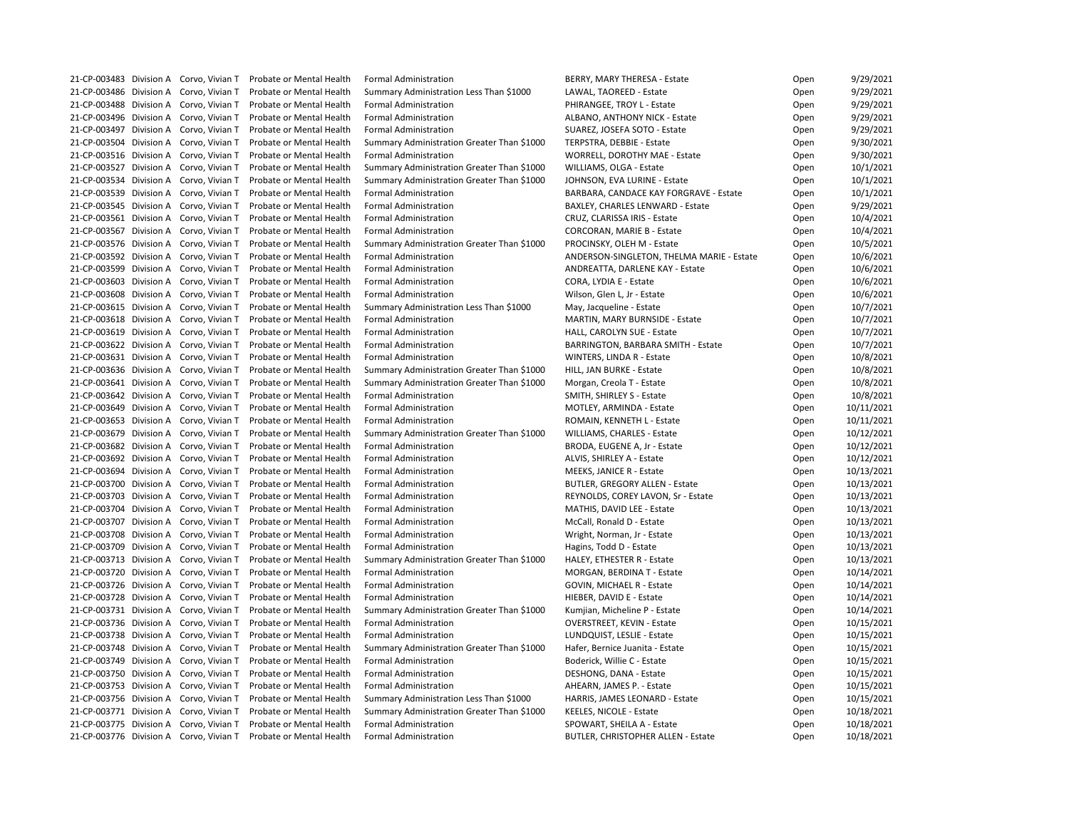| | | | | | | | |
|---|---|---|---|---|---|---|---|
| 21-CP-003483 | Division A | Corvo, Vivian T | Probate or Mental Health | Formal Administration | BERRY, MARY THERESA - Estate | Open | 9/29/2021 |
| 21-CP-003486 | Division A | Corvo, Vivian T | Probate or Mental Health | Summary Administration Less Than $1000 | LAWAL, TAOREED - Estate | Open | 9/29/2021 |
| 21-CP-003488 | Division A | Corvo, Vivian T | Probate or Mental Health | Formal Administration | PHIRANGEE, TROY L - Estate | Open | 9/29/2021 |
| 21-CP-003496 | Division A | Corvo, Vivian T | Probate or Mental Health | Formal Administration | ALBANO, ANTHONY NICK - Estate | Open | 9/29/2021 |
| 21-CP-003497 | Division A | Corvo, Vivian T | Probate or Mental Health | Formal Administration | SUAREZ, JOSEFA SOTO - Estate | Open | 9/29/2021 |
| 21-CP-003504 | Division A | Corvo, Vivian T | Probate or Mental Health | Summary Administration Greater Than $1000 | TERPSTRA, DEBBIE - Estate | Open | 9/30/2021 |
| 21-CP-003516 | Division A | Corvo, Vivian T | Probate or Mental Health | Formal Administration | WORRELL, DOROTHY MAE - Estate | Open | 9/30/2021 |
| 21-CP-003527 | Division A | Corvo, Vivian T | Probate or Mental Health | Summary Administration Greater Than $1000 | WILLIAMS, OLGA - Estate | Open | 10/1/2021 |
| 21-CP-003534 | Division A | Corvo, Vivian T | Probate or Mental Health | Summary Administration Greater Than $1000 | JOHNSON, EVA LURINE - Estate | Open | 10/1/2021 |
| 21-CP-003539 | Division A | Corvo, Vivian T | Probate or Mental Health | Formal Administration | BARBARA, CANDACE KAY FORGRAVE - Estate | Open | 10/1/2021 |
| 21-CP-003545 | Division A | Corvo, Vivian T | Probate or Mental Health | Formal Administration | BAXLEY, CHARLES LENWARD - Estate | Open | 9/29/2021 |
| 21-CP-003561 | Division A | Corvo, Vivian T | Probate or Mental Health | Formal Administration | CRUZ, CLARISSA IRIS - Estate | Open | 10/4/2021 |
| 21-CP-003567 | Division A | Corvo, Vivian T | Probate or Mental Health | Formal Administration | CORCORAN, MARIE B - Estate | Open | 10/4/2021 |
| 21-CP-003576 | Division A | Corvo, Vivian T | Probate or Mental Health | Summary Administration Greater Than $1000 | PROCINSKY, OLEH M - Estate | Open | 10/5/2021 |
| 21-CP-003592 | Division A | Corvo, Vivian T | Probate or Mental Health | Formal Administration | ANDERSON-SINGLETON, THELMA MARIE - Estate | Open | 10/6/2021 |
| 21-CP-003599 | Division A | Corvo, Vivian T | Probate or Mental Health | Formal Administration | ANDREATTA, DARLENE KAY - Estate | Open | 10/6/2021 |
| 21-CP-003603 | Division A | Corvo, Vivian T | Probate or Mental Health | Formal Administration | CORA, LYDIA E - Estate | Open | 10/6/2021 |
| 21-CP-003608 | Division A | Corvo, Vivian T | Probate or Mental Health | Formal Administration | Wilson, Glen L, Jr - Estate | Open | 10/6/2021 |
| 21-CP-003615 | Division A | Corvo, Vivian T | Probate or Mental Health | Summary Administration Less Than $1000 | May, Jacqueline - Estate | Open | 10/7/2021 |
| 21-CP-003618 | Division A | Corvo, Vivian T | Probate or Mental Health | Formal Administration | MARTIN, MARY BURNSIDE - Estate | Open | 10/7/2021 |
| 21-CP-003619 | Division A | Corvo, Vivian T | Probate or Mental Health | Formal Administration | HALL, CAROLYN SUE - Estate | Open | 10/7/2021 |
| 21-CP-003622 | Division A | Corvo, Vivian T | Probate or Mental Health | Formal Administration | BARRINGTON, BARBARA SMITH - Estate | Open | 10/7/2021 |
| 21-CP-003631 | Division A | Corvo, Vivian T | Probate or Mental Health | Formal Administration | WINTERS, LINDA R - Estate | Open | 10/8/2021 |
| 21-CP-003636 | Division A | Corvo, Vivian T | Probate or Mental Health | Summary Administration Greater Than $1000 | HILL, JAN BURKE - Estate | Open | 10/8/2021 |
| 21-CP-003641 | Division A | Corvo, Vivian T | Probate or Mental Health | Summary Administration Greater Than $1000 | Morgan, Creola T - Estate | Open | 10/8/2021 |
| 21-CP-003642 | Division A | Corvo, Vivian T | Probate or Mental Health | Formal Administration | SMITH, SHIRLEY S - Estate | Open | 10/8/2021 |
| 21-CP-003649 | Division A | Corvo, Vivian T | Probate or Mental Health | Formal Administration | MOTLEY, ARMINDA - Estate | Open | 10/11/2021 |
| 21-CP-003653 | Division A | Corvo, Vivian T | Probate or Mental Health | Formal Administration | ROMAIN, KENNETH L - Estate | Open | 10/11/2021 |
| 21-CP-003679 | Division A | Corvo, Vivian T | Probate or Mental Health | Summary Administration Greater Than $1000 | WILLIAMS, CHARLES - Estate | Open | 10/12/2021 |
| 21-CP-003682 | Division A | Corvo, Vivian T | Probate or Mental Health | Formal Administration | BRODA, EUGENE A, Jr - Estate | Open | 10/12/2021 |
| 21-CP-003692 | Division A | Corvo, Vivian T | Probate or Mental Health | Formal Administration | ALVIS, SHIRLEY A - Estate | Open | 10/12/2021 |
| 21-CP-003694 | Division A | Corvo, Vivian T | Probate or Mental Health | Formal Administration | MEEKS, JANICE R - Estate | Open | 10/13/2021 |
| 21-CP-003700 | Division A | Corvo, Vivian T | Probate or Mental Health | Formal Administration | BUTLER, GREGORY ALLEN - Estate | Open | 10/13/2021 |
| 21-CP-003703 | Division A | Corvo, Vivian T | Probate or Mental Health | Formal Administration | REYNOLDS, COREY LAVON, Sr - Estate | Open | 10/13/2021 |
| 21-CP-003704 | Division A | Corvo, Vivian T | Probate or Mental Health | Formal Administration | MATHIS, DAVID LEE - Estate | Open | 10/13/2021 |
| 21-CP-003707 | Division A | Corvo, Vivian T | Probate or Mental Health | Formal Administration | McCall, Ronald D - Estate | Open | 10/13/2021 |
| 21-CP-003708 | Division A | Corvo, Vivian T | Probate or Mental Health | Formal Administration | Wright, Norman, Jr - Estate | Open | 10/13/2021 |
| 21-CP-003709 | Division A | Corvo, Vivian T | Probate or Mental Health | Formal Administration | Hagins, Todd D - Estate | Open | 10/13/2021 |
| 21-CP-003713 | Division A | Corvo, Vivian T | Probate or Mental Health | Summary Administration Greater Than $1000 | HALEY, ETHESTER R - Estate | Open | 10/13/2021 |
| 21-CP-003720 | Division A | Corvo, Vivian T | Probate or Mental Health | Formal Administration | MORGAN, BERDINA T - Estate | Open | 10/14/2021 |
| 21-CP-003726 | Division A | Corvo, Vivian T | Probate or Mental Health | Formal Administration | GOVIN, MICHAEL R - Estate | Open | 10/14/2021 |
| 21-CP-003728 | Division A | Corvo, Vivian T | Probate or Mental Health | Formal Administration | HIEBER, DAVID E - Estate | Open | 10/14/2021 |
| 21-CP-003731 | Division A | Corvo, Vivian T | Probate or Mental Health | Summary Administration Greater Than $1000 | Kumjian, Micheline P - Estate | Open | 10/14/2021 |
| 21-CP-003736 | Division A | Corvo, Vivian T | Probate or Mental Health | Formal Administration | OVERSTREET, KEVIN - Estate | Open | 10/15/2021 |
| 21-CP-003738 | Division A | Corvo, Vivian T | Probate or Mental Health | Formal Administration | LUNDQUIST, LESLIE - Estate | Open | 10/15/2021 |
| 21-CP-003748 | Division A | Corvo, Vivian T | Probate or Mental Health | Summary Administration Greater Than $1000 | Hafer, Bernice Juanita - Estate | Open | 10/15/2021 |
| 21-CP-003749 | Division A | Corvo, Vivian T | Probate or Mental Health | Formal Administration | Boderick, Willie C - Estate | Open | 10/15/2021 |
| 21-CP-003750 | Division A | Corvo, Vivian T | Probate or Mental Health | Formal Administration | DESHONG, DANA - Estate | Open | 10/15/2021 |
| 21-CP-003753 | Division A | Corvo, Vivian T | Probate or Mental Health | Formal Administration | AHEARN, JAMES P. - Estate | Open | 10/15/2021 |
| 21-CP-003756 | Division A | Corvo, Vivian T | Probate or Mental Health | Summary Administration Less Than $1000 | HARRIS, JAMES LEONARD - Estate | Open | 10/15/2021 |
| 21-CP-003771 | Division A | Corvo, Vivian T | Probate or Mental Health | Summary Administration Greater Than $1000 | KEELES, NICOLE - Estate | Open | 10/18/2021 |
| 21-CP-003775 | Division A | Corvo, Vivian T | Probate or Mental Health | Formal Administration | SPOWART, SHEILA A - Estate | Open | 10/18/2021 |
| 21-CP-003776 | Division A | Corvo, Vivian T | Probate or Mental Health | Formal Administration | BUTLER, CHRISTOPHER ALLEN - Estate | Open | 10/18/2021 |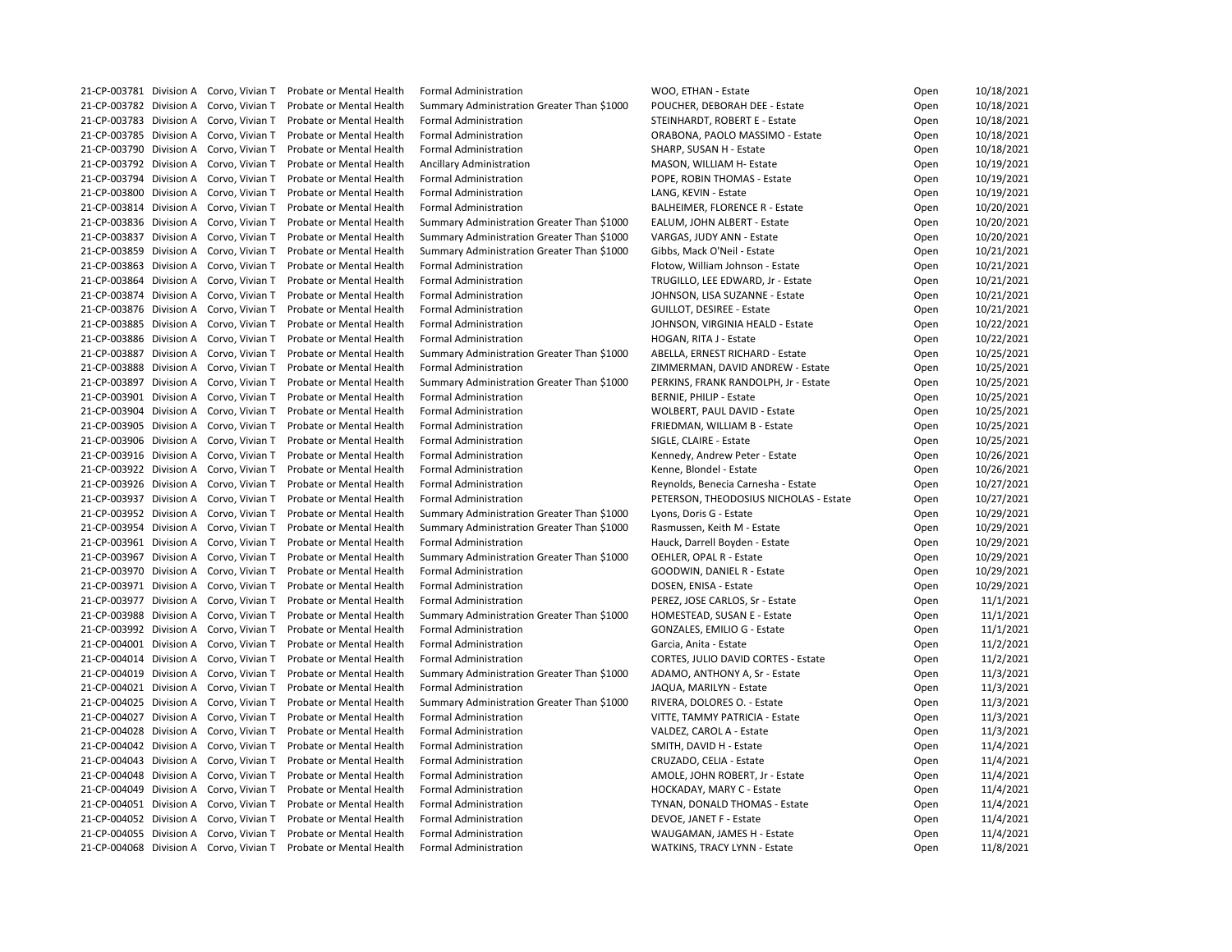| | | | | | | | |
|---|---|---|---|---|---|---|---|
| 21-CP-003781 | Division A | Corvo, Vivian T | Probate or Mental Health | Formal Administration | WOO, ETHAN - Estate | Open | 10/18/2021 |
| 21-CP-003782 | Division A | Corvo, Vivian T | Probate or Mental Health | Summary Administration Greater Than $1000 | POUCHER, DEBORAH DEE - Estate | Open | 10/18/2021 |
| 21-CP-003783 | Division A | Corvo, Vivian T | Probate or Mental Health | Formal Administration | STEINHARDT, ROBERT E - Estate | Open | 10/18/2021 |
| 21-CP-003785 | Division A | Corvo, Vivian T | Probate or Mental Health | Formal Administration | ORABONA, PAOLO MASSIMO - Estate | Open | 10/18/2021 |
| 21-CP-003790 | Division A | Corvo, Vivian T | Probate or Mental Health | Formal Administration | SHARP, SUSAN H - Estate | Open | 10/18/2021 |
| 21-CP-003792 | Division A | Corvo, Vivian T | Probate or Mental Health | Ancillary Administration | MASON, WILLIAM H- Estate | Open | 10/19/2021 |
| 21-CP-003794 | Division A | Corvo, Vivian T | Probate or Mental Health | Formal Administration | POPE, ROBIN THOMAS - Estate | Open | 10/19/2021 |
| 21-CP-003800 | Division A | Corvo, Vivian T | Probate or Mental Health | Formal Administration | LANG, KEVIN - Estate | Open | 10/19/2021 |
| 21-CP-003814 | Division A | Corvo, Vivian T | Probate or Mental Health | Formal Administration | BALHEIMER, FLORENCE R - Estate | Open | 10/20/2021 |
| 21-CP-003836 | Division A | Corvo, Vivian T | Probate or Mental Health | Summary Administration Greater Than $1000 | EALUM, JOHN ALBERT - Estate | Open | 10/20/2021 |
| 21-CP-003837 | Division A | Corvo, Vivian T | Probate or Mental Health | Summary Administration Greater Than $1000 | VARGAS, JUDY ANN - Estate | Open | 10/20/2021 |
| 21-CP-003859 | Division A | Corvo, Vivian T | Probate or Mental Health | Summary Administration Greater Than $1000 | Gibbs, Mack O'Neil - Estate | Open | 10/21/2021 |
| 21-CP-003863 | Division A | Corvo, Vivian T | Probate or Mental Health | Formal Administration | Flotow, William Johnson - Estate | Open | 10/21/2021 |
| 21-CP-003864 | Division A | Corvo, Vivian T | Probate or Mental Health | Formal Administration | TRUGILLO, LEE EDWARD, Jr - Estate | Open | 10/21/2021 |
| 21-CP-003874 | Division A | Corvo, Vivian T | Probate or Mental Health | Formal Administration | JOHNSON, LISA SUZANNE - Estate | Open | 10/21/2021 |
| 21-CP-003876 | Division A | Corvo, Vivian T | Probate or Mental Health | Formal Administration | GUILLOT, DESIREE - Estate | Open | 10/21/2021 |
| 21-CP-003885 | Division A | Corvo, Vivian T | Probate or Mental Health | Formal Administration | JOHNSON, VIRGINIA HEALD - Estate | Open | 10/22/2021 |
| 21-CP-003886 | Division A | Corvo, Vivian T | Probate or Mental Health | Formal Administration | HOGAN, RITA J - Estate | Open | 10/22/2021 |
| 21-CP-003887 | Division A | Corvo, Vivian T | Probate or Mental Health | Summary Administration Greater Than $1000 | ABELLA, ERNEST RICHARD - Estate | Open | 10/25/2021 |
| 21-CP-003888 | Division A | Corvo, Vivian T | Probate or Mental Health | Formal Administration | ZIMMERMAN, DAVID ANDREW - Estate | Open | 10/25/2021 |
| 21-CP-003897 | Division A | Corvo, Vivian T | Probate or Mental Health | Summary Administration Greater Than $1000 | PERKINS, FRANK RANDOLPH, Jr - Estate | Open | 10/25/2021 |
| 21-CP-003901 | Division A | Corvo, Vivian T | Probate or Mental Health | Formal Administration | BERNIE, PHILIP - Estate | Open | 10/25/2021 |
| 21-CP-003904 | Division A | Corvo, Vivian T | Probate or Mental Health | Formal Administration | WOLBERT, PAUL DAVID - Estate | Open | 10/25/2021 |
| 21-CP-003905 | Division A | Corvo, Vivian T | Probate or Mental Health | Formal Administration | FRIEDMAN, WILLIAM B - Estate | Open | 10/25/2021 |
| 21-CP-003906 | Division A | Corvo, Vivian T | Probate or Mental Health | Formal Administration | SIGLE, CLAIRE - Estate | Open | 10/25/2021 |
| 21-CP-003916 | Division A | Corvo, Vivian T | Probate or Mental Health | Formal Administration | Kennedy, Andrew Peter - Estate | Open | 10/26/2021 |
| 21-CP-003922 | Division A | Corvo, Vivian T | Probate or Mental Health | Formal Administration | Kenne, Blondel - Estate | Open | 10/26/2021 |
| 21-CP-003926 | Division A | Corvo, Vivian T | Probate or Mental Health | Formal Administration | Reynolds, Benecia Carnesha - Estate | Open | 10/27/2021 |
| 21-CP-003937 | Division A | Corvo, Vivian T | Probate or Mental Health | Formal Administration | PETERSON, THEODOSIUS NICHOLAS - Estate | Open | 10/27/2021 |
| 21-CP-003952 | Division A | Corvo, Vivian T | Probate or Mental Health | Summary Administration Greater Than $1000 | Lyons, Doris G - Estate | Open | 10/29/2021 |
| 21-CP-003954 | Division A | Corvo, Vivian T | Probate or Mental Health | Summary Administration Greater Than $1000 | Rasmussen, Keith M - Estate | Open | 10/29/2021 |
| 21-CP-003961 | Division A | Corvo, Vivian T | Probate or Mental Health | Formal Administration | Hauck, Darrell Boyden - Estate | Open | 10/29/2021 |
| 21-CP-003967 | Division A | Corvo, Vivian T | Probate or Mental Health | Summary Administration Greater Than $1000 | OEHLER, OPAL R - Estate | Open | 10/29/2021 |
| 21-CP-003970 | Division A | Corvo, Vivian T | Probate or Mental Health | Formal Administration | GOODWIN, DANIEL R - Estate | Open | 10/29/2021 |
| 21-CP-003971 | Division A | Corvo, Vivian T | Probate or Mental Health | Formal Administration | DOSEN, ENISA - Estate | Open | 10/29/2021 |
| 21-CP-003977 | Division A | Corvo, Vivian T | Probate or Mental Health | Formal Administration | PEREZ, JOSE CARLOS, Sr - Estate | Open | 11/1/2021 |
| 21-CP-003988 | Division A | Corvo, Vivian T | Probate or Mental Health | Summary Administration Greater Than $1000 | HOMESTEAD, SUSAN E - Estate | Open | 11/1/2021 |
| 21-CP-003992 | Division A | Corvo, Vivian T | Probate or Mental Health | Formal Administration | GONZALES, EMILIO G - Estate | Open | 11/1/2021 |
| 21-CP-004001 | Division A | Corvo, Vivian T | Probate or Mental Health | Formal Administration | Garcia, Anita - Estate | Open | 11/2/2021 |
| 21-CP-004014 | Division A | Corvo, Vivian T | Probate or Mental Health | Formal Administration | CORTES, JULIO DAVID CORTES - Estate | Open | 11/2/2021 |
| 21-CP-004019 | Division A | Corvo, Vivian T | Probate or Mental Health | Summary Administration Greater Than $1000 | ADAMO, ANTHONY A, Sr - Estate | Open | 11/3/2021 |
| 21-CP-004021 | Division A | Corvo, Vivian T | Probate or Mental Health | Formal Administration | JAQUA, MARILYN - Estate | Open | 11/3/2021 |
| 21-CP-004025 | Division A | Corvo, Vivian T | Probate or Mental Health | Summary Administration Greater Than $1000 | RIVERA, DOLORES O. - Estate | Open | 11/3/2021 |
| 21-CP-004027 | Division A | Corvo, Vivian T | Probate or Mental Health | Formal Administration | VITTE, TAMMY PATRICIA - Estate | Open | 11/3/2021 |
| 21-CP-004028 | Division A | Corvo, Vivian T | Probate or Mental Health | Formal Administration | VALDEZ, CAROL A - Estate | Open | 11/3/2021 |
| 21-CP-004042 | Division A | Corvo, Vivian T | Probate or Mental Health | Formal Administration | SMITH, DAVID H - Estate | Open | 11/4/2021 |
| 21-CP-004043 | Division A | Corvo, Vivian T | Probate or Mental Health | Formal Administration | CRUZADO, CELIA - Estate | Open | 11/4/2021 |
| 21-CP-004048 | Division A | Corvo, Vivian T | Probate or Mental Health | Formal Administration | AMOLE, JOHN ROBERT, Jr - Estate | Open | 11/4/2021 |
| 21-CP-004049 | Division A | Corvo, Vivian T | Probate or Mental Health | Formal Administration | HOCKADAY, MARY C - Estate | Open | 11/4/2021 |
| 21-CP-004051 | Division A | Corvo, Vivian T | Probate or Mental Health | Formal Administration | TYNAN, DONALD THOMAS - Estate | Open | 11/4/2021 |
| 21-CP-004052 | Division A | Corvo, Vivian T | Probate or Mental Health | Formal Administration | DEVOE, JANET F - Estate | Open | 11/4/2021 |
| 21-CP-004055 | Division A | Corvo, Vivian T | Probate or Mental Health | Formal Administration | WAUGAMAN, JAMES H - Estate | Open | 11/4/2021 |
| 21-CP-004068 | Division A | Corvo, Vivian T | Probate or Mental Health | Formal Administration | WATKINS, TRACY LYNN - Estate | Open | 11/8/2021 |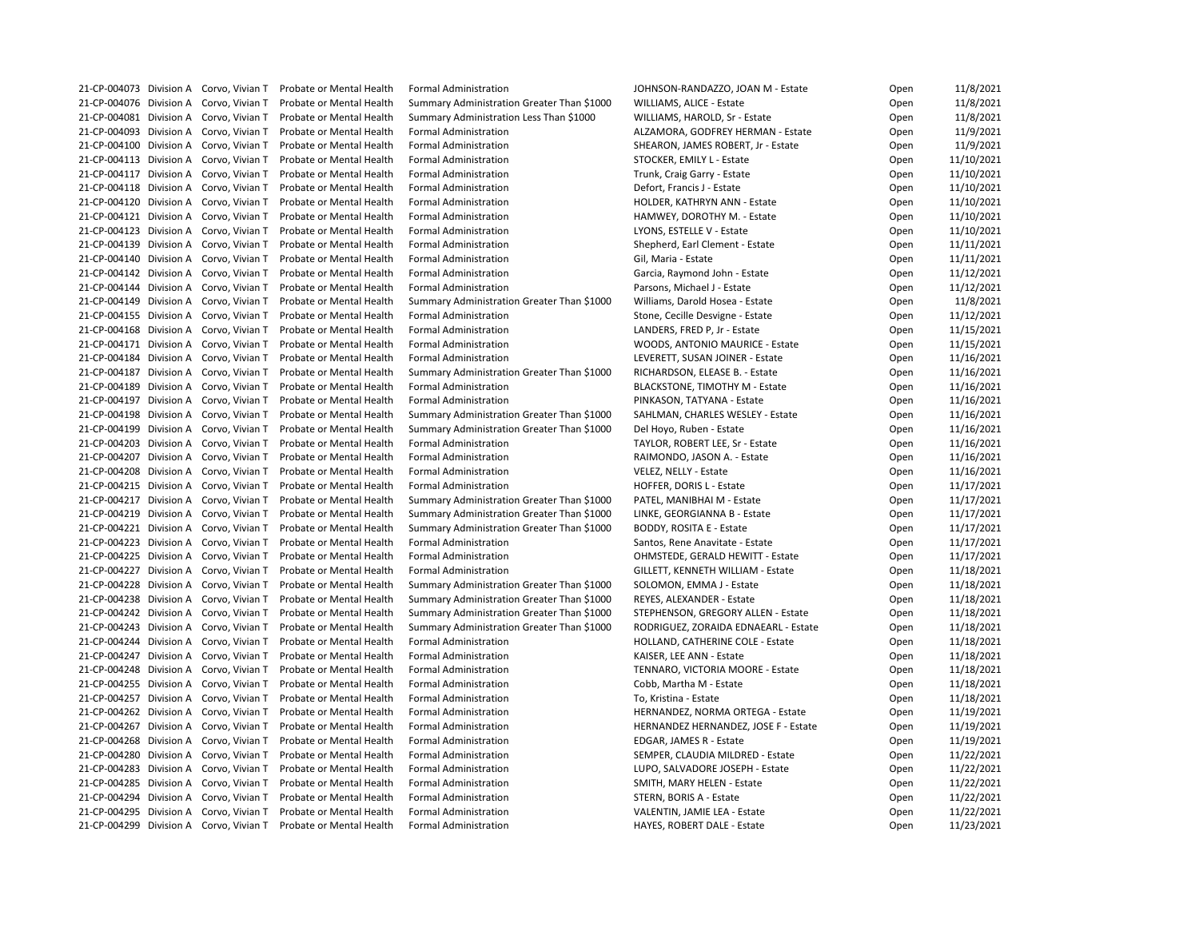| | | | | | | | |
|---|---|---|---|---|---|---|---|
| 21-CP-004073 | Division A | Corvo, Vivian T | Probate or Mental Health | Formal Administration | JOHNSON-RANDAZZO, JOAN M - Estate | Open | 11/8/2021 |
| 21-CP-004076 | Division A | Corvo, Vivian T | Probate or Mental Health | Summary Administration Greater Than $1000 | WILLIAMS, ALICE - Estate | Open | 11/8/2021 |
| 21-CP-004081 | Division A | Corvo, Vivian T | Probate or Mental Health | Summary Administration Less Than $1000 | WILLIAMS, HAROLD, Sr - Estate | Open | 11/8/2021 |
| 21-CP-004093 | Division A | Corvo, Vivian T | Probate or Mental Health | Formal Administration | ALZAMORA, GODFREY HERMAN - Estate | Open | 11/9/2021 |
| 21-CP-004100 | Division A | Corvo, Vivian T | Probate or Mental Health | Formal Administration | SHEARON, JAMES ROBERT, Jr - Estate | Open | 11/9/2021 |
| 21-CP-004113 | Division A | Corvo, Vivian T | Probate or Mental Health | Formal Administration | STOCKER, EMILY L - Estate | Open | 11/10/2021 |
| 21-CP-004117 | Division A | Corvo, Vivian T | Probate or Mental Health | Formal Administration | Trunk, Craig Garry - Estate | Open | 11/10/2021 |
| 21-CP-004118 | Division A | Corvo, Vivian T | Probate or Mental Health | Formal Administration | Defort, Francis J - Estate | Open | 11/10/2021 |
| 21-CP-004120 | Division A | Corvo, Vivian T | Probate or Mental Health | Formal Administration | HOLDER, KATHRYN ANN - Estate | Open | 11/10/2021 |
| 21-CP-004121 | Division A | Corvo, Vivian T | Probate or Mental Health | Formal Administration | HAMWEY, DOROTHY M. - Estate | Open | 11/10/2021 |
| 21-CP-004123 | Division A | Corvo, Vivian T | Probate or Mental Health | Formal Administration | LYONS, ESTELLE V - Estate | Open | 11/10/2021 |
| 21-CP-004139 | Division A | Corvo, Vivian T | Probate or Mental Health | Formal Administration | Shepherd, Earl Clement - Estate | Open | 11/11/2021 |
| 21-CP-004140 | Division A | Corvo, Vivian T | Probate or Mental Health | Formal Administration | Gil, Maria - Estate | Open | 11/11/2021 |
| 21-CP-004142 | Division A | Corvo, Vivian T | Probate or Mental Health | Formal Administration | Garcia, Raymond John - Estate | Open | 11/12/2021 |
| 21-CP-004144 | Division A | Corvo, Vivian T | Probate or Mental Health | Formal Administration | Parsons, Michael J - Estate | Open | 11/12/2021 |
| 21-CP-004149 | Division A | Corvo, Vivian T | Probate or Mental Health | Summary Administration Greater Than $1000 | Williams, Darold Hosea - Estate | Open | 11/8/2021 |
| 21-CP-004155 | Division A | Corvo, Vivian T | Probate or Mental Health | Formal Administration | Stone, Cecille Desvigne - Estate | Open | 11/12/2021 |
| 21-CP-004168 | Division A | Corvo, Vivian T | Probate or Mental Health | Formal Administration | LANDERS, FRED P, Jr - Estate | Open | 11/15/2021 |
| 21-CP-004171 | Division A | Corvo, Vivian T | Probate or Mental Health | Formal Administration | WOODS, ANTONIO MAURICE - Estate | Open | 11/15/2021 |
| 21-CP-004184 | Division A | Corvo, Vivian T | Probate or Mental Health | Formal Administration | LEVERETT, SUSAN JOINER - Estate | Open | 11/16/2021 |
| 21-CP-004187 | Division A | Corvo, Vivian T | Probate or Mental Health | Summary Administration Greater Than $1000 | RICHARDSON, ELEASE B. - Estate | Open | 11/16/2021 |
| 21-CP-004189 | Division A | Corvo, Vivian T | Probate or Mental Health | Formal Administration | BLACKSTONE, TIMOTHY M - Estate | Open | 11/16/2021 |
| 21-CP-004197 | Division A | Corvo, Vivian T | Probate or Mental Health | Formal Administration | PINKASON, TATYANA - Estate | Open | 11/16/2021 |
| 21-CP-004198 | Division A | Corvo, Vivian T | Probate or Mental Health | Summary Administration Greater Than $1000 | SAHLMAN, CHARLES WESLEY - Estate | Open | 11/16/2021 |
| 21-CP-004199 | Division A | Corvo, Vivian T | Probate or Mental Health | Summary Administration Greater Than $1000 | Del Hoyo, Ruben - Estate | Open | 11/16/2021 |
| 21-CP-004203 | Division A | Corvo, Vivian T | Probate or Mental Health | Formal Administration | TAYLOR, ROBERT LEE, Sr - Estate | Open | 11/16/2021 |
| 21-CP-004207 | Division A | Corvo, Vivian T | Probate or Mental Health | Formal Administration | RAIMONDO, JASON A. - Estate | Open | 11/16/2021 |
| 21-CP-004208 | Division A | Corvo, Vivian T | Probate or Mental Health | Formal Administration | VELEZ, NELLY - Estate | Open | 11/16/2021 |
| 21-CP-004215 | Division A | Corvo, Vivian T | Probate or Mental Health | Formal Administration | HOFFER, DORIS L - Estate | Open | 11/17/2021 |
| 21-CP-004217 | Division A | Corvo, Vivian T | Probate or Mental Health | Summary Administration Greater Than $1000 | PATEL, MANIBHAI M - Estate | Open | 11/17/2021 |
| 21-CP-004219 | Division A | Corvo, Vivian T | Probate or Mental Health | Summary Administration Greater Than $1000 | LINKE, GEORGIANNA B - Estate | Open | 11/17/2021 |
| 21-CP-004221 | Division A | Corvo, Vivian T | Probate or Mental Health | Summary Administration Greater Than $1000 | BODDY, ROSITA E - Estate | Open | 11/17/2021 |
| 21-CP-004223 | Division A | Corvo, Vivian T | Probate or Mental Health | Formal Administration | Santos, Rene Anavitate - Estate | Open | 11/17/2021 |
| 21-CP-004225 | Division A | Corvo, Vivian T | Probate or Mental Health | Formal Administration | OHMSTEDE, GERALD HEWITT - Estate | Open | 11/17/2021 |
| 21-CP-004227 | Division A | Corvo, Vivian T | Probate or Mental Health | Formal Administration | GILLETT, KENNETH WILLIAM - Estate | Open | 11/18/2021 |
| 21-CP-004228 | Division A | Corvo, Vivian T | Probate or Mental Health | Summary Administration Greater Than $1000 | SOLOMON, EMMA J - Estate | Open | 11/18/2021 |
| 21-CP-004238 | Division A | Corvo, Vivian T | Probate or Mental Health | Summary Administration Greater Than $1000 | REYES, ALEXANDER - Estate | Open | 11/18/2021 |
| 21-CP-004242 | Division A | Corvo, Vivian T | Probate or Mental Health | Summary Administration Greater Than $1000 | STEPHENSON, GREGORY ALLEN - Estate | Open | 11/18/2021 |
| 21-CP-004243 | Division A | Corvo, Vivian T | Probate or Mental Health | Summary Administration Greater Than $1000 | RODRIGUEZ, ZORAIDA EDNAEARL - Estate | Open | 11/18/2021 |
| 21-CP-004244 | Division A | Corvo, Vivian T | Probate or Mental Health | Formal Administration | HOLLAND, CATHERINE COLE - Estate | Open | 11/18/2021 |
| 21-CP-004247 | Division A | Corvo, Vivian T | Probate or Mental Health | Formal Administration | KAISER, LEE ANN - Estate | Open | 11/18/2021 |
| 21-CP-004248 | Division A | Corvo, Vivian T | Probate or Mental Health | Formal Administration | TENNARO, VICTORIA MOORE - Estate | Open | 11/18/2021 |
| 21-CP-004255 | Division A | Corvo, Vivian T | Probate or Mental Health | Formal Administration | Cobb, Martha M - Estate | Open | 11/18/2021 |
| 21-CP-004257 | Division A | Corvo, Vivian T | Probate or Mental Health | Formal Administration | To, Kristina - Estate | Open | 11/18/2021 |
| 21-CP-004262 | Division A | Corvo, Vivian T | Probate or Mental Health | Formal Administration | HERNANDEZ, NORMA ORTEGA - Estate | Open | 11/19/2021 |
| 21-CP-004267 | Division A | Corvo, Vivian T | Probate or Mental Health | Formal Administration | HERNANDEZ HERNANDEZ, JOSE F - Estate | Open | 11/19/2021 |
| 21-CP-004268 | Division A | Corvo, Vivian T | Probate or Mental Health | Formal Administration | EDGAR, JAMES R - Estate | Open | 11/19/2021 |
| 21-CP-004280 | Division A | Corvo, Vivian T | Probate or Mental Health | Formal Administration | SEMPER, CLAUDIA MILDRED - Estate | Open | 11/22/2021 |
| 21-CP-004283 | Division A | Corvo, Vivian T | Probate or Mental Health | Formal Administration | LUPO, SALVADORE JOSEPH - Estate | Open | 11/22/2021 |
| 21-CP-004285 | Division A | Corvo, Vivian T | Probate or Mental Health | Formal Administration | SMITH, MARY HELEN - Estate | Open | 11/22/2021 |
| 21-CP-004294 | Division A | Corvo, Vivian T | Probate or Mental Health | Formal Administration | STERN, BORIS A - Estate | Open | 11/22/2021 |
| 21-CP-004295 | Division A | Corvo, Vivian T | Probate or Mental Health | Formal Administration | VALENTIN, JAMIE LEA - Estate | Open | 11/22/2021 |
| 21-CP-004299 | Division A | Corvo, Vivian T | Probate or Mental Health | Formal Administration | HAYES, ROBERT DALE - Estate | Open | 11/23/2021 |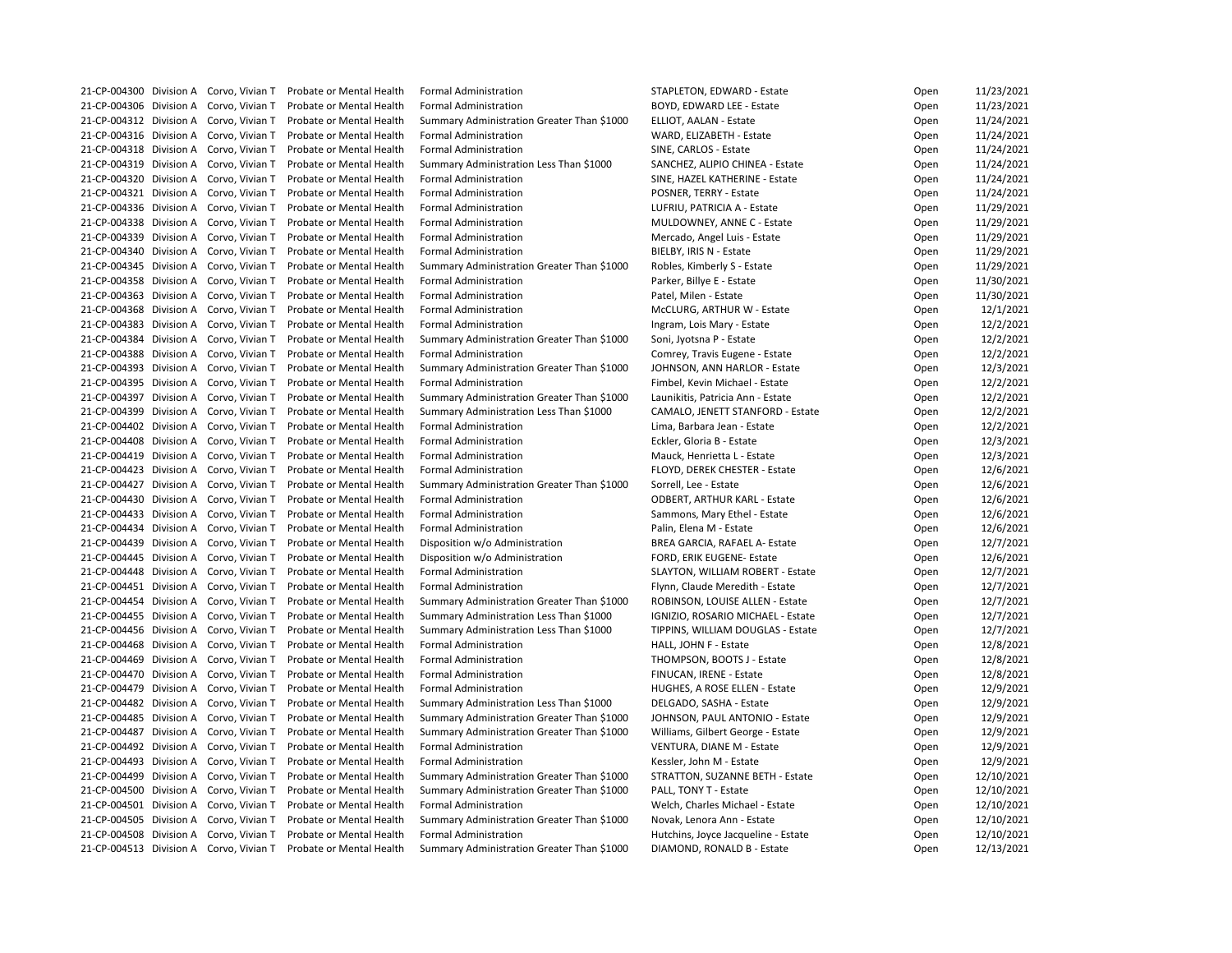| | | | | | | | |
|---|---|---|---|---|---|---|---|
| 21-CP-004300 | Division A | Corvo, Vivian T | Probate or Mental Health | Formal Administration | STAPLETON, EDWARD - Estate | Open | 11/23/2021 |
| 21-CP-004306 | Division A | Corvo, Vivian T | Probate or Mental Health | Formal Administration | BOYD, EDWARD LEE - Estate | Open | 11/23/2021 |
| 21-CP-004312 | Division A | Corvo, Vivian T | Probate or Mental Health | Summary Administration Greater Than $1000 | ELLIOT, AALAN - Estate | Open | 11/24/2021 |
| 21-CP-004316 | Division A | Corvo, Vivian T | Probate or Mental Health | Formal Administration | WARD, ELIZABETH - Estate | Open | 11/24/2021 |
| 21-CP-004318 | Division A | Corvo, Vivian T | Probate or Mental Health | Formal Administration | SINE, CARLOS - Estate | Open | 11/24/2021 |
| 21-CP-004319 | Division A | Corvo, Vivian T | Probate or Mental Health | Summary Administration Less Than $1000 | SANCHEZ, ALIPIO CHINEA - Estate | Open | 11/24/2021 |
| 21-CP-004320 | Division A | Corvo, Vivian T | Probate or Mental Health | Formal Administration | SINE, HAZEL KATHERINE - Estate | Open | 11/24/2021 |
| 21-CP-004321 | Division A | Corvo, Vivian T | Probate or Mental Health | Formal Administration | POSNER, TERRY - Estate | Open | 11/24/2021 |
| 21-CP-004336 | Division A | Corvo, Vivian T | Probate or Mental Health | Formal Administration | LUFRIU, PATRICIA A - Estate | Open | 11/29/2021 |
| 21-CP-004338 | Division A | Corvo, Vivian T | Probate or Mental Health | Formal Administration | MULDOWNEY, ANNE C - Estate | Open | 11/29/2021 |
| 21-CP-004339 | Division A | Corvo, Vivian T | Probate or Mental Health | Formal Administration | Mercado, Angel Luis - Estate | Open | 11/29/2021 |
| 21-CP-004340 | Division A | Corvo, Vivian T | Probate or Mental Health | Formal Administration | BIELBY, IRIS N - Estate | Open | 11/29/2021 |
| 21-CP-004345 | Division A | Corvo, Vivian T | Probate or Mental Health | Summary Administration Greater Than $1000 | Robles, Kimberly S - Estate | Open | 11/29/2021 |
| 21-CP-004358 | Division A | Corvo, Vivian T | Probate or Mental Health | Formal Administration | Parker, Billye E - Estate | Open | 11/30/2021 |
| 21-CP-004363 | Division A | Corvo, Vivian T | Probate or Mental Health | Formal Administration | Patel, Milen - Estate | Open | 11/30/2021 |
| 21-CP-004368 | Division A | Corvo, Vivian T | Probate or Mental Health | Formal Administration | McCLURG, ARTHUR W - Estate | Open | 12/1/2021 |
| 21-CP-004383 | Division A | Corvo, Vivian T | Probate or Mental Health | Formal Administration | Ingram, Lois Mary - Estate | Open | 12/2/2021 |
| 21-CP-004384 | Division A | Corvo, Vivian T | Probate or Mental Health | Summary Administration Greater Than $1000 | Soni, Jyotsna P - Estate | Open | 12/2/2021 |
| 21-CP-004388 | Division A | Corvo, Vivian T | Probate or Mental Health | Formal Administration | Comrey, Travis Eugene - Estate | Open | 12/2/2021 |
| 21-CP-004393 | Division A | Corvo, Vivian T | Probate or Mental Health | Summary Administration Greater Than $1000 | JOHNSON, ANN HARLOR - Estate | Open | 12/3/2021 |
| 21-CP-004395 | Division A | Corvo, Vivian T | Probate or Mental Health | Formal Administration | Fimbel, Kevin Michael - Estate | Open | 12/2/2021 |
| 21-CP-004397 | Division A | Corvo, Vivian T | Probate or Mental Health | Summary Administration Greater Than $1000 | Launikitis, Patricia Ann - Estate | Open | 12/2/2021 |
| 21-CP-004399 | Division A | Corvo, Vivian T | Probate or Mental Health | Summary Administration Less Than $1000 | CAMALO, JENETT STANFORD - Estate | Open | 12/2/2021 |
| 21-CP-004402 | Division A | Corvo, Vivian T | Probate or Mental Health | Formal Administration | Lima, Barbara Jean - Estate | Open | 12/2/2021 |
| 21-CP-004408 | Division A | Corvo, Vivian T | Probate or Mental Health | Formal Administration | Eckler, Gloria B - Estate | Open | 12/3/2021 |
| 21-CP-004419 | Division A | Corvo, Vivian T | Probate or Mental Health | Formal Administration | Mauck, Henrietta L - Estate | Open | 12/3/2021 |
| 21-CP-004423 | Division A | Corvo, Vivian T | Probate or Mental Health | Formal Administration | FLOYD, DEREK CHESTER - Estate | Open | 12/6/2021 |
| 21-CP-004427 | Division A | Corvo, Vivian T | Probate or Mental Health | Summary Administration Greater Than $1000 | Sorrell, Lee - Estate | Open | 12/6/2021 |
| 21-CP-004430 | Division A | Corvo, Vivian T | Probate or Mental Health | Formal Administration | ODBERT, ARTHUR KARL - Estate | Open | 12/6/2021 |
| 21-CP-004433 | Division A | Corvo, Vivian T | Probate or Mental Health | Formal Administration | Sammons, Mary Ethel - Estate | Open | 12/6/2021 |
| 21-CP-004434 | Division A | Corvo, Vivian T | Probate or Mental Health | Formal Administration | Palin, Elena M - Estate | Open | 12/6/2021 |
| 21-CP-004439 | Division A | Corvo, Vivian T | Probate or Mental Health | Disposition w/o Administration | BREA GARCIA, RAFAEL A- Estate | Open | 12/7/2021 |
| 21-CP-004445 | Division A | Corvo, Vivian T | Probate or Mental Health | Disposition w/o Administration | FORD, ERIK EUGENE- Estate | Open | 12/6/2021 |
| 21-CP-004448 | Division A | Corvo, Vivian T | Probate or Mental Health | Formal Administration | SLAYTON, WILLIAM ROBERT - Estate | Open | 12/7/2021 |
| 21-CP-004451 | Division A | Corvo, Vivian T | Probate or Mental Health | Formal Administration | Flynn, Claude Meredith - Estate | Open | 12/7/2021 |
| 21-CP-004454 | Division A | Corvo, Vivian T | Probate or Mental Health | Summary Administration Greater Than $1000 | ROBINSON, LOUISE ALLEN - Estate | Open | 12/7/2021 |
| 21-CP-004455 | Division A | Corvo, Vivian T | Probate or Mental Health | Summary Administration Less Than $1000 | IGNIZIO, ROSARIO MICHAEL - Estate | Open | 12/7/2021 |
| 21-CP-004456 | Division A | Corvo, Vivian T | Probate or Mental Health | Summary Administration Less Than $1000 | TIPPINS, WILLIAM DOUGLAS - Estate | Open | 12/7/2021 |
| 21-CP-004468 | Division A | Corvo, Vivian T | Probate or Mental Health | Formal Administration | HALL, JOHN F - Estate | Open | 12/8/2021 |
| 21-CP-004469 | Division A | Corvo, Vivian T | Probate or Mental Health | Formal Administration | THOMPSON, BOOTS J - Estate | Open | 12/8/2021 |
| 21-CP-004470 | Division A | Corvo, Vivian T | Probate or Mental Health | Formal Administration | FINUCAN, IRENE - Estate | Open | 12/8/2021 |
| 21-CP-004479 | Division A | Corvo, Vivian T | Probate or Mental Health | Formal Administration | HUGHES, A ROSE ELLEN - Estate | Open | 12/9/2021 |
| 21-CP-004482 | Division A | Corvo, Vivian T | Probate or Mental Health | Summary Administration Less Than $1000 | DELGADO, SASHA - Estate | Open | 12/9/2021 |
| 21-CP-004485 | Division A | Corvo, Vivian T | Probate or Mental Health | Summary Administration Greater Than $1000 | JOHNSON, PAUL ANTONIO - Estate | Open | 12/9/2021 |
| 21-CP-004487 | Division A | Corvo, Vivian T | Probate or Mental Health | Summary Administration Greater Than $1000 | Williams, Gilbert George - Estate | Open | 12/9/2021 |
| 21-CP-004492 | Division A | Corvo, Vivian T | Probate or Mental Health | Formal Administration | VENTURA, DIANE M - Estate | Open | 12/9/2021 |
| 21-CP-004493 | Division A | Corvo, Vivian T | Probate or Mental Health | Formal Administration | Kessler, John M - Estate | Open | 12/9/2021 |
| 21-CP-004499 | Division A | Corvo, Vivian T | Probate or Mental Health | Summary Administration Greater Than $1000 | STRATTON, SUZANNE BETH - Estate | Open | 12/10/2021 |
| 21-CP-004500 | Division A | Corvo, Vivian T | Probate or Mental Health | Summary Administration Greater Than $1000 | PALL, TONY T - Estate | Open | 12/10/2021 |
| 21-CP-004501 | Division A | Corvo, Vivian T | Probate or Mental Health | Formal Administration | Welch, Charles Michael - Estate | Open | 12/10/2021 |
| 21-CP-004505 | Division A | Corvo, Vivian T | Probate or Mental Health | Summary Administration Greater Than $1000 | Novak, Lenora Ann - Estate | Open | 12/10/2021 |
| 21-CP-004508 | Division A | Corvo, Vivian T | Probate or Mental Health | Formal Administration | Hutchins, Joyce Jacqueline - Estate | Open | 12/10/2021 |
| 21-CP-004513 | Division A | Corvo, Vivian T | Probate or Mental Health | Summary Administration Greater Than $1000 | DIAMOND, RONALD B - Estate | Open | 12/13/2021 |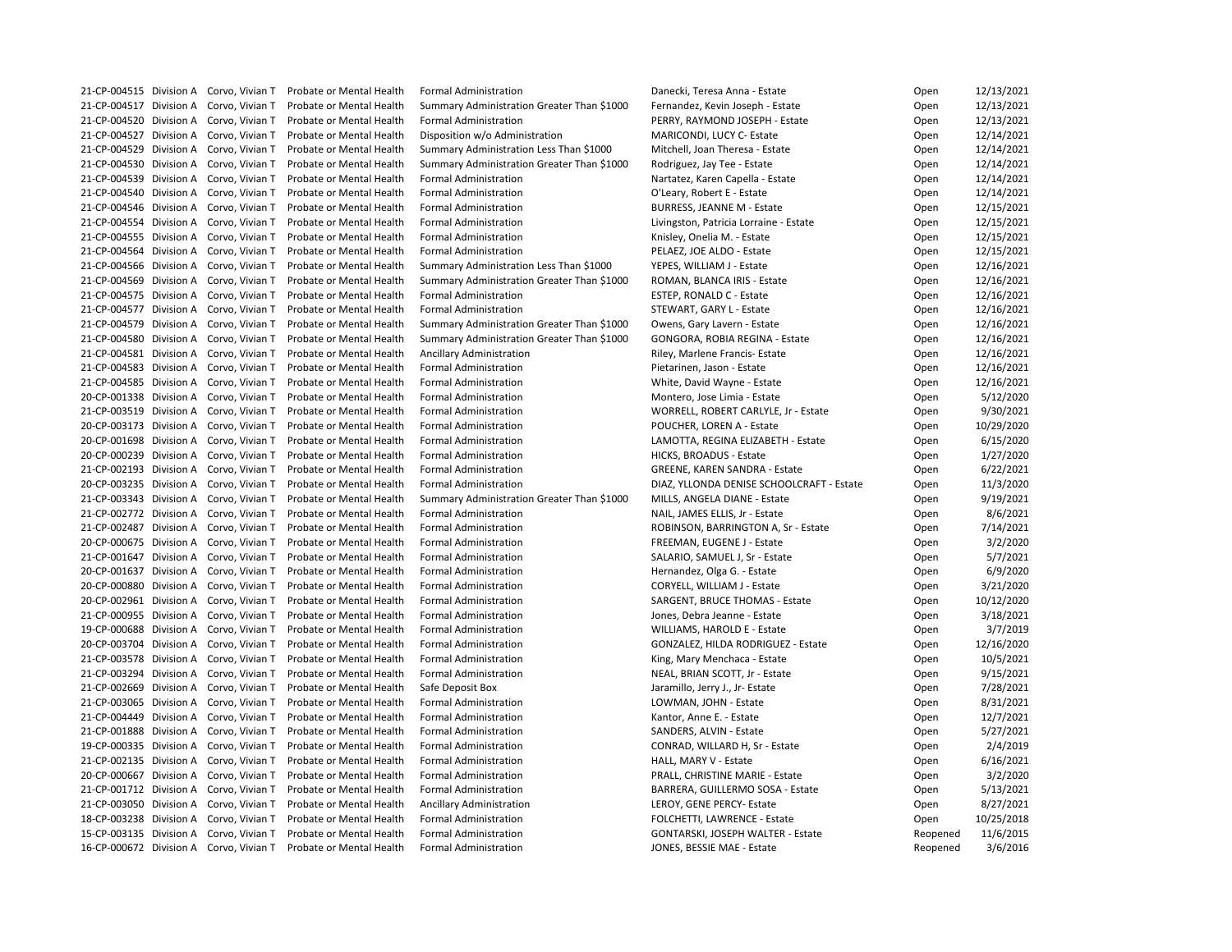| | | | | | | | |
|---|---|---|---|---|---|---|---|
| 21-CP-004515 | Division A | Corvo, Vivian T | Probate or Mental Health | Formal Administration | Danecki, Teresa Anna - Estate | Open | 12/13/2021 |
| 21-CP-004517 | Division A | Corvo, Vivian T | Probate or Mental Health | Summary Administration Greater Than $1000 | Fernandez, Kevin Joseph - Estate | Open | 12/13/2021 |
| 21-CP-004520 | Division A | Corvo, Vivian T | Probate or Mental Health | Formal Administration | PERRY, RAYMOND JOSEPH - Estate | Open | 12/13/2021 |
| 21-CP-004527 | Division A | Corvo, Vivian T | Probate or Mental Health | Disposition w/o Administration | MARICONDI, LUCY C- Estate | Open | 12/14/2021 |
| 21-CP-004529 | Division A | Corvo, Vivian T | Probate or Mental Health | Summary Administration Less Than $1000 | Mitchell, Joan Theresa - Estate | Open | 12/14/2021 |
| 21-CP-004530 | Division A | Corvo, Vivian T | Probate or Mental Health | Summary Administration Greater Than $1000 | Rodriguez, Jay Tee - Estate | Open | 12/14/2021 |
| 21-CP-004539 | Division A | Corvo, Vivian T | Probate or Mental Health | Formal Administration | Nartatez, Karen Capella - Estate | Open | 12/14/2021 |
| 21-CP-004540 | Division A | Corvo, Vivian T | Probate or Mental Health | Formal Administration | O'Leary, Robert E - Estate | Open | 12/14/2021 |
| 21-CP-004546 | Division A | Corvo, Vivian T | Probate or Mental Health | Formal Administration | BURRESS, JEANNE M - Estate | Open | 12/15/2021 |
| 21-CP-004554 | Division A | Corvo, Vivian T | Probate or Mental Health | Formal Administration | Livingston, Patricia Lorraine - Estate | Open | 12/15/2021 |
| 21-CP-004555 | Division A | Corvo, Vivian T | Probate or Mental Health | Formal Administration | Knisley, Onelia M. - Estate | Open | 12/15/2021 |
| 21-CP-004564 | Division A | Corvo, Vivian T | Probate or Mental Health | Formal Administration | PELAEZ, JOE ALDO - Estate | Open | 12/15/2021 |
| 21-CP-004566 | Division A | Corvo, Vivian T | Probate or Mental Health | Summary Administration Less Than $1000 | YEPES, WILLIAM J - Estate | Open | 12/16/2021 |
| 21-CP-004569 | Division A | Corvo, Vivian T | Probate or Mental Health | Summary Administration Greater Than $1000 | ROMAN, BLANCA IRIS - Estate | Open | 12/16/2021 |
| 21-CP-004575 | Division A | Corvo, Vivian T | Probate or Mental Health | Formal Administration | ESTEP, RONALD C - Estate | Open | 12/16/2021 |
| 21-CP-004577 | Division A | Corvo, Vivian T | Probate or Mental Health | Formal Administration | STEWART, GARY L - Estate | Open | 12/16/2021 |
| 21-CP-004579 | Division A | Corvo, Vivian T | Probate or Mental Health | Summary Administration Greater Than $1000 | Owens, Gary Lavern - Estate | Open | 12/16/2021 |
| 21-CP-004580 | Division A | Corvo, Vivian T | Probate or Mental Health | Summary Administration Greater Than $1000 | GONGORA, ROBIA REGINA - Estate | Open | 12/16/2021 |
| 21-CP-004581 | Division A | Corvo, Vivian T | Probate or Mental Health | Ancillary Administration | Riley, Marlene Francis- Estate | Open | 12/16/2021 |
| 21-CP-004583 | Division A | Corvo, Vivian T | Probate or Mental Health | Formal Administration | Pietarinen, Jason - Estate | Open | 12/16/2021 |
| 21-CP-004585 | Division A | Corvo, Vivian T | Probate or Mental Health | Formal Administration | White, David Wayne - Estate | Open | 12/16/2021 |
| 20-CP-001338 | Division A | Corvo, Vivian T | Probate or Mental Health | Formal Administration | Montero, Jose Limia - Estate | Open | 5/12/2020 |
| 21-CP-003519 | Division A | Corvo, Vivian T | Probate or Mental Health | Formal Administration | WORRELL, ROBERT CARLYLE, Jr - Estate | Open | 9/30/2021 |
| 20-CP-003173 | Division A | Corvo, Vivian T | Probate or Mental Health | Formal Administration | POUCHER, LOREN A - Estate | Open | 10/29/2020 |
| 20-CP-001698 | Division A | Corvo, Vivian T | Probate or Mental Health | Formal Administration | LAMOTTA, REGINA ELIZABETH - Estate | Open | 6/15/2020 |
| 20-CP-000239 | Division A | Corvo, Vivian T | Probate or Mental Health | Formal Administration | HICKS, BROADUS - Estate | Open | 1/27/2020 |
| 21-CP-002193 | Division A | Corvo, Vivian T | Probate or Mental Health | Formal Administration | GREENE, KAREN SANDRA - Estate | Open | 6/22/2021 |
| 20-CP-003235 | Division A | Corvo, Vivian T | Probate or Mental Health | Formal Administration | DIAZ, YLLONDA DENISE SCHOOLCRAFT - Estate | Open | 11/3/2020 |
| 21-CP-003343 | Division A | Corvo, Vivian T | Probate or Mental Health | Summary Administration Greater Than $1000 | MILLS, ANGELA DIANE - Estate | Open | 9/19/2021 |
| 21-CP-002772 | Division A | Corvo, Vivian T | Probate or Mental Health | Formal Administration | NAIL, JAMES ELLIS, Jr - Estate | Open | 8/6/2021 |
| 21-CP-002487 | Division A | Corvo, Vivian T | Probate or Mental Health | Formal Administration | ROBINSON, BARRINGTON A, Sr - Estate | Open | 7/14/2021 |
| 20-CP-000675 | Division A | Corvo, Vivian T | Probate or Mental Health | Formal Administration | FREEMAN, EUGENE J - Estate | Open | 3/2/2020 |
| 21-CP-001647 | Division A | Corvo, Vivian T | Probate or Mental Health | Formal Administration | SALARIO, SAMUEL J, Sr - Estate | Open | 5/7/2021 |
| 20-CP-001637 | Division A | Corvo, Vivian T | Probate or Mental Health | Formal Administration | Hernandez, Olga G. - Estate | Open | 6/9/2020 |
| 20-CP-000880 | Division A | Corvo, Vivian T | Probate or Mental Health | Formal Administration | CORYELL, WILLIAM J - Estate | Open | 3/21/2020 |
| 20-CP-002961 | Division A | Corvo, Vivian T | Probate or Mental Health | Formal Administration | SARGENT, BRUCE THOMAS - Estate | Open | 10/12/2020 |
| 21-CP-000955 | Division A | Corvo, Vivian T | Probate or Mental Health | Formal Administration | Jones, Debra Jeanne - Estate | Open | 3/18/2021 |
| 19-CP-000688 | Division A | Corvo, Vivian T | Probate or Mental Health | Formal Administration | WILLIAMS, HAROLD E - Estate | Open | 3/7/2019 |
| 20-CP-003704 | Division A | Corvo, Vivian T | Probate or Mental Health | Formal Administration | GONZALEZ, HILDA RODRIGUEZ - Estate | Open | 12/16/2020 |
| 21-CP-003578 | Division A | Corvo, Vivian T | Probate or Mental Health | Formal Administration | King, Mary Menchaca - Estate | Open | 10/5/2021 |
| 21-CP-003294 | Division A | Corvo, Vivian T | Probate or Mental Health | Formal Administration | NEAL, BRIAN SCOTT, Jr - Estate | Open | 9/15/2021 |
| 21-CP-002669 | Division A | Corvo, Vivian T | Probate or Mental Health | Safe Deposit Box | Jaramillo, Jerry J., Jr- Estate | Open | 7/28/2021 |
| 21-CP-003065 | Division A | Corvo, Vivian T | Probate or Mental Health | Formal Administration | LOWMAN, JOHN - Estate | Open | 8/31/2021 |
| 21-CP-004449 | Division A | Corvo, Vivian T | Probate or Mental Health | Formal Administration | Kantor, Anne E. - Estate | Open | 12/7/2021 |
| 21-CP-001888 | Division A | Corvo, Vivian T | Probate or Mental Health | Formal Administration | SANDERS, ALVIN - Estate | Open | 5/27/2021 |
| 19-CP-000335 | Division A | Corvo, Vivian T | Probate or Mental Health | Formal Administration | CONRAD, WILLARD H, Sr - Estate | Open | 2/4/2019 |
| 21-CP-002135 | Division A | Corvo, Vivian T | Probate or Mental Health | Formal Administration | HALL, MARY V - Estate | Open | 6/16/2021 |
| 20-CP-000667 | Division A | Corvo, Vivian T | Probate or Mental Health | Formal Administration | PRALL, CHRISTINE MARIE - Estate | Open | 3/2/2020 |
| 21-CP-001712 | Division A | Corvo, Vivian T | Probate or Mental Health | Formal Administration | BARRERA, GUILLERMO SOSA - Estate | Open | 5/13/2021 |
| 21-CP-003050 | Division A | Corvo, Vivian T | Probate or Mental Health | Ancillary Administration | LEROY, GENE PERCY- Estate | Open | 8/27/2021 |
| 18-CP-003238 | Division A | Corvo, Vivian T | Probate or Mental Health | Formal Administration | FOLCHETTI, LAWRENCE - Estate | Open | 10/25/2018 |
| 15-CP-003135 | Division A | Corvo, Vivian T | Probate or Mental Health | Formal Administration | GONTARSKI, JOSEPH WALTER - Estate | Reopened | 11/6/2015 |
| 16-CP-000672 | Division A | Corvo, Vivian T | Probate or Mental Health | Formal Administration | JONES, BESSIE MAE - Estate | Reopened | 3/6/2016 |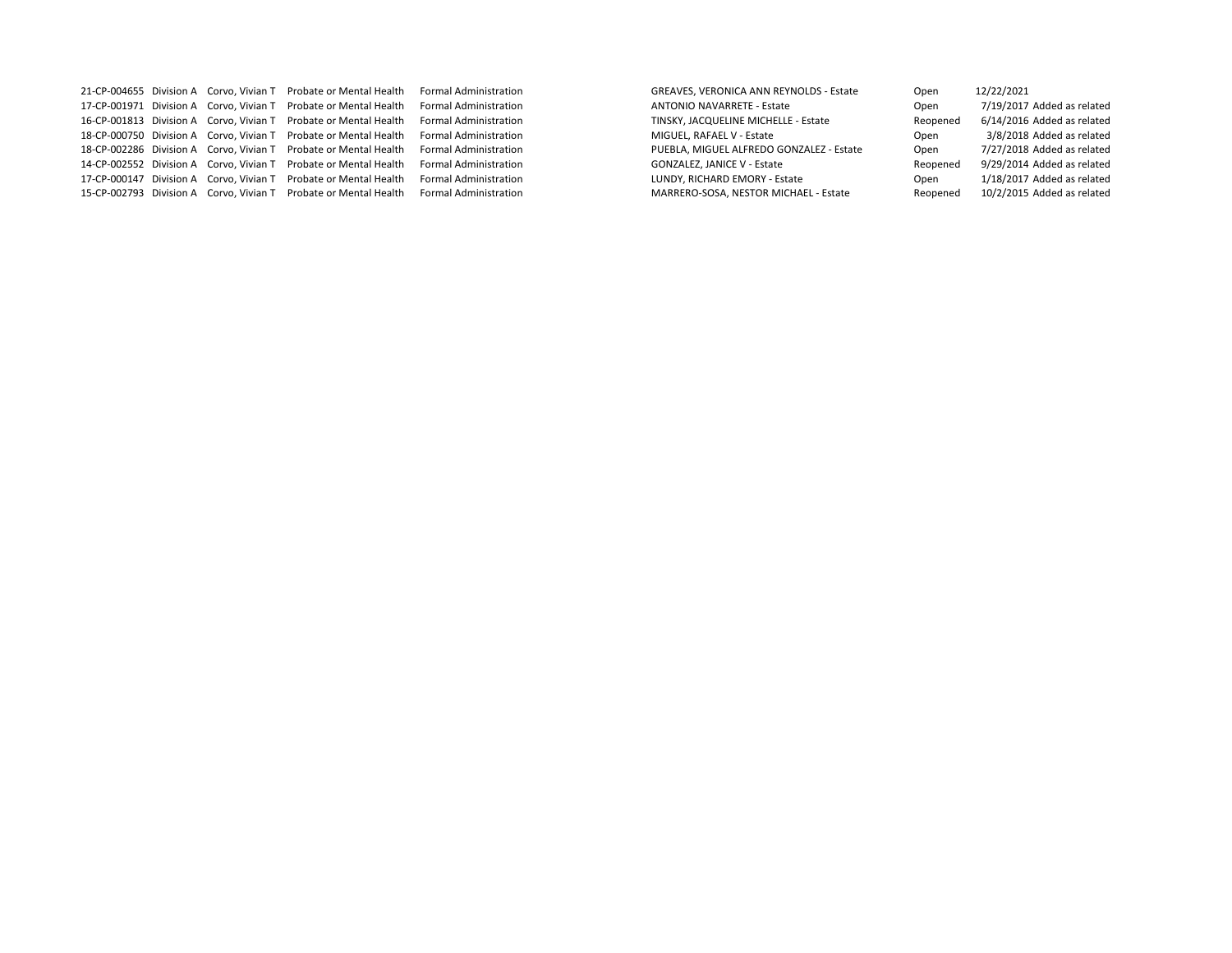| | | | | | | | | |
|---|---|---|---|---|---|---|---|---|
| 21-CP-004655 | Division A | Corvo, Vivian T | Probate or Mental Health | Formal Administration | GREAVES, VERONICA ANN REYNOLDS - Estate | Open | 12/22/2021 | |
| 17-CP-001971 | Division A | Corvo, Vivian T | Probate or Mental Health | Formal Administration | ANTONIO NAVARRETE - Estate | Open | 7/19/2017 | Added as related |
| 16-CP-001813 | Division A | Corvo, Vivian T | Probate or Mental Health | Formal Administration | TINSKY, JACQUELINE MICHELLE - Estate | Reopened | 6/14/2016 | Added as related |
| 18-CP-000750 | Division A | Corvo, Vivian T | Probate or Mental Health | Formal Administration | MIGUEL, RAFAEL V - Estate | Open | 3/8/2018 | Added as related |
| 18-CP-002286 | Division A | Corvo, Vivian T | Probate or Mental Health | Formal Administration | PUEBLA, MIGUEL ALFREDO GONZALEZ - Estate | Open | 7/27/2018 | Added as related |
| 14-CP-002552 | Division A | Corvo, Vivian T | Probate or Mental Health | Formal Administration | GONZALEZ, JANICE V - Estate | Reopened | 9/29/2014 | Added as related |
| 17-CP-000147 | Division A | Corvo, Vivian T | Probate or Mental Health | Formal Administration | LUNDY, RICHARD EMORY - Estate | Open | 1/18/2017 | Added as related |
| 15-CP-002793 | Division A | Corvo, Vivian T | Probate or Mental Health | Formal Administration | MARRERO-SOSA, NESTOR MICHAEL - Estate | Reopened | 10/2/2015 | Added as related |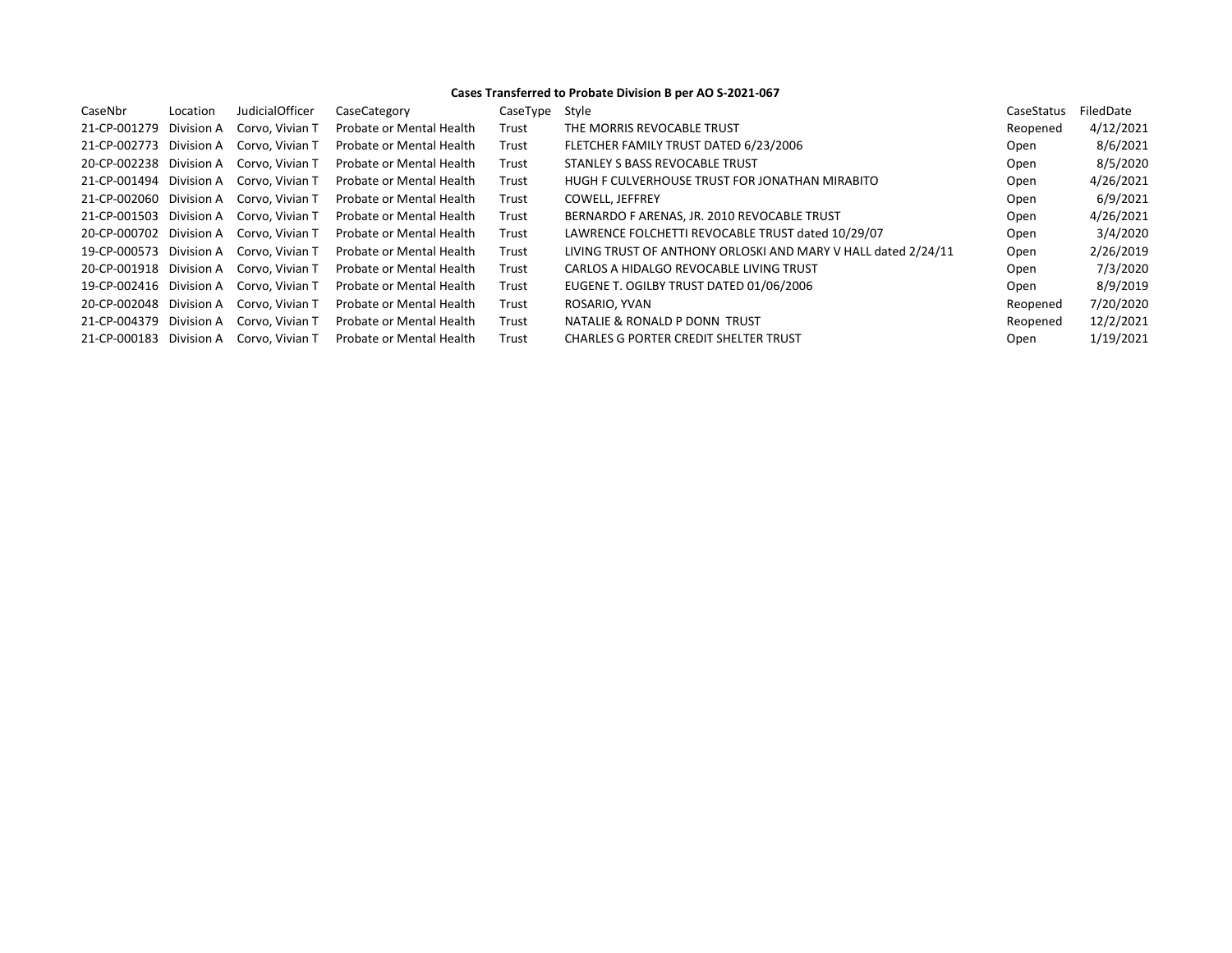**Cases Transferred to Probate Division B per AO S-2021-067**

| CaseNbr | Location | JudicialOfficer | CaseCategory | CaseType | Style | CaseStatus | FiledDate |
|---|---|---|---|---|---|---|---|
| 21-CP-001279 | Division A | Corvo, Vivian T | Probate or Mental Health | Trust | THE MORRIS REVOCABLE TRUST | Reopened | 4/12/2021 |
| 21-CP-002773 | Division A | Corvo, Vivian T | Probate or Mental Health | Trust | FLETCHER FAMILY TRUST DATED 6/23/2006 | Open | 8/6/2021 |
| 20-CP-002238 | Division A | Corvo, Vivian T | Probate or Mental Health | Trust | STANLEY S BASS REVOCABLE TRUST | Open | 8/5/2020 |
| 21-CP-001494 | Division A | Corvo, Vivian T | Probate or Mental Health | Trust | HUGH F CULVERHOUSE TRUST FOR JONATHAN MIRABITO | Open | 4/26/2021 |
| 21-CP-002060 | Division A | Corvo, Vivian T | Probate or Mental Health | Trust | COWELL, JEFFREY | Open | 6/9/2021 |
| 21-CP-001503 | Division A | Corvo, Vivian T | Probate or Mental Health | Trust | BERNARDO F ARENAS, JR. 2010 REVOCABLE TRUST | Open | 4/26/2021 |
| 20-CP-000702 | Division A | Corvo, Vivian T | Probate or Mental Health | Trust | LAWRENCE FOLCHETTI REVOCABLE TRUST dated 10/29/07 | Open | 3/4/2020 |
| 19-CP-000573 | Division A | Corvo, Vivian T | Probate or Mental Health | Trust | LIVING TRUST OF ANTHONY ORLOSKI AND MARY V HALL dated 2/24/11 | Open | 2/26/2019 |
| 20-CP-001918 | Division A | Corvo, Vivian T | Probate or Mental Health | Trust | CARLOS A HIDALGO REVOCABLE LIVING TRUST | Open | 7/3/2020 |
| 19-CP-002416 | Division A | Corvo, Vivian T | Probate or Mental Health | Trust | EUGENE T. OGILBY TRUST DATED 01/06/2006 | Open | 8/9/2019 |
| 20-CP-002048 | Division A | Corvo, Vivian T | Probate or Mental Health | Trust | ROSARIO, YVAN | Reopened | 7/20/2020 |
| 21-CP-004379 | Division A | Corvo, Vivian T | Probate or Mental Health | Trust | NATALIE & RONALD P DONN TRUST | Reopened | 12/2/2021 |
| 21-CP-000183 | Division A | Corvo, Vivian T | Probate or Mental Health | Trust | CHARLES G PORTER CREDIT SHELTER TRUST | Open | 1/19/2021 |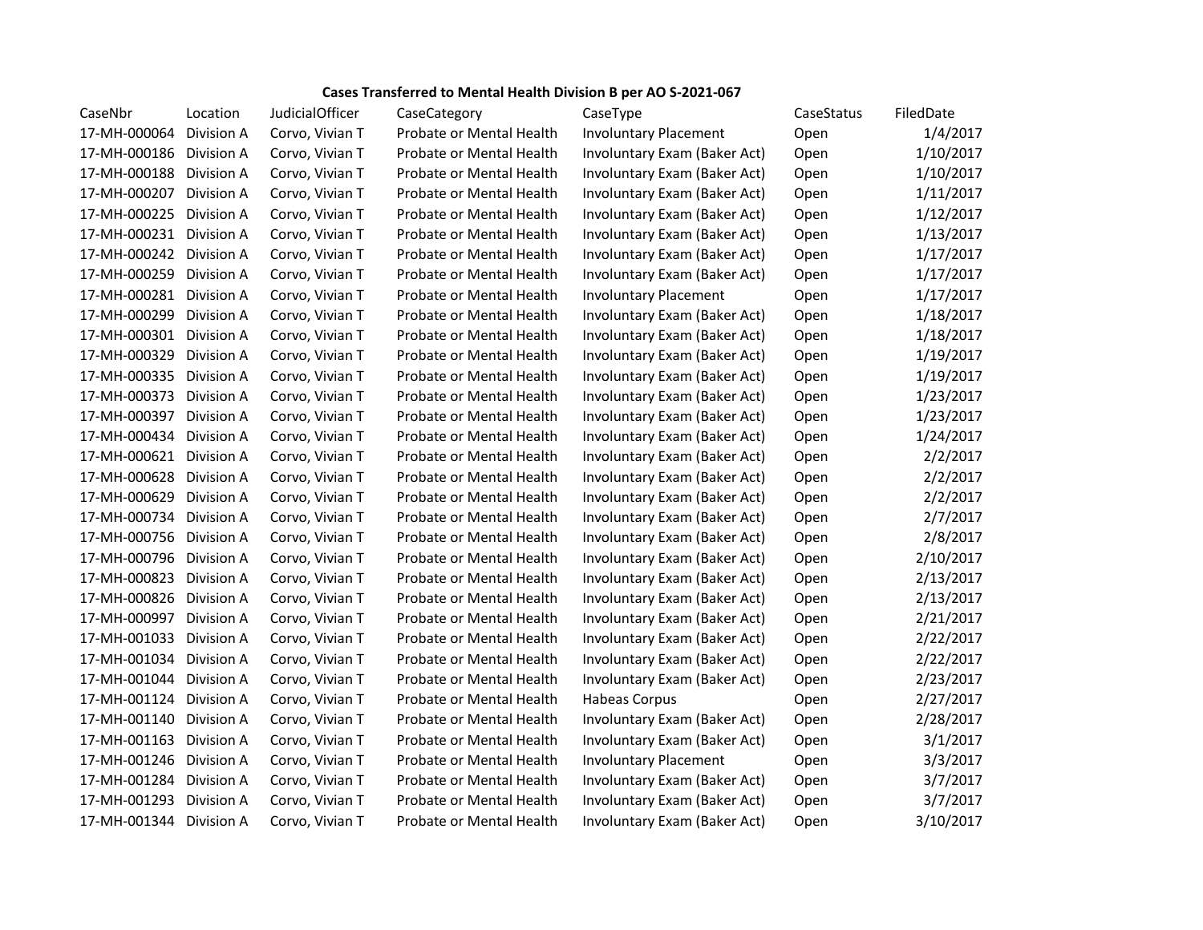**Cases Transferred to Mental Health Division B per AO S-2021-067**

| CaseNbr | Location | JudicialOfficer | CaseCategory | CaseType | CaseStatus | FiledDate |
|---|---|---|---|---|---|---|
| 17-MH-000064 | Division A | Corvo, Vivian T | Probate or Mental Health | Involuntary Placement | Open | 1/4/2017 |
| 17-MH-000186 | Division A | Corvo, Vivian T | Probate or Mental Health | Involuntary Exam (Baker Act) | Open | 1/10/2017 |
| 17-MH-000188 | Division A | Corvo, Vivian T | Probate or Mental Health | Involuntary Exam (Baker Act) | Open | 1/10/2017 |
| 17-MH-000207 | Division A | Corvo, Vivian T | Probate or Mental Health | Involuntary Exam (Baker Act) | Open | 1/11/2017 |
| 17-MH-000225 | Division A | Corvo, Vivian T | Probate or Mental Health | Involuntary Exam (Baker Act) | Open | 1/12/2017 |
| 17-MH-000231 | Division A | Corvo, Vivian T | Probate or Mental Health | Involuntary Exam (Baker Act) | Open | 1/13/2017 |
| 17-MH-000242 | Division A | Corvo, Vivian T | Probate or Mental Health | Involuntary Exam (Baker Act) | Open | 1/17/2017 |
| 17-MH-000259 | Division A | Corvo, Vivian T | Probate or Mental Health | Involuntary Exam (Baker Act) | Open | 1/17/2017 |
| 17-MH-000281 | Division A | Corvo, Vivian T | Probate or Mental Health | Involuntary Placement | Open | 1/17/2017 |
| 17-MH-000299 | Division A | Corvo, Vivian T | Probate or Mental Health | Involuntary Exam (Baker Act) | Open | 1/18/2017 |
| 17-MH-000301 | Division A | Corvo, Vivian T | Probate or Mental Health | Involuntary Exam (Baker Act) | Open | 1/18/2017 |
| 17-MH-000329 | Division A | Corvo, Vivian T | Probate or Mental Health | Involuntary Exam (Baker Act) | Open | 1/19/2017 |
| 17-MH-000335 | Division A | Corvo, Vivian T | Probate or Mental Health | Involuntary Exam (Baker Act) | Open | 1/19/2017 |
| 17-MH-000373 | Division A | Corvo, Vivian T | Probate or Mental Health | Involuntary Exam (Baker Act) | Open | 1/23/2017 |
| 17-MH-000397 | Division A | Corvo, Vivian T | Probate or Mental Health | Involuntary Exam (Baker Act) | Open | 1/23/2017 |
| 17-MH-000434 | Division A | Corvo, Vivian T | Probate or Mental Health | Involuntary Exam (Baker Act) | Open | 1/24/2017 |
| 17-MH-000621 | Division A | Corvo, Vivian T | Probate or Mental Health | Involuntary Exam (Baker Act) | Open | 2/2/2017 |
| 17-MH-000628 | Division A | Corvo, Vivian T | Probate or Mental Health | Involuntary Exam (Baker Act) | Open | 2/2/2017 |
| 17-MH-000629 | Division A | Corvo, Vivian T | Probate or Mental Health | Involuntary Exam (Baker Act) | Open | 2/2/2017 |
| 17-MH-000734 | Division A | Corvo, Vivian T | Probate or Mental Health | Involuntary Exam (Baker Act) | Open | 2/7/2017 |
| 17-MH-000756 | Division A | Corvo, Vivian T | Probate or Mental Health | Involuntary Exam (Baker Act) | Open | 2/8/2017 |
| 17-MH-000796 | Division A | Corvo, Vivian T | Probate or Mental Health | Involuntary Exam (Baker Act) | Open | 2/10/2017 |
| 17-MH-000823 | Division A | Corvo, Vivian T | Probate or Mental Health | Involuntary Exam (Baker Act) | Open | 2/13/2017 |
| 17-MH-000826 | Division A | Corvo, Vivian T | Probate or Mental Health | Involuntary Exam (Baker Act) | Open | 2/13/2017 |
| 17-MH-000997 | Division A | Corvo, Vivian T | Probate or Mental Health | Involuntary Exam (Baker Act) | Open | 2/21/2017 |
| 17-MH-001033 | Division A | Corvo, Vivian T | Probate or Mental Health | Involuntary Exam (Baker Act) | Open | 2/22/2017 |
| 17-MH-001034 | Division A | Corvo, Vivian T | Probate or Mental Health | Involuntary Exam (Baker Act) | Open | 2/22/2017 |
| 17-MH-001044 | Division A | Corvo, Vivian T | Probate or Mental Health | Involuntary Exam (Baker Act) | Open | 2/23/2017 |
| 17-MH-001124 | Division A | Corvo, Vivian T | Probate or Mental Health | Habeas Corpus | Open | 2/27/2017 |
| 17-MH-001140 | Division A | Corvo, Vivian T | Probate or Mental Health | Involuntary Exam (Baker Act) | Open | 2/28/2017 |
| 17-MH-001163 | Division A | Corvo, Vivian T | Probate or Mental Health | Involuntary Exam (Baker Act) | Open | 3/1/2017 |
| 17-MH-001246 | Division A | Corvo, Vivian T | Probate or Mental Health | Involuntary Placement | Open | 3/3/2017 |
| 17-MH-001284 | Division A | Corvo, Vivian T | Probate or Mental Health | Involuntary Exam (Baker Act) | Open | 3/7/2017 |
| 17-MH-001293 | Division A | Corvo, Vivian T | Probate or Mental Health | Involuntary Exam (Baker Act) | Open | 3/7/2017 |
| 17-MH-001344 | Division A | Corvo, Vivian T | Probate or Mental Health | Involuntary Exam (Baker Act) | Open | 3/10/2017 |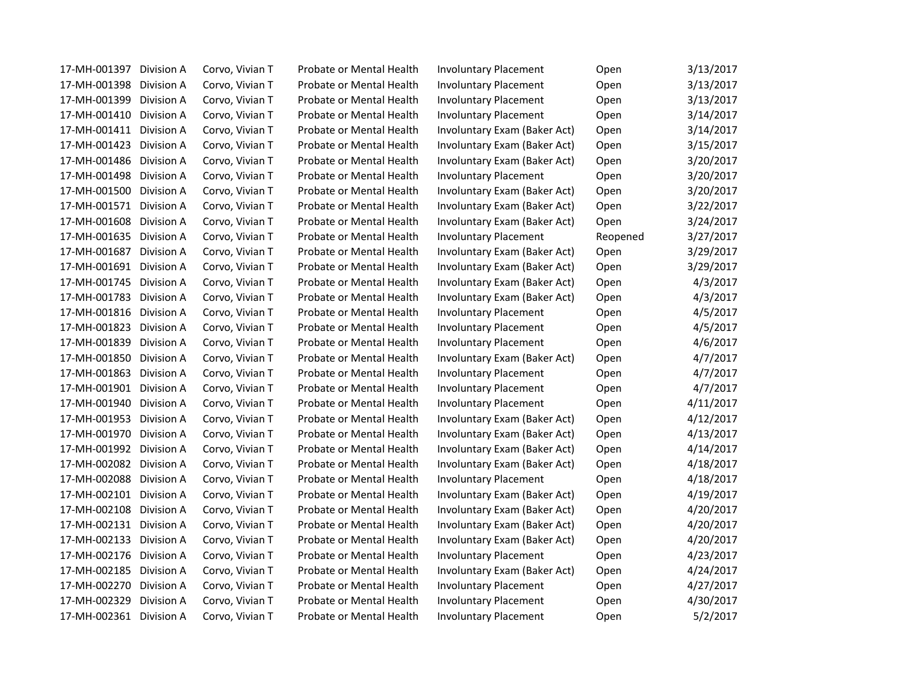| | | | | | | |
|---|---|---|---|---|---|---|
| 17-MH-001397 | Division A | Corvo, Vivian T | Probate or Mental Health | Involuntary Placement | Open | 3/13/2017 |
| 17-MH-001398 | Division A | Corvo, Vivian T | Probate or Mental Health | Involuntary Placement | Open | 3/13/2017 |
| 17-MH-001399 | Division A | Corvo, Vivian T | Probate or Mental Health | Involuntary Placement | Open | 3/13/2017 |
| 17-MH-001410 | Division A | Corvo, Vivian T | Probate or Mental Health | Involuntary Placement | Open | 3/14/2017 |
| 17-MH-001411 | Division A | Corvo, Vivian T | Probate or Mental Health | Involuntary Exam (Baker Act) | Open | 3/14/2017 |
| 17-MH-001423 | Division A | Corvo, Vivian T | Probate or Mental Health | Involuntary Exam (Baker Act) | Open | 3/15/2017 |
| 17-MH-001486 | Division A | Corvo, Vivian T | Probate or Mental Health | Involuntary Exam (Baker Act) | Open | 3/20/2017 |
| 17-MH-001498 | Division A | Corvo, Vivian T | Probate or Mental Health | Involuntary Placement | Open | 3/20/2017 |
| 17-MH-001500 | Division A | Corvo, Vivian T | Probate or Mental Health | Involuntary Exam (Baker Act) | Open | 3/20/2017 |
| 17-MH-001571 | Division A | Corvo, Vivian T | Probate or Mental Health | Involuntary Exam (Baker Act) | Open | 3/22/2017 |
| 17-MH-001608 | Division A | Corvo, Vivian T | Probate or Mental Health | Involuntary Exam (Baker Act) | Open | 3/24/2017 |
| 17-MH-001635 | Division A | Corvo, Vivian T | Probate or Mental Health | Involuntary Placement | Reopened | 3/27/2017 |
| 17-MH-001687 | Division A | Corvo, Vivian T | Probate or Mental Health | Involuntary Exam (Baker Act) | Open | 3/29/2017 |
| 17-MH-001691 | Division A | Corvo, Vivian T | Probate or Mental Health | Involuntary Exam (Baker Act) | Open | 3/29/2017 |
| 17-MH-001745 | Division A | Corvo, Vivian T | Probate or Mental Health | Involuntary Exam (Baker Act) | Open | 4/3/2017 |
| 17-MH-001783 | Division A | Corvo, Vivian T | Probate or Mental Health | Involuntary Exam (Baker Act) | Open | 4/3/2017 |
| 17-MH-001816 | Division A | Corvo, Vivian T | Probate or Mental Health | Involuntary Placement | Open | 4/5/2017 |
| 17-MH-001823 | Division A | Corvo, Vivian T | Probate or Mental Health | Involuntary Placement | Open | 4/5/2017 |
| 17-MH-001839 | Division A | Corvo, Vivian T | Probate or Mental Health | Involuntary Placement | Open | 4/6/2017 |
| 17-MH-001850 | Division A | Corvo, Vivian T | Probate or Mental Health | Involuntary Exam (Baker Act) | Open | 4/7/2017 |
| 17-MH-001863 | Division A | Corvo, Vivian T | Probate or Mental Health | Involuntary Placement | Open | 4/7/2017 |
| 17-MH-001901 | Division A | Corvo, Vivian T | Probate or Mental Health | Involuntary Placement | Open | 4/7/2017 |
| 17-MH-001940 | Division A | Corvo, Vivian T | Probate or Mental Health | Involuntary Placement | Open | 4/11/2017 |
| 17-MH-001953 | Division A | Corvo, Vivian T | Probate or Mental Health | Involuntary Exam (Baker Act) | Open | 4/12/2017 |
| 17-MH-001970 | Division A | Corvo, Vivian T | Probate or Mental Health | Involuntary Exam (Baker Act) | Open | 4/13/2017 |
| 17-MH-001992 | Division A | Corvo, Vivian T | Probate or Mental Health | Involuntary Exam (Baker Act) | Open | 4/14/2017 |
| 17-MH-002082 | Division A | Corvo, Vivian T | Probate or Mental Health | Involuntary Exam (Baker Act) | Open | 4/18/2017 |
| 17-MH-002088 | Division A | Corvo, Vivian T | Probate or Mental Health | Involuntary Placement | Open | 4/18/2017 |
| 17-MH-002101 | Division A | Corvo, Vivian T | Probate or Mental Health | Involuntary Exam (Baker Act) | Open | 4/19/2017 |
| 17-MH-002108 | Division A | Corvo, Vivian T | Probate or Mental Health | Involuntary Exam (Baker Act) | Open | 4/20/2017 |
| 17-MH-002131 | Division A | Corvo, Vivian T | Probate or Mental Health | Involuntary Exam (Baker Act) | Open | 4/20/2017 |
| 17-MH-002133 | Division A | Corvo, Vivian T | Probate or Mental Health | Involuntary Exam (Baker Act) | Open | 4/20/2017 |
| 17-MH-002176 | Division A | Corvo, Vivian T | Probate or Mental Health | Involuntary Placement | Open | 4/23/2017 |
| 17-MH-002185 | Division A | Corvo, Vivian T | Probate or Mental Health | Involuntary Exam (Baker Act) | Open | 4/24/2017 |
| 17-MH-002270 | Division A | Corvo, Vivian T | Probate or Mental Health | Involuntary Placement | Open | 4/27/2017 |
| 17-MH-002329 | Division A | Corvo, Vivian T | Probate or Mental Health | Involuntary Placement | Open | 4/30/2017 |
| 17-MH-002361 | Division A | Corvo, Vivian T | Probate or Mental Health | Involuntary Placement | Open | 5/2/2017 |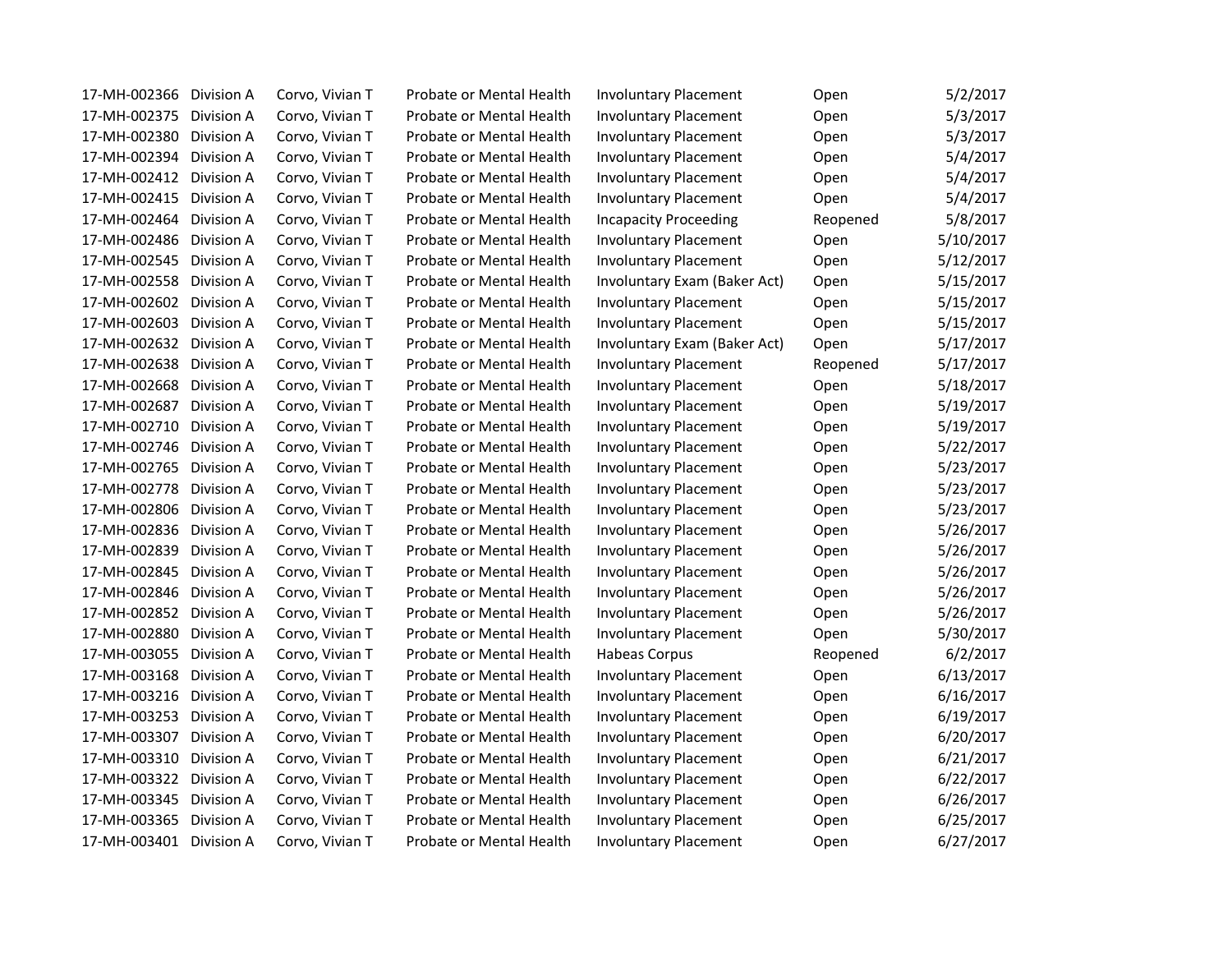| | | | | | | |
|---|---|---|---|---|---|---|
| 17-MH-002366 | Division A | Corvo, Vivian T | Probate or Mental Health | Involuntary Placement | Open | 5/2/2017 |
| 17-MH-002375 | Division A | Corvo, Vivian T | Probate or Mental Health | Involuntary Placement | Open | 5/3/2017 |
| 17-MH-002380 | Division A | Corvo, Vivian T | Probate or Mental Health | Involuntary Placement | Open | 5/3/2017 |
| 17-MH-002394 | Division A | Corvo, Vivian T | Probate or Mental Health | Involuntary Placement | Open | 5/4/2017 |
| 17-MH-002412 | Division A | Corvo, Vivian T | Probate or Mental Health | Involuntary Placement | Open | 5/4/2017 |
| 17-MH-002415 | Division A | Corvo, Vivian T | Probate or Mental Health | Involuntary Placement | Open | 5/4/2017 |
| 17-MH-002464 | Division A | Corvo, Vivian T | Probate or Mental Health | Incapacity Proceeding | Reopened | 5/8/2017 |
| 17-MH-002486 | Division A | Corvo, Vivian T | Probate or Mental Health | Involuntary Placement | Open | 5/10/2017 |
| 17-MH-002545 | Division A | Corvo, Vivian T | Probate or Mental Health | Involuntary Placement | Open | 5/12/2017 |
| 17-MH-002558 | Division A | Corvo, Vivian T | Probate or Mental Health | Involuntary Exam (Baker Act) | Open | 5/15/2017 |
| 17-MH-002602 | Division A | Corvo, Vivian T | Probate or Mental Health | Involuntary Placement | Open | 5/15/2017 |
| 17-MH-002603 | Division A | Corvo, Vivian T | Probate or Mental Health | Involuntary Placement | Open | 5/15/2017 |
| 17-MH-002632 | Division A | Corvo, Vivian T | Probate or Mental Health | Involuntary Exam (Baker Act) | Open | 5/17/2017 |
| 17-MH-002638 | Division A | Corvo, Vivian T | Probate or Mental Health | Involuntary Placement | Reopened | 5/17/2017 |
| 17-MH-002668 | Division A | Corvo, Vivian T | Probate or Mental Health | Involuntary Placement | Open | 5/18/2017 |
| 17-MH-002687 | Division A | Corvo, Vivian T | Probate or Mental Health | Involuntary Placement | Open | 5/19/2017 |
| 17-MH-002710 | Division A | Corvo, Vivian T | Probate or Mental Health | Involuntary Placement | Open | 5/19/2017 |
| 17-MH-002746 | Division A | Corvo, Vivian T | Probate or Mental Health | Involuntary Placement | Open | 5/22/2017 |
| 17-MH-002765 | Division A | Corvo, Vivian T | Probate or Mental Health | Involuntary Placement | Open | 5/23/2017 |
| 17-MH-002778 | Division A | Corvo, Vivian T | Probate or Mental Health | Involuntary Placement | Open | 5/23/2017 |
| 17-MH-002806 | Division A | Corvo, Vivian T | Probate or Mental Health | Involuntary Placement | Open | 5/23/2017 |
| 17-MH-002836 | Division A | Corvo, Vivian T | Probate or Mental Health | Involuntary Placement | Open | 5/26/2017 |
| 17-MH-002839 | Division A | Corvo, Vivian T | Probate or Mental Health | Involuntary Placement | Open | 5/26/2017 |
| 17-MH-002845 | Division A | Corvo, Vivian T | Probate or Mental Health | Involuntary Placement | Open | 5/26/2017 |
| 17-MH-002846 | Division A | Corvo, Vivian T | Probate or Mental Health | Involuntary Placement | Open | 5/26/2017 |
| 17-MH-002852 | Division A | Corvo, Vivian T | Probate or Mental Health | Involuntary Placement | Open | 5/26/2017 |
| 17-MH-002880 | Division A | Corvo, Vivian T | Probate or Mental Health | Involuntary Placement | Open | 5/30/2017 |
| 17-MH-003055 | Division A | Corvo, Vivian T | Probate or Mental Health | Habeas Corpus | Reopened | 6/2/2017 |
| 17-MH-003168 | Division A | Corvo, Vivian T | Probate or Mental Health | Involuntary Placement | Open | 6/13/2017 |
| 17-MH-003216 | Division A | Corvo, Vivian T | Probate or Mental Health | Involuntary Placement | Open | 6/16/2017 |
| 17-MH-003253 | Division A | Corvo, Vivian T | Probate or Mental Health | Involuntary Placement | Open | 6/19/2017 |
| 17-MH-003307 | Division A | Corvo, Vivian T | Probate or Mental Health | Involuntary Placement | Open | 6/20/2017 |
| 17-MH-003310 | Division A | Corvo, Vivian T | Probate or Mental Health | Involuntary Placement | Open | 6/21/2017 |
| 17-MH-003322 | Division A | Corvo, Vivian T | Probate or Mental Health | Involuntary Placement | Open | 6/22/2017 |
| 17-MH-003345 | Division A | Corvo, Vivian T | Probate or Mental Health | Involuntary Placement | Open | 6/26/2017 |
| 17-MH-003365 | Division A | Corvo, Vivian T | Probate or Mental Health | Involuntary Placement | Open | 6/25/2017 |
| 17-MH-003401 | Division A | Corvo, Vivian T | Probate or Mental Health | Involuntary Placement | Open | 6/27/2017 |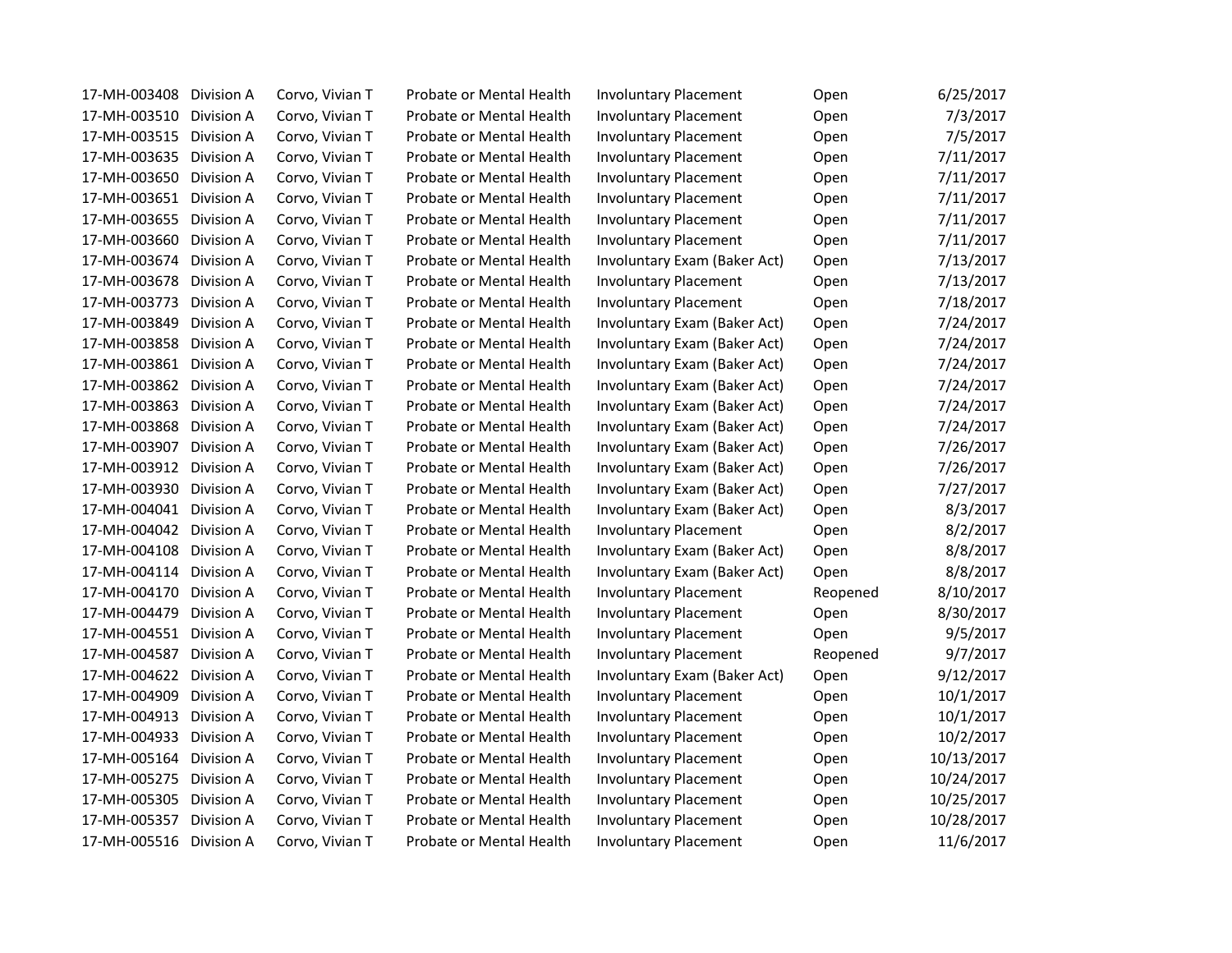| | | | | | | |
|---|---|---|---|---|---|---|
| 17-MH-003408 | Division A | Corvo, Vivian T | Probate or Mental Health | Involuntary Placement | Open | 6/25/2017 |
| 17-MH-003510 | Division A | Corvo, Vivian T | Probate or Mental Health | Involuntary Placement | Open | 7/3/2017 |
| 17-MH-003515 | Division A | Corvo, Vivian T | Probate or Mental Health | Involuntary Placement | Open | 7/5/2017 |
| 17-MH-003635 | Division A | Corvo, Vivian T | Probate or Mental Health | Involuntary Placement | Open | 7/11/2017 |
| 17-MH-003650 | Division A | Corvo, Vivian T | Probate or Mental Health | Involuntary Placement | Open | 7/11/2017 |
| 17-MH-003651 | Division A | Corvo, Vivian T | Probate or Mental Health | Involuntary Placement | Open | 7/11/2017 |
| 17-MH-003655 | Division A | Corvo, Vivian T | Probate or Mental Health | Involuntary Placement | Open | 7/11/2017 |
| 17-MH-003660 | Division A | Corvo, Vivian T | Probate or Mental Health | Involuntary Placement | Open | 7/11/2017 |
| 17-MH-003674 | Division A | Corvo, Vivian T | Probate or Mental Health | Involuntary Exam (Baker Act) | Open | 7/13/2017 |
| 17-MH-003678 | Division A | Corvo, Vivian T | Probate or Mental Health | Involuntary Placement | Open | 7/13/2017 |
| 17-MH-003773 | Division A | Corvo, Vivian T | Probate or Mental Health | Involuntary Placement | Open | 7/18/2017 |
| 17-MH-003849 | Division A | Corvo, Vivian T | Probate or Mental Health | Involuntary Exam (Baker Act) | Open | 7/24/2017 |
| 17-MH-003858 | Division A | Corvo, Vivian T | Probate or Mental Health | Involuntary Exam (Baker Act) | Open | 7/24/2017 |
| 17-MH-003861 | Division A | Corvo, Vivian T | Probate or Mental Health | Involuntary Exam (Baker Act) | Open | 7/24/2017 |
| 17-MH-003862 | Division A | Corvo, Vivian T | Probate or Mental Health | Involuntary Exam (Baker Act) | Open | 7/24/2017 |
| 17-MH-003863 | Division A | Corvo, Vivian T | Probate or Mental Health | Involuntary Exam (Baker Act) | Open | 7/24/2017 |
| 17-MH-003868 | Division A | Corvo, Vivian T | Probate or Mental Health | Involuntary Exam (Baker Act) | Open | 7/24/2017 |
| 17-MH-003907 | Division A | Corvo, Vivian T | Probate or Mental Health | Involuntary Exam (Baker Act) | Open | 7/26/2017 |
| 17-MH-003912 | Division A | Corvo, Vivian T | Probate or Mental Health | Involuntary Exam (Baker Act) | Open | 7/26/2017 |
| 17-MH-003930 | Division A | Corvo, Vivian T | Probate or Mental Health | Involuntary Exam (Baker Act) | Open | 7/27/2017 |
| 17-MH-004041 | Division A | Corvo, Vivian T | Probate or Mental Health | Involuntary Exam (Baker Act) | Open | 8/3/2017 |
| 17-MH-004042 | Division A | Corvo, Vivian T | Probate or Mental Health | Involuntary Placement | Open | 8/2/2017 |
| 17-MH-004108 | Division A | Corvo, Vivian T | Probate or Mental Health | Involuntary Exam (Baker Act) | Open | 8/8/2017 |
| 17-MH-004114 | Division A | Corvo, Vivian T | Probate or Mental Health | Involuntary Exam (Baker Act) | Open | 8/8/2017 |
| 17-MH-004170 | Division A | Corvo, Vivian T | Probate or Mental Health | Involuntary Placement | Reopened | 8/10/2017 |
| 17-MH-004479 | Division A | Corvo, Vivian T | Probate or Mental Health | Involuntary Placement | Open | 8/30/2017 |
| 17-MH-004551 | Division A | Corvo, Vivian T | Probate or Mental Health | Involuntary Placement | Open | 9/5/2017 |
| 17-MH-004587 | Division A | Corvo, Vivian T | Probate or Mental Health | Involuntary Placement | Reopened | 9/7/2017 |
| 17-MH-004622 | Division A | Corvo, Vivian T | Probate or Mental Health | Involuntary Exam (Baker Act) | Open | 9/12/2017 |
| 17-MH-004909 | Division A | Corvo, Vivian T | Probate or Mental Health | Involuntary Placement | Open | 10/1/2017 |
| 17-MH-004913 | Division A | Corvo, Vivian T | Probate or Mental Health | Involuntary Placement | Open | 10/1/2017 |
| 17-MH-004933 | Division A | Corvo, Vivian T | Probate or Mental Health | Involuntary Placement | Open | 10/2/2017 |
| 17-MH-005164 | Division A | Corvo, Vivian T | Probate or Mental Health | Involuntary Placement | Open | 10/13/2017 |
| 17-MH-005275 | Division A | Corvo, Vivian T | Probate or Mental Health | Involuntary Placement | Open | 10/24/2017 |
| 17-MH-005305 | Division A | Corvo, Vivian T | Probate or Mental Health | Involuntary Placement | Open | 10/25/2017 |
| 17-MH-005357 | Division A | Corvo, Vivian T | Probate or Mental Health | Involuntary Placement | Open | 10/28/2017 |
| 17-MH-005516 | Division A | Corvo, Vivian T | Probate or Mental Health | Involuntary Placement | Open | 11/6/2017 |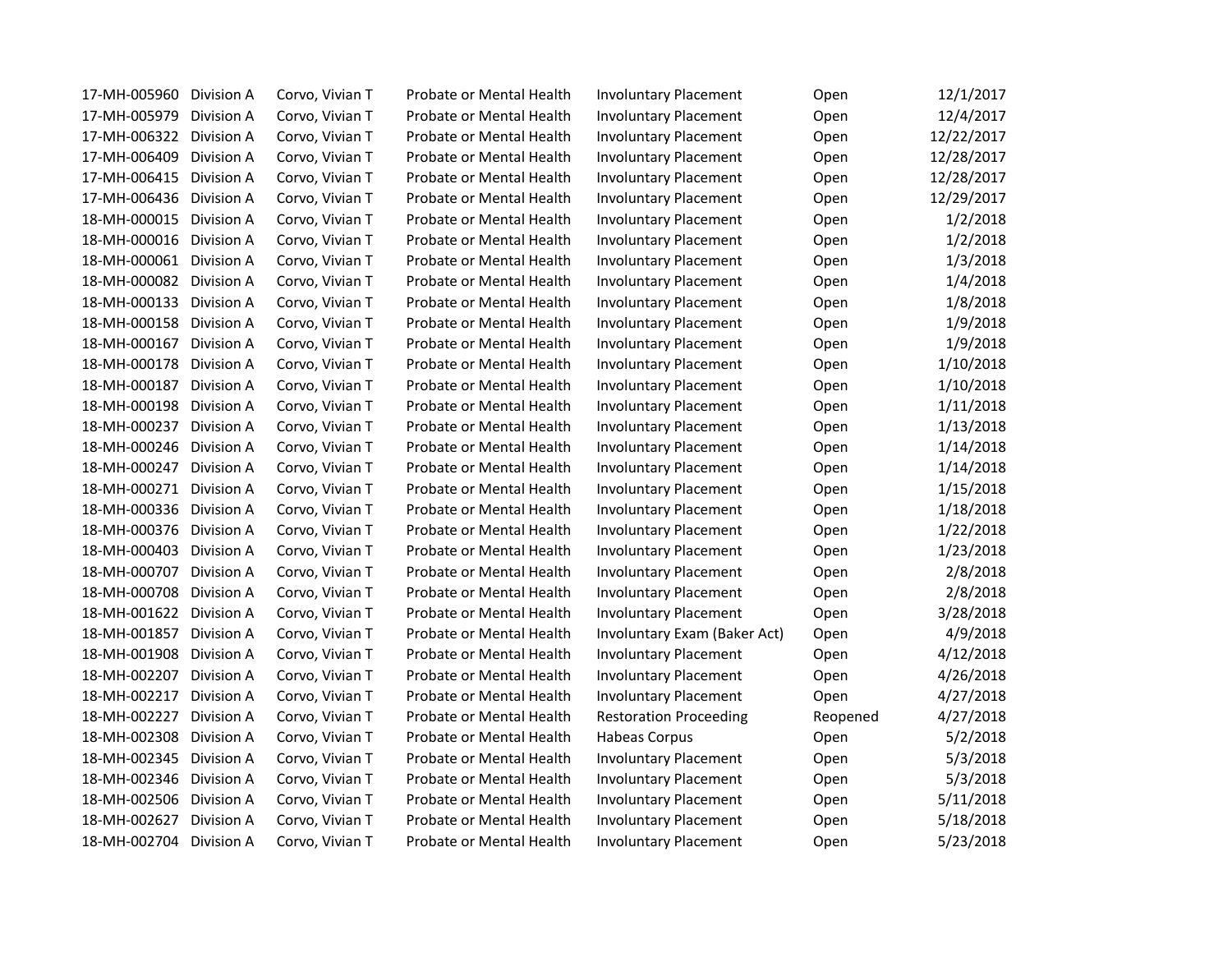| | | | | | | |
|---|---|---|---|---|---|---|
| 17-MH-005960 | Division A | Corvo, Vivian T | Probate or Mental Health | Involuntary Placement | Open | 12/1/2017 |
| 17-MH-005979 | Division A | Corvo, Vivian T | Probate or Mental Health | Involuntary Placement | Open | 12/4/2017 |
| 17-MH-006322 | Division A | Corvo, Vivian T | Probate or Mental Health | Involuntary Placement | Open | 12/22/2017 |
| 17-MH-006409 | Division A | Corvo, Vivian T | Probate or Mental Health | Involuntary Placement | Open | 12/28/2017 |
| 17-MH-006415 | Division A | Corvo, Vivian T | Probate or Mental Health | Involuntary Placement | Open | 12/28/2017 |
| 17-MH-006436 | Division A | Corvo, Vivian T | Probate or Mental Health | Involuntary Placement | Open | 12/29/2017 |
| 18-MH-000015 | Division A | Corvo, Vivian T | Probate or Mental Health | Involuntary Placement | Open | 1/2/2018 |
| 18-MH-000016 | Division A | Corvo, Vivian T | Probate or Mental Health | Involuntary Placement | Open | 1/2/2018 |
| 18-MH-000061 | Division A | Corvo, Vivian T | Probate or Mental Health | Involuntary Placement | Open | 1/3/2018 |
| 18-MH-000082 | Division A | Corvo, Vivian T | Probate or Mental Health | Involuntary Placement | Open | 1/4/2018 |
| 18-MH-000133 | Division A | Corvo, Vivian T | Probate or Mental Health | Involuntary Placement | Open | 1/8/2018 |
| 18-MH-000158 | Division A | Corvo, Vivian T | Probate or Mental Health | Involuntary Placement | Open | 1/9/2018 |
| 18-MH-000167 | Division A | Corvo, Vivian T | Probate or Mental Health | Involuntary Placement | Open | 1/9/2018 |
| 18-MH-000178 | Division A | Corvo, Vivian T | Probate or Mental Health | Involuntary Placement | Open | 1/10/2018 |
| 18-MH-000187 | Division A | Corvo, Vivian T | Probate or Mental Health | Involuntary Placement | Open | 1/10/2018 |
| 18-MH-000198 | Division A | Corvo, Vivian T | Probate or Mental Health | Involuntary Placement | Open | 1/11/2018 |
| 18-MH-000237 | Division A | Corvo, Vivian T | Probate or Mental Health | Involuntary Placement | Open | 1/13/2018 |
| 18-MH-000246 | Division A | Corvo, Vivian T | Probate or Mental Health | Involuntary Placement | Open | 1/14/2018 |
| 18-MH-000247 | Division A | Corvo, Vivian T | Probate or Mental Health | Involuntary Placement | Open | 1/14/2018 |
| 18-MH-000271 | Division A | Corvo, Vivian T | Probate or Mental Health | Involuntary Placement | Open | 1/15/2018 |
| 18-MH-000336 | Division A | Corvo, Vivian T | Probate or Mental Health | Involuntary Placement | Open | 1/18/2018 |
| 18-MH-000376 | Division A | Corvo, Vivian T | Probate or Mental Health | Involuntary Placement | Open | 1/22/2018 |
| 18-MH-000403 | Division A | Corvo, Vivian T | Probate or Mental Health | Involuntary Placement | Open | 1/23/2018 |
| 18-MH-000707 | Division A | Corvo, Vivian T | Probate or Mental Health | Involuntary Placement | Open | 2/8/2018 |
| 18-MH-000708 | Division A | Corvo, Vivian T | Probate or Mental Health | Involuntary Placement | Open | 2/8/2018 |
| 18-MH-001622 | Division A | Corvo, Vivian T | Probate or Mental Health | Involuntary Placement | Open | 3/28/2018 |
| 18-MH-001857 | Division A | Corvo, Vivian T | Probate or Mental Health | Involuntary Exam (Baker Act) | Open | 4/9/2018 |
| 18-MH-001908 | Division A | Corvo, Vivian T | Probate or Mental Health | Involuntary Placement | Open | 4/12/2018 |
| 18-MH-002207 | Division A | Corvo, Vivian T | Probate or Mental Health | Involuntary Placement | Open | 4/26/2018 |
| 18-MH-002217 | Division A | Corvo, Vivian T | Probate or Mental Health | Involuntary Placement | Open | 4/27/2018 |
| 18-MH-002227 | Division A | Corvo, Vivian T | Probate or Mental Health | Restoration Proceeding | Reopened | 4/27/2018 |
| 18-MH-002308 | Division A | Corvo, Vivian T | Probate or Mental Health | Habeas Corpus | Open | 5/2/2018 |
| 18-MH-002345 | Division A | Corvo, Vivian T | Probate or Mental Health | Involuntary Placement | Open | 5/3/2018 |
| 18-MH-002346 | Division A | Corvo, Vivian T | Probate or Mental Health | Involuntary Placement | Open | 5/3/2018 |
| 18-MH-002506 | Division A | Corvo, Vivian T | Probate or Mental Health | Involuntary Placement | Open | 5/11/2018 |
| 18-MH-002627 | Division A | Corvo, Vivian T | Probate or Mental Health | Involuntary Placement | Open | 5/18/2018 |
| 18-MH-002704 | Division A | Corvo, Vivian T | Probate or Mental Health | Involuntary Placement | Open | 5/23/2018 |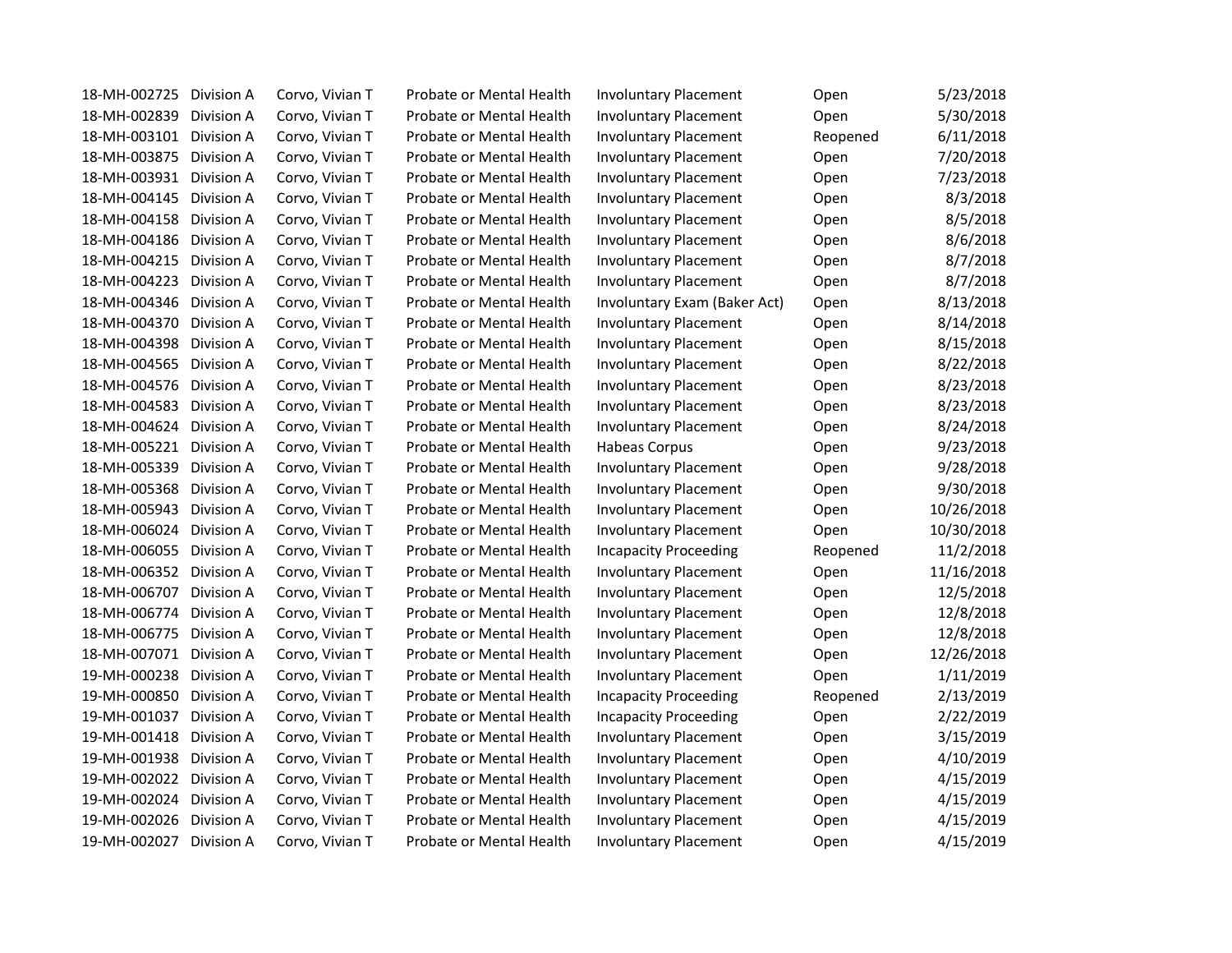| | | | | | | |
|---|---|---|---|---|---|---|
| 18-MH-002725 | Division A | Corvo, Vivian T | Probate or Mental Health | Involuntary Placement | Open | 5/23/2018 |
| 18-MH-002839 | Division A | Corvo, Vivian T | Probate or Mental Health | Involuntary Placement | Open | 5/30/2018 |
| 18-MH-003101 | Division A | Corvo, Vivian T | Probate or Mental Health | Involuntary Placement | Reopened | 6/11/2018 |
| 18-MH-003875 | Division A | Corvo, Vivian T | Probate or Mental Health | Involuntary Placement | Open | 7/20/2018 |
| 18-MH-003931 | Division A | Corvo, Vivian T | Probate or Mental Health | Involuntary Placement | Open | 7/23/2018 |
| 18-MH-004145 | Division A | Corvo, Vivian T | Probate or Mental Health | Involuntary Placement | Open | 8/3/2018 |
| 18-MH-004158 | Division A | Corvo, Vivian T | Probate or Mental Health | Involuntary Placement | Open | 8/5/2018 |
| 18-MH-004186 | Division A | Corvo, Vivian T | Probate or Mental Health | Involuntary Placement | Open | 8/6/2018 |
| 18-MH-004215 | Division A | Corvo, Vivian T | Probate or Mental Health | Involuntary Placement | Open | 8/7/2018 |
| 18-MH-004223 | Division A | Corvo, Vivian T | Probate or Mental Health | Involuntary Placement | Open | 8/7/2018 |
| 18-MH-004346 | Division A | Corvo, Vivian T | Probate or Mental Health | Involuntary Exam (Baker Act) | Open | 8/13/2018 |
| 18-MH-004370 | Division A | Corvo, Vivian T | Probate or Mental Health | Involuntary Placement | Open | 8/14/2018 |
| 18-MH-004398 | Division A | Corvo, Vivian T | Probate or Mental Health | Involuntary Placement | Open | 8/15/2018 |
| 18-MH-004565 | Division A | Corvo, Vivian T | Probate or Mental Health | Involuntary Placement | Open | 8/22/2018 |
| 18-MH-004576 | Division A | Corvo, Vivian T | Probate or Mental Health | Involuntary Placement | Open | 8/23/2018 |
| 18-MH-004583 | Division A | Corvo, Vivian T | Probate or Mental Health | Involuntary Placement | Open | 8/23/2018 |
| 18-MH-004624 | Division A | Corvo, Vivian T | Probate or Mental Health | Involuntary Placement | Open | 8/24/2018 |
| 18-MH-005221 | Division A | Corvo, Vivian T | Probate or Mental Health | Habeas Corpus | Open | 9/23/2018 |
| 18-MH-005339 | Division A | Corvo, Vivian T | Probate or Mental Health | Involuntary Placement | Open | 9/28/2018 |
| 18-MH-005368 | Division A | Corvo, Vivian T | Probate or Mental Health | Involuntary Placement | Open | 9/30/2018 |
| 18-MH-005943 | Division A | Corvo, Vivian T | Probate or Mental Health | Involuntary Placement | Open | 10/26/2018 |
| 18-MH-006024 | Division A | Corvo, Vivian T | Probate or Mental Health | Involuntary Placement | Open | 10/30/2018 |
| 18-MH-006055 | Division A | Corvo, Vivian T | Probate or Mental Health | Incapacity Proceeding | Reopened | 11/2/2018 |
| 18-MH-006352 | Division A | Corvo, Vivian T | Probate or Mental Health | Involuntary Placement | Open | 11/16/2018 |
| 18-MH-006707 | Division A | Corvo, Vivian T | Probate or Mental Health | Involuntary Placement | Open | 12/5/2018 |
| 18-MH-006774 | Division A | Corvo, Vivian T | Probate or Mental Health | Involuntary Placement | Open | 12/8/2018 |
| 18-MH-006775 | Division A | Corvo, Vivian T | Probate or Mental Health | Involuntary Placement | Open | 12/8/2018 |
| 18-MH-007071 | Division A | Corvo, Vivian T | Probate or Mental Health | Involuntary Placement | Open | 12/26/2018 |
| 19-MH-000238 | Division A | Corvo, Vivian T | Probate or Mental Health | Involuntary Placement | Open | 1/11/2019 |
| 19-MH-000850 | Division A | Corvo, Vivian T | Probate or Mental Health | Incapacity Proceeding | Reopened | 2/13/2019 |
| 19-MH-001037 | Division A | Corvo, Vivian T | Probate or Mental Health | Incapacity Proceeding | Open | 2/22/2019 |
| 19-MH-001418 | Division A | Corvo, Vivian T | Probate or Mental Health | Involuntary Placement | Open | 3/15/2019 |
| 19-MH-001938 | Division A | Corvo, Vivian T | Probate or Mental Health | Involuntary Placement | Open | 4/10/2019 |
| 19-MH-002022 | Division A | Corvo, Vivian T | Probate or Mental Health | Involuntary Placement | Open | 4/15/2019 |
| 19-MH-002024 | Division A | Corvo, Vivian T | Probate or Mental Health | Involuntary Placement | Open | 4/15/2019 |
| 19-MH-002026 | Division A | Corvo, Vivian T | Probate or Mental Health | Involuntary Placement | Open | 4/15/2019 |
| 19-MH-002027 | Division A | Corvo, Vivian T | Probate or Mental Health | Involuntary Placement | Open | 4/15/2019 |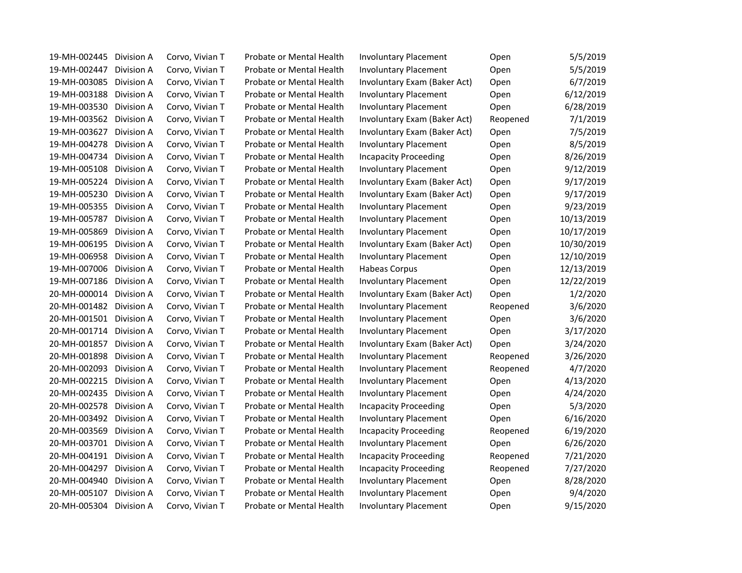| | | | | | | |
|---|---|---|---|---|---|---|
| 19-MH-002445 | Division A | Corvo, Vivian T | Probate or Mental Health | Involuntary Placement | Open | 5/5/2019 |
| 19-MH-002447 | Division A | Corvo, Vivian T | Probate or Mental Health | Involuntary Placement | Open | 5/5/2019 |
| 19-MH-003085 | Division A | Corvo, Vivian T | Probate or Mental Health | Involuntary Exam (Baker Act) | Open | 6/7/2019 |
| 19-MH-003188 | Division A | Corvo, Vivian T | Probate or Mental Health | Involuntary Placement | Open | 6/12/2019 |
| 19-MH-003530 | Division A | Corvo, Vivian T | Probate or Mental Health | Involuntary Placement | Open | 6/28/2019 |
| 19-MH-003562 | Division A | Corvo, Vivian T | Probate or Mental Health | Involuntary Exam (Baker Act) | Reopened | 7/1/2019 |
| 19-MH-003627 | Division A | Corvo, Vivian T | Probate or Mental Health | Involuntary Exam (Baker Act) | Open | 7/5/2019 |
| 19-MH-004278 | Division A | Corvo, Vivian T | Probate or Mental Health | Involuntary Placement | Open | 8/5/2019 |
| 19-MH-004734 | Division A | Corvo, Vivian T | Probate or Mental Health | Incapacity Proceeding | Open | 8/26/2019 |
| 19-MH-005108 | Division A | Corvo, Vivian T | Probate or Mental Health | Involuntary Placement | Open | 9/12/2019 |
| 19-MH-005224 | Division A | Corvo, Vivian T | Probate or Mental Health | Involuntary Exam (Baker Act) | Open | 9/17/2019 |
| 19-MH-005230 | Division A | Corvo, Vivian T | Probate or Mental Health | Involuntary Exam (Baker Act) | Open | 9/17/2019 |
| 19-MH-005355 | Division A | Corvo, Vivian T | Probate or Mental Health | Involuntary Placement | Open | 9/23/2019 |
| 19-MH-005787 | Division A | Corvo, Vivian T | Probate or Mental Health | Involuntary Placement | Open | 10/13/2019 |
| 19-MH-005869 | Division A | Corvo, Vivian T | Probate or Mental Health | Involuntary Placement | Open | 10/17/2019 |
| 19-MH-006195 | Division A | Corvo, Vivian T | Probate or Mental Health | Involuntary Exam (Baker Act) | Open | 10/30/2019 |
| 19-MH-006958 | Division A | Corvo, Vivian T | Probate or Mental Health | Involuntary Placement | Open | 12/10/2019 |
| 19-MH-007006 | Division A | Corvo, Vivian T | Probate or Mental Health | Habeas Corpus | Open | 12/13/2019 |
| 19-MH-007186 | Division A | Corvo, Vivian T | Probate or Mental Health | Involuntary Placement | Open | 12/22/2019 |
| 20-MH-000014 | Division A | Corvo, Vivian T | Probate or Mental Health | Involuntary Exam (Baker Act) | Open | 1/2/2020 |
| 20-MH-001482 | Division A | Corvo, Vivian T | Probate or Mental Health | Involuntary Placement | Reopened | 3/6/2020 |
| 20-MH-001501 | Division A | Corvo, Vivian T | Probate or Mental Health | Involuntary Placement | Open | 3/6/2020 |
| 20-MH-001714 | Division A | Corvo, Vivian T | Probate or Mental Health | Involuntary Placement | Open | 3/17/2020 |
| 20-MH-001857 | Division A | Corvo, Vivian T | Probate or Mental Health | Involuntary Exam (Baker Act) | Open | 3/24/2020 |
| 20-MH-001898 | Division A | Corvo, Vivian T | Probate or Mental Health | Involuntary Placement | Reopened | 3/26/2020 |
| 20-MH-002093 | Division A | Corvo, Vivian T | Probate or Mental Health | Involuntary Placement | Reopened | 4/7/2020 |
| 20-MH-002215 | Division A | Corvo, Vivian T | Probate or Mental Health | Involuntary Placement | Open | 4/13/2020 |
| 20-MH-002435 | Division A | Corvo, Vivian T | Probate or Mental Health | Involuntary Placement | Open | 4/24/2020 |
| 20-MH-002578 | Division A | Corvo, Vivian T | Probate or Mental Health | Incapacity Proceeding | Open | 5/3/2020 |
| 20-MH-003492 | Division A | Corvo, Vivian T | Probate or Mental Health | Involuntary Placement | Open | 6/16/2020 |
| 20-MH-003569 | Division A | Corvo, Vivian T | Probate or Mental Health | Incapacity Proceeding | Reopened | 6/19/2020 |
| 20-MH-003701 | Division A | Corvo, Vivian T | Probate or Mental Health | Involuntary Placement | Open | 6/26/2020 |
| 20-MH-004191 | Division A | Corvo, Vivian T | Probate or Mental Health | Incapacity Proceeding | Reopened | 7/21/2020 |
| 20-MH-004297 | Division A | Corvo, Vivian T | Probate or Mental Health | Incapacity Proceeding | Reopened | 7/27/2020 |
| 20-MH-004940 | Division A | Corvo, Vivian T | Probate or Mental Health | Involuntary Placement | Open | 8/28/2020 |
| 20-MH-005107 | Division A | Corvo, Vivian T | Probate or Mental Health | Involuntary Placement | Open | 9/4/2020 |
| 20-MH-005304 | Division A | Corvo, Vivian T | Probate or Mental Health | Involuntary Placement | Open | 9/15/2020 |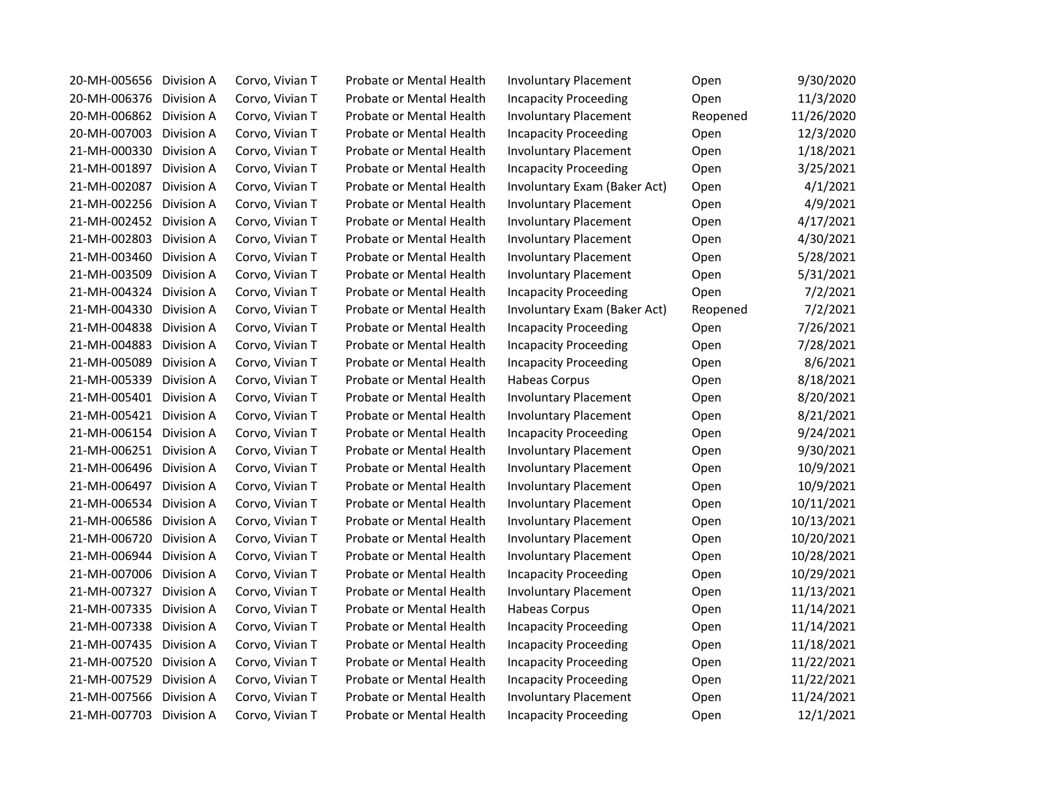| | | | | | | |
|---|---|---|---|---|---|---|
| 20-MH-005656 | Division A | Corvo, Vivian T | Probate or Mental Health | Involuntary Placement | Open | 9/30/2020 |
| 20-MH-006376 | Division A | Corvo, Vivian T | Probate or Mental Health | Incapacity Proceeding | Open | 11/3/2020 |
| 20-MH-006862 | Division A | Corvo, Vivian T | Probate or Mental Health | Involuntary Placement | Reopened | 11/26/2020 |
| 20-MH-007003 | Division A | Corvo, Vivian T | Probate or Mental Health | Incapacity Proceeding | Open | 12/3/2020 |
| 21-MH-000330 | Division A | Corvo, Vivian T | Probate or Mental Health | Involuntary Placement | Open | 1/18/2021 |
| 21-MH-001897 | Division A | Corvo, Vivian T | Probate or Mental Health | Incapacity Proceeding | Open | 3/25/2021 |
| 21-MH-002087 | Division A | Corvo, Vivian T | Probate or Mental Health | Involuntary Exam (Baker Act) | Open | 4/1/2021 |
| 21-MH-002256 | Division A | Corvo, Vivian T | Probate or Mental Health | Involuntary Placement | Open | 4/9/2021 |
| 21-MH-002452 | Division A | Corvo, Vivian T | Probate or Mental Health | Involuntary Placement | Open | 4/17/2021 |
| 21-MH-002803 | Division A | Corvo, Vivian T | Probate or Mental Health | Involuntary Placement | Open | 4/30/2021 |
| 21-MH-003460 | Division A | Corvo, Vivian T | Probate or Mental Health | Involuntary Placement | Open | 5/28/2021 |
| 21-MH-003509 | Division A | Corvo, Vivian T | Probate or Mental Health | Involuntary Placement | Open | 5/31/2021 |
| 21-MH-004324 | Division A | Corvo, Vivian T | Probate or Mental Health | Incapacity Proceeding | Open | 7/2/2021 |
| 21-MH-004330 | Division A | Corvo, Vivian T | Probate or Mental Health | Involuntary Exam (Baker Act) | Reopened | 7/2/2021 |
| 21-MH-004838 | Division A | Corvo, Vivian T | Probate or Mental Health | Incapacity Proceeding | Open | 7/26/2021 |
| 21-MH-004883 | Division A | Corvo, Vivian T | Probate or Mental Health | Incapacity Proceeding | Open | 7/28/2021 |
| 21-MH-005089 | Division A | Corvo, Vivian T | Probate or Mental Health | Incapacity Proceeding | Open | 8/6/2021 |
| 21-MH-005339 | Division A | Corvo, Vivian T | Probate or Mental Health | Habeas Corpus | Open | 8/18/2021 |
| 21-MH-005401 | Division A | Corvo, Vivian T | Probate or Mental Health | Involuntary Placement | Open | 8/20/2021 |
| 21-MH-005421 | Division A | Corvo, Vivian T | Probate or Mental Health | Involuntary Placement | Open | 8/21/2021 |
| 21-MH-006154 | Division A | Corvo, Vivian T | Probate or Mental Health | Incapacity Proceeding | Open | 9/24/2021 |
| 21-MH-006251 | Division A | Corvo, Vivian T | Probate or Mental Health | Involuntary Placement | Open | 9/30/2021 |
| 21-MH-006496 | Division A | Corvo, Vivian T | Probate or Mental Health | Involuntary Placement | Open | 10/9/2021 |
| 21-MH-006497 | Division A | Corvo, Vivian T | Probate or Mental Health | Involuntary Placement | Open | 10/9/2021 |
| 21-MH-006534 | Division A | Corvo, Vivian T | Probate or Mental Health | Involuntary Placement | Open | 10/11/2021 |
| 21-MH-006586 | Division A | Corvo, Vivian T | Probate or Mental Health | Involuntary Placement | Open | 10/13/2021 |
| 21-MH-006720 | Division A | Corvo, Vivian T | Probate or Mental Health | Involuntary Placement | Open | 10/20/2021 |
| 21-MH-006944 | Division A | Corvo, Vivian T | Probate or Mental Health | Involuntary Placement | Open | 10/28/2021 |
| 21-MH-007006 | Division A | Corvo, Vivian T | Probate or Mental Health | Incapacity Proceeding | Open | 10/29/2021 |
| 21-MH-007327 | Division A | Corvo, Vivian T | Probate or Mental Health | Involuntary Placement | Open | 11/13/2021 |
| 21-MH-007335 | Division A | Corvo, Vivian T | Probate or Mental Health | Habeas Corpus | Open | 11/14/2021 |
| 21-MH-007338 | Division A | Corvo, Vivian T | Probate or Mental Health | Incapacity Proceeding | Open | 11/14/2021 |
| 21-MH-007435 | Division A | Corvo, Vivian T | Probate or Mental Health | Incapacity Proceeding | Open | 11/18/2021 |
| 21-MH-007520 | Division A | Corvo, Vivian T | Probate or Mental Health | Incapacity Proceeding | Open | 11/22/2021 |
| 21-MH-007529 | Division A | Corvo, Vivian T | Probate or Mental Health | Incapacity Proceeding | Open | 11/22/2021 |
| 21-MH-007566 | Division A | Corvo, Vivian T | Probate or Mental Health | Involuntary Placement | Open | 11/24/2021 |
| 21-MH-007703 | Division A | Corvo, Vivian T | Probate or Mental Health | Incapacity Proceeding | Open | 12/1/2021 |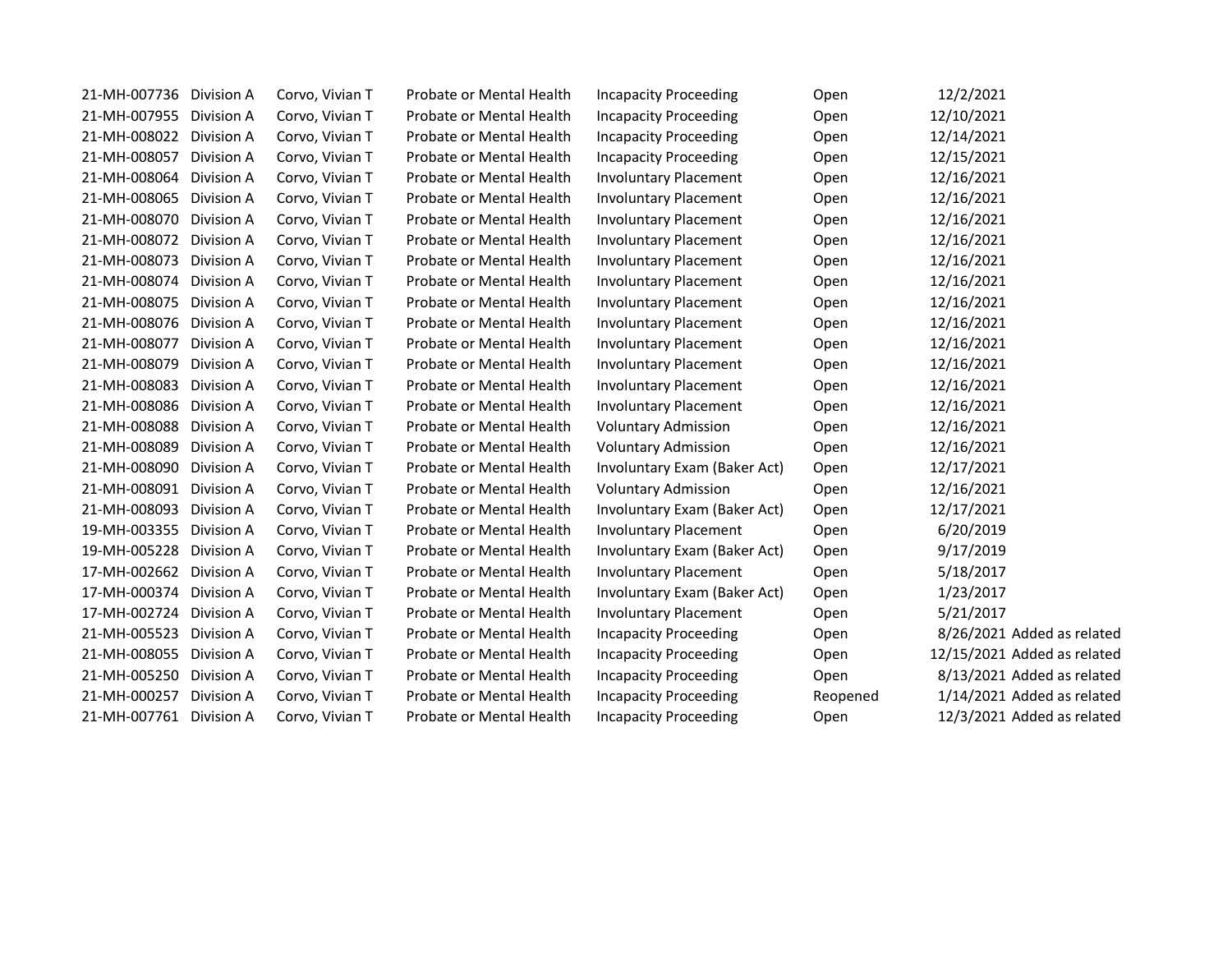| | | | | | | | |
|---|---|---|---|---|---|---|---|
| 21-MH-007736 | Division A | Corvo, Vivian T | Probate or Mental Health | Incapacity Proceeding | Open | 12/2/2021 | |
| 21-MH-007955 | Division A | Corvo, Vivian T | Probate or Mental Health | Incapacity Proceeding | Open | 12/10/2021 | |
| 21-MH-008022 | Division A | Corvo, Vivian T | Probate or Mental Health | Incapacity Proceeding | Open | 12/14/2021 | |
| 21-MH-008057 | Division A | Corvo, Vivian T | Probate or Mental Health | Incapacity Proceeding | Open | 12/15/2021 | |
| 21-MH-008064 | Division A | Corvo, Vivian T | Probate or Mental Health | Involuntary Placement | Open | 12/16/2021 | |
| 21-MH-008065 | Division A | Corvo, Vivian T | Probate or Mental Health | Involuntary Placement | Open | 12/16/2021 | |
| 21-MH-008070 | Division A | Corvo, Vivian T | Probate or Mental Health | Involuntary Placement | Open | 12/16/2021 | |
| 21-MH-008072 | Division A | Corvo, Vivian T | Probate or Mental Health | Involuntary Placement | Open | 12/16/2021 | |
| 21-MH-008073 | Division A | Corvo, Vivian T | Probate or Mental Health | Involuntary Placement | Open | 12/16/2021 | |
| 21-MH-008074 | Division A | Corvo, Vivian T | Probate or Mental Health | Involuntary Placement | Open | 12/16/2021 | |
| 21-MH-008075 | Division A | Corvo, Vivian T | Probate or Mental Health | Involuntary Placement | Open | 12/16/2021 | |
| 21-MH-008076 | Division A | Corvo, Vivian T | Probate or Mental Health | Involuntary Placement | Open | 12/16/2021 | |
| 21-MH-008077 | Division A | Corvo, Vivian T | Probate or Mental Health | Involuntary Placement | Open | 12/16/2021 | |
| 21-MH-008079 | Division A | Corvo, Vivian T | Probate or Mental Health | Involuntary Placement | Open | 12/16/2021 | |
| 21-MH-008083 | Division A | Corvo, Vivian T | Probate or Mental Health | Involuntary Placement | Open | 12/16/2021 | |
| 21-MH-008086 | Division A | Corvo, Vivian T | Probate or Mental Health | Involuntary Placement | Open | 12/16/2021 | |
| 21-MH-008088 | Division A | Corvo, Vivian T | Probate or Mental Health | Voluntary Admission | Open | 12/16/2021 | |
| 21-MH-008089 | Division A | Corvo, Vivian T | Probate or Mental Health | Voluntary Admission | Open | 12/16/2021 | |
| 21-MH-008090 | Division A | Corvo, Vivian T | Probate or Mental Health | Involuntary Exam (Baker Act) | Open | 12/17/2021 | |
| 21-MH-008091 | Division A | Corvo, Vivian T | Probate or Mental Health | Voluntary Admission | Open | 12/16/2021 | |
| 21-MH-008093 | Division A | Corvo, Vivian T | Probate or Mental Health | Involuntary Exam (Baker Act) | Open | 12/17/2021 | |
| 19-MH-003355 | Division A | Corvo, Vivian T | Probate or Mental Health | Involuntary Placement | Open | 6/20/2019 | |
| 19-MH-005228 | Division A | Corvo, Vivian T | Probate or Mental Health | Involuntary Exam (Baker Act) | Open | 9/17/2019 | |
| 17-MH-002662 | Division A | Corvo, Vivian T | Probate or Mental Health | Involuntary Placement | Open | 5/18/2017 | |
| 17-MH-000374 | Division A | Corvo, Vivian T | Probate or Mental Health | Involuntary Exam (Baker Act) | Open | 1/23/2017 | |
| 17-MH-002724 | Division A | Corvo, Vivian T | Probate or Mental Health | Involuntary Placement | Open | 5/21/2017 | |
| 21-MH-005523 | Division A | Corvo, Vivian T | Probate or Mental Health | Incapacity Proceeding | Open | 8/26/2021 | Added as related |
| 21-MH-008055 | Division A | Corvo, Vivian T | Probate or Mental Health | Incapacity Proceeding | Open | 12/15/2021 | Added as related |
| 21-MH-005250 | Division A | Corvo, Vivian T | Probate or Mental Health | Incapacity Proceeding | Open | 8/13/2021 | Added as related |
| 21-MH-000257 | Division A | Corvo, Vivian T | Probate or Mental Health | Incapacity Proceeding | Reopened | 1/14/2021 | Added as related |
| 21-MH-007761 | Division A | Corvo, Vivian T | Probate or Mental Health | Incapacity Proceeding | Open | 12/3/2021 | Added as related |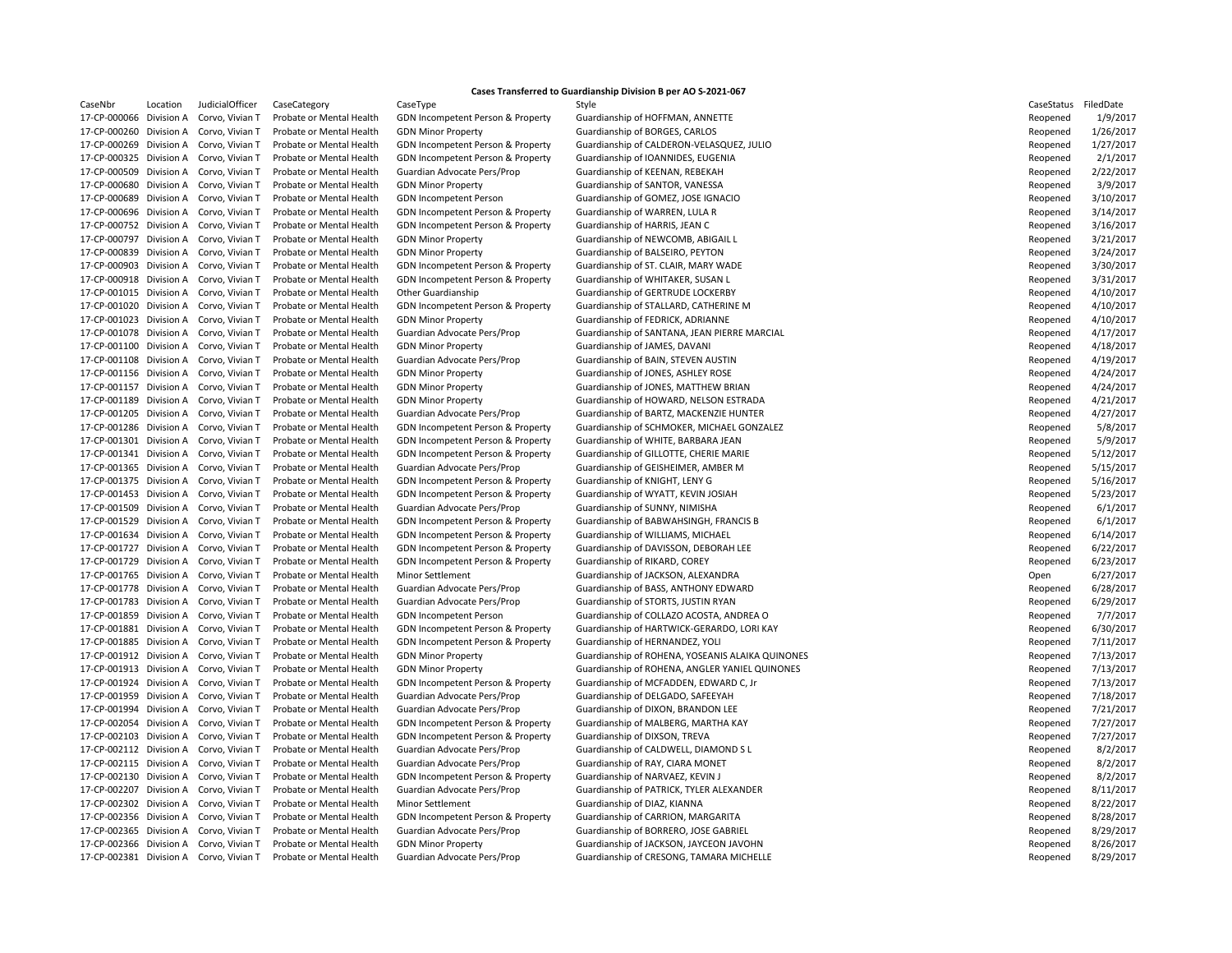**Cases Transferred to Guardianship Division B per AO S-2021-067**

| CaseNbr | Location | JudicialOfficer | CaseCategory | CaseType | Style | CaseStatus | FiledDate |
|---|---|---|---|---|---|---|---|
| 17-CP-000066 | Division A | Corvo, Vivian T | Probate or Mental Health | GDN Incompetent Person & Property | Guardianship of HOFFMAN, ANNETTE | Reopened | 1/9/2017 |
| 17-CP-000260 | Division A | Corvo, Vivian T | Probate or Mental Health | GDN Minor Property | Guardianship of BORGES, CARLOS | Reopened | 1/26/2017 |
| 17-CP-000269 | Division A | Corvo, Vivian T | Probate or Mental Health | GDN Incompetent Person & Property | Guardianship of CALDERON-VELASQUEZ, JULIO | Reopened | 1/27/2017 |
| 17-CP-000325 | Division A | Corvo, Vivian T | Probate or Mental Health | GDN Incompetent Person & Property | Guardianship of IOANNIDES, EUGENIA | Reopened | 2/1/2017 |
| 17-CP-000509 | Division A | Corvo, Vivian T | Probate or Mental Health | Guardian Advocate Pers/Prop | Guardianship of KEENAN, REBEKAH | Reopened | 2/22/2017 |
| 17-CP-000680 | Division A | Corvo, Vivian T | Probate or Mental Health | GDN Minor Property | Guardianship of SANTOR, VANESSA | Reopened | 3/9/2017 |
| 17-CP-000689 | Division A | Corvo, Vivian T | Probate or Mental Health | GDN Incompetent Person | Guardianship of GOMEZ, JOSE IGNACIO | Reopened | 3/10/2017 |
| 17-CP-000696 | Division A | Corvo, Vivian T | Probate or Mental Health | GDN Incompetent Person & Property | Guardianship of WARREN, LULA R | Reopened | 3/14/2017 |
| 17-CP-000752 | Division A | Corvo, Vivian T | Probate or Mental Health | GDN Incompetent Person & Property | Guardianship of HARRIS, JEAN C | Reopened | 3/16/2017 |
| 17-CP-000797 | Division A | Corvo, Vivian T | Probate or Mental Health | GDN Minor Property | Guardianship of NEWCOMB, ABIGAIL L | Reopened | 3/21/2017 |
| 17-CP-000839 | Division A | Corvo, Vivian T | Probate or Mental Health | GDN Minor Property | Guardianship of BALSEIRO, PEYTON | Reopened | 3/24/2017 |
| 17-CP-000903 | Division A | Corvo, Vivian T | Probate or Mental Health | GDN Incompetent Person & Property | Guardianship of ST. CLAIR, MARY WADE | Reopened | 3/30/2017 |
| 17-CP-000918 | Division A | Corvo, Vivian T | Probate or Mental Health | GDN Incompetent Person & Property | Guardianship of WHITAKER, SUSAN L | Reopened | 3/31/2017 |
| 17-CP-001015 | Division A | Corvo, Vivian T | Probate or Mental Health | Other Guardianship | Guardianship of GERTRUDE LOCKERBY | Reopened | 4/10/2017 |
| 17-CP-001020 | Division A | Corvo, Vivian T | Probate or Mental Health | GDN Incompetent Person & Property | Guardianship of STALLARD, CATHERINE M | Reopened | 4/10/2017 |
| 17-CP-001023 | Division A | Corvo, Vivian T | Probate or Mental Health | GDN Minor Property | Guardianship of FEDRICK, ADRIANNE | Reopened | 4/10/2017 |
| 17-CP-001078 | Division A | Corvo, Vivian T | Probate or Mental Health | Guardian Advocate Pers/Prop | Guardianship of SANTANA, JEAN PIERRE MARCIAL | Reopened | 4/17/2017 |
| 17-CP-001100 | Division A | Corvo, Vivian T | Probate or Mental Health | GDN Minor Property | Guardianship of JAMES, DAVANI | Reopened | 4/18/2017 |
| 17-CP-001108 | Division A | Corvo, Vivian T | Probate or Mental Health | Guardian Advocate Pers/Prop | Guardianship of BAIN, STEVEN AUSTIN | Reopened | 4/19/2017 |
| 17-CP-001156 | Division A | Corvo, Vivian T | Probate or Mental Health | GDN Minor Property | Guardianship of JONES, ASHLEY ROSE | Reopened | 4/24/2017 |
| 17-CP-001157 | Division A | Corvo, Vivian T | Probate or Mental Health | GDN Minor Property | Guardianship of JONES, MATTHEW BRIAN | Reopened | 4/24/2017 |
| 17-CP-001189 | Division A | Corvo, Vivian T | Probate or Mental Health | GDN Minor Property | Guardianship of HOWARD, NELSON ESTRADA | Reopened | 4/21/2017 |
| 17-CP-001205 | Division A | Corvo, Vivian T | Probate or Mental Health | Guardian Advocate Pers/Prop | Guardianship of BARTZ, MACKENZIE HUNTER | Reopened | 4/27/2017 |
| 17-CP-001286 | Division A | Corvo, Vivian T | Probate or Mental Health | GDN Incompetent Person & Property | Guardianship of SCHMOKER, MICHAEL GONZALEZ | Reopened | 5/8/2017 |
| 17-CP-001301 | Division A | Corvo, Vivian T | Probate or Mental Health | GDN Incompetent Person & Property | Guardianship of WHITE, BARBARA JEAN | Reopened | 5/9/2017 |
| 17-CP-001341 | Division A | Corvo, Vivian T | Probate or Mental Health | GDN Incompetent Person & Property | Guardianship of GILLOTTE, CHERIE MARIE | Reopened | 5/12/2017 |
| 17-CP-001365 | Division A | Corvo, Vivian T | Probate or Mental Health | Guardian Advocate Pers/Prop | Guardianship of GEISHEIMER, AMBER M | Reopened | 5/15/2017 |
| 17-CP-001375 | Division A | Corvo, Vivian T | Probate or Mental Health | GDN Incompetent Person & Property | Guardianship of KNIGHT, LENY G | Reopened | 5/16/2017 |
| 17-CP-001453 | Division A | Corvo, Vivian T | Probate or Mental Health | GDN Incompetent Person & Property | Guardianship of WYATT, KEVIN JOSIAH | Reopened | 5/23/2017 |
| 17-CP-001509 | Division A | Corvo, Vivian T | Probate or Mental Health | Guardian Advocate Pers/Prop | Guardianship of SUNNY, NIMISHA | Reopened | 6/1/2017 |
| 17-CP-001529 | Division A | Corvo, Vivian T | Probate or Mental Health | GDN Incompetent Person & Property | Guardianship of BABWAHSINGH, FRANCIS B | Reopened | 6/1/2017 |
| 17-CP-001634 | Division A | Corvo, Vivian T | Probate or Mental Health | GDN Incompetent Person & Property | Guardianship of WILLIAMS, MICHAEL | Reopened | 6/14/2017 |
| 17-CP-001727 | Division A | Corvo, Vivian T | Probate or Mental Health | GDN Incompetent Person & Property | Guardianship of DAVISSON, DEBORAH LEE | Reopened | 6/22/2017 |
| 17-CP-001729 | Division A | Corvo, Vivian T | Probate or Mental Health | GDN Incompetent Person & Property | Guardianship of RIKARD, COREY | Reopened | 6/23/2017 |
| 17-CP-001765 | Division A | Corvo, Vivian T | Probate or Mental Health | Minor Settlement | Guardianship of JACKSON, ALEXANDRA | Open | 6/27/2017 |
| 17-CP-001778 | Division A | Corvo, Vivian T | Probate or Mental Health | Guardian Advocate Pers/Prop | Guardianship of BASS, ANTHONY EDWARD | Reopened | 6/28/2017 |
| 17-CP-001783 | Division A | Corvo, Vivian T | Probate or Mental Health | Guardian Advocate Pers/Prop | Guardianship of STORTS, JUSTIN RYAN | Reopened | 6/29/2017 |
| 17-CP-001859 | Division A | Corvo, Vivian T | Probate or Mental Health | GDN Incompetent Person | Guardianship of COLLAZO ACOSTA, ANDREA O | Reopened | 7/7/2017 |
| 17-CP-001881 | Division A | Corvo, Vivian T | Probate or Mental Health | GDN Incompetent Person & Property | Guardianship of HARTWICK-GERARDO, LORI KAY | Reopened | 6/30/2017 |
| 17-CP-001885 | Division A | Corvo, Vivian T | Probate or Mental Health | GDN Incompetent Person & Property | Guardianship of HERNANDEZ, YOLI | Reopened | 7/11/2017 |
| 17-CP-001912 | Division A | Corvo, Vivian T | Probate or Mental Health | GDN Minor Property | Guardianship of ROHENA, YOSEANIS ALAIKA QUINONES | Reopened | 7/13/2017 |
| 17-CP-001913 | Division A | Corvo, Vivian T | Probate or Mental Health | GDN Minor Property | Guardianship of ROHENA, ANGLER YANIEL QUINONES | Reopened | 7/13/2017 |
| 17-CP-001924 | Division A | Corvo, Vivian T | Probate or Mental Health | GDN Incompetent Person & Property | Guardianship of MCFADDEN, EDWARD C, Jr | Reopened | 7/13/2017 |
| 17-CP-001959 | Division A | Corvo, Vivian T | Probate or Mental Health | Guardian Advocate Pers/Prop | Guardianship of DELGADO, SAFEEYAH | Reopened | 7/18/2017 |
| 17-CP-001994 | Division A | Corvo, Vivian T | Probate or Mental Health | Guardian Advocate Pers/Prop | Guardianship of DIXON, BRANDON LEE | Reopened | 7/21/2017 |
| 17-CP-002054 | Division A | Corvo, Vivian T | Probate or Mental Health | GDN Incompetent Person & Property | Guardianship of MALBERG, MARTHA KAY | Reopened | 7/27/2017 |
| 17-CP-002103 | Division A | Corvo, Vivian T | Probate or Mental Health | GDN Incompetent Person & Property | Guardianship of DIXSON, TREVA | Reopened | 7/27/2017 |
| 17-CP-002112 | Division A | Corvo, Vivian T | Probate or Mental Health | Guardian Advocate Pers/Prop | Guardianship of CALDWELL, DIAMOND S L | Reopened | 8/2/2017 |
| 17-CP-002115 | Division A | Corvo, Vivian T | Probate or Mental Health | Guardian Advocate Pers/Prop | Guardianship of RAY, CIARA MONET | Reopened | 8/2/2017 |
| 17-CP-002130 | Division A | Corvo, Vivian T | Probate or Mental Health | GDN Incompetent Person & Property | Guardianship of NARVAEZ, KEVIN J | Reopened | 8/2/2017 |
| 17-CP-002207 | Division A | Corvo, Vivian T | Probate or Mental Health | Guardian Advocate Pers/Prop | Guardianship of PATRICK, TYLER ALEXANDER | Reopened | 8/11/2017 |
| 17-CP-002302 | Division A | Corvo, Vivian T | Probate or Mental Health | Minor Settlement | Guardianship of DIAZ, KIANNA | Reopened | 8/22/2017 |
| 17-CP-002356 | Division A | Corvo, Vivian T | Probate or Mental Health | GDN Incompetent Person & Property | Guardianship of CARRION, MARGARITA | Reopened | 8/28/2017 |
| 17-CP-002365 | Division A | Corvo, Vivian T | Probate or Mental Health | Guardian Advocate Pers/Prop | Guardianship of BORRERO, JOSE GABRIEL | Reopened | 8/29/2017 |
| 17-CP-002366 | Division A | Corvo, Vivian T | Probate or Mental Health | GDN Minor Property | Guardianship of JACKSON, JAYCEON JAVOHN | Reopened | 8/26/2017 |
| 17-CP-002381 | Division A | Corvo, Vivian T | Probate or Mental Health | Guardian Advocate Pers/Prop | Guardianship of CRESONG, TAMARA MICHELLE | Reopened | 8/29/2017 |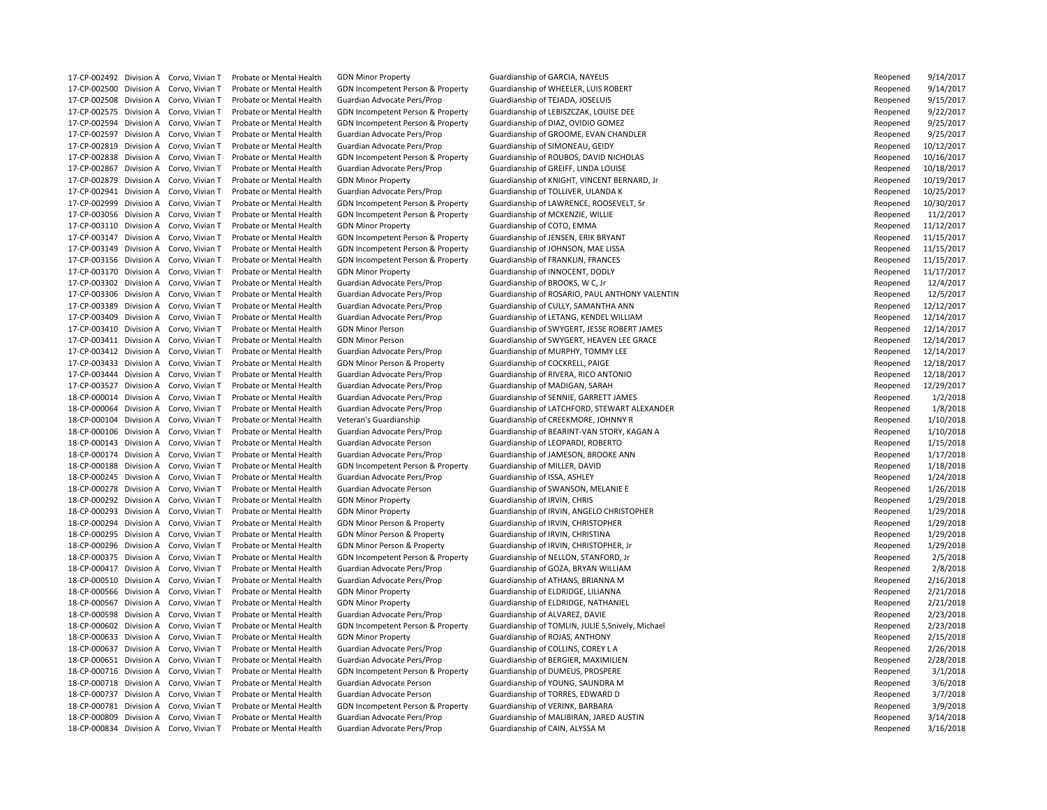| | | | | | | | |
|---|---|---|---|---|---|---|---|
| 17-CP-002492 | Division A | Corvo, Vivian T | Probate or Mental Health | GDN Minor Property | Guardianship of GARCIA, NAYELIS | Reopened | 9/14/2017 |
| 17-CP-002500 | Division A | Corvo, Vivian T | Probate or Mental Health | GDN Incompetent Person & Property | Guardianship of WHEELER, LUIS ROBERT | Reopened | 9/14/2017 |
| 17-CP-002508 | Division A | Corvo, Vivian T | Probate or Mental Health | Guardian Advocate Pers/Prop | Guardianship of TEJADA, JOSELUIS | Reopened | 9/15/2017 |
| 17-CP-002575 | Division A | Corvo, Vivian T | Probate or Mental Health | GDN Incompetent Person & Property | Guardianship of LEBISZCZAK, LOUISE DEE | Reopened | 9/22/2017 |
| 17-CP-002594 | Division A | Corvo, Vivian T | Probate or Mental Health | GDN Incompetent Person & Property | Guardianship of DIAZ, OVIDIO GOMEZ | Reopened | 9/25/2017 |
| 17-CP-002597 | Division A | Corvo, Vivian T | Probate or Mental Health | Guardian Advocate Pers/Prop | Guardianship of GROOME, EVAN CHANDLER | Reopened | 9/25/2017 |
| 17-CP-002819 | Division A | Corvo, Vivian T | Probate or Mental Health | Guardian Advocate Pers/Prop | Guardianship of SIMONEAU, GEIDY | Reopened | 10/12/2017 |
| 17-CP-002838 | Division A | Corvo, Vivian T | Probate or Mental Health | GDN Incompetent Person & Property | Guardianship of ROUBOS, DAVID NICHOLAS | Reopened | 10/16/2017 |
| 17-CP-002867 | Division A | Corvo, Vivian T | Probate or Mental Health | Guardian Advocate Pers/Prop | Guardianship of GREIFF, LINDA LOUISE | Reopened | 10/18/2017 |
| 17-CP-002879 | Division A | Corvo, Vivian T | Probate or Mental Health | GDN Minor Property | Guardianship of KNIGHT, VINCENT BERNARD, Jr | Reopened | 10/19/2017 |
| 17-CP-002941 | Division A | Corvo, Vivian T | Probate or Mental Health | Guardian Advocate Pers/Prop | Guardianship of TOLLIVER, ULANDA K | Reopened | 10/25/2017 |
| 17-CP-002999 | Division A | Corvo, Vivian T | Probate or Mental Health | GDN Incompetent Person & Property | Guardianship of LAWRENCE, ROOSEVELT, Sr | Reopened | 10/30/2017 |
| 17-CP-003056 | Division A | Corvo, Vivian T | Probate or Mental Health | GDN Incompetent Person & Property | Guardianship of MCKENZIE, WILLIE | Reopened | 11/2/2017 |
| 17-CP-003110 | Division A | Corvo, Vivian T | Probate or Mental Health | GDN Minor Property | Guardianship of COTO, EMMA | Reopened | 11/12/2017 |
| 17-CP-003147 | Division A | Corvo, Vivian T | Probate or Mental Health | GDN Incompetent Person & Property | Guardianship of JENSEN, ERIK BRYANT | Reopened | 11/15/2017 |
| 17-CP-003149 | Division A | Corvo, Vivian T | Probate or Mental Health | GDN Incompetent Person & Property | Guardianship of JOHNSON, MAE LISSA | Reopened | 11/15/2017 |
| 17-CP-003156 | Division A | Corvo, Vivian T | Probate or Mental Health | GDN Incompetent Person & Property | Guardianship of FRANKLIN, FRANCES | Reopened | 11/15/2017 |
| 17-CP-003170 | Division A | Corvo, Vivian T | Probate or Mental Health | GDN Minor Property | Guardianship of INNOCENT, DODLY | Reopened | 11/17/2017 |
| 17-CP-003302 | Division A | Corvo, Vivian T | Probate or Mental Health | Guardian Advocate Pers/Prop | Guardianship of BROOKS, W C, Jr | Reopened | 12/4/2017 |
| 17-CP-003306 | Division A | Corvo, Vivian T | Probate or Mental Health | Guardian Advocate Pers/Prop | Guardianship of ROSARIO, PAUL ANTHONY VALENTIN | Reopened | 12/5/2017 |
| 17-CP-003389 | Division A | Corvo, Vivian T | Probate or Mental Health | Guardian Advocate Pers/Prop | Guardianship of CULLY, SAMANTHA ANN | Reopened | 12/12/2017 |
| 17-CP-003409 | Division A | Corvo, Vivian T | Probate or Mental Health | Guardian Advocate Pers/Prop | Guardianship of LETANG, KENDEL WILLIAM | Reopened | 12/14/2017 |
| 17-CP-003410 | Division A | Corvo, Vivian T | Probate or Mental Health | GDN Minor Person | Guardianship of SWYGERT, JESSE ROBERT JAMES | Reopened | 12/14/2017 |
| 17-CP-003411 | Division A | Corvo, Vivian T | Probate or Mental Health | GDN Minor Person | Guardianship of SWYGERT, HEAVEN LEE GRACE | Reopened | 12/14/2017 |
| 17-CP-003412 | Division A | Corvo, Vivian T | Probate or Mental Health | Guardian Advocate Pers/Prop | Guardianship of MURPHY, TOMMY LEE | Reopened | 12/14/2017 |
| 17-CP-003433 | Division A | Corvo, Vivian T | Probate or Mental Health | GDN Minor Person & Property | Guardianship of COCKRELL, PAIGE | Reopened | 12/18/2017 |
| 17-CP-003444 | Division A | Corvo, Vivian T | Probate or Mental Health | Guardian Advocate Pers/Prop | Guardianship of RIVERA, RICO ANTONIO | Reopened | 12/18/2017 |
| 17-CP-003527 | Division A | Corvo, Vivian T | Probate or Mental Health | Guardian Advocate Pers/Prop | Guardianship of MADIGAN, SARAH | Reopened | 12/29/2017 |
| 18-CP-000014 | Division A | Corvo, Vivian T | Probate or Mental Health | Guardian Advocate Pers/Prop | Guardianship of SENNIE, GARRETT JAMES | Reopened | 1/2/2018 |
| 18-CP-000064 | Division A | Corvo, Vivian T | Probate or Mental Health | Guardian Advocate Pers/Prop | Guardianship of LATCHFORD, STEWART ALEXANDER | Reopened | 1/8/2018 |
| 18-CP-000104 | Division A | Corvo, Vivian T | Probate or Mental Health | Veteran's Guardianship | Guardianship of CREEKMORE, JOHNNY R | Reopened | 1/10/2018 |
| 18-CP-000106 | Division A | Corvo, Vivian T | Probate or Mental Health | Guardian Advocate Pers/Prop | Guardianship of BEARINT-VAN STORY, KAGAN A | Reopened | 1/10/2018 |
| 18-CP-000143 | Division A | Corvo, Vivian T | Probate or Mental Health | Guardian Advocate Person | Guardianship of LEOPARDI, ROBERTO | Reopened | 1/15/2018 |
| 18-CP-000174 | Division A | Corvo, Vivian T | Probate or Mental Health | Guardian Advocate Pers/Prop | Guardianship of JAMESON, BROOKE ANN | Reopened | 1/17/2018 |
| 18-CP-000188 | Division A | Corvo, Vivian T | Probate or Mental Health | GDN Incompetent Person & Property | Guardianship of MILLER, DAVID | Reopened | 1/18/2018 |
| 18-CP-000245 | Division A | Corvo, Vivian T | Probate or Mental Health | Guardian Advocate Pers/Prop | Guardianship of ISSA, ASHLEY | Reopened | 1/24/2018 |
| 18-CP-000278 | Division A | Corvo, Vivian T | Probate or Mental Health | Guardian Advocate Person | Guardianship of SWANSON, MELANIE E | Reopened | 1/26/2018 |
| 18-CP-000292 | Division A | Corvo, Vivian T | Probate or Mental Health | GDN Minor Property | Guardianship of IRVIN, CHRIS | Reopened | 1/29/2018 |
| 18-CP-000293 | Division A | Corvo, Vivian T | Probate or Mental Health | GDN Minor Property | Guardianship of IRVIN, ANGELO CHRISTOPHER | Reopened | 1/29/2018 |
| 18-CP-000294 | Division A | Corvo, Vivian T | Probate or Mental Health | GDN Minor Person & Property | Guardianship of IRVIN, CHRISTOPHER | Reopened | 1/29/2018 |
| 18-CP-000295 | Division A | Corvo, Vivian T | Probate or Mental Health | GDN Minor Person & Property | Guardianship of IRVIN, CHRISTINA | Reopened | 1/29/2018 |
| 18-CP-000296 | Division A | Corvo, Vivian T | Probate or Mental Health | GDN Minor Person & Property | Guardianship of IRVIN, CHRISTOPHER, Jr | Reopened | 1/29/2018 |
| 18-CP-000375 | Division A | Corvo, Vivian T | Probate or Mental Health | GDN Incompetent Person & Property | Guardianship of NELLON, STANFORD, Jr | Reopened | 2/5/2018 |
| 18-CP-000417 | Division A | Corvo, Vivian T | Probate or Mental Health | Guardian Advocate Pers/Prop | Guardianship of GOZA, BRYAN WILLIAM | Reopened | 2/8/2018 |
| 18-CP-000510 | Division A | Corvo, Vivian T | Probate or Mental Health | Guardian Advocate Pers/Prop | Guardianship of ATHANS, BRIANNA M | Reopened | 2/16/2018 |
| 18-CP-000566 | Division A | Corvo, Vivian T | Probate or Mental Health | GDN Minor Property | Guardianship of ELDRIDGE, LILIANNA | Reopened | 2/21/2018 |
| 18-CP-000567 | Division A | Corvo, Vivian T | Probate or Mental Health | GDN Minor Property | Guardianship of ELDRIDGE, NATHANIEL | Reopened | 2/21/2018 |
| 18-CP-000598 | Division A | Corvo, Vivian T | Probate or Mental Health | Guardian Advocate Pers/Prop | Guardianship of ALVAREZ, DAVIE | Reopened | 2/23/2018 |
| 18-CP-000602 | Division A | Corvo, Vivian T | Probate or Mental Health | GDN Incompetent Person & Property | Guardianship of TOMLIN, JULIE S,Snively, Michael | Reopened | 2/23/2018 |
| 18-CP-000633 | Division A | Corvo, Vivian T | Probate or Mental Health | GDN Minor Property | Guardianship of ROJAS, ANTHONY | Reopened | 2/15/2018 |
| 18-CP-000637 | Division A | Corvo, Vivian T | Probate or Mental Health | Guardian Advocate Pers/Prop | Guardianship of COLLINS, COREY L A | Reopened | 2/26/2018 |
| 18-CP-000651 | Division A | Corvo, Vivian T | Probate or Mental Health | Guardian Advocate Pers/Prop | Guardianship of BERGIER, MAXIMILIEN | Reopened | 2/28/2018 |
| 18-CP-000716 | Division A | Corvo, Vivian T | Probate or Mental Health | GDN Incompetent Person & Property | Guardianship of DUMEUS, PROSPERE | Reopened | 3/1/2018 |
| 18-CP-000718 | Division A | Corvo, Vivian T | Probate or Mental Health | Guardian Advocate Person | Guardianship of YOUNG, SAUNDRA M | Reopened | 3/6/2018 |
| 18-CP-000737 | Division A | Corvo, Vivian T | Probate or Mental Health | Guardian Advocate Person | Guardianship of TORRES, EDWARD D | Reopened | 3/7/2018 |
| 18-CP-000781 | Division A | Corvo, Vivian T | Probate or Mental Health | GDN Incompetent Person & Property | Guardianship of VERINK, BARBARA | Reopened | 3/9/2018 |
| 18-CP-000809 | Division A | Corvo, Vivian T | Probate or Mental Health | Guardian Advocate Pers/Prop | Guardianship of MALIBIRAN, JARED AUSTIN | Reopened | 3/14/2018 |
| 18-CP-000834 | Division A | Corvo, Vivian T | Probate or Mental Health | Guardian Advocate Pers/Prop | Guardianship of CAIN, ALYSSA M | Reopened | 3/16/2018 |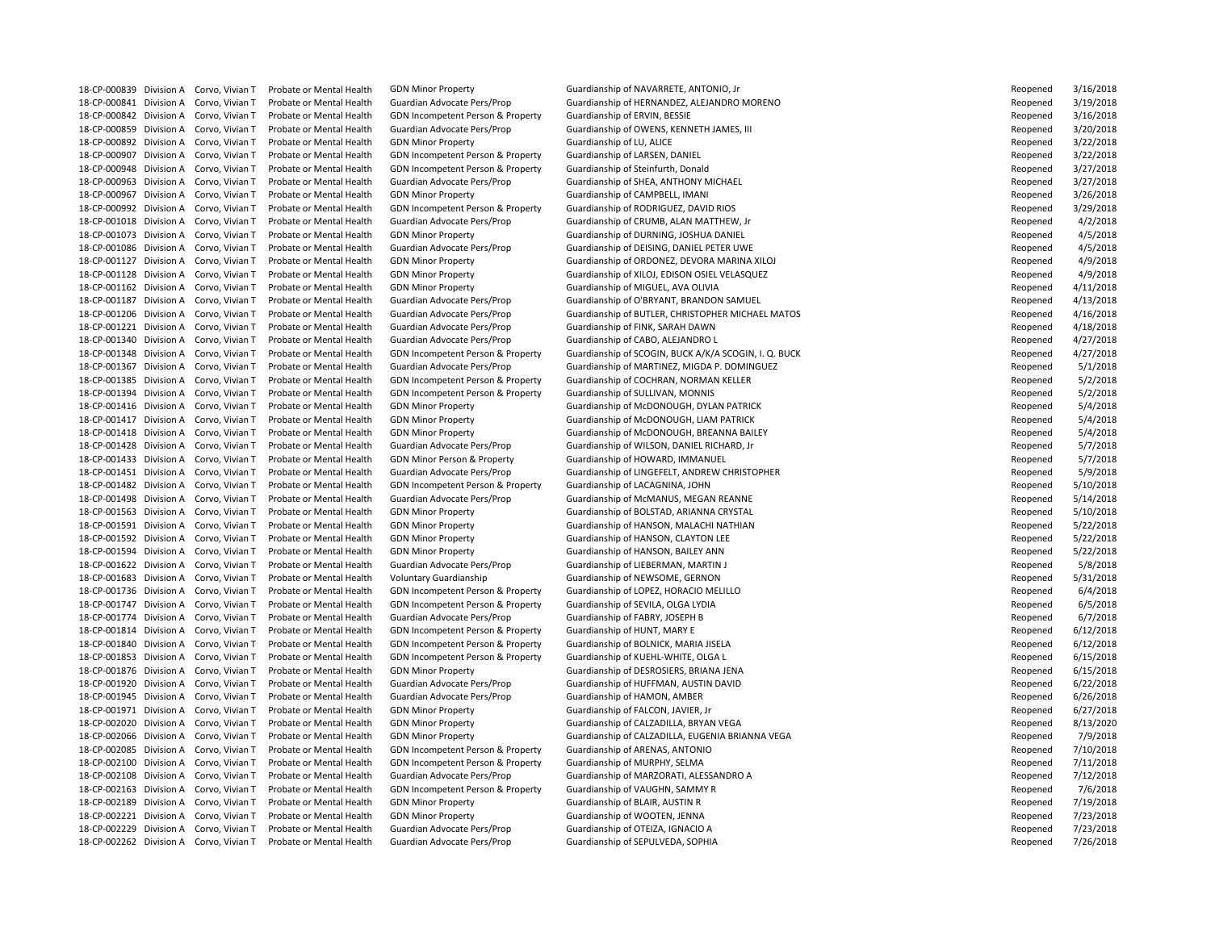| | | | | | | | |
|---|---|---|---|---|---|---|---|
| 18-CP-000839 | Division A | Corvo, Vivian T | Probate or Mental Health | GDN Minor Property | Guardianship of NAVARRETE, ANTONIO, Jr | Reopened | 3/16/2018 |
| 18-CP-000841 | Division A | Corvo, Vivian T | Probate or Mental Health | Guardian Advocate Pers/Prop | Guardianship of HERNANDEZ, ALEJANDRO MORENO | Reopened | 3/19/2018 |
| 18-CP-000842 | Division A | Corvo, Vivian T | Probate or Mental Health | GDN Incompetent Person & Property | Guardianship of ERVIN, BESSIE | Reopened | 3/16/2018 |
| 18-CP-000859 | Division A | Corvo, Vivian T | Probate or Mental Health | Guardian Advocate Pers/Prop | Guardianship of OWENS, KENNETH JAMES, III | Reopened | 3/20/2018 |
| 18-CP-000892 | Division A | Corvo, Vivian T | Probate or Mental Health | GDN Minor Property | Guardianship of LU, ALICE | Reopened | 3/22/2018 |
| 18-CP-000907 | Division A | Corvo, Vivian T | Probate or Mental Health | GDN Incompetent Person & Property | Guardianship of LARSEN, DANIEL | Reopened | 3/22/2018 |
| 18-CP-000948 | Division A | Corvo, Vivian T | Probate or Mental Health | GDN Incompetent Person & Property | Guardianship of Steinfurth, Donald | Reopened | 3/27/2018 |
| 18-CP-000963 | Division A | Corvo, Vivian T | Probate or Mental Health | Guardian Advocate Pers/Prop | Guardianship of SHEA, ANTHONY MICHAEL | Reopened | 3/27/2018 |
| 18-CP-000967 | Division A | Corvo, Vivian T | Probate or Mental Health | GDN Minor Property | Guardianship of CAMPBELL, IMANI | Reopened | 3/26/2018 |
| 18-CP-000992 | Division A | Corvo, Vivian T | Probate or Mental Health | GDN Incompetent Person & Property | Guardianship of RODRIGUEZ, DAVID RIOS | Reopened | 3/29/2018 |
| 18-CP-001018 | Division A | Corvo, Vivian T | Probate or Mental Health | Guardian Advocate Pers/Prop | Guardianship of CRUMB, ALAN MATTHEW, Jr | Reopened | 4/2/2018 |
| 18-CP-001073 | Division A | Corvo, Vivian T | Probate or Mental Health | GDN Minor Property | Guardianship of DURNING, JOSHUA DANIEL | Reopened | 4/5/2018 |
| 18-CP-001086 | Division A | Corvo, Vivian T | Probate or Mental Health | Guardian Advocate Pers/Prop | Guardianship of DEISING, DANIEL PETER UWE | Reopened | 4/5/2018 |
| 18-CP-001127 | Division A | Corvo, Vivian T | Probate or Mental Health | GDN Minor Property | Guardianship of ORDONEZ, DEVORA MARINA XILOJ | Reopened | 4/9/2018 |
| 18-CP-001128 | Division A | Corvo, Vivian T | Probate or Mental Health | GDN Minor Property | Guardianship of XILOJ, EDISON OSIEL VELASQUEZ | Reopened | 4/9/2018 |
| 18-CP-001162 | Division A | Corvo, Vivian T | Probate or Mental Health | GDN Minor Property | Guardianship of MIGUEL, AVA OLIVIA | Reopened | 4/11/2018 |
| 18-CP-001187 | Division A | Corvo, Vivian T | Probate or Mental Health | Guardian Advocate Pers/Prop | Guardianship of O'BRYANT, BRANDON SAMUEL | Reopened | 4/13/2018 |
| 18-CP-001206 | Division A | Corvo, Vivian T | Probate or Mental Health | Guardian Advocate Pers/Prop | Guardianship of BUTLER, CHRISTOPHER MICHAEL MATOS | Reopened | 4/16/2018 |
| 18-CP-001221 | Division A | Corvo, Vivian T | Probate or Mental Health | Guardian Advocate Pers/Prop | Guardianship of FINK, SARAH DAWN | Reopened | 4/18/2018 |
| 18-CP-001340 | Division A | Corvo, Vivian T | Probate or Mental Health | Guardian Advocate Pers/Prop | Guardianship of CABO, ALEJANDRO L | Reopened | 4/27/2018 |
| 18-CP-001348 | Division A | Corvo, Vivian T | Probate or Mental Health | GDN Incompetent Person & Property | Guardianship of SCOGIN, BUCK A/K/A SCOGIN, I. Q. BUCK | Reopened | 4/27/2018 |
| 18-CP-001367 | Division A | Corvo, Vivian T | Probate or Mental Health | Guardian Advocate Pers/Prop | Guardianship of MARTINEZ, MIGDA P. DOMINGUEZ | Reopened | 5/1/2018 |
| 18-CP-001385 | Division A | Corvo, Vivian T | Probate or Mental Health | GDN Incompetent Person & Property | Guardianship of COCHRAN, NORMAN KELLER | Reopened | 5/2/2018 |
| 18-CP-001394 | Division A | Corvo, Vivian T | Probate or Mental Health | GDN Incompetent Person & Property | Guardianship of SULLIVAN, MONNIS | Reopened | 5/2/2018 |
| 18-CP-001416 | Division A | Corvo, Vivian T | Probate or Mental Health | GDN Minor Property | Guardianship of McDONOUGH, DYLAN PATRICK | Reopened | 5/4/2018 |
| 18-CP-001417 | Division A | Corvo, Vivian T | Probate or Mental Health | GDN Minor Property | Guardianship of McDONOUGH, LIAM PATRICK | Reopened | 5/4/2018 |
| 18-CP-001418 | Division A | Corvo, Vivian T | Probate or Mental Health | GDN Minor Property | Guardianship of McDONOUGH, BREANNA BAILEY | Reopened | 5/4/2018 |
| 18-CP-001428 | Division A | Corvo, Vivian T | Probate or Mental Health | Guardian Advocate Pers/Prop | Guardianship of WILSON, DANIEL RICHARD, Jr | Reopened | 5/7/2018 |
| 18-CP-001433 | Division A | Corvo, Vivian T | Probate or Mental Health | GDN Minor Person & Property | Guardianship of HOWARD, IMMANUEL | Reopened | 5/7/2018 |
| 18-CP-001451 | Division A | Corvo, Vivian T | Probate or Mental Health | Guardian Advocate Pers/Prop | Guardianship of LINGEFELT, ANDREW CHRISTOPHER | Reopened | 5/9/2018 |
| 18-CP-001482 | Division A | Corvo, Vivian T | Probate or Mental Health | GDN Incompetent Person & Property | Guardianship of LACAGNINA, JOHN | Reopened | 5/10/2018 |
| 18-CP-001498 | Division A | Corvo, Vivian T | Probate or Mental Health | Guardian Advocate Pers/Prop | Guardianship of McMANUS, MEGAN REANNE | Reopened | 5/14/2018 |
| 18-CP-001563 | Division A | Corvo, Vivian T | Probate or Mental Health | GDN Minor Property | Guardianship of BOLSTAD, ARIANNA CRYSTAL | Reopened | 5/10/2018 |
| 18-CP-001591 | Division A | Corvo, Vivian T | Probate or Mental Health | GDN Minor Property | Guardianship of HANSON, MALACHI NATHIAN | Reopened | 5/22/2018 |
| 18-CP-001592 | Division A | Corvo, Vivian T | Probate or Mental Health | GDN Minor Property | Guardianship of HANSON, CLAYTON LEE | Reopened | 5/22/2018 |
| 18-CP-001594 | Division A | Corvo, Vivian T | Probate or Mental Health | GDN Minor Property | Guardianship of HANSON, BAILEY ANN | Reopened | 5/22/2018 |
| 18-CP-001622 | Division A | Corvo, Vivian T | Probate or Mental Health | Guardian Advocate Pers/Prop | Guardianship of LIEBERMAN, MARTIN J | Reopened | 5/8/2018 |
| 18-CP-001683 | Division A | Corvo, Vivian T | Probate or Mental Health | Voluntary Guardianship | Guardianship of NEWSOME, GERNON | Reopened | 5/31/2018 |
| 18-CP-001736 | Division A | Corvo, Vivian T | Probate or Mental Health | GDN Incompetent Person & Property | Guardianship of LOPEZ, HORACIO MELILLO | Reopened | 6/4/2018 |
| 18-CP-001747 | Division A | Corvo, Vivian T | Probate or Mental Health | GDN Incompetent Person & Property | Guardianship of SEVILA, OLGA LYDIA | Reopened | 6/5/2018 |
| 18-CP-001774 | Division A | Corvo, Vivian T | Probate or Mental Health | Guardian Advocate Pers/Prop | Guardianship of FABRY, JOSEPH B | Reopened | 6/7/2018 |
| 18-CP-001814 | Division A | Corvo, Vivian T | Probate or Mental Health | GDN Incompetent Person & Property | Guardianship of HUNT, MARY E | Reopened | 6/12/2018 |
| 18-CP-001840 | Division A | Corvo, Vivian T | Probate or Mental Health | GDN Incompetent Person & Property | Guardianship of BOLNICK, MARIA JISELA | Reopened | 6/12/2018 |
| 18-CP-001853 | Division A | Corvo, Vivian T | Probate or Mental Health | GDN Incompetent Person & Property | Guardianship of KUEHL-WHITE, OLGA L | Reopened | 6/15/2018 |
| 18-CP-001876 | Division A | Corvo, Vivian T | Probate or Mental Health | GDN Minor Property | Guardianship of DESROSIERS, BRIANA JENA | Reopened | 6/15/2018 |
| 18-CP-001920 | Division A | Corvo, Vivian T | Probate or Mental Health | Guardian Advocate Pers/Prop | Guardianship of HUFFMAN, AUSTIN DAVID | Reopened | 6/22/2018 |
| 18-CP-001945 | Division A | Corvo, Vivian T | Probate or Mental Health | Guardian Advocate Pers/Prop | Guardianship of HAMON, AMBER | Reopened | 6/26/2018 |
| 18-CP-001971 | Division A | Corvo, Vivian T | Probate or Mental Health | GDN Minor Property | Guardianship of FALCON, JAVIER, Jr | Reopened | 6/27/2018 |
| 18-CP-002020 | Division A | Corvo, Vivian T | Probate or Mental Health | GDN Minor Property | Guardianship of CALZADILLA, BRYAN VEGA | Reopened | 8/13/2020 |
| 18-CP-002066 | Division A | Corvo, Vivian T | Probate or Mental Health | GDN Minor Property | Guardianship of CALZADILLA, EUGENIA BRIANNA VEGA | Reopened | 7/9/2018 |
| 18-CP-002085 | Division A | Corvo, Vivian T | Probate or Mental Health | GDN Incompetent Person & Property | Guardianship of ARENAS, ANTONIO | Reopened | 7/10/2018 |
| 18-CP-002100 | Division A | Corvo, Vivian T | Probate or Mental Health | GDN Incompetent Person & Property | Guardianship of MURPHY, SELMA | Reopened | 7/11/2018 |
| 18-CP-002108 | Division A | Corvo, Vivian T | Probate or Mental Health | Guardian Advocate Pers/Prop | Guardianship of MARZORATI, ALESSANDRO A | Reopened | 7/12/2018 |
| 18-CP-002163 | Division A | Corvo, Vivian T | Probate or Mental Health | GDN Incompetent Person & Property | Guardianship of VAUGHN, SAMMY R | Reopened | 7/6/2018 |
| 18-CP-002189 | Division A | Corvo, Vivian T | Probate or Mental Health | GDN Minor Property | Guardianship of BLAIR, AUSTIN R | Reopened | 7/19/2018 |
| 18-CP-002221 | Division A | Corvo, Vivian T | Probate or Mental Health | GDN Minor Property | Guardianship of WOOTEN, JENNA | Reopened | 7/23/2018 |
| 18-CP-002229 | Division A | Corvo, Vivian T | Probate or Mental Health | Guardian Advocate Pers/Prop | Guardianship of OTEIZA, IGNACIO A | Reopened | 7/23/2018 |
| 18-CP-002262 | Division A | Corvo, Vivian T | Probate or Mental Health | Guardian Advocate Pers/Prop | Guardianship of SEPULVEDA, SOPHIA | Reopened | 7/26/2018 |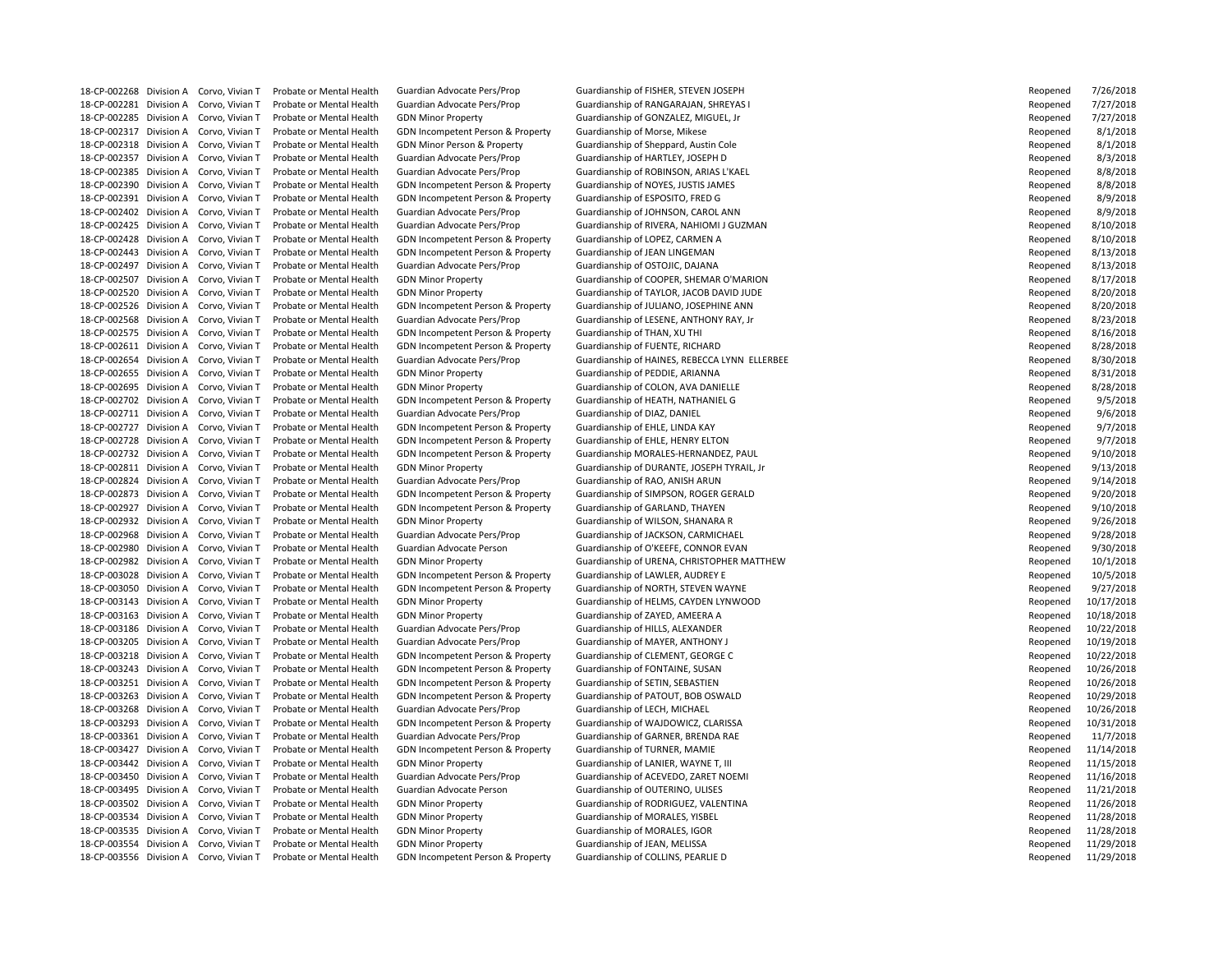| | | | | | | | |
|---|---|---|---|---|---|---|---|
| 18-CP-002268 | Division A | Corvo, Vivian T | Probate or Mental Health | Guardian Advocate Pers/Prop | Guardianship of FISHER, STEVEN JOSEPH | Reopened | 7/26/2018 |
| 18-CP-002281 | Division A | Corvo, Vivian T | Probate or Mental Health | Guardian Advocate Pers/Prop | Guardianship of RANGARAJAN, SHREYAS I | Reopened | 7/27/2018 |
| 18-CP-002285 | Division A | Corvo, Vivian T | Probate or Mental Health | GDN Minor Property | Guardianship of GONZALEZ, MIGUEL, Jr | Reopened | 7/27/2018 |
| 18-CP-002317 | Division A | Corvo, Vivian T | Probate or Mental Health | GDN Incompetent Person & Property | Guardianship of Morse, Mikese | Reopened | 8/1/2018 |
| 18-CP-002318 | Division A | Corvo, Vivian T | Probate or Mental Health | GDN Minor Person & Property | Guardianship of Sheppard, Austin Cole | Reopened | 8/1/2018 |
| 18-CP-002357 | Division A | Corvo, Vivian T | Probate or Mental Health | Guardian Advocate Pers/Prop | Guardianship of HARTLEY, JOSEPH D | Reopened | 8/3/2018 |
| 18-CP-002385 | Division A | Corvo, Vivian T | Probate or Mental Health | Guardian Advocate Pers/Prop | Guardianship of ROBINSON, ARIAS L'KAEL | Reopened | 8/8/2018 |
| 18-CP-002390 | Division A | Corvo, Vivian T | Probate or Mental Health | GDN Incompetent Person & Property | Guardianship of NOYES, JUSTIS JAMES | Reopened | 8/8/2018 |
| 18-CP-002391 | Division A | Corvo, Vivian T | Probate or Mental Health | GDN Incompetent Person & Property | Guardianship of ESPOSITO, FRED G | Reopened | 8/9/2018 |
| 18-CP-002402 | Division A | Corvo, Vivian T | Probate or Mental Health | Guardian Advocate Pers/Prop | Guardianship of JOHNSON, CAROL ANN | Reopened | 8/9/2018 |
| 18-CP-002425 | Division A | Corvo, Vivian T | Probate or Mental Health | Guardian Advocate Pers/Prop | Guardianship of RIVERA, NAHIOMI J GUZMAN | Reopened | 8/10/2018 |
| 18-CP-002428 | Division A | Corvo, Vivian T | Probate or Mental Health | GDN Incompetent Person & Property | Guardianship of LOPEZ, CARMEN A | Reopened | 8/10/2018 |
| 18-CP-002443 | Division A | Corvo, Vivian T | Probate or Mental Health | GDN Incompetent Person & Property | Guardianship of JEAN LINGEMAN | Reopened | 8/13/2018 |
| 18-CP-002497 | Division A | Corvo, Vivian T | Probate or Mental Health | Guardian Advocate Pers/Prop | Guardianship of OSTOJIC, DAJANA | Reopened | 8/13/2018 |
| 18-CP-002507 | Division A | Corvo, Vivian T | Probate or Mental Health | GDN Minor Property | Guardianship of COOPER, SHEMAR O'MARION | Reopened | 8/17/2018 |
| 18-CP-002520 | Division A | Corvo, Vivian T | Probate or Mental Health | GDN Minor Property | Guardianship of TAYLOR, JACOB DAVID JUDE | Reopened | 8/20/2018 |
| 18-CP-002526 | Division A | Corvo, Vivian T | Probate or Mental Health | GDN Incompetent Person & Property | Guardianship of JULIANO, JOSEPHINE ANN | Reopened | 8/20/2018 |
| 18-CP-002568 | Division A | Corvo, Vivian T | Probate or Mental Health | Guardian Advocate Pers/Prop | Guardianship of LESENE, ANTHONY RAY, Jr | Reopened | 8/23/2018 |
| 18-CP-002575 | Division A | Corvo, Vivian T | Probate or Mental Health | GDN Incompetent Person & Property | Guardianship of THAN, XU THI | Reopened | 8/16/2018 |
| 18-CP-002611 | Division A | Corvo, Vivian T | Probate or Mental Health | GDN Incompetent Person & Property | Guardianship of FUENTE, RICHARD | Reopened | 8/28/2018 |
| 18-CP-002654 | Division A | Corvo, Vivian T | Probate or Mental Health | Guardian Advocate Pers/Prop | Guardianship of HAINES, REBECCA LYNN ELLERBEE | Reopened | 8/30/2018 |
| 18-CP-002655 | Division A | Corvo, Vivian T | Probate or Mental Health | GDN Minor Property | Guardianship of PEDDIE, ARIANNA | Reopened | 8/31/2018 |
| 18-CP-002695 | Division A | Corvo, Vivian T | Probate or Mental Health | GDN Minor Property | Guardianship of COLON, AVA DANIELLE | Reopened | 8/28/2018 |
| 18-CP-002702 | Division A | Corvo, Vivian T | Probate or Mental Health | GDN Incompetent Person & Property | Guardianship of HEATH, NATHANIEL G | Reopened | 9/5/2018 |
| 18-CP-002711 | Division A | Corvo, Vivian T | Probate or Mental Health | Guardian Advocate Pers/Prop | Guardianship of DIAZ, DANIEL | Reopened | 9/6/2018 |
| 18-CP-002727 | Division A | Corvo, Vivian T | Probate or Mental Health | GDN Incompetent Person & Property | Guardianship of EHLE, LINDA KAY | Reopened | 9/7/2018 |
| 18-CP-002728 | Division A | Corvo, Vivian T | Probate or Mental Health | GDN Incompetent Person & Property | Guardianship of EHLE, HENRY ELTON | Reopened | 9/7/2018 |
| 18-CP-002732 | Division A | Corvo, Vivian T | Probate or Mental Health | GDN Incompetent Person & Property | Guardianship MORALES-HERNANDEZ, PAUL | Reopened | 9/10/2018 |
| 18-CP-002811 | Division A | Corvo, Vivian T | Probate or Mental Health | GDN Minor Property | Guardianship of DURANTE, JOSEPH TYRAIL, Jr | Reopened | 9/13/2018 |
| 18-CP-002824 | Division A | Corvo, Vivian T | Probate or Mental Health | Guardian Advocate Pers/Prop | Guardianship of RAO, ANISH ARUN | Reopened | 9/14/2018 |
| 18-CP-002873 | Division A | Corvo, Vivian T | Probate or Mental Health | GDN Incompetent Person & Property | Guardianship of SIMPSON, ROGER GERALD | Reopened | 9/20/2018 |
| 18-CP-002927 | Division A | Corvo, Vivian T | Probate or Mental Health | GDN Incompetent Person & Property | Guardianship of GARLAND, THAYEN | Reopened | 9/10/2018 |
| 18-CP-002932 | Division A | Corvo, Vivian T | Probate or Mental Health | GDN Minor Property | Guardianship of WILSON, SHANARA R | Reopened | 9/26/2018 |
| 18-CP-002968 | Division A | Corvo, Vivian T | Probate or Mental Health | Guardian Advocate Pers/Prop | Guardianship of JACKSON, CARMICHAEL | Reopened | 9/28/2018 |
| 18-CP-002980 | Division A | Corvo, Vivian T | Probate or Mental Health | Guardian Advocate Person | Guardianship of O'KEEFE, CONNOR EVAN | Reopened | 9/30/2018 |
| 18-CP-002982 | Division A | Corvo, Vivian T | Probate or Mental Health | GDN Minor Property | Guardianship of URENA, CHRISTOPHER MATTHEW | Reopened | 10/1/2018 |
| 18-CP-003028 | Division A | Corvo, Vivian T | Probate or Mental Health | GDN Incompetent Person & Property | Guardianship of LAWLER, AUDREY E | Reopened | 10/5/2018 |
| 18-CP-003050 | Division A | Corvo, Vivian T | Probate or Mental Health | GDN Incompetent Person & Property | Guardianship of NORTH, STEVEN WAYNE | Reopened | 9/27/2018 |
| 18-CP-003143 | Division A | Corvo, Vivian T | Probate or Mental Health | GDN Minor Property | Guardianship of HELMS, CAYDEN LYNWOOD | Reopened | 10/17/2018 |
| 18-CP-003163 | Division A | Corvo, Vivian T | Probate or Mental Health | GDN Minor Property | Guardianship of ZAYED, AMEERA A | Reopened | 10/18/2018 |
| 18-CP-003186 | Division A | Corvo, Vivian T | Probate or Mental Health | Guardian Advocate Pers/Prop | Guardianship of HILLS, ALEXANDER | Reopened | 10/22/2018 |
| 18-CP-003205 | Division A | Corvo, Vivian T | Probate or Mental Health | Guardian Advocate Pers/Prop | Guardianship of MAYER, ANTHONY J | Reopened | 10/19/2018 |
| 18-CP-003218 | Division A | Corvo, Vivian T | Probate or Mental Health | GDN Incompetent Person & Property | Guardianship of CLEMENT, GEORGE C | Reopened | 10/22/2018 |
| 18-CP-003243 | Division A | Corvo, Vivian T | Probate or Mental Health | GDN Incompetent Person & Property | Guardianship of FONTAINE, SUSAN | Reopened | 10/26/2018 |
| 18-CP-003251 | Division A | Corvo, Vivian T | Probate or Mental Health | GDN Incompetent Person & Property | Guardianship of SETIN, SEBASTIEN | Reopened | 10/26/2018 |
| 18-CP-003263 | Division A | Corvo, Vivian T | Probate or Mental Health | GDN Incompetent Person & Property | Guardianship of PATOUT, BOB OSWALD | Reopened | 10/29/2018 |
| 18-CP-003268 | Division A | Corvo, Vivian T | Probate or Mental Health | Guardian Advocate Pers/Prop | Guardianship of LECH, MICHAEL | Reopened | 10/26/2018 |
| 18-CP-003293 | Division A | Corvo, Vivian T | Probate or Mental Health | GDN Incompetent Person & Property | Guardianship of WAJDOWICZ, CLARISSA | Reopened | 10/31/2018 |
| 18-CP-003361 | Division A | Corvo, Vivian T | Probate or Mental Health | Guardian Advocate Pers/Prop | Guardianship of GARNER, BRENDA RAE | Reopened | 11/7/2018 |
| 18-CP-003427 | Division A | Corvo, Vivian T | Probate or Mental Health | GDN Incompetent Person & Property | Guardianship of TURNER, MAMIE | Reopened | 11/14/2018 |
| 18-CP-003442 | Division A | Corvo, Vivian T | Probate or Mental Health | GDN Minor Property | Guardianship of LANIER, WAYNE T, III | Reopened | 11/15/2018 |
| 18-CP-003450 | Division A | Corvo, Vivian T | Probate or Mental Health | Guardian Advocate Pers/Prop | Guardianship of ACEVEDO, ZARET NOEMI | Reopened | 11/16/2018 |
| 18-CP-003495 | Division A | Corvo, Vivian T | Probate or Mental Health | Guardian Advocate Person | Guardianship of OUTERINO, ULISES | Reopened | 11/21/2018 |
| 18-CP-003502 | Division A | Corvo, Vivian T | Probate or Mental Health | GDN Minor Property | Guardianship of RODRIGUEZ, VALENTINA | Reopened | 11/26/2018 |
| 18-CP-003534 | Division A | Corvo, Vivian T | Probate or Mental Health | GDN Minor Property | Guardianship of MORALES, YISBEL | Reopened | 11/28/2018 |
| 18-CP-003535 | Division A | Corvo, Vivian T | Probate or Mental Health | GDN Minor Property | Guardianship of MORALES, IGOR | Reopened | 11/28/2018 |
| 18-CP-003554 | Division A | Corvo, Vivian T | Probate or Mental Health | GDN Minor Property | Guardianship of JEAN, MELISSA | Reopened | 11/29/2018 |
| 18-CP-003556 | Division A | Corvo, Vivian T | Probate or Mental Health | GDN Incompetent Person & Property | Guardianship of COLLINS, PEARLIE D | Reopened | 11/29/2018 |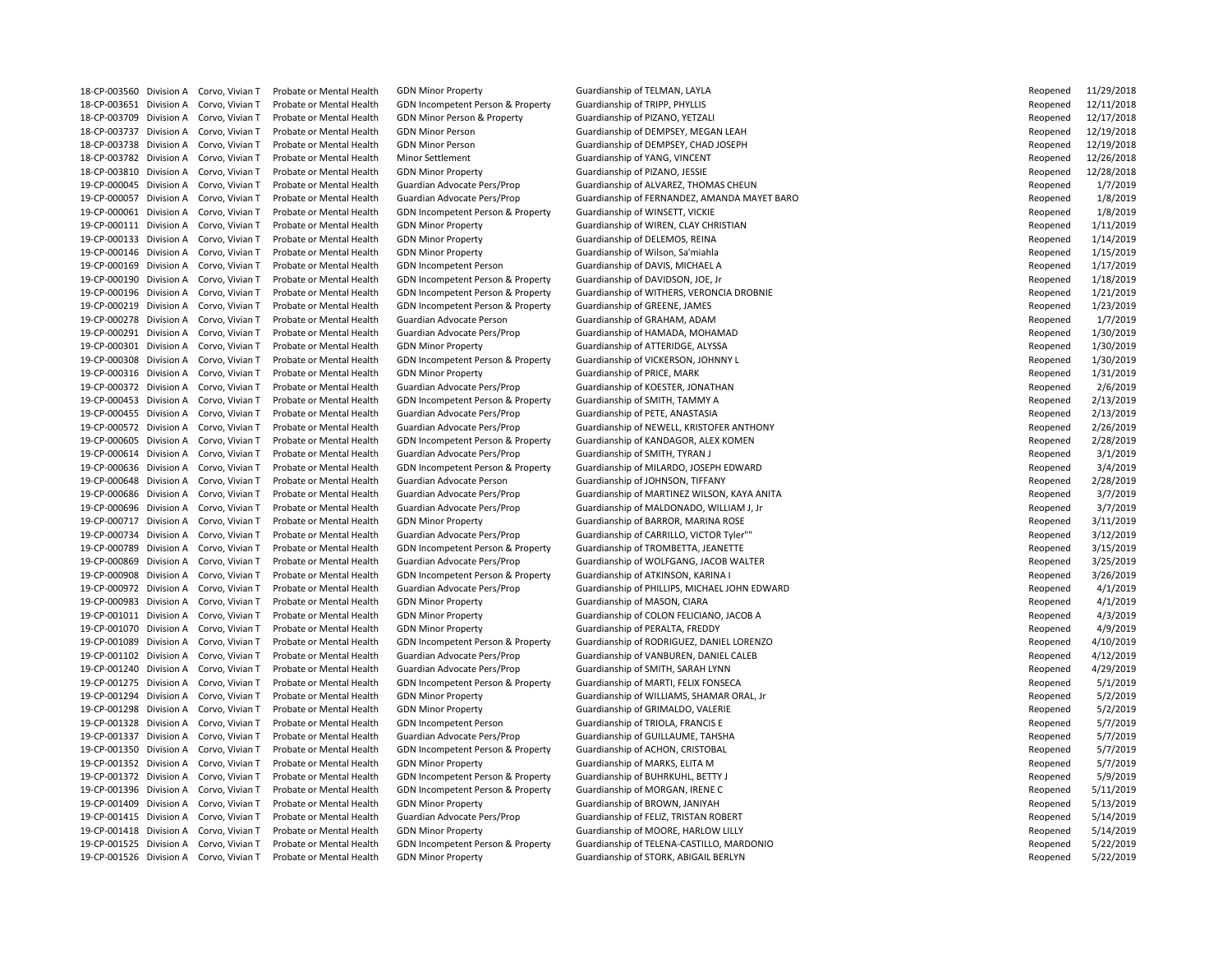| | | | | | | | |
|---|---|---|---|---|---|---|---|
| 18-CP-003560 | Division A | Corvo, Vivian T | Probate or Mental Health | GDN Minor Property | Guardianship of TELMAN, LAYLA | Reopened | 11/29/2018 |
| 18-CP-003651 | Division A | Corvo, Vivian T | Probate or Mental Health | GDN Incompetent Person & Property | Guardianship of TRIPP, PHYLLIS | Reopened | 12/11/2018 |
| 18-CP-003709 | Division A | Corvo, Vivian T | Probate or Mental Health | GDN Minor Person & Property | Guardianship of PIZANO, YETZALI | Reopened | 12/17/2018 |
| 18-CP-003737 | Division A | Corvo, Vivian T | Probate or Mental Health | GDN Minor Person | Guardianship of DEMPSEY, MEGAN LEAH | Reopened | 12/19/2018 |
| 18-CP-003738 | Division A | Corvo, Vivian T | Probate or Mental Health | GDN Minor Person | Guardianship of DEMPSEY, CHAD JOSEPH | Reopened | 12/19/2018 |
| 18-CP-003782 | Division A | Corvo, Vivian T | Probate or Mental Health | Minor Settlement | Guardianship of YANG, VINCENT | Reopened | 12/26/2018 |
| 18-CP-003810 | Division A | Corvo, Vivian T | Probate or Mental Health | GDN Minor Property | Guardianship of PIZANO, JESSIE | Reopened | 12/28/2018 |
| 19-CP-000045 | Division A | Corvo, Vivian T | Probate or Mental Health | Guardian Advocate Pers/Prop | Guardianship of ALVAREZ, THOMAS CHEUN | Reopened | 1/7/2019 |
| 19-CP-000057 | Division A | Corvo, Vivian T | Probate or Mental Health | Guardian Advocate Pers/Prop | Guardianship of FERNANDEZ, AMANDA MAYET BARO | Reopened | 1/8/2019 |
| 19-CP-000061 | Division A | Corvo, Vivian T | Probate or Mental Health | GDN Incompetent Person & Property | Guardianship of WINSETT, VICKIE | Reopened | 1/8/2019 |
| 19-CP-000111 | Division A | Corvo, Vivian T | Probate or Mental Health | GDN Minor Property | Guardianship of WIREN, CLAY CHRISTIAN | Reopened | 1/11/2019 |
| 19-CP-000133 | Division A | Corvo, Vivian T | Probate or Mental Health | GDN Minor Property | Guardianship of DELEMOS, REINA | Reopened | 1/14/2019 |
| 19-CP-000146 | Division A | Corvo, Vivian T | Probate or Mental Health | GDN Minor Property | Guardianship of Wilson, Sa'miahla | Reopened | 1/15/2019 |
| 19-CP-000169 | Division A | Corvo, Vivian T | Probate or Mental Health | GDN Incompetent Person | Guardianship of DAVIS, MICHAEL A | Reopened | 1/17/2019 |
| 19-CP-000190 | Division A | Corvo, Vivian T | Probate or Mental Health | GDN Incompetent Person & Property | Guardianship of DAVIDSON, JOE, Jr | Reopened | 1/18/2019 |
| 19-CP-000196 | Division A | Corvo, Vivian T | Probate or Mental Health | GDN Incompetent Person & Property | Guardianship of WITHERS, VERONCIA DROBNIE | Reopened | 1/21/2019 |
| 19-CP-000219 | Division A | Corvo, Vivian T | Probate or Mental Health | GDN Incompetent Person & Property | Guardianship of GREENE, JAMES | Reopened | 1/23/2019 |
| 19-CP-000278 | Division A | Corvo, Vivian T | Probate or Mental Health | Guardian Advocate Person | Guardianship of GRAHAM, ADAM | Reopened | 1/7/2019 |
| 19-CP-000291 | Division A | Corvo, Vivian T | Probate or Mental Health | Guardian Advocate Pers/Prop | Guardianship of HAMADA, MOHAMAD | Reopened | 1/30/2019 |
| 19-CP-000301 | Division A | Corvo, Vivian T | Probate or Mental Health | GDN Minor Property | Guardianship of ATTERIDGE, ALYSSA | Reopened | 1/30/2019 |
| 19-CP-000308 | Division A | Corvo, Vivian T | Probate or Mental Health | GDN Incompetent Person & Property | Guardianship of VICKERSON, JOHNNY L | Reopened | 1/30/2019 |
| 19-CP-000316 | Division A | Corvo, Vivian T | Probate or Mental Health | GDN Minor Property | Guardianship of PRICE, MARK | Reopened | 1/31/2019 |
| 19-CP-000372 | Division A | Corvo, Vivian T | Probate or Mental Health | Guardian Advocate Pers/Prop | Guardianship of KOESTER, JONATHAN | Reopened | 2/6/2019 |
| 19-CP-000453 | Division A | Corvo, Vivian T | Probate or Mental Health | GDN Incompetent Person & Property | Guardianship of SMITH, TAMMY A | Reopened | 2/13/2019 |
| 19-CP-000455 | Division A | Corvo, Vivian T | Probate or Mental Health | Guardian Advocate Pers/Prop | Guardianship of PETE, ANASTASIA | Reopened | 2/13/2019 |
| 19-CP-000572 | Division A | Corvo, Vivian T | Probate or Mental Health | Guardian Advocate Pers/Prop | Guardianship of NEWELL, KRISTOFER ANTHONY | Reopened | 2/26/2019 |
| 19-CP-000605 | Division A | Corvo, Vivian T | Probate or Mental Health | GDN Incompetent Person & Property | Guardianship of KANDAGOR, ALEX KOMEN | Reopened | 2/28/2019 |
| 19-CP-000614 | Division A | Corvo, Vivian T | Probate or Mental Health | Guardian Advocate Pers/Prop | Guardianship of SMITH, TYRAN J | Reopened | 3/1/2019 |
| 19-CP-000636 | Division A | Corvo, Vivian T | Probate or Mental Health | GDN Incompetent Person & Property | Guardianship of MILARDO, JOSEPH EDWARD | Reopened | 3/4/2019 |
| 19-CP-000648 | Division A | Corvo, Vivian T | Probate or Mental Health | Guardian Advocate Person | Guardianship of JOHNSON, TIFFANY | Reopened | 2/28/2019 |
| 19-CP-000686 | Division A | Corvo, Vivian T | Probate or Mental Health | Guardian Advocate Pers/Prop | Guardianship of MARTINEZ WILSON, KAYA ANITA | Reopened | 3/7/2019 |
| 19-CP-000696 | Division A | Corvo, Vivian T | Probate or Mental Health | Guardian Advocate Pers/Prop | Guardianship of MALDONADO, WILLIAM J, Jr | Reopened | 3/7/2019 |
| 19-CP-000717 | Division A | Corvo, Vivian T | Probate or Mental Health | GDN Minor Property | Guardianship of BARROR, MARINA ROSE | Reopened | 3/11/2019 |
| 19-CP-000734 | Division A | Corvo, Vivian T | Probate or Mental Health | Guardian Advocate Pers/Prop | Guardianship of CARRILLO, VICTOR Tyler"" | Reopened | 3/12/2019 |
| 19-CP-000789 | Division A | Corvo, Vivian T | Probate or Mental Health | GDN Incompetent Person & Property | Guardianship of TROMBETTA, JEANETTE | Reopened | 3/15/2019 |
| 19-CP-000869 | Division A | Corvo, Vivian T | Probate or Mental Health | Guardian Advocate Pers/Prop | Guardianship of WOLFGANG, JACOB WALTER | Reopened | 3/25/2019 |
| 19-CP-000908 | Division A | Corvo, Vivian T | Probate or Mental Health | GDN Incompetent Person & Property | Guardianship of ATKINSON, KARINA I | Reopened | 3/26/2019 |
| 19-CP-000972 | Division A | Corvo, Vivian T | Probate or Mental Health | Guardian Advocate Pers/Prop | Guardianship of PHILLIPS, MICHAEL JOHN EDWARD | Reopened | 4/1/2019 |
| 19-CP-000983 | Division A | Corvo, Vivian T | Probate or Mental Health | GDN Minor Property | Guardianship of MASON, CIARA | Reopened | 4/1/2019 |
| 19-CP-001011 | Division A | Corvo, Vivian T | Probate or Mental Health | GDN Minor Property | Guardianship of COLON FELICIANO, JACOB A | Reopened | 4/3/2019 |
| 19-CP-001070 | Division A | Corvo, Vivian T | Probate or Mental Health | GDN Minor Property | Guardianship of PERALTA, FREDDY | Reopened | 4/9/2019 |
| 19-CP-001089 | Division A | Corvo, Vivian T | Probate or Mental Health | GDN Incompetent Person & Property | Guardianship of RODRIGUEZ, DANIEL LORENZO | Reopened | 4/10/2019 |
| 19-CP-001102 | Division A | Corvo, Vivian T | Probate or Mental Health | Guardian Advocate Pers/Prop | Guardianship of VANBUREN, DANIEL CALEB | Reopened | 4/12/2019 |
| 19-CP-001240 | Division A | Corvo, Vivian T | Probate or Mental Health | Guardian Advocate Pers/Prop | Guardianship of SMITH, SARAH LYNN | Reopened | 4/29/2019 |
| 19-CP-001275 | Division A | Corvo, Vivian T | Probate or Mental Health | GDN Incompetent Person & Property | Guardianship of MARTI, FELIX FONSECA | Reopened | 5/1/2019 |
| 19-CP-001294 | Division A | Corvo, Vivian T | Probate or Mental Health | GDN Minor Property | Guardianship of WILLIAMS, SHAMAR ORAL, Jr | Reopened | 5/2/2019 |
| 19-CP-001298 | Division A | Corvo, Vivian T | Probate or Mental Health | GDN Minor Property | Guardianship of GRIMALDO, VALERIE | Reopened | 5/2/2019 |
| 19-CP-001328 | Division A | Corvo, Vivian T | Probate or Mental Health | GDN Incompetent Person | Guardianship of TRIOLA, FRANCIS E | Reopened | 5/7/2019 |
| 19-CP-001337 | Division A | Corvo, Vivian T | Probate or Mental Health | Guardian Advocate Pers/Prop | Guardianship of GUILLAUME, TAHSHA | Reopened | 5/7/2019 |
| 19-CP-001350 | Division A | Corvo, Vivian T | Probate or Mental Health | GDN Incompetent Person & Property | Guardianship of ACHON, CRISTOBAL | Reopened | 5/7/2019 |
| 19-CP-001352 | Division A | Corvo, Vivian T | Probate or Mental Health | GDN Minor Property | Guardianship of MARKS, ELITA M | Reopened | 5/7/2019 |
| 19-CP-001372 | Division A | Corvo, Vivian T | Probate or Mental Health | GDN Incompetent Person & Property | Guardianship of BUHRKUHL, BETTY J | Reopened | 5/9/2019 |
| 19-CP-001396 | Division A | Corvo, Vivian T | Probate or Mental Health | GDN Incompetent Person & Property | Guardianship of MORGAN, IRENE C | Reopened | 5/11/2019 |
| 19-CP-001409 | Division A | Corvo, Vivian T | Probate or Mental Health | GDN Minor Property | Guardianship of BROWN, JANIYAH | Reopened | 5/13/2019 |
| 19-CP-001415 | Division A | Corvo, Vivian T | Probate or Mental Health | Guardian Advocate Pers/Prop | Guardianship of FELIZ, TRISTAN ROBERT | Reopened | 5/14/2019 |
| 19-CP-001418 | Division A | Corvo, Vivian T | Probate or Mental Health | GDN Minor Property | Guardianship of MOORE, HARLOW LILLY | Reopened | 5/14/2019 |
| 19-CP-001525 | Division A | Corvo, Vivian T | Probate or Mental Health | GDN Incompetent Person & Property | Guardianship of TELENA-CASTILLO, MARDONIO | Reopened | 5/22/2019 |
| 19-CP-001526 | Division A | Corvo, Vivian T | Probate or Mental Health | GDN Minor Property | Guardianship of STORK, ABIGAIL BERLYN | Reopened | 5/22/2019 |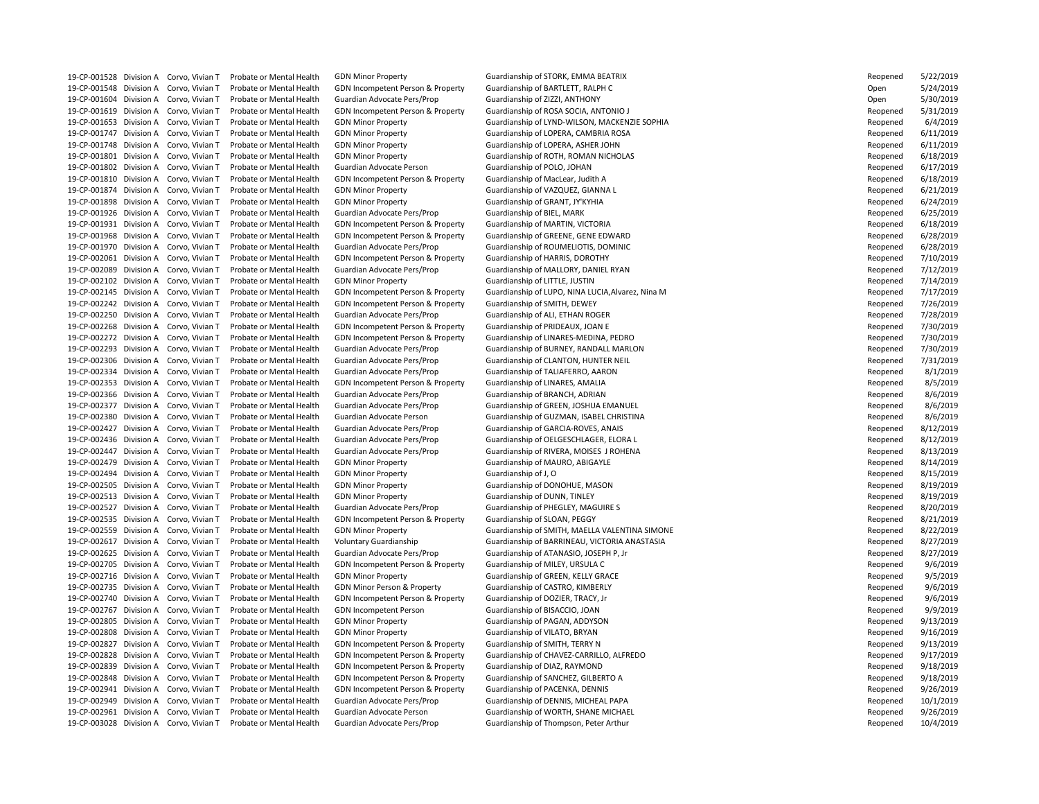| | | | | | | | |
|---|---|---|---|---|---|---|---|
| 19-CP-001528 | Division A | Corvo, Vivian T | Probate or Mental Health | GDN Minor Property | Guardianship of STORK, EMMA BEATRIX | Reopened | 5/22/2019 |
| 19-CP-001548 | Division A | Corvo, Vivian T | Probate or Mental Health | GDN Incompetent Person & Property | Guardianship of BARTLETT, RALPH C | Open | 5/24/2019 |
| 19-CP-001604 | Division A | Corvo, Vivian T | Probate or Mental Health | Guardian Advocate Pers/Prop | Guardianship of ZIZZI, ANTHONY | Open | 5/30/2019 |
| 19-CP-001619 | Division A | Corvo, Vivian T | Probate or Mental Health | GDN Incompetent Person & Property | Guardianship of ROSA SOCIA, ANTONIO J | Reopened | 5/31/2019 |
| 19-CP-001653 | Division A | Corvo, Vivian T | Probate or Mental Health | GDN Minor Property | Guardianship of LYND-WILSON, MACKENZIE SOPHIA | Reopened | 6/4/2019 |
| 19-CP-001747 | Division A | Corvo, Vivian T | Probate or Mental Health | GDN Minor Property | Guardianship of LOPERA, CAMBRIA ROSA | Reopened | 6/11/2019 |
| 19-CP-001748 | Division A | Corvo, Vivian T | Probate or Mental Health | GDN Minor Property | Guardianship of LOPERA, ASHER JOHN | Reopened | 6/11/2019 |
| 19-CP-001801 | Division A | Corvo, Vivian T | Probate or Mental Health | GDN Minor Property | Guardianship of ROTH, ROMAN NICHOLAS | Reopened | 6/18/2019 |
| 19-CP-001802 | Division A | Corvo, Vivian T | Probate or Mental Health | Guardian Advocate Person | Guardianship of POLO, JOHAN | Reopened | 6/17/2019 |
| 19-CP-001810 | Division A | Corvo, Vivian T | Probate or Mental Health | GDN Incompetent Person & Property | Guardianship of MacLear, Judith A | Reopened | 6/18/2019 |
| 19-CP-001874 | Division A | Corvo, Vivian T | Probate or Mental Health | GDN Minor Property | Guardianship of VAZQUEZ, GIANNA L | Reopened | 6/21/2019 |
| 19-CP-001898 | Division A | Corvo, Vivian T | Probate or Mental Health | GDN Minor Property | Guardianship of GRANT, JY'KYHIA | Reopened | 6/24/2019 |
| 19-CP-001926 | Division A | Corvo, Vivian T | Probate or Mental Health | Guardian Advocate Pers/Prop | Guardianship of BIEL, MARK | Reopened | 6/25/2019 |
| 19-CP-001931 | Division A | Corvo, Vivian T | Probate or Mental Health | GDN Incompetent Person & Property | Guardianship of MARTIN, VICTORIA | Reopened | 6/18/2019 |
| 19-CP-001968 | Division A | Corvo, Vivian T | Probate or Mental Health | GDN Incompetent Person & Property | Guardianship of GREENE, GENE EDWARD | Reopened | 6/28/2019 |
| 19-CP-001970 | Division A | Corvo, Vivian T | Probate or Mental Health | Guardian Advocate Pers/Prop | Guardianship of ROUMELIOTIS, DOMINIC | Reopened | 6/28/2019 |
| 19-CP-002061 | Division A | Corvo, Vivian T | Probate or Mental Health | GDN Incompetent Person & Property | Guardianship of HARRIS, DOROTHY | Reopened | 7/10/2019 |
| 19-CP-002089 | Division A | Corvo, Vivian T | Probate or Mental Health | Guardian Advocate Pers/Prop | Guardianship of MALLORY, DANIEL RYAN | Reopened | 7/12/2019 |
| 19-CP-002102 | Division A | Corvo, Vivian T | Probate or Mental Health | GDN Minor Property | Guardianship of LITTLE, JUSTIN | Reopened | 7/14/2019 |
| 19-CP-002145 | Division A | Corvo, Vivian T | Probate or Mental Health | GDN Incompetent Person & Property | Guardianship of LUPO, NINA LUCIA,Alvarez, Nina M | Reopened | 7/17/2019 |
| 19-CP-002242 | Division A | Corvo, Vivian T | Probate or Mental Health | GDN Incompetent Person & Property | Guardianship of SMITH, DEWEY | Reopened | 7/26/2019 |
| 19-CP-002250 | Division A | Corvo, Vivian T | Probate or Mental Health | Guardian Advocate Pers/Prop | Guardianship of ALI, ETHAN ROGER | Reopened | 7/28/2019 |
| 19-CP-002268 | Division A | Corvo, Vivian T | Probate or Mental Health | GDN Incompetent Person & Property | Guardianship of PRIDEAUX, JOAN E | Reopened | 7/30/2019 |
| 19-CP-002272 | Division A | Corvo, Vivian T | Probate or Mental Health | GDN Incompetent Person & Property | Guardianship of LINARES-MEDINA, PEDRO | Reopened | 7/30/2019 |
| 19-CP-002293 | Division A | Corvo, Vivian T | Probate or Mental Health | Guardian Advocate Pers/Prop | Guardianship of BURNEY, RANDALL MARLON | Reopened | 7/30/2019 |
| 19-CP-002306 | Division A | Corvo, Vivian T | Probate or Mental Health | Guardian Advocate Pers/Prop | Guardianship of CLANTON, HUNTER NEIL | Reopened | 7/31/2019 |
| 19-CP-002334 | Division A | Corvo, Vivian T | Probate or Mental Health | Guardian Advocate Pers/Prop | Guardianship of TALIAFERRO, AARON | Reopened | 8/1/2019 |
| 19-CP-002353 | Division A | Corvo, Vivian T | Probate or Mental Health | GDN Incompetent Person & Property | Guardianship of LINARES, AMALIA | Reopened | 8/5/2019 |
| 19-CP-002366 | Division A | Corvo, Vivian T | Probate or Mental Health | Guardian Advocate Pers/Prop | Guardianship of BRANCH, ADRIAN | Reopened | 8/6/2019 |
| 19-CP-002377 | Division A | Corvo, Vivian T | Probate or Mental Health | Guardian Advocate Pers/Prop | Guardianship of GREEN, JOSHUA EMANUEL | Reopened | 8/6/2019 |
| 19-CP-002380 | Division A | Corvo, Vivian T | Probate or Mental Health | Guardian Advocate Person | Guardianship of GUZMAN, ISABEL CHRISTINA | Reopened | 8/6/2019 |
| 19-CP-002427 | Division A | Corvo, Vivian T | Probate or Mental Health | Guardian Advocate Pers/Prop | Guardianship of GARCIA-ROVES, ANAIS | Reopened | 8/12/2019 |
| 19-CP-002436 | Division A | Corvo, Vivian T | Probate or Mental Health | Guardian Advocate Pers/Prop | Guardianship of OELGESCHLAGER, ELORA L | Reopened | 8/12/2019 |
| 19-CP-002447 | Division A | Corvo, Vivian T | Probate or Mental Health | Guardian Advocate Pers/Prop | Guardianship of RIVERA, MOISES J ROHENA | Reopened | 8/13/2019 |
| 19-CP-002479 | Division A | Corvo, Vivian T | Probate or Mental Health | GDN Minor Property | Guardianship of MAURO, ABIGAYLE | Reopened | 8/14/2019 |
| 19-CP-002494 | Division A | Corvo, Vivian T | Probate or Mental Health | GDN Minor Property | Guardianship of J, O | Reopened | 8/15/2019 |
| 19-CP-002505 | Division A | Corvo, Vivian T | Probate or Mental Health | GDN Minor Property | Guardianship of DONOHUE, MASON | Reopened | 8/19/2019 |
| 19-CP-002513 | Division A | Corvo, Vivian T | Probate or Mental Health | GDN Minor Property | Guardianship of DUNN, TINLEY | Reopened | 8/19/2019 |
| 19-CP-002527 | Division A | Corvo, Vivian T | Probate or Mental Health | Guardian Advocate Pers/Prop | Guardianship of PHEGLEY, MAGUIRE S | Reopened | 8/20/2019 |
| 19-CP-002535 | Division A | Corvo, Vivian T | Probate or Mental Health | GDN Incompetent Person & Property | Guardianship of SLOAN, PEGGY | Reopened | 8/21/2019 |
| 19-CP-002559 | Division A | Corvo, Vivian T | Probate or Mental Health | GDN Minor Property | Guardianship of SMITH, MAELLA VALENTINA SIMONE | Reopened | 8/22/2019 |
| 19-CP-002617 | Division A | Corvo, Vivian T | Probate or Mental Health | Voluntary Guardianship | Guardianship of BARRINEAU, VICTORIA ANASTASIA | Reopened | 8/27/2019 |
| 19-CP-002625 | Division A | Corvo, Vivian T | Probate or Mental Health | Guardian Advocate Pers/Prop | Guardianship of ATANASIO, JOSEPH P, Jr | Reopened | 8/27/2019 |
| 19-CP-002705 | Division A | Corvo, Vivian T | Probate or Mental Health | GDN Incompetent Person & Property | Guardianship of MILEY, URSULA C | Reopened | 9/6/2019 |
| 19-CP-002716 | Division A | Corvo, Vivian T | Probate or Mental Health | GDN Minor Property | Guardianship of GREEN, KELLY GRACE | Reopened | 9/5/2019 |
| 19-CP-002735 | Division A | Corvo, Vivian T | Probate or Mental Health | GDN Minor Person & Property | Guardianship of CASTRO, KIMBERLY | Reopened | 9/6/2019 |
| 19-CP-002740 | Division A | Corvo, Vivian T | Probate or Mental Health | GDN Incompetent Person & Property | Guardianship of DOZIER, TRACY, Jr | Reopened | 9/6/2019 |
| 19-CP-002767 | Division A | Corvo, Vivian T | Probate or Mental Health | GDN Incompetent Person | Guardianship of BISACCIO, JOAN | Reopened | 9/9/2019 |
| 19-CP-002805 | Division A | Corvo, Vivian T | Probate or Mental Health | GDN Minor Property | Guardianship of PAGAN, ADDYSON | Reopened | 9/13/2019 |
| 19-CP-002808 | Division A | Corvo, Vivian T | Probate or Mental Health | GDN Minor Property | Guardianship of VILATO, BRYAN | Reopened | 9/16/2019 |
| 19-CP-002827 | Division A | Corvo, Vivian T | Probate or Mental Health | GDN Incompetent Person & Property | Guardianship of SMITH, TERRY N | Reopened | 9/13/2019 |
| 19-CP-002828 | Division A | Corvo, Vivian T | Probate or Mental Health | GDN Incompetent Person & Property | Guardianship of CHAVEZ-CARRILLO, ALFREDO | Reopened | 9/17/2019 |
| 19-CP-002839 | Division A | Corvo, Vivian T | Probate or Mental Health | GDN Incompetent Person & Property | Guardianship of DIAZ, RAYMOND | Reopened | 9/18/2019 |
| 19-CP-002848 | Division A | Corvo, Vivian T | Probate or Mental Health | GDN Incompetent Person & Property | Guardianship of SANCHEZ, GILBERTO A | Reopened | 9/18/2019 |
| 19-CP-002941 | Division A | Corvo, Vivian T | Probate or Mental Health | GDN Incompetent Person & Property | Guardianship of PACENKA, DENNIS | Reopened | 9/26/2019 |
| 19-CP-002949 | Division A | Corvo, Vivian T | Probate or Mental Health | Guardian Advocate Pers/Prop | Guardianship of DENNIS, MICHEAL PAPA | Reopened | 10/1/2019 |
| 19-CP-002961 | Division A | Corvo, Vivian T | Probate or Mental Health | Guardian Advocate Person | Guardianship of WORTH, SHANE MICHAEL | Reopened | 9/26/2019 |
| 19-CP-003028 | Division A | Corvo, Vivian T | Probate or Mental Health | Guardian Advocate Pers/Prop | Guardianship of Thompson, Peter Arthur | Reopened | 10/4/2019 |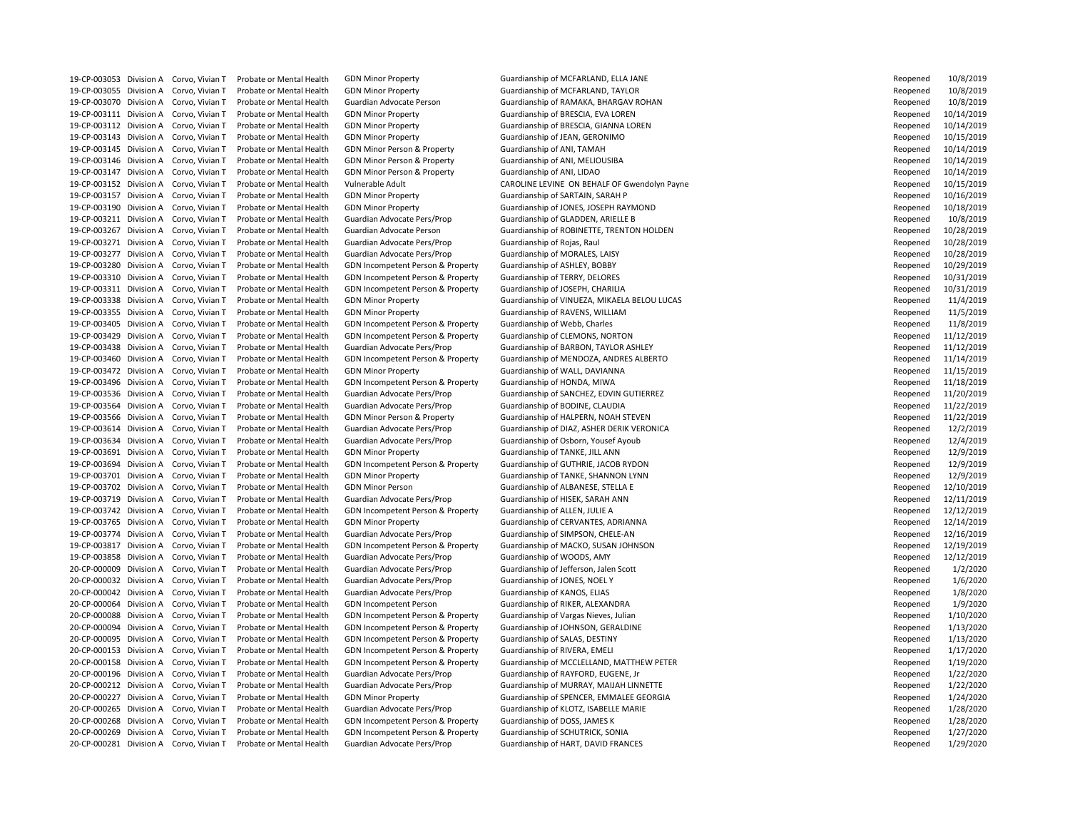| | | | | | | | |
|---|---|---|---|---|---|---|---|
| 19-CP-003053 | Division A | Corvo, Vivian T | Probate or Mental Health | GDN Minor Property | Guardianship of MCFARLAND, ELLA JANE | Reopened | 10/8/2019 |
| 19-CP-003055 | Division A | Corvo, Vivian T | Probate or Mental Health | GDN Minor Property | Guardianship of MCFARLAND, TAYLOR | Reopened | 10/8/2019 |
| 19-CP-003070 | Division A | Corvo, Vivian T | Probate or Mental Health | Guardian Advocate Person | Guardianship of RAMAKA, BHARGAV ROHAN | Reopened | 10/8/2019 |
| 19-CP-003111 | Division A | Corvo, Vivian T | Probate or Mental Health | GDN Minor Property | Guardianship of BRESCIA, EVA LOREN | Reopened | 10/14/2019 |
| 19-CP-003112 | Division A | Corvo, Vivian T | Probate or Mental Health | GDN Minor Property | Guardianship of BRESCIA, GIANNA LOREN | Reopened | 10/14/2019 |
| 19-CP-003143 | Division A | Corvo, Vivian T | Probate or Mental Health | GDN Minor Property | Guardianship of JEAN, GERONIMO | Reopened | 10/15/2019 |
| 19-CP-003145 | Division A | Corvo, Vivian T | Probate or Mental Health | GDN Minor Person & Property | Guardianship of ANI, TAMAH | Reopened | 10/14/2019 |
| 19-CP-003146 | Division A | Corvo, Vivian T | Probate or Mental Health | GDN Minor Person & Property | Guardianship of ANI, MELIOUSIBA | Reopened | 10/14/2019 |
| 19-CP-003147 | Division A | Corvo, Vivian T | Probate or Mental Health | GDN Minor Person & Property | Guardianship of ANI, LIDAO | Reopened | 10/14/2019 |
| 19-CP-003152 | Division A | Corvo, Vivian T | Probate or Mental Health | Vulnerable Adult | CAROLINE LEVINE ON BEHALF OF Gwendolyn Payne | Reopened | 10/15/2019 |
| 19-CP-003157 | Division A | Corvo, Vivian T | Probate or Mental Health | GDN Minor Property | Guardianship of SARTAIN, SARAH P | Reopened | 10/16/2019 |
| 19-CP-003190 | Division A | Corvo, Vivian T | Probate or Mental Health | GDN Minor Property | Guardianship of JONES, JOSEPH RAYMOND | Reopened | 10/18/2019 |
| 19-CP-003211 | Division A | Corvo, Vivian T | Probate or Mental Health | Guardian Advocate Pers/Prop | Guardianship of GLADDEN, ARIELLE B | Reopened | 10/8/2019 |
| 19-CP-003267 | Division A | Corvo, Vivian T | Probate or Mental Health | Guardian Advocate Person | Guardianship of ROBINETTE, TRENTON HOLDEN | Reopened | 10/28/2019 |
| 19-CP-003271 | Division A | Corvo, Vivian T | Probate or Mental Health | Guardian Advocate Pers/Prop | Guardianship of Rojas, Raul | Reopened | 10/28/2019 |
| 19-CP-003277 | Division A | Corvo, Vivian T | Probate or Mental Health | Guardian Advocate Pers/Prop | Guardianship of MORALES, LAISY | Reopened | 10/28/2019 |
| 19-CP-003280 | Division A | Corvo, Vivian T | Probate or Mental Health | GDN Incompetent Person & Property | Guardianship of ASHLEY, BOBBY | Reopened | 10/29/2019 |
| 19-CP-003310 | Division A | Corvo, Vivian T | Probate or Mental Health | GDN Incompetent Person & Property | Guardianship of TERRY, DELORES | Reopened | 10/31/2019 |
| 19-CP-003311 | Division A | Corvo, Vivian T | Probate or Mental Health | GDN Incompetent Person & Property | Guardianship of JOSEPH, CHARILIA | Reopened | 10/31/2019 |
| 19-CP-003338 | Division A | Corvo, Vivian T | Probate or Mental Health | GDN Minor Property | Guardianship of VINUEZA, MIKAELA BELOU LUCAS | Reopened | 11/4/2019 |
| 19-CP-003355 | Division A | Corvo, Vivian T | Probate or Mental Health | GDN Minor Property | Guardianship of RAVENS, WILLIAM | Reopened | 11/5/2019 |
| 19-CP-003405 | Division A | Corvo, Vivian T | Probate or Mental Health | GDN Incompetent Person & Property | Guardianship of Webb, Charles | Reopened | 11/8/2019 |
| 19-CP-003429 | Division A | Corvo, Vivian T | Probate or Mental Health | GDN Incompetent Person & Property | Guardianship of CLEMONS, NORTON | Reopened | 11/12/2019 |
| 19-CP-003438 | Division A | Corvo, Vivian T | Probate or Mental Health | Guardian Advocate Pers/Prop | Guardianship of BARBON, TAYLOR ASHLEY | Reopened | 11/12/2019 |
| 19-CP-003460 | Division A | Corvo, Vivian T | Probate or Mental Health | GDN Incompetent Person & Property | Guardianship of MENDOZA, ANDRES ALBERTO | Reopened | 11/14/2019 |
| 19-CP-003472 | Division A | Corvo, Vivian T | Probate or Mental Health | GDN Minor Property | Guardianship of WALL, DAVIANNA | Reopened | 11/15/2019 |
| 19-CP-003496 | Division A | Corvo, Vivian T | Probate or Mental Health | GDN Incompetent Person & Property | Guardianship of HONDA, MIWA | Reopened | 11/18/2019 |
| 19-CP-003536 | Division A | Corvo, Vivian T | Probate or Mental Health | Guardian Advocate Pers/Prop | Guardianship of SANCHEZ, EDVIN GUTIERREZ | Reopened | 11/20/2019 |
| 19-CP-003564 | Division A | Corvo, Vivian T | Probate or Mental Health | Guardian Advocate Pers/Prop | Guardianship of BODINE, CLAUDIA | Reopened | 11/22/2019 |
| 19-CP-003566 | Division A | Corvo, Vivian T | Probate or Mental Health | GDN Minor Person & Property | Guardianship of HALPERN, NOAH STEVEN | Reopened | 11/22/2019 |
| 19-CP-003614 | Division A | Corvo, Vivian T | Probate or Mental Health | Guardian Advocate Pers/Prop | Guardianship of DIAZ, ASHER DERIK VERONICA | Reopened | 12/2/2019 |
| 19-CP-003634 | Division A | Corvo, Vivian T | Probate or Mental Health | Guardian Advocate Pers/Prop | Guardianship of Osborn, Yousef Ayoub | Reopened | 12/4/2019 |
| 19-CP-003691 | Division A | Corvo, Vivian T | Probate or Mental Health | GDN Minor Property | Guardianship of TANKE, JILL ANN | Reopened | 12/9/2019 |
| 19-CP-003694 | Division A | Corvo, Vivian T | Probate or Mental Health | GDN Incompetent Person & Property | Guardianship of GUTHRIE, JACOB RYDON | Reopened | 12/9/2019 |
| 19-CP-003701 | Division A | Corvo, Vivian T | Probate or Mental Health | GDN Minor Property | Guardianship of TANKE, SHANNON LYNN | Reopened | 12/9/2019 |
| 19-CP-003702 | Division A | Corvo, Vivian T | Probate or Mental Health | GDN Minor Person | Guardianship of ALBANESE, STELLA E | Reopened | 12/10/2019 |
| 19-CP-003719 | Division A | Corvo, Vivian T | Probate or Mental Health | Guardian Advocate Pers/Prop | Guardianship of HISEK, SARAH ANN | Reopened | 12/11/2019 |
| 19-CP-003742 | Division A | Corvo, Vivian T | Probate or Mental Health | GDN Incompetent Person & Property | Guardianship of ALLEN, JULIE A | Reopened | 12/12/2019 |
| 19-CP-003765 | Division A | Corvo, Vivian T | Probate or Mental Health | GDN Minor Property | Guardianship of CERVANTES, ADRIANNA | Reopened | 12/14/2019 |
| 19-CP-003774 | Division A | Corvo, Vivian T | Probate or Mental Health | Guardian Advocate Pers/Prop | Guardianship of SIMPSON, CHELE-AN | Reopened | 12/16/2019 |
| 19-CP-003817 | Division A | Corvo, Vivian T | Probate or Mental Health | GDN Incompetent Person & Property | Guardianship of MACKO, SUSAN JOHNSON | Reopened | 12/19/2019 |
| 19-CP-003858 | Division A | Corvo, Vivian T | Probate or Mental Health | Guardian Advocate Pers/Prop | Guardianship of WOODS, AMY | Reopened | 12/12/2019 |
| 20-CP-000009 | Division A | Corvo, Vivian T | Probate or Mental Health | Guardian Advocate Pers/Prop | Guardianship of Jefferson, Jalen Scott | Reopened | 1/2/2020 |
| 20-CP-000032 | Division A | Corvo, Vivian T | Probate or Mental Health | Guardian Advocate Pers/Prop | Guardianship of JONES, NOEL Y | Reopened | 1/6/2020 |
| 20-CP-000042 | Division A | Corvo, Vivian T | Probate or Mental Health | Guardian Advocate Pers/Prop | Guardianship of KANOS, ELIAS | Reopened | 1/8/2020 |
| 20-CP-000064 | Division A | Corvo, Vivian T | Probate or Mental Health | GDN Incompetent Person | Guardianship of RIKER, ALEXANDRA | Reopened | 1/9/2020 |
| 20-CP-000088 | Division A | Corvo, Vivian T | Probate or Mental Health | GDN Incompetent Person & Property | Guardianship of Vargas Nieves, Julian | Reopened | 1/10/2020 |
| 20-CP-000094 | Division A | Corvo, Vivian T | Probate or Mental Health | GDN Incompetent Person & Property | Guardianship of JOHNSON, GERALDINE | Reopened | 1/13/2020 |
| 20-CP-000095 | Division A | Corvo, Vivian T | Probate or Mental Health | GDN Incompetent Person & Property | Guardianship of SALAS, DESTINY | Reopened | 1/13/2020 |
| 20-CP-000153 | Division A | Corvo, Vivian T | Probate or Mental Health | GDN Incompetent Person & Property | Guardianship of RIVERA, EMELI | Reopened | 1/17/2020 |
| 20-CP-000158 | Division A | Corvo, Vivian T | Probate or Mental Health | GDN Incompetent Person & Property | Guardianship of MCCLELLAND, MATTHEW PETER | Reopened | 1/19/2020 |
| 20-CP-000196 | Division A | Corvo, Vivian T | Probate or Mental Health | Guardian Advocate Pers/Prop | Guardianship of RAYFORD, EUGENE, Jr | Reopened | 1/22/2020 |
| 20-CP-000212 | Division A | Corvo, Vivian T | Probate or Mental Health | Guardian Advocate Pers/Prop | Guardianship of MURRAY, MAIJAH LINNETTE | Reopened | 1/22/2020 |
| 20-CP-000227 | Division A | Corvo, Vivian T | Probate or Mental Health | GDN Minor Property | Guardianship of SPENCER, EMMALEE GEORGIA | Reopened | 1/24/2020 |
| 20-CP-000265 | Division A | Corvo, Vivian T | Probate or Mental Health | Guardian Advocate Pers/Prop | Guardianship of KLOTZ, ISABELLE MARIE | Reopened | 1/28/2020 |
| 20-CP-000268 | Division A | Corvo, Vivian T | Probate or Mental Health | GDN Incompetent Person & Property | Guardianship of DOSS, JAMES K | Reopened | 1/28/2020 |
| 20-CP-000269 | Division A | Corvo, Vivian T | Probate or Mental Health | GDN Incompetent Person & Property | Guardianship of SCHUTRICK, SONIA | Reopened | 1/27/2020 |
| 20-CP-000281 | Division A | Corvo, Vivian T | Probate or Mental Health | Guardian Advocate Pers/Prop | Guardianship of HART, DAVID FRANCES | Reopened | 1/29/2020 |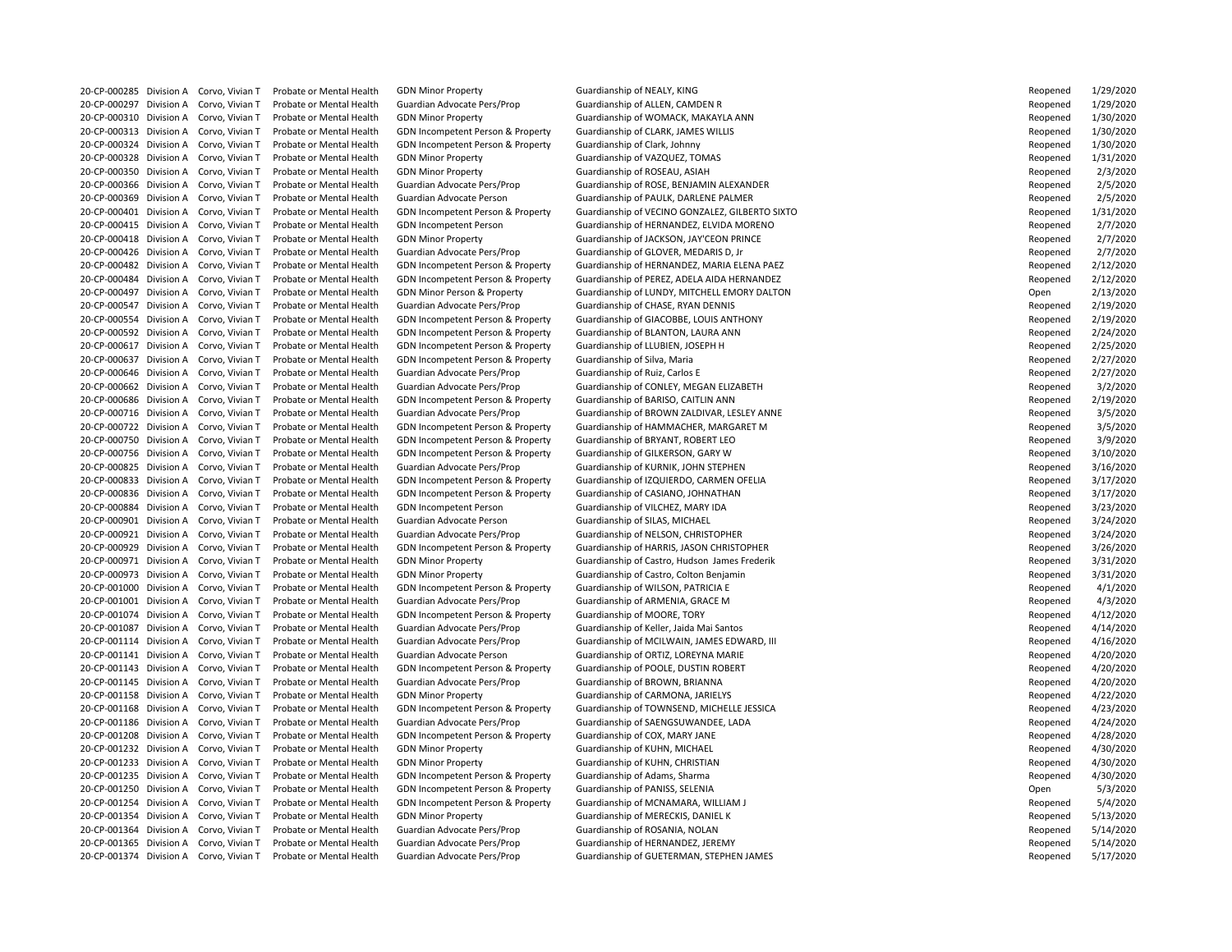| | | | | | | | |
|---|---|---|---|---|---|---|---|
| 20-CP-000285 | Division A | Corvo, Vivian T | Probate or Mental Health | GDN Minor Property | Guardianship of NEALY, KING | Reopened | 1/29/2020 |
| 20-CP-000297 | Division A | Corvo, Vivian T | Probate or Mental Health | Guardian Advocate Pers/Prop | Guardianship of ALLEN, CAMDEN R | Reopened | 1/29/2020 |
| 20-CP-000310 | Division A | Corvo, Vivian T | Probate or Mental Health | GDN Minor Property | Guardianship of WOMACK, MAKAYLA ANN | Reopened | 1/30/2020 |
| 20-CP-000313 | Division A | Corvo, Vivian T | Probate or Mental Health | GDN Incompetent Person & Property | Guardianship of CLARK, JAMES WILLIS | Reopened | 1/30/2020 |
| 20-CP-000324 | Division A | Corvo, Vivian T | Probate or Mental Health | GDN Incompetent Person & Property | Guardianship of Clark, Johnny | Reopened | 1/30/2020 |
| 20-CP-000328 | Division A | Corvo, Vivian T | Probate or Mental Health | GDN Minor Property | Guardianship of VAZQUEZ, TOMAS | Reopened | 1/31/2020 |
| 20-CP-000350 | Division A | Corvo, Vivian T | Probate or Mental Health | GDN Minor Property | Guardianship of ROSEAU, ASIAH | Reopened | 2/3/2020 |
| 20-CP-000366 | Division A | Corvo, Vivian T | Probate or Mental Health | Guardian Advocate Pers/Prop | Guardianship of ROSE, BENJAMIN ALEXANDER | Reopened | 2/5/2020 |
| 20-CP-000369 | Division A | Corvo, Vivian T | Probate or Mental Health | Guardian Advocate Person | Guardianship of PAULK, DARLENE PALMER | Reopened | 2/5/2020 |
| 20-CP-000401 | Division A | Corvo, Vivian T | Probate or Mental Health | GDN Incompetent Person & Property | Guardianship of VECINO GONZALEZ, GILBERTO SIXTO | Reopened | 1/31/2020 |
| 20-CP-000415 | Division A | Corvo, Vivian T | Probate or Mental Health | GDN Incompetent Person | Guardianship of HERNANDEZ, ELVIDA MORENO | Reopened | 2/7/2020 |
| 20-CP-000418 | Division A | Corvo, Vivian T | Probate or Mental Health | GDN Minor Property | Guardianship of JACKSON, JAY'CEON PRINCE | Reopened | 2/7/2020 |
| 20-CP-000426 | Division A | Corvo, Vivian T | Probate or Mental Health | Guardian Advocate Pers/Prop | Guardianship of GLOVER, MEDARIS D, Jr | Reopened | 2/7/2020 |
| 20-CP-000482 | Division A | Corvo, Vivian T | Probate or Mental Health | GDN Incompetent Person & Property | Guardianship of HERNANDEZ, MARIA ELENA PAEZ | Reopened | 2/12/2020 |
| 20-CP-000484 | Division A | Corvo, Vivian T | Probate or Mental Health | GDN Incompetent Person & Property | Guardianship of PEREZ, ADELA AIDA HERNANDEZ | Reopened | 2/12/2020 |
| 20-CP-000497 | Division A | Corvo, Vivian T | Probate or Mental Health | GDN Minor Person & Property | Guardianship of LUNDY, MITCHELL EMORY DALTON | Open | 2/13/2020 |
| 20-CP-000547 | Division A | Corvo, Vivian T | Probate or Mental Health | Guardian Advocate Pers/Prop | Guardianship of CHASE, RYAN DENNIS | Reopened | 2/19/2020 |
| 20-CP-000554 | Division A | Corvo, Vivian T | Probate or Mental Health | GDN Incompetent Person & Property | Guardianship of GIACOBBE, LOUIS ANTHONY | Reopened | 2/19/2020 |
| 20-CP-000592 | Division A | Corvo, Vivian T | Probate or Mental Health | GDN Incompetent Person & Property | Guardianship of BLANTON, LAURA ANN | Reopened | 2/24/2020 |
| 20-CP-000617 | Division A | Corvo, Vivian T | Probate or Mental Health | GDN Incompetent Person & Property | Guardianship of LLUBIEN, JOSEPH H | Reopened | 2/25/2020 |
| 20-CP-000637 | Division A | Corvo, Vivian T | Probate or Mental Health | GDN Incompetent Person & Property | Guardianship of Silva, Maria | Reopened | 2/27/2020 |
| 20-CP-000646 | Division A | Corvo, Vivian T | Probate or Mental Health | Guardian Advocate Pers/Prop | Guardianship of Ruiz, Carlos E | Reopened | 2/27/2020 |
| 20-CP-000662 | Division A | Corvo, Vivian T | Probate or Mental Health | Guardian Advocate Pers/Prop | Guardianship of CONLEY, MEGAN ELIZABETH | Reopened | 3/2/2020 |
| 20-CP-000686 | Division A | Corvo, Vivian T | Probate or Mental Health | GDN Incompetent Person & Property | Guardianship of BARISO, CAITLIN ANN | Reopened | 2/19/2020 |
| 20-CP-000716 | Division A | Corvo, Vivian T | Probate or Mental Health | Guardian Advocate Pers/Prop | Guardianship of BROWN ZALDIVAR, LESLEY ANNE | Reopened | 3/5/2020 |
| 20-CP-000722 | Division A | Corvo, Vivian T | Probate or Mental Health | GDN Incompetent Person & Property | Guardianship of HAMMACHER, MARGARET M | Reopened | 3/5/2020 |
| 20-CP-000750 | Division A | Corvo, Vivian T | Probate or Mental Health | GDN Incompetent Person & Property | Guardianship of BRYANT, ROBERT LEO | Reopened | 3/9/2020 |
| 20-CP-000756 | Division A | Corvo, Vivian T | Probate or Mental Health | GDN Incompetent Person & Property | Guardianship of GILKERSON, GARY W | Reopened | 3/10/2020 |
| 20-CP-000825 | Division A | Corvo, Vivian T | Probate or Mental Health | Guardian Advocate Pers/Prop | Guardianship of KURNIK, JOHN STEPHEN | Reopened | 3/16/2020 |
| 20-CP-000833 | Division A | Corvo, Vivian T | Probate or Mental Health | GDN Incompetent Person & Property | Guardianship of IZQUIERDO, CARMEN OFELIA | Reopened | 3/17/2020 |
| 20-CP-000836 | Division A | Corvo, Vivian T | Probate or Mental Health | GDN Incompetent Person & Property | Guardianship of CASIANO, JOHNATHAN | Reopened | 3/17/2020 |
| 20-CP-000884 | Division A | Corvo, Vivian T | Probate or Mental Health | GDN Incompetent Person | Guardianship of VILCHEZ, MARY IDA | Reopened | 3/23/2020 |
| 20-CP-000901 | Division A | Corvo, Vivian T | Probate or Mental Health | Guardian Advocate Person | Guardianship of SILAS, MICHAEL | Reopened | 3/24/2020 |
| 20-CP-000921 | Division A | Corvo, Vivian T | Probate or Mental Health | Guardian Advocate Pers/Prop | Guardianship of NELSON, CHRISTOPHER | Reopened | 3/24/2020 |
| 20-CP-000929 | Division A | Corvo, Vivian T | Probate or Mental Health | GDN Incompetent Person & Property | Guardianship of HARRIS, JASON CHRISTOPHER | Reopened | 3/26/2020 |
| 20-CP-000971 | Division A | Corvo, Vivian T | Probate or Mental Health | GDN Minor Property | Guardianship of Castro, Hudson James Frederik | Reopened | 3/31/2020 |
| 20-CP-000973 | Division A | Corvo, Vivian T | Probate or Mental Health | GDN Minor Property | Guardianship of Castro, Colton Benjamin | Reopened | 3/31/2020 |
| 20-CP-001000 | Division A | Corvo, Vivian T | Probate or Mental Health | GDN Incompetent Person & Property | Guardianship of WILSON, PATRICIA E | Reopened | 4/1/2020 |
| 20-CP-001001 | Division A | Corvo, Vivian T | Probate or Mental Health | Guardian Advocate Pers/Prop | Guardianship of ARMENIA, GRACE M | Reopened | 4/3/2020 |
| 20-CP-001074 | Division A | Corvo, Vivian T | Probate or Mental Health | GDN Incompetent Person & Property | Guardianship of MOORE, TORY | Reopened | 4/12/2020 |
| 20-CP-001087 | Division A | Corvo, Vivian T | Probate or Mental Health | Guardian Advocate Pers/Prop | Guardianship of Keller, Jaida Mai Santos | Reopened | 4/14/2020 |
| 20-CP-001114 | Division A | Corvo, Vivian T | Probate or Mental Health | Guardian Advocate Pers/Prop | Guardianship of MCILWAIN, JAMES EDWARD, III | Reopened | 4/16/2020 |
| 20-CP-001141 | Division A | Corvo, Vivian T | Probate or Mental Health | Guardian Advocate Person | Guardianship of ORTIZ, LOREYNA MARIE | Reopened | 4/20/2020 |
| 20-CP-001143 | Division A | Corvo, Vivian T | Probate or Mental Health | GDN Incompetent Person & Property | Guardianship of POOLE, DUSTIN ROBERT | Reopened | 4/20/2020 |
| 20-CP-001145 | Division A | Corvo, Vivian T | Probate or Mental Health | Guardian Advocate Pers/Prop | Guardianship of BROWN, BRIANNA | Reopened | 4/20/2020 |
| 20-CP-001158 | Division A | Corvo, Vivian T | Probate or Mental Health | GDN Minor Property | Guardianship of CARMONA, JARIELYS | Reopened | 4/22/2020 |
| 20-CP-001168 | Division A | Corvo, Vivian T | Probate or Mental Health | GDN Incompetent Person & Property | Guardianship of TOWNSEND, MICHELLE JESSICA | Reopened | 4/23/2020 |
| 20-CP-001186 | Division A | Corvo, Vivian T | Probate or Mental Health | Guardian Advocate Pers/Prop | Guardianship of SAENGSUWANDEE, LADA | Reopened | 4/24/2020 |
| 20-CP-001208 | Division A | Corvo, Vivian T | Probate or Mental Health | GDN Incompetent Person & Property | Guardianship of COX, MARY JANE | Reopened | 4/28/2020 |
| 20-CP-001232 | Division A | Corvo, Vivian T | Probate or Mental Health | GDN Minor Property | Guardianship of KUHN, MICHAEL | Reopened | 4/30/2020 |
| 20-CP-001233 | Division A | Corvo, Vivian T | Probate or Mental Health | GDN Minor Property | Guardianship of KUHN, CHRISTIAN | Reopened | 4/30/2020 |
| 20-CP-001235 | Division A | Corvo, Vivian T | Probate or Mental Health | GDN Incompetent Person & Property | Guardianship of Adams, Sharma | Reopened | 4/30/2020 |
| 20-CP-001250 | Division A | Corvo, Vivian T | Probate or Mental Health | GDN Incompetent Person & Property | Guardianship of PANISS, SELENIA | Open | 5/3/2020 |
| 20-CP-001254 | Division A | Corvo, Vivian T | Probate or Mental Health | GDN Incompetent Person & Property | Guardianship of MCNAMARA, WILLIAM J | Reopened | 5/4/2020 |
| 20-CP-001354 | Division A | Corvo, Vivian T | Probate or Mental Health | GDN Minor Property | Guardianship of MERECKIS, DANIEL K | Reopened | 5/13/2020 |
| 20-CP-001364 | Division A | Corvo, Vivian T | Probate or Mental Health | Guardian Advocate Pers/Prop | Guardianship of ROSANIA, NOLAN | Reopened | 5/14/2020 |
| 20-CP-001365 | Division A | Corvo, Vivian T | Probate or Mental Health | Guardian Advocate Pers/Prop | Guardianship of HERNANDEZ, JEREMY | Reopened | 5/14/2020 |
| 20-CP-001374 | Division A | Corvo, Vivian T | Probate or Mental Health | Guardian Advocate Pers/Prop | Guardianship of GUETERMAN, STEPHEN JAMES | Reopened | 5/17/2020 |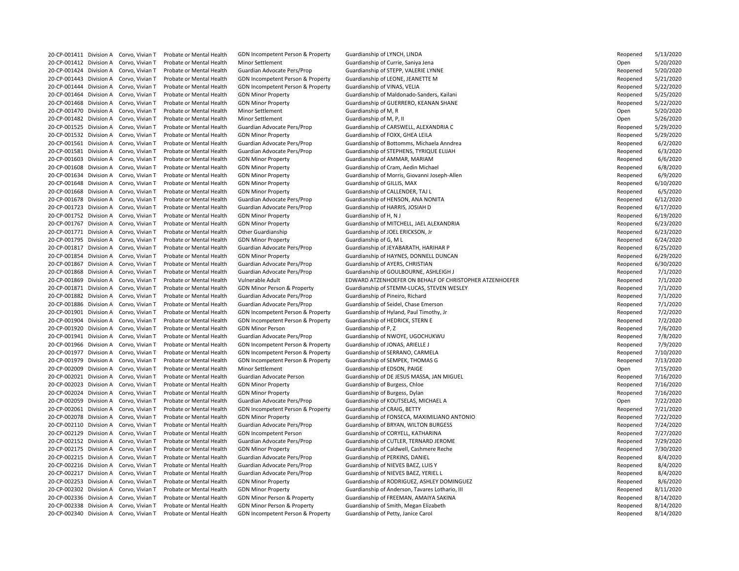| | | | | | | | |
|---|---|---|---|---|---|---|---|
| 20-CP-001411 | Division A | Corvo, Vivian T | Probate or Mental Health | GDN Incompetent Person & Property | Guardianship of LYNCH, LINDA | Reopened | 5/13/2020 |
| 20-CP-001412 | Division A | Corvo, Vivian T | Probate or Mental Health | Minor Settlement | Guardianship of Currie, Saniya Jena | Open | 5/20/2020 |
| 20-CP-001424 | Division A | Corvo, Vivian T | Probate or Mental Health | Guardian Advocate Pers/Prop | Guardianship of STEPP, VALERIE LYNNE | Reopened | 5/20/2020 |
| 20-CP-001443 | Division A | Corvo, Vivian T | Probate or Mental Health | GDN Incompetent Person & Property | Guardianship of LEONE, JEANETTE M | Reopened | 5/21/2020 |
| 20-CP-001444 | Division A | Corvo, Vivian T | Probate or Mental Health | GDN Incompetent Person & Property | Guardianship of VINAS, VELIA | Reopened | 5/22/2020 |
| 20-CP-001464 | Division A | Corvo, Vivian T | Probate or Mental Health | GDN Minor Property | Guardianship of Maldonado-Sanders, Kailani | Reopened | 5/25/2020 |
| 20-CP-001468 | Division A | Corvo, Vivian T | Probate or Mental Health | GDN Minor Property | Guardianship of GUERRERO, KEANAN SHANE | Reopened | 5/22/2020 |
| 20-CP-001470 | Division A | Corvo, Vivian T | Probate or Mental Health | Minor Settlement | Guardianship of M, R | Open | 5/20/2020 |
| 20-CP-001482 | Division A | Corvo, Vivian T | Probate or Mental Health | Minor Settlement | Guardianship of M, P, II | Open | 5/26/2020 |
| 20-CP-001525 | Division A | Corvo, Vivian T | Probate or Mental Health | Guardian Advocate Pers/Prop | Guardianship of CARSWELL, ALEXANDRIA C | Reopened | 5/29/2020 |
| 20-CP-001532 | Division A | Corvo, Vivian T | Probate or Mental Health | GDN Minor Property | Guardianship of FOXX, GHEA LEILA | Reopened | 5/29/2020 |
| 20-CP-001561 | Division A | Corvo, Vivian T | Probate or Mental Health | Guardian Advocate Pers/Prop | Guardianship of Bottomms, Michaela Anndrea | Reopened | 6/2/2020 |
| 20-CP-001581 | Division A | Corvo, Vivian T | Probate or Mental Health | Guardian Advocate Pers/Prop | Guardianship of STEPHENS, TYRIQUE ELIJAH | Reopened | 6/3/2020 |
| 20-CP-001603 | Division A | Corvo, Vivian T | Probate or Mental Health | GDN Minor Property | Guardianship of AMMAR, MARIAM | Reopened | 6/6/2020 |
| 20-CP-001608 | Division A | Corvo, Vivian T | Probate or Mental Health | GDN Minor Property | Guardianship of Cram, Aedin Michael | Reopened | 6/8/2020 |
| 20-CP-001634 | Division A | Corvo, Vivian T | Probate or Mental Health | GDN Minor Property | Guardianship of Morris, Giovanni Joseph-Allen | Reopened | 6/9/2020 |
| 20-CP-001648 | Division A | Corvo, Vivian T | Probate or Mental Health | GDN Minor Property | Guardianship of GILLIS, MAX | Reopened | 6/10/2020 |
| 20-CP-001668 | Division A | Corvo, Vivian T | Probate or Mental Health | GDN Minor Property | Guardianship of CALLENDER, TAJ L | Reopened | 6/5/2020 |
| 20-CP-001678 | Division A | Corvo, Vivian T | Probate or Mental Health | Guardian Advocate Pers/Prop | Guardianship of HENSON, ANA NONITA | Reopened | 6/12/2020 |
| 20-CP-001723 | Division A | Corvo, Vivian T | Probate or Mental Health | Guardian Advocate Pers/Prop | Guardianship of HARRIS, JOSIAH D | Reopened | 6/17/2020 |
| 20-CP-001752 | Division A | Corvo, Vivian T | Probate or Mental Health | GDN Minor Property | Guardianship of H, N J | Reopened | 6/19/2020 |
| 20-CP-001767 | Division A | Corvo, Vivian T | Probate or Mental Health | GDN Minor Property | Guardianship of MITCHELL, JAEL ALEXANDRIA | Reopened | 6/23/2020 |
| 20-CP-001771 | Division A | Corvo, Vivian T | Probate or Mental Health | Other Guardianship | Guardianship of JOEL ERICKSON, Jr | Reopened | 6/23/2020 |
| 20-CP-001795 | Division A | Corvo, Vivian T | Probate or Mental Health | GDN Minor Property | Guardianship of G, M L | Reopened | 6/24/2020 |
| 20-CP-001817 | Division A | Corvo, Vivian T | Probate or Mental Health | Guardian Advocate Pers/Prop | Guardianship of JEYABARATH, HARIHAR P | Reopened | 6/25/2020 |
| 20-CP-001854 | Division A | Corvo, Vivian T | Probate or Mental Health | GDN Minor Property | Guardianship of HAYNES, DONNELL DUNCAN | Reopened | 6/29/2020 |
| 20-CP-001867 | Division A | Corvo, Vivian T | Probate or Mental Health | Guardian Advocate Pers/Prop | Guardianship of AYERS, CHRISTIAN | Reopened | 6/30/2020 |
| 20-CP-001868 | Division A | Corvo, Vivian T | Probate or Mental Health | Guardian Advocate Pers/Prop | Guardianship of GOULBOURNE, ASHLEIGH J | Reopened | 7/1/2020 |
| 20-CP-001869 | Division A | Corvo, Vivian T | Probate or Mental Health | Vulnerable Adult | EDWARD ATZENHOEFER ON BEHALF OF CHRISTOPHER ATZENHOEFER | Reopened | 7/1/2020 |
| 20-CP-001871 | Division A | Corvo, Vivian T | Probate or Mental Health | GDN Minor Person & Property | Guardianship of STEMM-LUCAS, STEVEN WESLEY | Reopened | 7/1/2020 |
| 20-CP-001882 | Division A | Corvo, Vivian T | Probate or Mental Health | Guardian Advocate Pers/Prop | Guardianship of Pineiro, Richard | Reopened | 7/1/2020 |
| 20-CP-001886 | Division A | Corvo, Vivian T | Probate or Mental Health | Guardian Advocate Pers/Prop | Guardianship of Seidel, Chase Emerson | Reopened | 7/1/2020 |
| 20-CP-001901 | Division A | Corvo, Vivian T | Probate or Mental Health | GDN Incompetent Person & Property | Guardianship of Hyland, Paul Timothy, Jr | Reopened | 7/2/2020 |
| 20-CP-001904 | Division A | Corvo, Vivian T | Probate or Mental Health | GDN Incompetent Person & Property | Guardianship of HEDRICK, STERN E | Reopened | 7/2/2020 |
| 20-CP-001920 | Division A | Corvo, Vivian T | Probate or Mental Health | GDN Minor Person | Guardianship of P, Z | Reopened | 7/6/2020 |
| 20-CP-001941 | Division A | Corvo, Vivian T | Probate or Mental Health | Guardian Advocate Pers/Prop | Guardianship of NWOYE, UGOCHUKWU | Reopened | 7/8/2020 |
| 20-CP-001966 | Division A | Corvo, Vivian T | Probate or Mental Health | GDN Incompetent Person & Property | Guardianship of JONAS, ARIELLE J | Reopened | 7/9/2020 |
| 20-CP-001977 | Division A | Corvo, Vivian T | Probate or Mental Health | GDN Incompetent Person & Property | Guardianship of SERRANO, CARMELA | Reopened | 7/10/2020 |
| 20-CP-001979 | Division A | Corvo, Vivian T | Probate or Mental Health | GDN Incompetent Person & Property | Guardianship of SEMPEK, THOMAS G | Reopened | 7/13/2020 |
| 20-CP-002009 | Division A | Corvo, Vivian T | Probate or Mental Health | Minor Settlement | Guardianship of EDSON, PAIGE | Open | 7/15/2020 |
| 20-CP-002021 | Division A | Corvo, Vivian T | Probate or Mental Health | Guardian Advocate Person | Guardianship of DE JESUS MASSA, JAN MIGUEL | Reopened | 7/16/2020 |
| 20-CP-002023 | Division A | Corvo, Vivian T | Probate or Mental Health | GDN Minor Property | Guardianship of Burgess, Chloe | Reopened | 7/16/2020 |
| 20-CP-002024 | Division A | Corvo, Vivian T | Probate or Mental Health | GDN Minor Property | Guardianship of Burgess, Dylan | Reopened | 7/16/2020 |
| 20-CP-002059 | Division A | Corvo, Vivian T | Probate or Mental Health | Guardian Advocate Pers/Prop | Guardianship of KOUTSELAS, MICHAEL A | Open | 7/22/2020 |
| 20-CP-002061 | Division A | Corvo, Vivian T | Probate or Mental Health | GDN Incompetent Person & Property | Guardianship of CRAIG, BETTY | Reopened | 7/21/2020 |
| 20-CP-002078 | Division A | Corvo, Vivian T | Probate or Mental Health | GDN Minor Property | Guardianship of FONSECA, MAXIMILIANO ANTONIO | Reopened | 7/22/2020 |
| 20-CP-002110 | Division A | Corvo, Vivian T | Probate or Mental Health | Guardian Advocate Pers/Prop | Guardianship of BRYAN, WILTON BURGESS | Reopened | 7/24/2020 |
| 20-CP-002129 | Division A | Corvo, Vivian T | Probate or Mental Health | GDN Incompetent Person | Guardianship of CORYELL, KATHARINA | Reopened | 7/27/2020 |
| 20-CP-002152 | Division A | Corvo, Vivian T | Probate or Mental Health | Guardian Advocate Pers/Prop | Guardianship of CUTLER, TERNARD JEROME | Reopened | 7/29/2020 |
| 20-CP-002175 | Division A | Corvo, Vivian T | Probate or Mental Health | GDN Minor Property | Guardianship of Caldwell, Cashmere Reche | Reopened | 7/30/2020 |
| 20-CP-002215 | Division A | Corvo, Vivian T | Probate or Mental Health | Guardian Advocate Pers/Prop | Guardianship of PERKINS, DANIEL | Reopened | 8/4/2020 |
| 20-CP-002216 | Division A | Corvo, Vivian T | Probate or Mental Health | Guardian Advocate Pers/Prop | Guardianship of NIEVES BAEZ, LUIS Y | Reopened | 8/4/2020 |
| 20-CP-002217 | Division A | Corvo, Vivian T | Probate or Mental Health | Guardian Advocate Pers/Prop | Guardianship of NIEVES BAEZ, YERIEL L | Reopened | 8/4/2020 |
| 20-CP-002253 | Division A | Corvo, Vivian T | Probate or Mental Health | GDN Minor Property | Guardianship of RODRIGUEZ, ASHLEY DOMINGUEZ | Reopened | 8/6/2020 |
| 20-CP-002302 | Division A | Corvo, Vivian T | Probate or Mental Health | GDN Minor Property | Guardianship of Anderson, Tavares Lothario, III | Reopened | 8/11/2020 |
| 20-CP-002336 | Division A | Corvo, Vivian T | Probate or Mental Health | GDN Minor Person & Property | Guardianship of FREEMAN, AMAIYA SAKINA | Reopened | 8/14/2020 |
| 20-CP-002338 | Division A | Corvo, Vivian T | Probate or Mental Health | GDN Minor Person & Property | Guardianship of Smith, Megan Elizabeth | Reopened | 8/14/2020 |
| 20-CP-002340 | Division A | Corvo, Vivian T | Probate or Mental Health | GDN Incompetent Person & Property | Guardianship of Petty, Janice Carol | Reopened | 8/14/2020 |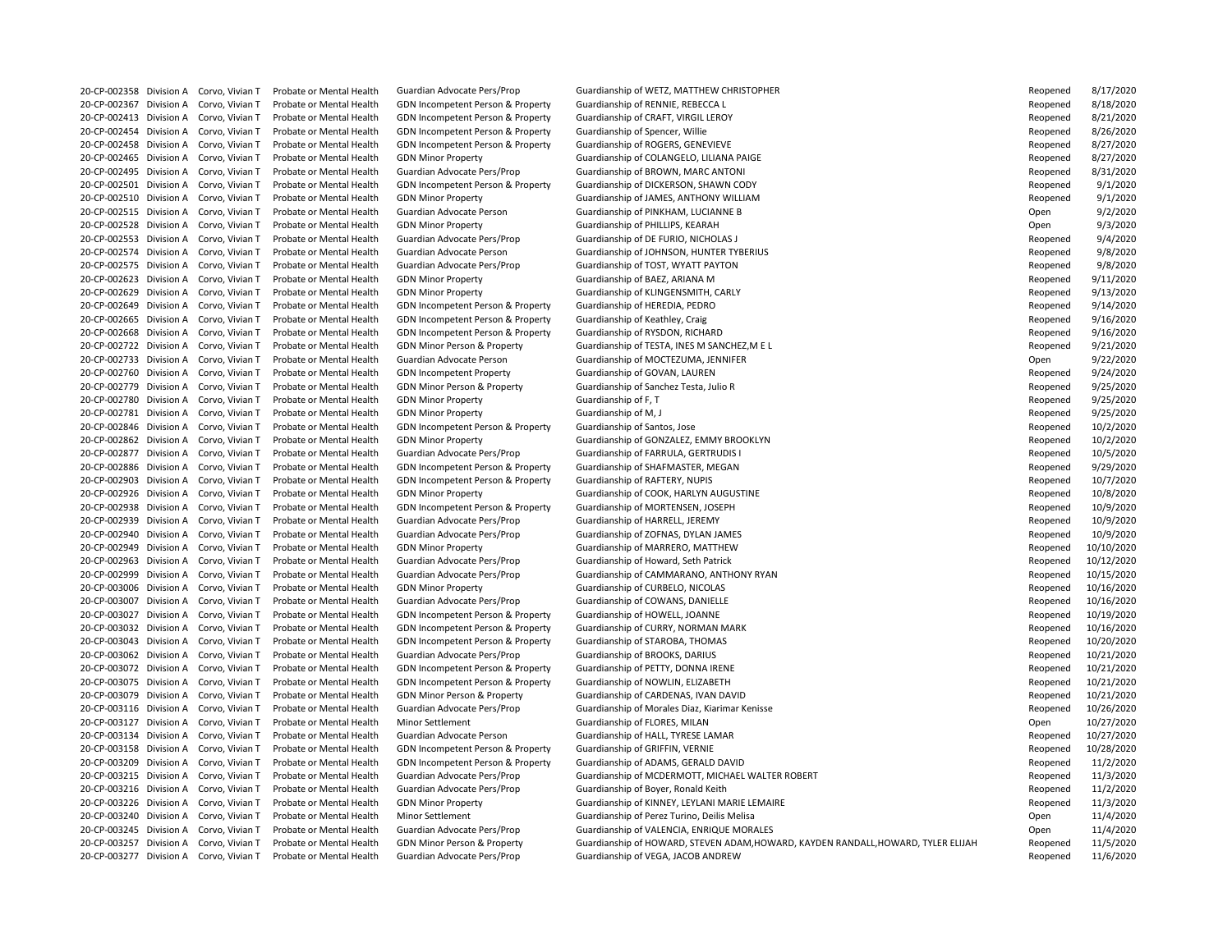| | | | | | | | |
|---|---|---|---|---|---|---|---|
| 20-CP-002358 | Division A | Corvo, Vivian T | Probate or Mental Health | Guardian Advocate Pers/Prop | Guardianship of WETZ, MATTHEW CHRISTOPHER | Reopened | 8/17/2020 |
| 20-CP-002367 | Division A | Corvo, Vivian T | Probate or Mental Health | GDN Incompetent Person & Property | Guardianship of RENNIE, REBECCA L | Reopened | 8/18/2020 |
| 20-CP-002413 | Division A | Corvo, Vivian T | Probate or Mental Health | GDN Incompetent Person & Property | Guardianship of CRAFT, VIRGIL LEROY | Reopened | 8/21/2020 |
| 20-CP-002454 | Division A | Corvo, Vivian T | Probate or Mental Health | GDN Incompetent Person & Property | Guardianship of Spencer, Willie | Reopened | 8/26/2020 |
| 20-CP-002458 | Division A | Corvo, Vivian T | Probate or Mental Health | GDN Incompetent Person & Property | Guardianship of ROGERS, GENEVIEVE | Reopened | 8/27/2020 |
| 20-CP-002465 | Division A | Corvo, Vivian T | Probate or Mental Health | GDN Minor Property | Guardianship of COLANGELO, LILIANA PAIGE | Reopened | 8/27/2020 |
| 20-CP-002495 | Division A | Corvo, Vivian T | Probate or Mental Health | Guardian Advocate Pers/Prop | Guardianship of BROWN, MARC ANTONI | Reopened | 8/31/2020 |
| 20-CP-002501 | Division A | Corvo, Vivian T | Probate or Mental Health | GDN Incompetent Person & Property | Guardianship of DICKERSON, SHAWN CODY | Reopened | 9/1/2020 |
| 20-CP-002510 | Division A | Corvo, Vivian T | Probate or Mental Health | GDN Minor Property | Guardianship of JAMES, ANTHONY WILLIAM | Reopened | 9/1/2020 |
| 20-CP-002515 | Division A | Corvo, Vivian T | Probate or Mental Health | Guardian Advocate Person | Guardianship of PINKHAM, LUCIANNE B | Open | 9/2/2020 |
| 20-CP-002528 | Division A | Corvo, Vivian T | Probate or Mental Health | GDN Minor Property | Guardianship of PHILLIPS, KEARAH | Open | 9/3/2020 |
| 20-CP-002553 | Division A | Corvo, Vivian T | Probate or Mental Health | Guardian Advocate Pers/Prop | Guardianship of DE FURIO, NICHOLAS J | Reopened | 9/4/2020 |
| 20-CP-002574 | Division A | Corvo, Vivian T | Probate or Mental Health | Guardian Advocate Person | Guardianship of JOHNSON, HUNTER TYBERIUS | Reopened | 9/8/2020 |
| 20-CP-002575 | Division A | Corvo, Vivian T | Probate or Mental Health | Guardian Advocate Pers/Prop | Guardianship of TOST, WYATT PAYTON | Reopened | 9/8/2020 |
| 20-CP-002623 | Division A | Corvo, Vivian T | Probate or Mental Health | GDN Minor Property | Guardianship of BAEZ, ARIANA M | Reopened | 9/11/2020 |
| 20-CP-002629 | Division A | Corvo, Vivian T | Probate or Mental Health | GDN Minor Property | Guardianship of KLINGENSMITH, CARLY | Reopened | 9/13/2020 |
| 20-CP-002649 | Division A | Corvo, Vivian T | Probate or Mental Health | GDN Incompetent Person & Property | Guardianship of HEREDIA, PEDRO | Reopened | 9/14/2020 |
| 20-CP-002665 | Division A | Corvo, Vivian T | Probate or Mental Health | GDN Incompetent Person & Property | Guardianship of Keathley, Craig | Reopened | 9/16/2020 |
| 20-CP-002668 | Division A | Corvo, Vivian T | Probate or Mental Health | GDN Incompetent Person & Property | Guardianship of RYSDON, RICHARD | Reopened | 9/16/2020 |
| 20-CP-002722 | Division A | Corvo, Vivian T | Probate or Mental Health | GDN Minor Person & Property | Guardianship of TESTA, INES M SANCHEZ,M E L | Reopened | 9/21/2020 |
| 20-CP-002733 | Division A | Corvo, Vivian T | Probate or Mental Health | Guardian Advocate Person | Guardianship of MOCTEZUMA, JENNIFER | Open | 9/22/2020 |
| 20-CP-002760 | Division A | Corvo, Vivian T | Probate or Mental Health | GDN Incompetent Property | Guardianship of GOVAN, LAUREN | Reopened | 9/24/2020 |
| 20-CP-002779 | Division A | Corvo, Vivian T | Probate or Mental Health | GDN Minor Person & Property | Guardianship of Sanchez Testa, Julio R | Reopened | 9/25/2020 |
| 20-CP-002780 | Division A | Corvo, Vivian T | Probate or Mental Health | GDN Minor Property | Guardianship of F, T | Reopened | 9/25/2020 |
| 20-CP-002781 | Division A | Corvo, Vivian T | Probate or Mental Health | GDN Minor Property | Guardianship of M, J | Reopened | 9/25/2020 |
| 20-CP-002846 | Division A | Corvo, Vivian T | Probate or Mental Health | GDN Incompetent Person & Property | Guardianship of Santos, Jose | Reopened | 10/2/2020 |
| 20-CP-002862 | Division A | Corvo, Vivian T | Probate or Mental Health | GDN Minor Property | Guardianship of GONZALEZ, EMMY BROOKLYN | Reopened | 10/2/2020 |
| 20-CP-002877 | Division A | Corvo, Vivian T | Probate or Mental Health | Guardian Advocate Pers/Prop | Guardianship of FARRULA, GERTRUDIS I | Reopened | 10/5/2020 |
| 20-CP-002886 | Division A | Corvo, Vivian T | Probate or Mental Health | GDN Incompetent Person & Property | Guardianship of SHAFMASTER, MEGAN | Reopened | 9/29/2020 |
| 20-CP-002903 | Division A | Corvo, Vivian T | Probate or Mental Health | GDN Incompetent Person & Property | Guardianship of RAFTERY, NUPIS | Reopened | 10/7/2020 |
| 20-CP-002926 | Division A | Corvo, Vivian T | Probate or Mental Health | GDN Minor Property | Guardianship of COOK, HARLYN AUGUSTINE | Reopened | 10/8/2020 |
| 20-CP-002938 | Division A | Corvo, Vivian T | Probate or Mental Health | GDN Incompetent Person & Property | Guardianship of MORTENSEN, JOSEPH | Reopened | 10/9/2020 |
| 20-CP-002939 | Division A | Corvo, Vivian T | Probate or Mental Health | Guardian Advocate Pers/Prop | Guardianship of HARRELL, JEREMY | Reopened | 10/9/2020 |
| 20-CP-002940 | Division A | Corvo, Vivian T | Probate or Mental Health | Guardian Advocate Pers/Prop | Guardianship of ZOFNAS, DYLAN JAMES | Reopened | 10/9/2020 |
| 20-CP-002949 | Division A | Corvo, Vivian T | Probate or Mental Health | GDN Minor Property | Guardianship of MARRERO, MATTHEW | Reopened | 10/10/2020 |
| 20-CP-002963 | Division A | Corvo, Vivian T | Probate or Mental Health | Guardian Advocate Pers/Prop | Guardianship of Howard, Seth Patrick | Reopened | 10/12/2020 |
| 20-CP-002999 | Division A | Corvo, Vivian T | Probate or Mental Health | Guardian Advocate Pers/Prop | Guardianship of CAMMARANO, ANTHONY RYAN | Reopened | 10/15/2020 |
| 20-CP-003006 | Division A | Corvo, Vivian T | Probate or Mental Health | GDN Minor Property | Guardianship of CURBELO, NICOLAS | Reopened | 10/16/2020 |
| 20-CP-003007 | Division A | Corvo, Vivian T | Probate or Mental Health | Guardian Advocate Pers/Prop | Guardianship of COWANS, DANIELLE | Reopened | 10/16/2020 |
| 20-CP-003027 | Division A | Corvo, Vivian T | Probate or Mental Health | GDN Incompetent Person & Property | Guardianship of HOWELL, JOANNE | Reopened | 10/19/2020 |
| 20-CP-003032 | Division A | Corvo, Vivian T | Probate or Mental Health | GDN Incompetent Person & Property | Guardianship of CURRY, NORMAN MARK | Reopened | 10/16/2020 |
| 20-CP-003043 | Division A | Corvo, Vivian T | Probate or Mental Health | GDN Incompetent Person & Property | Guardianship of STAROBA, THOMAS | Reopened | 10/20/2020 |
| 20-CP-003062 | Division A | Corvo, Vivian T | Probate or Mental Health | Guardian Advocate Pers/Prop | Guardianship of BROOKS, DARIUS | Reopened | 10/21/2020 |
| 20-CP-003072 | Division A | Corvo, Vivian T | Probate or Mental Health | GDN Incompetent Person & Property | Guardianship of PETTY, DONNA IRENE | Reopened | 10/21/2020 |
| 20-CP-003075 | Division A | Corvo, Vivian T | Probate or Mental Health | GDN Incompetent Person & Property | Guardianship of NOWLIN, ELIZABETH | Reopened | 10/21/2020 |
| 20-CP-003079 | Division A | Corvo, Vivian T | Probate or Mental Health | GDN Minor Person & Property | Guardianship of CARDENAS, IVAN DAVID | Reopened | 10/21/2020 |
| 20-CP-003116 | Division A | Corvo, Vivian T | Probate or Mental Health | Guardian Advocate Pers/Prop | Guardianship of Morales Diaz, Kiarimar Kenisse | Reopened | 10/26/2020 |
| 20-CP-003127 | Division A | Corvo, Vivian T | Probate or Mental Health | Minor Settlement | Guardianship of FLORES, MILAN | Open | 10/27/2020 |
| 20-CP-003134 | Division A | Corvo, Vivian T | Probate or Mental Health | Guardian Advocate Person | Guardianship of HALL, TYRESE LAMAR | Reopened | 10/27/2020 |
| 20-CP-003158 | Division A | Corvo, Vivian T | Probate or Mental Health | GDN Incompetent Person & Property | Guardianship of GRIFFIN, VERNIE | Reopened | 10/28/2020 |
| 20-CP-003209 | Division A | Corvo, Vivian T | Probate or Mental Health | GDN Incompetent Person & Property | Guardianship of ADAMS, GERALD DAVID | Reopened | 11/2/2020 |
| 20-CP-003215 | Division A | Corvo, Vivian T | Probate or Mental Health | Guardian Advocate Pers/Prop | Guardianship of MCDERMOTT, MICHAEL WALTER ROBERT | Reopened | 11/3/2020 |
| 20-CP-003216 | Division A | Corvo, Vivian T | Probate or Mental Health | Guardian Advocate Pers/Prop | Guardianship of Boyer, Ronald Keith | Reopened | 11/2/2020 |
| 20-CP-003226 | Division A | Corvo, Vivian T | Probate or Mental Health | GDN Minor Property | Guardianship of KINNEY, LEYLANI MARIE LEMAIRE | Reopened | 11/3/2020 |
| 20-CP-003240 | Division A | Corvo, Vivian T | Probate or Mental Health | Minor Settlement | Guardianship of Perez Turino, Deilis Melisa | Open | 11/4/2020 |
| 20-CP-003245 | Division A | Corvo, Vivian T | Probate or Mental Health | Guardian Advocate Pers/Prop | Guardianship of VALENCIA, ENRIQUE MORALES | Open | 11/4/2020 |
| 20-CP-003257 | Division A | Corvo, Vivian T | Probate or Mental Health | GDN Minor Person & Property | Guardianship of HOWARD, STEVEN ADAM,HOWARD, KAYDEN RANDALL,HOWARD, TYLER ELIJAH | Reopened | 11/5/2020 |
| 20-CP-003277 | Division A | Corvo, Vivian T | Probate or Mental Health | Guardian Advocate Pers/Prop | Guardianship of VEGA, JACOB ANDREW | Reopened | 11/6/2020 |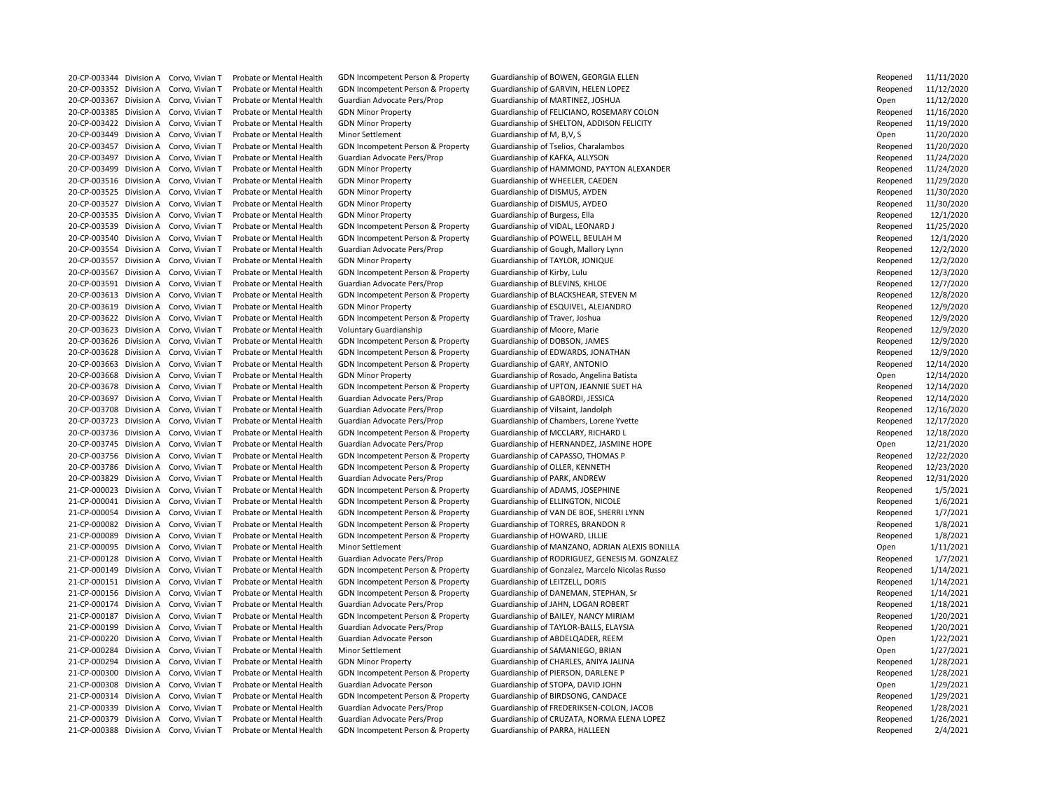| | | | | | | | |
|---|---|---|---|---|---|---|---|
| 20-CP-003344 | Division A | Corvo, Vivian T | Probate or Mental Health | GDN Incompetent Person & Property | Guardianship of BOWEN, GEORGIA ELLEN | Reopened | 11/11/2020 |
| 20-CP-003352 | Division A | Corvo, Vivian T | Probate or Mental Health | GDN Incompetent Person & Property | Guardianship of GARVIN, HELEN LOPEZ | Reopened | 11/12/2020 |
| 20-CP-003367 | Division A | Corvo, Vivian T | Probate or Mental Health | Guardian Advocate Pers/Prop | Guardianship of MARTINEZ, JOSHUA | Open | 11/12/2020 |
| 20-CP-003385 | Division A | Corvo, Vivian T | Probate or Mental Health | GDN Minor Property | Guardianship of FELICIANO, ROSEMARY COLON | Reopened | 11/16/2020 |
| 20-CP-003422 | Division A | Corvo, Vivian T | Probate or Mental Health | GDN Minor Property | Guardianship of SHELTON, ADDISON FELICITY | Reopened | 11/19/2020 |
| 20-CP-003449 | Division A | Corvo, Vivian T | Probate or Mental Health | Minor Settlement | Guardianship of M, B,V, S | Open | 11/20/2020 |
| 20-CP-003457 | Division A | Corvo, Vivian T | Probate or Mental Health | GDN Incompetent Person & Property | Guardianship of Tselios, Charalambos | Reopened | 11/20/2020 |
| 20-CP-003497 | Division A | Corvo, Vivian T | Probate or Mental Health | Guardian Advocate Pers/Prop | Guardianship of KAFKA, ALLYSON | Reopened | 11/24/2020 |
| 20-CP-003499 | Division A | Corvo, Vivian T | Probate or Mental Health | GDN Minor Property | Guardianship of HAMMOND, PAYTON ALEXANDER | Reopened | 11/24/2020 |
| 20-CP-003516 | Division A | Corvo, Vivian T | Probate or Mental Health | GDN Minor Property | Guardianship of WHEELER, CAEDEN | Reopened | 11/29/2020 |
| 20-CP-003525 | Division A | Corvo, Vivian T | Probate or Mental Health | GDN Minor Property | Guardianship of DISMUS, AYDEN | Reopened | 11/30/2020 |
| 20-CP-003527 | Division A | Corvo, Vivian T | Probate or Mental Health | GDN Minor Property | Guardianship of DISMUS, AYDEO | Reopened | 11/30/2020 |
| 20-CP-003535 | Division A | Corvo, Vivian T | Probate or Mental Health | GDN Minor Property | Guardianship of Burgess, Ella | Reopened | 12/1/2020 |
| 20-CP-003539 | Division A | Corvo, Vivian T | Probate or Mental Health | GDN Incompetent Person & Property | Guardianship of VIDAL, LEONARD J | Reopened | 11/25/2020 |
| 20-CP-003540 | Division A | Corvo, Vivian T | Probate or Mental Health | GDN Incompetent Person & Property | Guardianship of POWELL, BEULAH M | Reopened | 12/1/2020 |
| 20-CP-003554 | Division A | Corvo, Vivian T | Probate or Mental Health | Guardian Advocate Pers/Prop | Guardianship of Gough, Mallory Lynn | Reopened | 12/2/2020 |
| 20-CP-003557 | Division A | Corvo, Vivian T | Probate or Mental Health | GDN Minor Property | Guardianship of TAYLOR, JONIQUE | Reopened | 12/2/2020 |
| 20-CP-003567 | Division A | Corvo, Vivian T | Probate or Mental Health | GDN Incompetent Person & Property | Guardianship of Kirby, Lulu | Reopened | 12/3/2020 |
| 20-CP-003591 | Division A | Corvo, Vivian T | Probate or Mental Health | Guardian Advocate Pers/Prop | Guardianship of BLEVINS, KHLOE | Reopened | 12/7/2020 |
| 20-CP-003613 | Division A | Corvo, Vivian T | Probate or Mental Health | GDN Incompetent Person & Property | Guardianship of BLACKSHEAR, STEVEN M | Reopened | 12/8/2020 |
| 20-CP-003619 | Division A | Corvo, Vivian T | Probate or Mental Health | GDN Minor Property | Guardianship of ESQUIVEL, ALEJANDRO | Reopened | 12/9/2020 |
| 20-CP-003622 | Division A | Corvo, Vivian T | Probate or Mental Health | GDN Incompetent Person & Property | Guardianship of Traver, Joshua | Reopened | 12/9/2020 |
| 20-CP-003623 | Division A | Corvo, Vivian T | Probate or Mental Health | Voluntary Guardianship | Guardianship of Moore, Marie | Reopened | 12/9/2020 |
| 20-CP-003626 | Division A | Corvo, Vivian T | Probate or Mental Health | GDN Incompetent Person & Property | Guardianship of DOBSON, JAMES | Reopened | 12/9/2020 |
| 20-CP-003628 | Division A | Corvo, Vivian T | Probate or Mental Health | GDN Incompetent Person & Property | Guardianship of EDWARDS, JONATHAN | Reopened | 12/9/2020 |
| 20-CP-003663 | Division A | Corvo, Vivian T | Probate or Mental Health | GDN Incompetent Person & Property | Guardianship of GARY, ANTONIO | Reopened | 12/14/2020 |
| 20-CP-003668 | Division A | Corvo, Vivian T | Probate or Mental Health | GDN Minor Property | Guardianship of Rosado, Angelina Batista | Open | 12/14/2020 |
| 20-CP-003678 | Division A | Corvo, Vivian T | Probate or Mental Health | GDN Incompetent Person & Property | Guardianship of UPTON, JEANNIE SUET HA | Reopened | 12/14/2020 |
| 20-CP-003697 | Division A | Corvo, Vivian T | Probate or Mental Health | Guardian Advocate Pers/Prop | Guardianship of GABORDI, JESSICA | Reopened | 12/14/2020 |
| 20-CP-003708 | Division A | Corvo, Vivian T | Probate or Mental Health | Guardian Advocate Pers/Prop | Guardianship of Vilsaint, Jandolph | Reopened | 12/16/2020 |
| 20-CP-003723 | Division A | Corvo, Vivian T | Probate or Mental Health | Guardian Advocate Pers/Prop | Guardianship of Chambers, Lorene Yvette | Reopened | 12/17/2020 |
| 20-CP-003736 | Division A | Corvo, Vivian T | Probate or Mental Health | GDN Incompetent Person & Property | Guardianship of MCCLARY, RICHARD L | Reopened | 12/18/2020 |
| 20-CP-003745 | Division A | Corvo, Vivian T | Probate or Mental Health | Guardian Advocate Pers/Prop | Guardianship of HERNANDEZ, JASMINE HOPE | Open | 12/21/2020 |
| 20-CP-003756 | Division A | Corvo, Vivian T | Probate or Mental Health | GDN Incompetent Person & Property | Guardianship of CAPASSO, THOMAS P | Reopened | 12/22/2020 |
| 20-CP-003786 | Division A | Corvo, Vivian T | Probate or Mental Health | GDN Incompetent Person & Property | Guardianship of OLLER, KENNETH | Reopened | 12/23/2020 |
| 20-CP-003829 | Division A | Corvo, Vivian T | Probate or Mental Health | Guardian Advocate Pers/Prop | Guardianship of PARK, ANDREW | Reopened | 12/31/2020 |
| 21-CP-000023 | Division A | Corvo, Vivian T | Probate or Mental Health | GDN Incompetent Person & Property | Guardianship of ADAMS, JOSEPHINE | Reopened | 1/5/2021 |
| 21-CP-000041 | Division A | Corvo, Vivian T | Probate or Mental Health | GDN Incompetent Person & Property | Guardianship of ELLINGTON, NICOLE | Reopened | 1/6/2021 |
| 21-CP-000054 | Division A | Corvo, Vivian T | Probate or Mental Health | GDN Incompetent Person & Property | Guardianship of VAN DE BOE, SHERRI LYNN | Reopened | 1/7/2021 |
| 21-CP-000082 | Division A | Corvo, Vivian T | Probate or Mental Health | GDN Incompetent Person & Property | Guardianship of TORRES, BRANDON R | Reopened | 1/8/2021 |
| 21-CP-000089 | Division A | Corvo, Vivian T | Probate or Mental Health | GDN Incompetent Person & Property | Guardianship of HOWARD, LILLIE | Reopened | 1/8/2021 |
| 21-CP-000095 | Division A | Corvo, Vivian T | Probate or Mental Health | Minor Settlement | Guardianship of MANZANO, ADRIAN ALEXIS BONILLA | Open | 1/11/2021 |
| 21-CP-000128 | Division A | Corvo, Vivian T | Probate or Mental Health | Guardian Advocate Pers/Prop | Guardianship of RODRIGUEZ, GENESIS M. GONZALEZ | Reopened | 1/7/2021 |
| 21-CP-000149 | Division A | Corvo, Vivian T | Probate or Mental Health | GDN Incompetent Person & Property | Guardianship of Gonzalez, Marcelo Nicolas Russo | Reopened | 1/14/2021 |
| 21-CP-000151 | Division A | Corvo, Vivian T | Probate or Mental Health | GDN Incompetent Person & Property | Guardianship of LEITZELL, DORIS | Reopened | 1/14/2021 |
| 21-CP-000156 | Division A | Corvo, Vivian T | Probate or Mental Health | GDN Incompetent Person & Property | Guardianship of DANEMAN, STEPHAN, Sr | Reopened | 1/14/2021 |
| 21-CP-000174 | Division A | Corvo, Vivian T | Probate or Mental Health | Guardian Advocate Pers/Prop | Guardianship of JAHN, LOGAN ROBERT | Reopened | 1/18/2021 |
| 21-CP-000187 | Division A | Corvo, Vivian T | Probate or Mental Health | GDN Incompetent Person & Property | Guardianship of BAILEY, NANCY MIRIAM | Reopened | 1/20/2021 |
| 21-CP-000199 | Division A | Corvo, Vivian T | Probate or Mental Health | Guardian Advocate Pers/Prop | Guardianship of TAYLOR-BALLS, ELAYSIA | Reopened | 1/20/2021 |
| 21-CP-000220 | Division A | Corvo, Vivian T | Probate or Mental Health | Guardian Advocate Person | Guardianship of ABDELQADER, REEM | Open | 1/22/2021 |
| 21-CP-000284 | Division A | Corvo, Vivian T | Probate or Mental Health | Minor Settlement | Guardianship of SAMANIEGO, BRIAN | Open | 1/27/2021 |
| 21-CP-000294 | Division A | Corvo, Vivian T | Probate or Mental Health | GDN Minor Property | Guardianship of CHARLES, ANIYA JALINA | Reopened | 1/28/2021 |
| 21-CP-000300 | Division A | Corvo, Vivian T | Probate or Mental Health | GDN Incompetent Person & Property | Guardianship of PIERSON, DARLENE P | Reopened | 1/28/2021 |
| 21-CP-000308 | Division A | Corvo, Vivian T | Probate or Mental Health | Guardian Advocate Person | Guardianship of STOPA, DAVID JOHN | Open | 1/29/2021 |
| 21-CP-000314 | Division A | Corvo, Vivian T | Probate or Mental Health | GDN Incompetent Person & Property | Guardianship of BIRDSONG, CANDACE | Reopened | 1/29/2021 |
| 21-CP-000339 | Division A | Corvo, Vivian T | Probate or Mental Health | Guardian Advocate Pers/Prop | Guardianship of FREDERIKSEN-COLON, JACOB | Reopened | 1/28/2021 |
| 21-CP-000379 | Division A | Corvo, Vivian T | Probate or Mental Health | Guardian Advocate Pers/Prop | Guardianship of CRUZATA, NORMA ELENA LOPEZ | Reopened | 1/26/2021 |
| 21-CP-000388 | Division A | Corvo, Vivian T | Probate or Mental Health | GDN Incompetent Person & Property | Guardianship of PARRA, HALLEEN | Reopened | 2/4/2021 |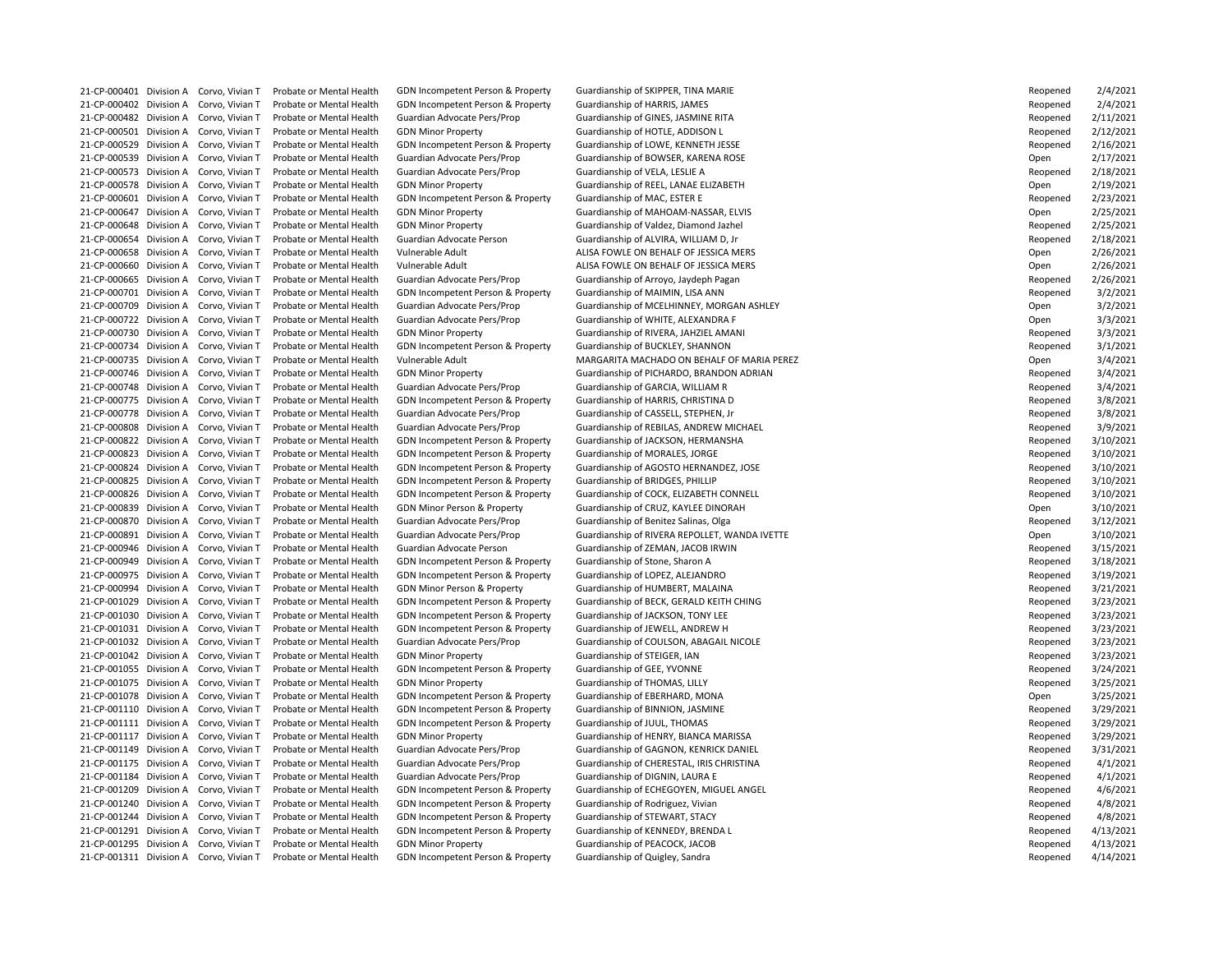| | | | | | | | |
|---|---|---|---|---|---|---|---|
| 21-CP-000401 | Division A | Corvo, Vivian T | Probate or Mental Health | GDN Incompetent Person & Property | Guardianship of SKIPPER, TINA MARIE | Reopened | 2/4/2021 |
| 21-CP-000402 | Division A | Corvo, Vivian T | Probate or Mental Health | GDN Incompetent Person & Property | Guardianship of HARRIS, JAMES | Reopened | 2/4/2021 |
| 21-CP-000482 | Division A | Corvo, Vivian T | Probate or Mental Health | Guardian Advocate Pers/Prop | Guardianship of GINES, JASMINE RITA | Reopened | 2/11/2021 |
| 21-CP-000501 | Division A | Corvo, Vivian T | Probate or Mental Health | GDN Minor Property | Guardianship of HOTLE, ADDISON L | Reopened | 2/12/2021 |
| 21-CP-000529 | Division A | Corvo, Vivian T | Probate or Mental Health | GDN Incompetent Person & Property | Guardianship of LOWE, KENNETH JESSE | Reopened | 2/16/2021 |
| 21-CP-000539 | Division A | Corvo, Vivian T | Probate or Mental Health | Guardian Advocate Pers/Prop | Guardianship of BOWSER, KARENA ROSE | Open | 2/17/2021 |
| 21-CP-000573 | Division A | Corvo, Vivian T | Probate or Mental Health | Guardian Advocate Pers/Prop | Guardianship of VELA, LESLIE A | Reopened | 2/18/2021 |
| 21-CP-000578 | Division A | Corvo, Vivian T | Probate or Mental Health | GDN Minor Property | Guardianship of REEL, LANAE ELIZABETH | Open | 2/19/2021 |
| 21-CP-000601 | Division A | Corvo, Vivian T | Probate or Mental Health | GDN Incompetent Person & Property | Guardianship of MAC, ESTER E | Reopened | 2/23/2021 |
| 21-CP-000647 | Division A | Corvo, Vivian T | Probate or Mental Health | GDN Minor Property | Guardianship of MAHOAM-NASSAR, ELVIS | Open | 2/25/2021 |
| 21-CP-000648 | Division A | Corvo, Vivian T | Probate or Mental Health | GDN Minor Property | Guardianship of Valdez, Diamond Jazhel | Reopened | 2/25/2021 |
| 21-CP-000654 | Division A | Corvo, Vivian T | Probate or Mental Health | Guardian Advocate Person | Guardianship of ALVIRA, WILLIAM D, Jr | Reopened | 2/18/2021 |
| 21-CP-000658 | Division A | Corvo, Vivian T | Probate or Mental Health | Vulnerable Adult | ALISA FOWLE ON BEHALF OF JESSICA MERS | Open | 2/26/2021 |
| 21-CP-000660 | Division A | Corvo, Vivian T | Probate or Mental Health | Vulnerable Adult | ALISA FOWLE ON BEHALF OF JESSICA MERS | Open | 2/26/2021 |
| 21-CP-000665 | Division A | Corvo, Vivian T | Probate or Mental Health | Guardian Advocate Pers/Prop | Guardianship of Arroyo, Jaydeph Pagan | Reopened | 2/26/2021 |
| 21-CP-000701 | Division A | Corvo, Vivian T | Probate or Mental Health | GDN Incompetent Person & Property | Guardianship of MAIMIN, LISA ANN | Reopened | 3/2/2021 |
| 21-CP-000709 | Division A | Corvo, Vivian T | Probate or Mental Health | Guardian Advocate Pers/Prop | Guardianship of MCELHINNEY, MORGAN ASHLEY | Open | 3/2/2021 |
| 21-CP-000722 | Division A | Corvo, Vivian T | Probate or Mental Health | Guardian Advocate Pers/Prop | Guardianship of WHITE, ALEXANDRA F | Open | 3/3/2021 |
| 21-CP-000730 | Division A | Corvo, Vivian T | Probate or Mental Health | GDN Minor Property | Guardianship of RIVERA, JAHZIEL AMANI | Reopened | 3/3/2021 |
| 21-CP-000734 | Division A | Corvo, Vivian T | Probate or Mental Health | GDN Incompetent Person & Property | Guardianship of BUCKLEY, SHANNON | Reopened | 3/1/2021 |
| 21-CP-000735 | Division A | Corvo, Vivian T | Probate or Mental Health | Vulnerable Adult | MARGARITA MACHADO ON BEHALF OF MARIA PEREZ | Open | 3/4/2021 |
| 21-CP-000746 | Division A | Corvo, Vivian T | Probate or Mental Health | GDN Minor Property | Guardianship of PICHARDO, BRANDON ADRIAN | Reopened | 3/4/2021 |
| 21-CP-000748 | Division A | Corvo, Vivian T | Probate or Mental Health | Guardian Advocate Pers/Prop | Guardianship of GARCIA, WILLIAM R | Reopened | 3/4/2021 |
| 21-CP-000775 | Division A | Corvo, Vivian T | Probate or Mental Health | GDN Incompetent Person & Property | Guardianship of HARRIS, CHRISTINA D | Reopened | 3/8/2021 |
| 21-CP-000778 | Division A | Corvo, Vivian T | Probate or Mental Health | Guardian Advocate Pers/Prop | Guardianship of CASSELL, STEPHEN, Jr | Reopened | 3/8/2021 |
| 21-CP-000808 | Division A | Corvo, Vivian T | Probate or Mental Health | Guardian Advocate Pers/Prop | Guardianship of REBILAS, ANDREW MICHAEL | Reopened | 3/9/2021 |
| 21-CP-000822 | Division A | Corvo, Vivian T | Probate or Mental Health | GDN Incompetent Person & Property | Guardianship of JACKSON, HERMANSHA | Reopened | 3/10/2021 |
| 21-CP-000823 | Division A | Corvo, Vivian T | Probate or Mental Health | GDN Incompetent Person & Property | Guardianship of MORALES, JORGE | Reopened | 3/10/2021 |
| 21-CP-000824 | Division A | Corvo, Vivian T | Probate or Mental Health | GDN Incompetent Person & Property | Guardianship of AGOSTO HERNANDEZ, JOSE | Reopened | 3/10/2021 |
| 21-CP-000825 | Division A | Corvo, Vivian T | Probate or Mental Health | GDN Incompetent Person & Property | Guardianship of BRIDGES, PHILLIP | Reopened | 3/10/2021 |
| 21-CP-000826 | Division A | Corvo, Vivian T | Probate or Mental Health | GDN Incompetent Person & Property | Guardianship of COCK, ELIZABETH CONNELL | Reopened | 3/10/2021 |
| 21-CP-000839 | Division A | Corvo, Vivian T | Probate or Mental Health | GDN Minor Person & Property | Guardianship of CRUZ, KAYLEE DINORAH | Open | 3/10/2021 |
| 21-CP-000870 | Division A | Corvo, Vivian T | Probate or Mental Health | Guardian Advocate Pers/Prop | Guardianship of Benitez Salinas, Olga | Reopened | 3/12/2021 |
| 21-CP-000891 | Division A | Corvo, Vivian T | Probate or Mental Health | Guardian Advocate Pers/Prop | Guardianship of RIVERA REPOLLET, WANDA IVETTE | Open | 3/10/2021 |
| 21-CP-000946 | Division A | Corvo, Vivian T | Probate or Mental Health | Guardian Advocate Person | Guardianship of ZEMAN, JACOB IRWIN | Reopened | 3/15/2021 |
| 21-CP-000949 | Division A | Corvo, Vivian T | Probate or Mental Health | GDN Incompetent Person & Property | Guardianship of Stone, Sharon A | Reopened | 3/18/2021 |
| 21-CP-000975 | Division A | Corvo, Vivian T | Probate or Mental Health | GDN Incompetent Person & Property | Guardianship of LOPEZ, ALEJANDRO | Reopened | 3/19/2021 |
| 21-CP-000994 | Division A | Corvo, Vivian T | Probate or Mental Health | GDN Minor Person & Property | Guardianship of HUMBERT, MALAINA | Reopened | 3/21/2021 |
| 21-CP-001029 | Division A | Corvo, Vivian T | Probate or Mental Health | GDN Incompetent Person & Property | Guardianship of BECK, GERALD KEITH CHING | Reopened | 3/23/2021 |
| 21-CP-001030 | Division A | Corvo, Vivian T | Probate or Mental Health | GDN Incompetent Person & Property | Guardianship of JACKSON, TONY LEE | Reopened | 3/23/2021 |
| 21-CP-001031 | Division A | Corvo, Vivian T | Probate or Mental Health | GDN Incompetent Person & Property | Guardianship of JEWELL, ANDREW H | Reopened | 3/23/2021 |
| 21-CP-001032 | Division A | Corvo, Vivian T | Probate or Mental Health | Guardian Advocate Pers/Prop | Guardianship of COULSON, ABAGAIL NICOLE | Reopened | 3/23/2021 |
| 21-CP-001042 | Division A | Corvo, Vivian T | Probate or Mental Health | GDN Minor Property | Guardianship of STEIGER, IAN | Reopened | 3/23/2021 |
| 21-CP-001055 | Division A | Corvo, Vivian T | Probate or Mental Health | GDN Incompetent Person & Property | Guardianship of GEE, YVONNE | Reopened | 3/24/2021 |
| 21-CP-001075 | Division A | Corvo, Vivian T | Probate or Mental Health | GDN Minor Property | Guardianship of THOMAS, LILLY | Reopened | 3/25/2021 |
| 21-CP-001078 | Division A | Corvo, Vivian T | Probate or Mental Health | GDN Incompetent Person & Property | Guardianship of EBERHARD, MONA | Open | 3/25/2021 |
| 21-CP-001110 | Division A | Corvo, Vivian T | Probate or Mental Health | GDN Incompetent Person & Property | Guardianship of BINNION, JASMINE | Reopened | 3/29/2021 |
| 21-CP-001111 | Division A | Corvo, Vivian T | Probate or Mental Health | GDN Incompetent Person & Property | Guardianship of JUUL, THOMAS | Reopened | 3/29/2021 |
| 21-CP-001117 | Division A | Corvo, Vivian T | Probate or Mental Health | GDN Minor Property | Guardianship of HENRY, BIANCA MARISSA | Reopened | 3/29/2021 |
| 21-CP-001149 | Division A | Corvo, Vivian T | Probate or Mental Health | Guardian Advocate Pers/Prop | Guardianship of GAGNON, KENRICK DANIEL | Reopened | 3/31/2021 |
| 21-CP-001175 | Division A | Corvo, Vivian T | Probate or Mental Health | Guardian Advocate Pers/Prop | Guardianship of CHERESTAL, IRIS CHRISTINA | Reopened | 4/1/2021 |
| 21-CP-001184 | Division A | Corvo, Vivian T | Probate or Mental Health | Guardian Advocate Pers/Prop | Guardianship of DIGNIN, LAURA E | Reopened | 4/1/2021 |
| 21-CP-001209 | Division A | Corvo, Vivian T | Probate or Mental Health | GDN Incompetent Person & Property | Guardianship of ECHEGOYEN, MIGUEL ANGEL | Reopened | 4/6/2021 |
| 21-CP-001240 | Division A | Corvo, Vivian T | Probate or Mental Health | GDN Incompetent Person & Property | Guardianship of Rodriguez, Vivian | Reopened | 4/8/2021 |
| 21-CP-001244 | Division A | Corvo, Vivian T | Probate or Mental Health | GDN Incompetent Person & Property | Guardianship of STEWART, STACY | Reopened | 4/8/2021 |
| 21-CP-001291 | Division A | Corvo, Vivian T | Probate or Mental Health | GDN Incompetent Person & Property | Guardianship of KENNEDY, BRENDA L | Reopened | 4/13/2021 |
| 21-CP-001295 | Division A | Corvo, Vivian T | Probate or Mental Health | GDN Minor Property | Guardianship of PEACOCK, JACOB | Reopened | 4/13/2021 |
| 21-CP-001311 | Division A | Corvo, Vivian T | Probate or Mental Health | GDN Incompetent Person & Property | Guardianship of Quigley, Sandra | Reopened | 4/14/2021 |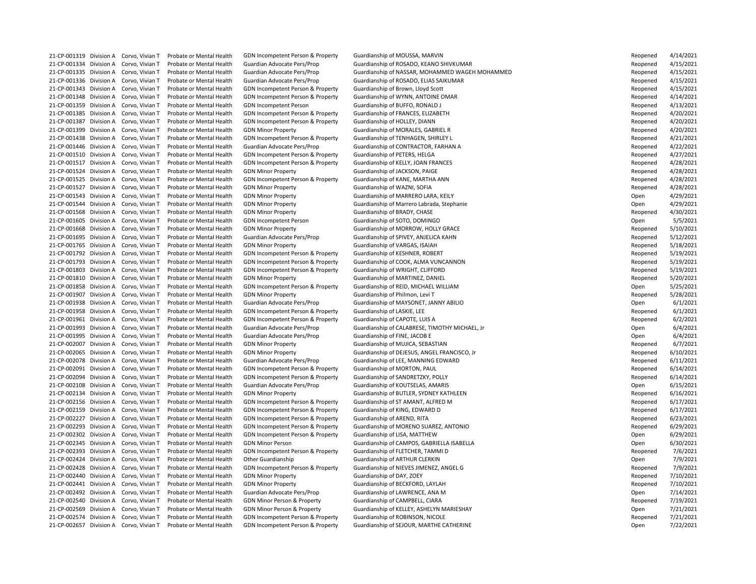| | | | | | | | |
|---|---|---|---|---|---|---|---|
| 21-CP-001319 | Division A | Corvo, Vivian T | Probate or Mental Health | GDN Incompetent Person & Property | Guardianship of MOUSSA, MARVIN | Reopened | 4/14/2021 |
| 21-CP-001334 | Division A | Corvo, Vivian T | Probate or Mental Health | Guardian Advocate Pers/Prop | Guardianship of ROSADO, KEANO SHIVKUMAR | Reopened | 4/15/2021 |
| 21-CP-001335 | Division A | Corvo, Vivian T | Probate or Mental Health | Guardian Advocate Pers/Prop | Guardianship of NASSAR, MOHAMMED WAGEH MOHAMMED | Reopened | 4/15/2021 |
| 21-CP-001336 | Division A | Corvo, Vivian T | Probate or Mental Health | Guardian Advocate Pers/Prop | Guardianship of ROSADO, ELIAS SAIKUMAR | Reopened | 4/15/2021 |
| 21-CP-001343 | Division A | Corvo, Vivian T | Probate or Mental Health | GDN Incompetent Person & Property | Guardianship of Brown, Lloyd Scott | Reopened | 4/15/2021 |
| 21-CP-001348 | Division A | Corvo, Vivian T | Probate or Mental Health | GDN Incompetent Person & Property | Guardianship of WYNN, ANTOINE OMAR | Reopened | 4/14/2021 |
| 21-CP-001359 | Division A | Corvo, Vivian T | Probate or Mental Health | GDN Incompetent Person | Guardianship of BUFFO, RONALD J | Reopened | 4/13/2021 |
| 21-CP-001385 | Division A | Corvo, Vivian T | Probate or Mental Health | GDN Incompetent Person & Property | Guardianship of FRANCES, ELIZABETH | Reopened | 4/20/2021 |
| 21-CP-001387 | Division A | Corvo, Vivian T | Probate or Mental Health | GDN Incompetent Person & Property | Guardianship of HOLLEY, DIANN | Reopened | 4/20/2021 |
| 21-CP-001399 | Division A | Corvo, Vivian T | Probate or Mental Health | GDN Minor Property | Guardianship of MORALES, GABRIEL R | Reopened | 4/20/2021 |
| 21-CP-001438 | Division A | Corvo, Vivian T | Probate or Mental Health | GDN Incompetent Person & Property | Guardianship of TENHAGEN, SHIRLEY L | Reopened | 4/21/2021 |
| 21-CP-001446 | Division A | Corvo, Vivian T | Probate or Mental Health | Guardian Advocate Pers/Prop | Guardianship of CONTRACTOR, FARHAN A | Reopened | 4/22/2021 |
| 21-CP-001510 | Division A | Corvo, Vivian T | Probate or Mental Health | GDN Incompetent Person & Property | Guardianship of PETERS, HELGA | Reopened | 4/27/2021 |
| 21-CP-001517 | Division A | Corvo, Vivian T | Probate or Mental Health | GDN Incompetent Person & Property | Guardianship of KELLY, JOAN FRANCES | Reopened | 4/28/2021 |
| 21-CP-001524 | Division A | Corvo, Vivian T | Probate or Mental Health | GDN Minor Property | Guardianship of JACKSON, PAIGE | Reopened | 4/28/2021 |
| 21-CP-001525 | Division A | Corvo, Vivian T | Probate or Mental Health | GDN Incompetent Person & Property | Guardianship of KANE, MARTHA ANN | Reopened | 4/28/2021 |
| 21-CP-001527 | Division A | Corvo, Vivian T | Probate or Mental Health | GDN Minor Property | Guardianship of WAZNI, SOFIA | Reopened | 4/28/2021 |
| 21-CP-001543 | Division A | Corvo, Vivian T | Probate or Mental Health | GDN Minor Property | Guardianship of MARRERO LARA, KEILY | Open | 4/29/2021 |
| 21-CP-001544 | Division A | Corvo, Vivian T | Probate or Mental Health | GDN Minor Property | Guardianship of Marrero Labrada, Stephanie | Open | 4/29/2021 |
| 21-CP-001568 | Division A | Corvo, Vivian T | Probate or Mental Health | GDN Minor Property | Guardianship of BRADY, CHASE | Reopened | 4/30/2021 |
| 21-CP-001605 | Division A | Corvo, Vivian T | Probate or Mental Health | GDN Incompetent Person | Guardianship of SOTO, DOMINGO | Open | 5/5/2021 |
| 21-CP-001668 | Division A | Corvo, Vivian T | Probate or Mental Health | GDN Minor Property | Guardianship of MORROW, HOLLY GRACE | Reopened | 5/10/2021 |
| 21-CP-001695 | Division A | Corvo, Vivian T | Probate or Mental Health | Guardian Advocate Pers/Prop | Guardianship of SPIVEY, ANJELICA KAHN | Reopened | 5/12/2021 |
| 21-CP-001765 | Division A | Corvo, Vivian T | Probate or Mental Health | GDN Minor Property | Guardianship of VARGAS, ISAIAH | Reopened | 5/18/2021 |
| 21-CP-001792 | Division A | Corvo, Vivian T | Probate or Mental Health | GDN Incompetent Person & Property | Guardianship of KESHNER, ROBERT | Reopened | 5/19/2021 |
| 21-CP-001793 | Division A | Corvo, Vivian T | Probate or Mental Health | GDN Incompetent Person & Property | Guardianship of COOK, ALMA VUNCANNON | Reopened | 5/19/2021 |
| 21-CP-001803 | Division A | Corvo, Vivian T | Probate or Mental Health | GDN Incompetent Person & Property | Guardianship of WRIGHT, CLIFFORD | Reopened | 5/19/2021 |
| 21-CP-001810 | Division A | Corvo, Vivian T | Probate or Mental Health | GDN Minor Property | Guardianship of MARTINEZ, DANIEL | Reopened | 5/20/2021 |
| 21-CP-001858 | Division A | Corvo, Vivian T | Probate or Mental Health | GDN Incompetent Person & Property | Guardianship of REID, MICHAEL WILLIAM | Open | 5/25/2021 |
| 21-CP-001907 | Division A | Corvo, Vivian T | Probate or Mental Health | GDN Minor Property | Guardianship of Philmon, Levi T | Reopened | 5/28/2021 |
| 21-CP-001938 | Division A | Corvo, Vivian T | Probate or Mental Health | Guardian Advocate Pers/Prop | Guardianship of MAYSONET, JANNY ABILIO | Open | 6/1/2021 |
| 21-CP-001958 | Division A | Corvo, Vivian T | Probate or Mental Health | GDN Incompetent Person & Property | Guardianship of LASKIE, LEE | Reopened | 6/1/2021 |
| 21-CP-001961 | Division A | Corvo, Vivian T | Probate or Mental Health | GDN Incompetent Person & Property | Guardianship of CAPOTE, LUIS A | Reopened | 6/2/2021 |
| 21-CP-001993 | Division A | Corvo, Vivian T | Probate or Mental Health | Guardian Advocate Pers/Prop | Guardianship of CALABRESE, TIMOTHY MICHAEL, Jr | Open | 6/4/2021 |
| 21-CP-001995 | Division A | Corvo, Vivian T | Probate or Mental Health | Guardian Advocate Pers/Prop | Guardianship of FINE, JACOB E | Open | 6/4/2021 |
| 21-CP-002007 | Division A | Corvo, Vivian T | Probate or Mental Health | GDN Minor Property | Guardianship of MUJICA, SEBASTIAN | Reopened | 6/7/2021 |
| 21-CP-002065 | Division A | Corvo, Vivian T | Probate or Mental Health | GDN Minor Property | Guardianship of DEJESUS, ANGEL FRANCISCO, Jr | Reopened | 6/10/2021 |
| 21-CP-002078 | Division A | Corvo, Vivian T | Probate or Mental Health | Guardian Advocate Pers/Prop | Guardianship of LEE, MANNING EDWARD | Reopened | 6/11/2021 |
| 21-CP-002091 | Division A | Corvo, Vivian T | Probate or Mental Health | GDN Incompetent Person & Property | Guardianship of MORTON, PAUL | Reopened | 6/14/2021 |
| 21-CP-002094 | Division A | Corvo, Vivian T | Probate or Mental Health | GDN Incompetent Person & Property | Guardianship of SANDRETZKY, POLLY | Reopened | 6/14/2021 |
| 21-CP-002108 | Division A | Corvo, Vivian T | Probate or Mental Health | Guardian Advocate Pers/Prop | Guardianship of KOUTSELAS, AMARIS | Open | 6/15/2021 |
| 21-CP-002134 | Division A | Corvo, Vivian T | Probate or Mental Health | GDN Minor Property | Guardianship of BUTLER, SYDNEY KATHLEEN | Reopened | 6/16/2021 |
| 21-CP-002156 | Division A | Corvo, Vivian T | Probate or Mental Health | GDN Incompetent Person & Property | Guardianship of ST AMANT, ALFRED M | Reopened | 6/17/2021 |
| 21-CP-002159 | Division A | Corvo, Vivian T | Probate or Mental Health | GDN Incompetent Person & Property | Guardianship of KING, EDWARD D | Reopened | 6/17/2021 |
| 21-CP-002227 | Division A | Corvo, Vivian T | Probate or Mental Health | GDN Incompetent Person & Property | Guardianship of AREND, RITA | Reopened | 6/23/2021 |
| 21-CP-002293 | Division A | Corvo, Vivian T | Probate or Mental Health | GDN Incompetent Person & Property | Guardianship of MORENO SUAREZ, ANTONIO | Reopened | 6/29/2021 |
| 21-CP-002302 | Division A | Corvo, Vivian T | Probate or Mental Health | GDN Incompetent Person & Property | Guardianship of LISA, MATTHEW | Open | 6/29/2021 |
| 21-CP-002345 | Division A | Corvo, Vivian T | Probate or Mental Health | GDN Minor Person | Guardianship of CAMPOS, GABRIELLA ISABELLA | Open | 6/30/2021 |
| 21-CP-002393 | Division A | Corvo, Vivian T | Probate or Mental Health | GDN Incompetent Person & Property | Guardianship of FLETCHER, TAMMI D | Reopened | 7/6/2021 |
| 21-CP-002424 | Division A | Corvo, Vivian T | Probate or Mental Health | Other Guardianship | Guardianship of ARTHUR CLERKIN | Open | 7/9/2021 |
| 21-CP-002428 | Division A | Corvo, Vivian T | Probate or Mental Health | GDN Incompetent Person & Property | Guardianship of NIEVES JIMENEZ, ANGEL G | Reopened | 7/9/2021 |
| 21-CP-002440 | Division A | Corvo, Vivian T | Probate or Mental Health | GDN Minor Property | Guardianship of DAY, ZOEY | Reopened | 7/10/2021 |
| 21-CP-002441 | Division A | Corvo, Vivian T | Probate or Mental Health | GDN Minor Property | Guardianship of BECKFORD, LAYLAH | Reopened | 7/10/2021 |
| 21-CP-002492 | Division A | Corvo, Vivian T | Probate or Mental Health | Guardian Advocate Pers/Prop | Guardianship of LAWRENCE, ANA M | Open | 7/14/2021 |
| 21-CP-002540 | Division A | Corvo, Vivian T | Probate or Mental Health | GDN Minor Person & Property | Guardianship of CAMPBELL, CIARA | Reopened | 7/19/2021 |
| 21-CP-002569 | Division A | Corvo, Vivian T | Probate or Mental Health | GDN Minor Person & Property | Guardianship of KELLEY, ASHELYN MARIESHAY | Open | 7/21/2021 |
| 21-CP-002574 | Division A | Corvo, Vivian T | Probate or Mental Health | GDN Incompetent Person & Property | Guardianship of ROBINSON, NICOLE | Reopened | 7/21/2021 |
| 21-CP-002657 | Division A | Corvo, Vivian T | Probate or Mental Health | GDN Incompetent Person & Property | Guardianship of SEJOUR, MARTHE CATHERINE | Open | 7/22/2021 |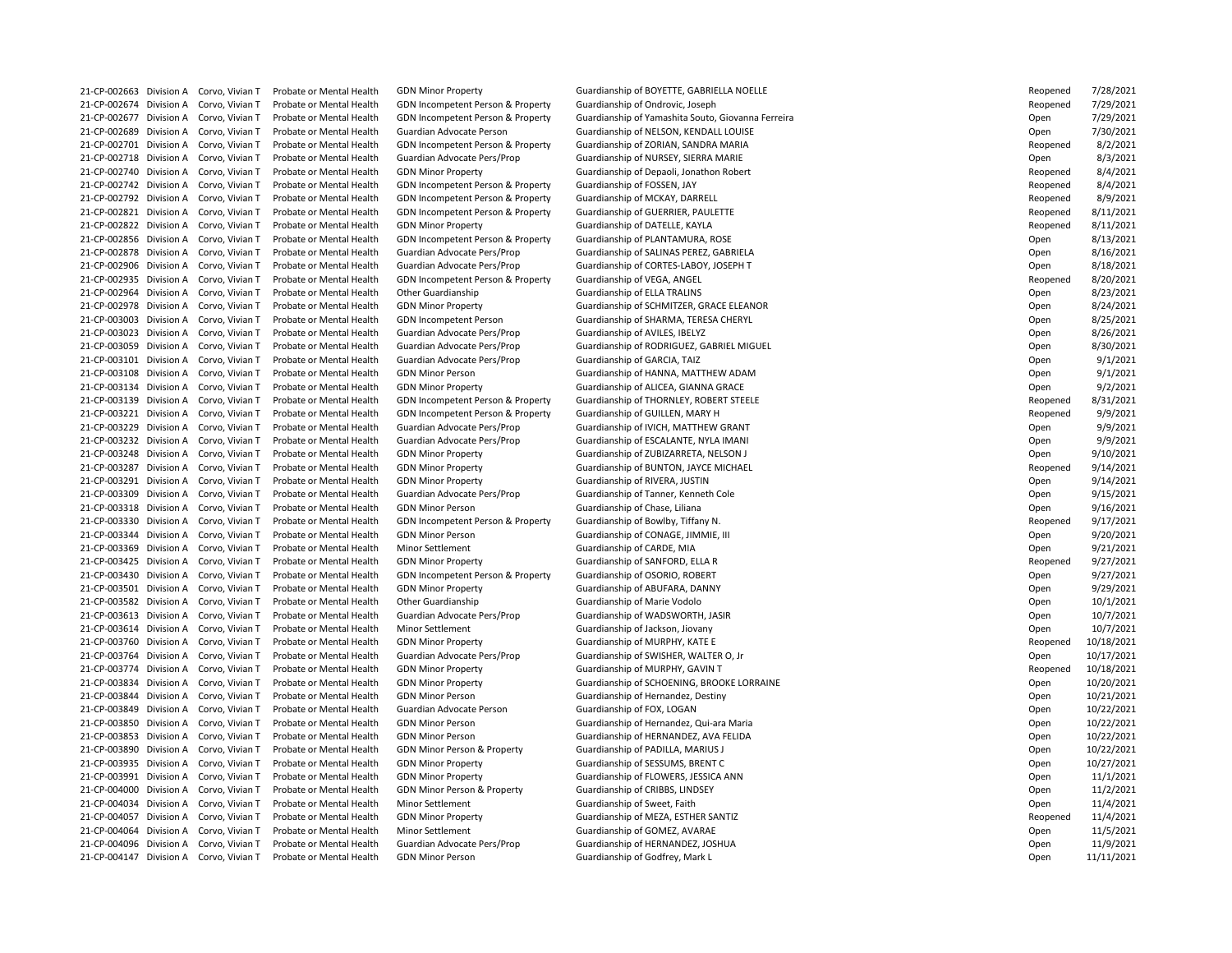| | | | | | | | |
|---|---|---|---|---|---|---|---|
| 21-CP-002663 | Division A | Corvo, Vivian T | Probate or Mental Health | GDN Minor Property | Guardianship of BOYETTE, GABRIELLA NOELLE | Reopened | 7/28/2021 |
| 21-CP-002674 | Division A | Corvo, Vivian T | Probate or Mental Health | GDN Incompetent Person & Property | Guardianship of Ondrovic, Joseph | Reopened | 7/29/2021 |
| 21-CP-002677 | Division A | Corvo, Vivian T | Probate or Mental Health | GDN Incompetent Person & Property | Guardianship of Yamashita Souto, Giovanna Ferreira | Open | 7/29/2021 |
| 21-CP-002689 | Division A | Corvo, Vivian T | Probate or Mental Health | Guardian Advocate Person | Guardianship of NELSON, KENDALL LOUISE | Open | 7/30/2021 |
| 21-CP-002701 | Division A | Corvo, Vivian T | Probate or Mental Health | GDN Incompetent Person & Property | Guardianship of ZORIAN, SANDRA MARIA | Reopened | 8/2/2021 |
| 21-CP-002718 | Division A | Corvo, Vivian T | Probate or Mental Health | Guardian Advocate Pers/Prop | Guardianship of NURSEY, SIERRA MARIE | Open | 8/3/2021 |
| 21-CP-002740 | Division A | Corvo, Vivian T | Probate or Mental Health | GDN Minor Property | Guardianship of Depaoli, Jonathon Robert | Reopened | 8/4/2021 |
| 21-CP-002742 | Division A | Corvo, Vivian T | Probate or Mental Health | GDN Incompetent Person & Property | Guardianship of FOSSEN, JAY | Reopened | 8/4/2021 |
| 21-CP-002792 | Division A | Corvo, Vivian T | Probate or Mental Health | GDN Incompetent Person & Property | Guardianship of MCKAY, DARRELL | Reopened | 8/9/2021 |
| 21-CP-002821 | Division A | Corvo, Vivian T | Probate or Mental Health | GDN Incompetent Person & Property | Guardianship of GUERRIER, PAULETTE | Reopened | 8/11/2021 |
| 21-CP-002822 | Division A | Corvo, Vivian T | Probate or Mental Health | GDN Minor Property | Guardianship of DATELLE, KAYLA | Reopened | 8/11/2021 |
| 21-CP-002856 | Division A | Corvo, Vivian T | Probate or Mental Health | GDN Incompetent Person & Property | Guardianship of PLANTAMURA, ROSE | Open | 8/13/2021 |
| 21-CP-002878 | Division A | Corvo, Vivian T | Probate or Mental Health | Guardian Advocate Pers/Prop | Guardianship of SALINAS PEREZ, GABRIELA | Open | 8/16/2021 |
| 21-CP-002906 | Division A | Corvo, Vivian T | Probate or Mental Health | Guardian Advocate Pers/Prop | Guardianship of CORTES-LABOY, JOSEPH T | Open | 8/18/2021 |
| 21-CP-002935 | Division A | Corvo, Vivian T | Probate or Mental Health | GDN Incompetent Person & Property | Guardianship of VEGA, ANGEL | Reopened | 8/20/2021 |
| 21-CP-002964 | Division A | Corvo, Vivian T | Probate or Mental Health | Other Guardianship | Guardianship of ELLA TRALINS | Open | 8/23/2021 |
| 21-CP-002978 | Division A | Corvo, Vivian T | Probate or Mental Health | GDN Minor Property | Guardianship of SCHMITZER, GRACE ELEANOR | Open | 8/24/2021 |
| 21-CP-003003 | Division A | Corvo, Vivian T | Probate or Mental Health | GDN Incompetent Person | Guardianship of SHARMA, TERESA CHERYL | Open | 8/25/2021 |
| 21-CP-003023 | Division A | Corvo, Vivian T | Probate or Mental Health | Guardian Advocate Pers/Prop | Guardianship of AVILES, IBELYZ | Open | 8/26/2021 |
| 21-CP-003059 | Division A | Corvo, Vivian T | Probate or Mental Health | Guardian Advocate Pers/Prop | Guardianship of RODRIGUEZ, GABRIEL MIGUEL | Open | 8/30/2021 |
| 21-CP-003101 | Division A | Corvo, Vivian T | Probate or Mental Health | Guardian Advocate Pers/Prop | Guardianship of GARCIA, TAIZ | Open | 9/1/2021 |
| 21-CP-003108 | Division A | Corvo, Vivian T | Probate or Mental Health | GDN Minor Person | Guardianship of HANNA, MATTHEW ADAM | Open | 9/1/2021 |
| 21-CP-003134 | Division A | Corvo, Vivian T | Probate or Mental Health | GDN Minor Property | Guardianship of ALICEA, GIANNA GRACE | Open | 9/2/2021 |
| 21-CP-003139 | Division A | Corvo, Vivian T | Probate or Mental Health | GDN Incompetent Person & Property | Guardianship of THORNLEY, ROBERT STEELE | Reopened | 8/31/2021 |
| 21-CP-003221 | Division A | Corvo, Vivian T | Probate or Mental Health | GDN Incompetent Person & Property | Guardianship of GUILLEN, MARY H | Reopened | 9/9/2021 |
| 21-CP-003229 | Division A | Corvo, Vivian T | Probate or Mental Health | Guardian Advocate Pers/Prop | Guardianship of IVICH, MATTHEW GRANT | Open | 9/9/2021 |
| 21-CP-003232 | Division A | Corvo, Vivian T | Probate or Mental Health | Guardian Advocate Pers/Prop | Guardianship of ESCALANTE, NYLA IMANI | Open | 9/9/2021 |
| 21-CP-003248 | Division A | Corvo, Vivian T | Probate or Mental Health | GDN Minor Property | Guardianship of ZUBIZARRETA, NELSON J | Open | 9/10/2021 |
| 21-CP-003287 | Division A | Corvo, Vivian T | Probate or Mental Health | GDN Minor Property | Guardianship of BUNTON, JAYCE MICHAEL | Reopened | 9/14/2021 |
| 21-CP-003291 | Division A | Corvo, Vivian T | Probate or Mental Health | GDN Minor Property | Guardianship of RIVERA, JUSTIN | Open | 9/14/2021 |
| 21-CP-003309 | Division A | Corvo, Vivian T | Probate or Mental Health | Guardian Advocate Pers/Prop | Guardianship of Tanner, Kenneth Cole | Open | 9/15/2021 |
| 21-CP-003318 | Division A | Corvo, Vivian T | Probate or Mental Health | GDN Minor Person | Guardianship of Chase, Liliana | Open | 9/16/2021 |
| 21-CP-003330 | Division A | Corvo, Vivian T | Probate or Mental Health | GDN Incompetent Person & Property | Guardianship of Bowlby, Tiffany N. | Reopened | 9/17/2021 |
| 21-CP-003344 | Division A | Corvo, Vivian T | Probate or Mental Health | GDN Minor Person | Guardianship of CONAGE, JIMMIE, III | Open | 9/20/2021 |
| 21-CP-003369 | Division A | Corvo, Vivian T | Probate or Mental Health | Minor Settlement | Guardianship of CARDE, MIA | Open | 9/21/2021 |
| 21-CP-003425 | Division A | Corvo, Vivian T | Probate or Mental Health | GDN Minor Property | Guardianship of SANFORD, ELLA R | Reopened | 9/27/2021 |
| 21-CP-003430 | Division A | Corvo, Vivian T | Probate or Mental Health | GDN Incompetent Person & Property | Guardianship of OSORIO, ROBERT | Open | 9/27/2021 |
| 21-CP-003501 | Division A | Corvo, Vivian T | Probate or Mental Health | GDN Minor Property | Guardianship of ABUFARA, DANNY | Open | 9/29/2021 |
| 21-CP-003582 | Division A | Corvo, Vivian T | Probate or Mental Health | Other Guardianship | Guardianship of Marie Vodolo | Open | 10/1/2021 |
| 21-CP-003613 | Division A | Corvo, Vivian T | Probate or Mental Health | Guardian Advocate Pers/Prop | Guardianship of WADSWORTH, JASIR | Open | 10/7/2021 |
| 21-CP-003614 | Division A | Corvo, Vivian T | Probate or Mental Health | Minor Settlement | Guardianship of Jackson, Jiovany | Open | 10/7/2021 |
| 21-CP-003760 | Division A | Corvo, Vivian T | Probate or Mental Health | GDN Minor Property | Guardianship of MURPHY, KATE E | Reopened | 10/18/2021 |
| 21-CP-003764 | Division A | Corvo, Vivian T | Probate or Mental Health | Guardian Advocate Pers/Prop | Guardianship of SWISHER, WALTER O, Jr | Open | 10/17/2021 |
| 21-CP-003774 | Division A | Corvo, Vivian T | Probate or Mental Health | GDN Minor Property | Guardianship of MURPHY, GAVIN T | Reopened | 10/18/2021 |
| 21-CP-003834 | Division A | Corvo, Vivian T | Probate or Mental Health | GDN Minor Property | Guardianship of SCHOENING, BROOKE LORRAINE | Open | 10/20/2021 |
| 21-CP-003844 | Division A | Corvo, Vivian T | Probate or Mental Health | GDN Minor Person | Guardianship of Hernandez, Destiny | Open | 10/21/2021 |
| 21-CP-003849 | Division A | Corvo, Vivian T | Probate or Mental Health | Guardian Advocate Person | Guardianship of FOX, LOGAN | Open | 10/22/2021 |
| 21-CP-003850 | Division A | Corvo, Vivian T | Probate or Mental Health | GDN Minor Person | Guardianship of Hernandez, Qui-ara Maria | Open | 10/22/2021 |
| 21-CP-003853 | Division A | Corvo, Vivian T | Probate or Mental Health | GDN Minor Person | Guardianship of HERNANDEZ, AVA FELIDA | Open | 10/22/2021 |
| 21-CP-003890 | Division A | Corvo, Vivian T | Probate or Mental Health | GDN Minor Person & Property | Guardianship of PADILLA, MARIUS J | Open | 10/22/2021 |
| 21-CP-003935 | Division A | Corvo, Vivian T | Probate or Mental Health | GDN Minor Property | Guardianship of SESSUMS, BRENT C | Open | 10/27/2021 |
| 21-CP-003991 | Division A | Corvo, Vivian T | Probate or Mental Health | GDN Minor Property | Guardianship of FLOWERS, JESSICA ANN | Open | 11/1/2021 |
| 21-CP-004000 | Division A | Corvo, Vivian T | Probate or Mental Health | GDN Minor Person & Property | Guardianship of CRIBBS, LINDSEY | Open | 11/2/2021 |
| 21-CP-004034 | Division A | Corvo, Vivian T | Probate or Mental Health | Minor Settlement | Guardianship of Sweet, Faith | Open | 11/4/2021 |
| 21-CP-004057 | Division A | Corvo, Vivian T | Probate or Mental Health | GDN Minor Property | Guardianship of MEZA, ESTHER SANTIZ | Reopened | 11/4/2021 |
| 21-CP-004064 | Division A | Corvo, Vivian T | Probate or Mental Health | Minor Settlement | Guardianship of GOMEZ, AVARAE | Open | 11/5/2021 |
| 21-CP-004096 | Division A | Corvo, Vivian T | Probate or Mental Health | Guardian Advocate Pers/Prop | Guardianship of HERNANDEZ, JOSHUA | Open | 11/9/2021 |
| 21-CP-004147 | Division A | Corvo, Vivian T | Probate or Mental Health | GDN Minor Person | Guardianship of Godfrey, Mark L | Open | 11/11/2021 |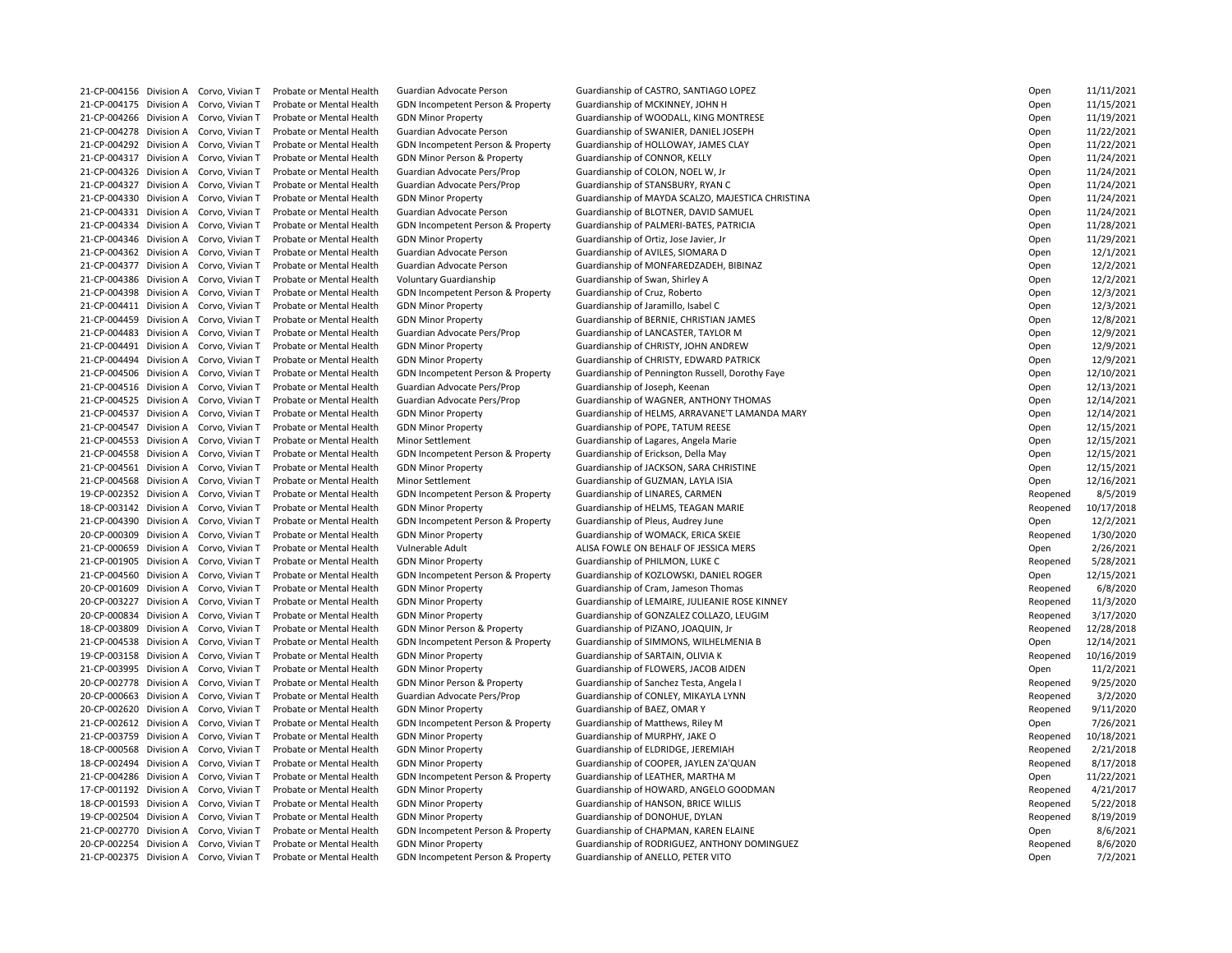| | | | | | | | |
|---|---|---|---|---|---|---|---|
| 21-CP-004156 | Division A | Corvo, Vivian T | Probate or Mental Health | Guardian Advocate Person | Guardianship of CASTRO, SANTIAGO LOPEZ | Open | 11/11/2021 |
| 21-CP-004175 | Division A | Corvo, Vivian T | Probate or Mental Health | GDN Incompetent Person & Property | Guardianship of MCKINNEY, JOHN H | Open | 11/15/2021 |
| 21-CP-004266 | Division A | Corvo, Vivian T | Probate or Mental Health | GDN Minor Property | Guardianship of WOODALL, KING MONTRESE | Open | 11/19/2021 |
| 21-CP-004278 | Division A | Corvo, Vivian T | Probate or Mental Health | Guardian Advocate Person | Guardianship of SWANIER, DANIEL JOSEPH | Open | 11/22/2021 |
| 21-CP-004292 | Division A | Corvo, Vivian T | Probate or Mental Health | GDN Incompetent Person & Property | Guardianship of HOLLOWAY, JAMES CLAY | Open | 11/22/2021 |
| 21-CP-004317 | Division A | Corvo, Vivian T | Probate or Mental Health | GDN Minor Person & Property | Guardianship of CONNOR, KELLY | Open | 11/24/2021 |
| 21-CP-004326 | Division A | Corvo, Vivian T | Probate or Mental Health | Guardian Advocate Pers/Prop | Guardianship of COLON, NOEL W, Jr | Open | 11/24/2021 |
| 21-CP-004327 | Division A | Corvo, Vivian T | Probate or Mental Health | Guardian Advocate Pers/Prop | Guardianship of STANSBURY, RYAN C | Open | 11/24/2021 |
| 21-CP-004330 | Division A | Corvo, Vivian T | Probate or Mental Health | GDN Minor Property | Guardianship of MAYDA SCALZO, MAJESTICA CHRISTINA | Open | 11/24/2021 |
| 21-CP-004331 | Division A | Corvo, Vivian T | Probate or Mental Health | Guardian Advocate Person | Guardianship of BLOTNER, DAVID SAMUEL | Open | 11/24/2021 |
| 21-CP-004334 | Division A | Corvo, Vivian T | Probate or Mental Health | GDN Incompetent Person & Property | Guardianship of PALMERI-BATES, PATRICIA | Open | 11/28/2021 |
| 21-CP-004346 | Division A | Corvo, Vivian T | Probate or Mental Health | GDN Minor Property | Guardianship of Ortiz, Jose Javier, Jr | Open | 11/29/2021 |
| 21-CP-004362 | Division A | Corvo, Vivian T | Probate or Mental Health | Guardian Advocate Person | Guardianship of AVILES, SIOMARA D | Open | 12/1/2021 |
| 21-CP-004377 | Division A | Corvo, Vivian T | Probate or Mental Health | Guardian Advocate Person | Guardianship of MONFAREDZADEH, BIBINAZ | Open | 12/2/2021 |
| 21-CP-004386 | Division A | Corvo, Vivian T | Probate or Mental Health | Voluntary Guardianship | Guardianship of Swan, Shirley A | Open | 12/2/2021 |
| 21-CP-004398 | Division A | Corvo, Vivian T | Probate or Mental Health | GDN Incompetent Person & Property | Guardianship of Cruz, Roberto | Open | 12/3/2021 |
| 21-CP-004411 | Division A | Corvo, Vivian T | Probate or Mental Health | GDN Minor Property | Guardianship of Jaramillo, Isabel C | Open | 12/3/2021 |
| 21-CP-004459 | Division A | Corvo, Vivian T | Probate or Mental Health | GDN Minor Property | Guardianship of BERNIE, CHRISTIAN JAMES | Open | 12/8/2021 |
| 21-CP-004483 | Division A | Corvo, Vivian T | Probate or Mental Health | Guardian Advocate Pers/Prop | Guardianship of LANCASTER, TAYLOR M | Open | 12/9/2021 |
| 21-CP-004491 | Division A | Corvo, Vivian T | Probate or Mental Health | GDN Minor Property | Guardianship of CHRISTY, JOHN ANDREW | Open | 12/9/2021 |
| 21-CP-004494 | Division A | Corvo, Vivian T | Probate or Mental Health | GDN Minor Property | Guardianship of CHRISTY, EDWARD PATRICK | Open | 12/9/2021 |
| 21-CP-004506 | Division A | Corvo, Vivian T | Probate or Mental Health | GDN Incompetent Person & Property | Guardianship of Pennington Russell, Dorothy Faye | Open | 12/10/2021 |
| 21-CP-004516 | Division A | Corvo, Vivian T | Probate or Mental Health | Guardian Advocate Pers/Prop | Guardianship of Joseph, Keenan | Open | 12/13/2021 |
| 21-CP-004525 | Division A | Corvo, Vivian T | Probate or Mental Health | Guardian Advocate Pers/Prop | Guardianship of WAGNER, ANTHONY THOMAS | Open | 12/14/2021 |
| 21-CP-004537 | Division A | Corvo, Vivian T | Probate or Mental Health | GDN Minor Property | Guardianship of HELMS, ARRAVANE'T LAMANDA MARY | Open | 12/14/2021 |
| 21-CP-004547 | Division A | Corvo, Vivian T | Probate or Mental Health | GDN Minor Property | Guardianship of POPE, TATUM REESE | Open | 12/15/2021 |
| 21-CP-004553 | Division A | Corvo, Vivian T | Probate or Mental Health | Minor Settlement | Guardianship of Lagares, Angela Marie | Open | 12/15/2021 |
| 21-CP-004558 | Division A | Corvo, Vivian T | Probate or Mental Health | GDN Incompetent Person & Property | Guardianship of Erickson, Della May | Open | 12/15/2021 |
| 21-CP-004561 | Division A | Corvo, Vivian T | Probate or Mental Health | GDN Minor Property | Guardianship of JACKSON, SARA CHRISTINE | Open | 12/15/2021 |
| 21-CP-004568 | Division A | Corvo, Vivian T | Probate or Mental Health | Minor Settlement | Guardianship of GUZMAN, LAYLA ISIA | Open | 12/16/2021 |
| 19-CP-002352 | Division A | Corvo, Vivian T | Probate or Mental Health | GDN Incompetent Person & Property | Guardianship of LINARES, CARMEN | Reopened | 8/5/2019 |
| 18-CP-003142 | Division A | Corvo, Vivian T | Probate or Mental Health | GDN Minor Property | Guardianship of HELMS, TEAGAN MARIE | Reopened | 10/17/2018 |
| 21-CP-004390 | Division A | Corvo, Vivian T | Probate or Mental Health | GDN Incompetent Person & Property | Guardianship of Pleus, Audrey June | Open | 12/2/2021 |
| 20-CP-000309 | Division A | Corvo, Vivian T | Probate or Mental Health | GDN Minor Property | Guardianship of WOMACK, ERICA SKEIE | Reopened | 1/30/2020 |
| 21-CP-000659 | Division A | Corvo, Vivian T | Probate or Mental Health | Vulnerable Adult | ALISA FOWLE ON BEHALF OF JESSICA MERS | Open | 2/26/2021 |
| 21-CP-001905 | Division A | Corvo, Vivian T | Probate or Mental Health | GDN Minor Property | Guardianship of PHILMON, LUKE C | Reopened | 5/28/2021 |
| 21-CP-004560 | Division A | Corvo, Vivian T | Probate or Mental Health | GDN Incompetent Person & Property | Guardianship of KOZLOWSKI, DANIEL ROGER | Open | 12/15/2021 |
| 20-CP-001609 | Division A | Corvo, Vivian T | Probate or Mental Health | GDN Minor Property | Guardianship of Cram, Jameson Thomas | Reopened | 6/8/2020 |
| 20-CP-003227 | Division A | Corvo, Vivian T | Probate or Mental Health | GDN Minor Property | Guardianship of LEMAIRE, JULIEANIE ROSE KINNEY | Reopened | 11/3/2020 |
| 20-CP-000834 | Division A | Corvo, Vivian T | Probate or Mental Health | GDN Minor Property | Guardianship of GONZALEZ COLLAZO, LEUGIM | Reopened | 3/17/2020 |
| 18-CP-003809 | Division A | Corvo, Vivian T | Probate or Mental Health | GDN Minor Person & Property | Guardianship of PIZANO, JOAQUIN, Jr | Reopened | 12/28/2018 |
| 21-CP-004538 | Division A | Corvo, Vivian T | Probate or Mental Health | GDN Incompetent Person & Property | Guardianship of SIMMONS, WILHELMENIA B | Open | 12/14/2021 |
| 19-CP-003158 | Division A | Corvo, Vivian T | Probate or Mental Health | GDN Minor Property | Guardianship of SARTAIN, OLIVIA K | Reopened | 10/16/2019 |
| 21-CP-003995 | Division A | Corvo, Vivian T | Probate or Mental Health | GDN Minor Property | Guardianship of FLOWERS, JACOB AIDEN | Open | 11/2/2021 |
| 20-CP-002778 | Division A | Corvo, Vivian T | Probate or Mental Health | GDN Minor Person & Property | Guardianship of Sanchez Testa, Angela I | Reopened | 9/25/2020 |
| 20-CP-000663 | Division A | Corvo, Vivian T | Probate or Mental Health | Guardian Advocate Pers/Prop | Guardianship of CONLEY, MIKAYLA LYNN | Reopened | 3/2/2020 |
| 20-CP-002620 | Division A | Corvo, Vivian T | Probate or Mental Health | GDN Minor Property | Guardianship of BAEZ, OMAR Y | Reopened | 9/11/2020 |
| 21-CP-002612 | Division A | Corvo, Vivian T | Probate or Mental Health | GDN Incompetent Person & Property | Guardianship of Matthews, Riley M | Open | 7/26/2021 |
| 21-CP-003759 | Division A | Corvo, Vivian T | Probate or Mental Health | GDN Minor Property | Guardianship of MURPHY, JAKE O | Reopened | 10/18/2021 |
| 18-CP-000568 | Division A | Corvo, Vivian T | Probate or Mental Health | GDN Minor Property | Guardianship of ELDRIDGE, JEREMIAH | Reopened | 2/21/2018 |
| 18-CP-002494 | Division A | Corvo, Vivian T | Probate or Mental Health | GDN Minor Property | Guardianship of COOPER, JAYLEN ZA'QUAN | Reopened | 8/17/2018 |
| 21-CP-004286 | Division A | Corvo, Vivian T | Probate or Mental Health | GDN Incompetent Person & Property | Guardianship of LEATHER, MARTHA M | Open | 11/22/2021 |
| 17-CP-001192 | Division A | Corvo, Vivian T | Probate or Mental Health | GDN Minor Property | Guardianship of HOWARD, ANGELO GOODMAN | Reopened | 4/21/2017 |
| 18-CP-001593 | Division A | Corvo, Vivian T | Probate or Mental Health | GDN Minor Property | Guardianship of HANSON, BRICE WILLIS | Reopened | 5/22/2018 |
| 19-CP-002504 | Division A | Corvo, Vivian T | Probate or Mental Health | GDN Minor Property | Guardianship of DONOHUE, DYLAN | Reopened | 8/19/2019 |
| 21-CP-002770 | Division A | Corvo, Vivian T | Probate or Mental Health | GDN Incompetent Person & Property | Guardianship of CHAPMAN, KAREN ELAINE | Open | 8/6/2021 |
| 20-CP-002254 | Division A | Corvo, Vivian T | Probate or Mental Health | GDN Minor Property | Guardianship of RODRIGUEZ, ANTHONY DOMINGUEZ | Reopened | 8/6/2020 |
| 21-CP-002375 | Division A | Corvo, Vivian T | Probate or Mental Health | GDN Incompetent Person & Property | Guardianship of ANELLO, PETER VITO | Open | 7/2/2021 |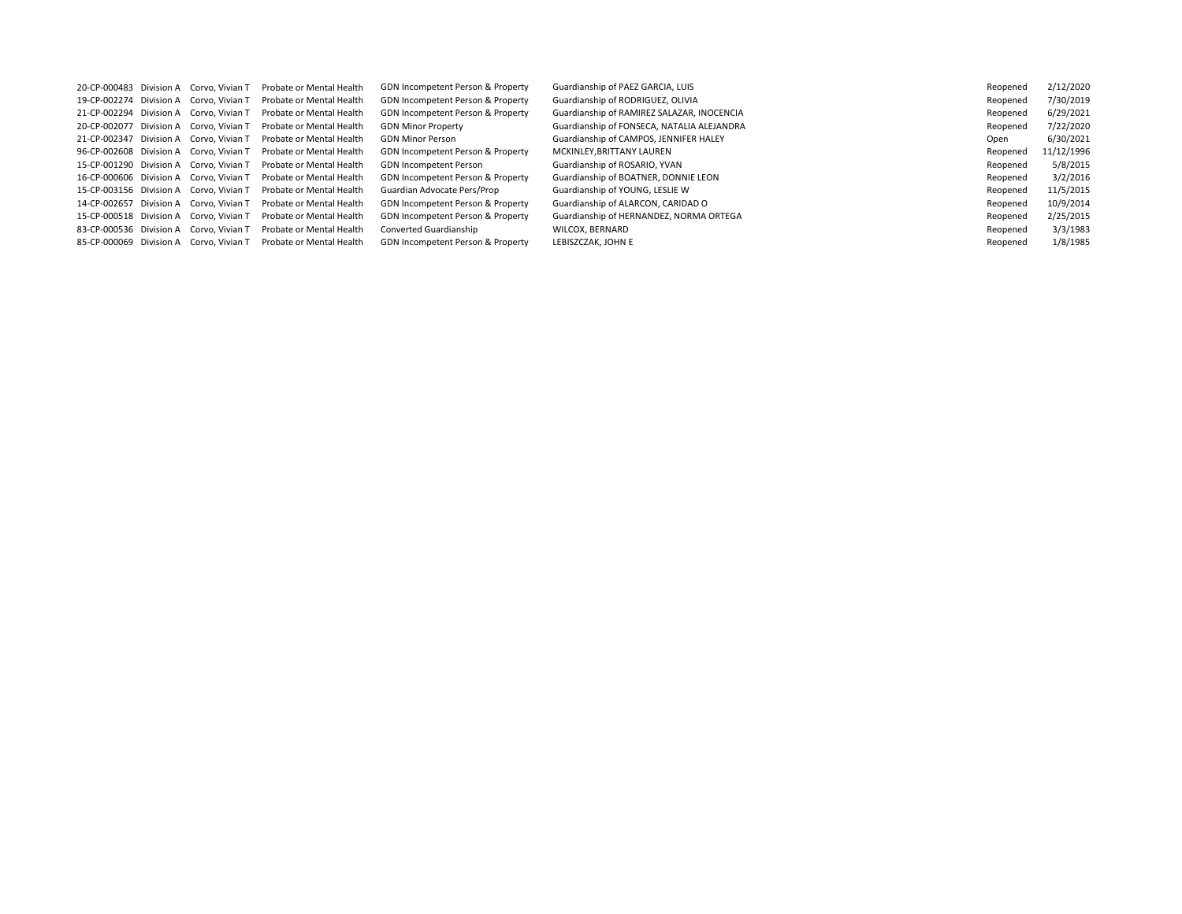| | | | | | | | |
|---|---|---|---|---|---|---|---|
| 20-CP-000483 | Division A | Corvo, Vivian T | Probate or Mental Health | GDN Incompetent Person & Property | Guardianship of PAEZ GARCIA, LUIS | Reopened | 2/12/2020 |
| 19-CP-002274 | Division A | Corvo, Vivian T | Probate or Mental Health | GDN Incompetent Person & Property | Guardianship of RODRIGUEZ, OLIVIA | Reopened | 7/30/2019 |
| 21-CP-002294 | Division A | Corvo, Vivian T | Probate or Mental Health | GDN Incompetent Person & Property | Guardianship of RAMIREZ SALAZAR, INOCENCIA | Reopened | 6/29/2021 |
| 20-CP-002077 | Division A | Corvo, Vivian T | Probate or Mental Health | GDN Minor Property | Guardianship of FONSECA, NATALIA ALEJANDRA | Reopened | 7/22/2020 |
| 21-CP-002347 | Division A | Corvo, Vivian T | Probate or Mental Health | GDN Minor Person | Guardianship of CAMPOS, JENNIFER HALEY | Open | 6/30/2021 |
| 96-CP-002608 | Division A | Corvo, Vivian T | Probate or Mental Health | GDN Incompetent Person & Property | MCKINLEY,BRITTANY LAUREN | Reopened | 11/12/1996 |
| 15-CP-001290 | Division A | Corvo, Vivian T | Probate or Mental Health | GDN Incompetent Person | Guardianship of ROSARIO, YVAN | Reopened | 5/8/2015 |
| 16-CP-000606 | Division A | Corvo, Vivian T | Probate or Mental Health | GDN Incompetent Person & Property | Guardianship of BOATNER, DONNIE LEON | Reopened | 3/2/2016 |
| 15-CP-003156 | Division A | Corvo, Vivian T | Probate or Mental Health | Guardian Advocate Pers/Prop | Guardianship of YOUNG, LESLIE W | Reopened | 11/5/2015 |
| 14-CP-002657 | Division A | Corvo, Vivian T | Probate or Mental Health | GDN Incompetent Person & Property | Guardianship of ALARCON, CARIDAD O | Reopened | 10/9/2014 |
| 15-CP-000518 | Division A | Corvo, Vivian T | Probate or Mental Health | GDN Incompetent Person & Property | Guardianship of HERNANDEZ, NORMA ORTEGA | Reopened | 2/25/2015 |
| 83-CP-000536 | Division A | Corvo, Vivian T | Probate or Mental Health | Converted Guardianship | WILCOX, BERNARD | Reopened | 3/3/1983 |
| 85-CP-000069 | Division A | Corvo, Vivian T | Probate or Mental Health | GDN Incompetent Person & Property | LEBISZCZAK, JOHN E | Reopened | 1/8/1985 |